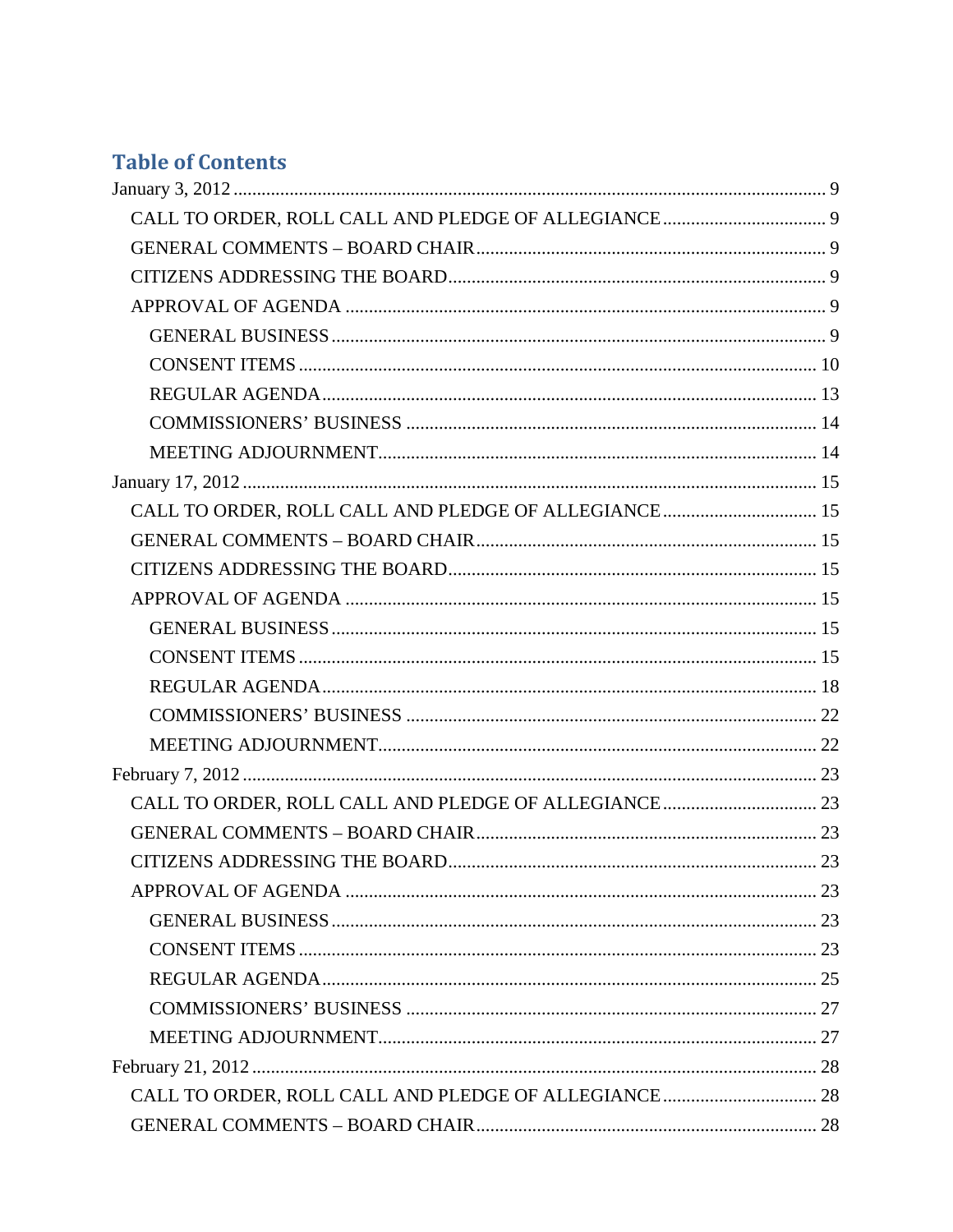## Table of Contents

- January 3, 2012 ..... 9
  - CALL TO ORDER, ROLL CALL AND PLEDGE OF ALLEGIANCE ..... 9
  - GENERAL COMMENTS – BOARD CHAIR ..... 9
  - CITIZENS ADDRESSING THE BOARD ..... 9
  - APPROVAL OF AGENDA ..... 9
    - GENERAL BUSINESS ..... 9
    - CONSENT ITEMS ..... 10
    - REGULAR AGENDA ..... 13
    - COMMISSIONERS' BUSINESS ..... 14
    - MEETING ADJOURNMENT ..... 14
- January 17, 2012 ..... 15
  - CALL TO ORDER, ROLL CALL AND PLEDGE OF ALLEGIANCE ..... 15
  - GENERAL COMMENTS – BOARD CHAIR ..... 15
  - CITIZENS ADDRESSING THE BOARD ..... 15
  - APPROVAL OF AGENDA ..... 15
    - GENERAL BUSINESS ..... 15
    - CONSENT ITEMS ..... 15
    - REGULAR AGENDA ..... 18
    - COMMISSIONERS' BUSINESS ..... 22
    - MEETING ADJOURNMENT ..... 22
- February 7, 2012 ..... 23
  - CALL TO ORDER, ROLL CALL AND PLEDGE OF ALLEGIANCE ..... 23
  - GENERAL COMMENTS – BOARD CHAIR ..... 23
  - CITIZENS ADDRESSING THE BOARD ..... 23
  - APPROVAL OF AGENDA ..... 23
    - GENERAL BUSINESS ..... 23
    - CONSENT ITEMS ..... 23
    - REGULAR AGENDA ..... 25
    - COMMISSIONERS' BUSINESS ..... 27
    - MEETING ADJOURNMENT ..... 27
- February 21, 2012 ..... 28
  - CALL TO ORDER, ROLL CALL AND PLEDGE OF ALLEGIANCE ..... 28
  - GENERAL COMMENTS – BOARD CHAIR ..... 28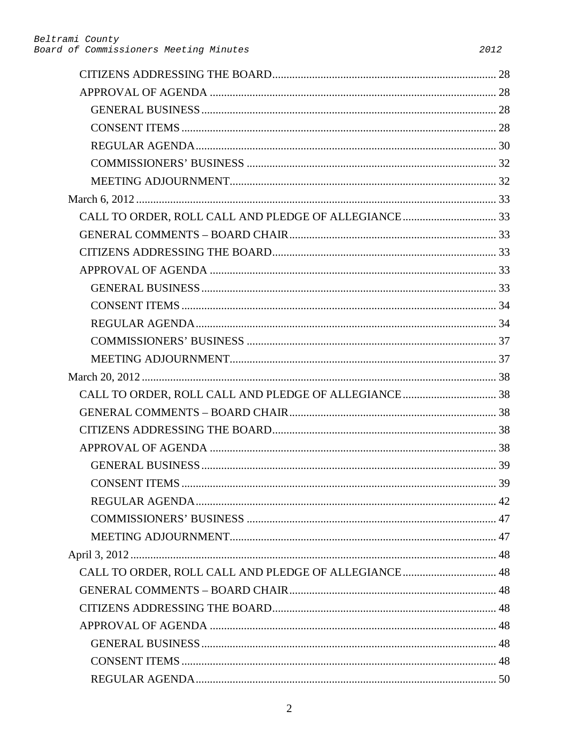- CITIZENS ADDRESSING THE BOARD ............................................................................. 28
- APPROVAL OF AGENDA .................................................................................................. 28
  - GENERAL BUSINESS ..................................................................................................... 28
  - CONSENT ITEMS ............................................................................................................ 28
  - REGULAR AGENDA ....................................................................................................... 30
  - COMMISSIONERS' BUSINESS ...................................................................................... 32
  - MEETING ADJOURNMENT ............................................................................................ 32

March 6, 2012 ........................................................................................................................ 33

- CALL TO ORDER, ROLL CALL AND PLEDGE OF ALLEGIANCE ................................ 33
- GENERAL COMMENTS – BOARD CHAIR ...................................................................... 33
- CITIZENS ADDRESSING THE BOARD ............................................................................. 33
- APPROVAL OF AGENDA .................................................................................................. 33
  - GENERAL BUSINESS ..................................................................................................... 33
  - CONSENT ITEMS ............................................................................................................ 34
  - REGULAR AGENDA ....................................................................................................... 34
  - COMMISSIONERS' BUSINESS ...................................................................................... 37
  - MEETING ADJOURNMENT ............................................................................................ 37

March 20, 2012 ...................................................................................................................... 38

- CALL TO ORDER, ROLL CALL AND PLEDGE OF ALLEGIANCE ................................ 38
- GENERAL COMMENTS – BOARD CHAIR ...................................................................... 38
- CITIZENS ADDRESSING THE BOARD ............................................................................. 38
- APPROVAL OF AGENDA .................................................................................................. 38
  - GENERAL BUSINESS ..................................................................................................... 39
  - CONSENT ITEMS ............................................................................................................ 39
  - REGULAR AGENDA ....................................................................................................... 42
  - COMMISSIONERS' BUSINESS ...................................................................................... 47
  - MEETING ADJOURNMENT ............................................................................................ 47

April 3, 2012 .......................................................................................................................... 48

- CALL TO ORDER, ROLL CALL AND PLEDGE OF ALLEGIANCE ................................ 48
- GENERAL COMMENTS – BOARD CHAIR ...................................................................... 48
- CITIZENS ADDRESSING THE BOARD ............................................................................. 48
- APPROVAL OF AGENDA .................................................................................................. 48
  - GENERAL BUSINESS ..................................................................................................... 48
  - CONSENT ITEMS ............................................................................................................ 48
  - REGULAR AGENDA ....................................................................................................... 50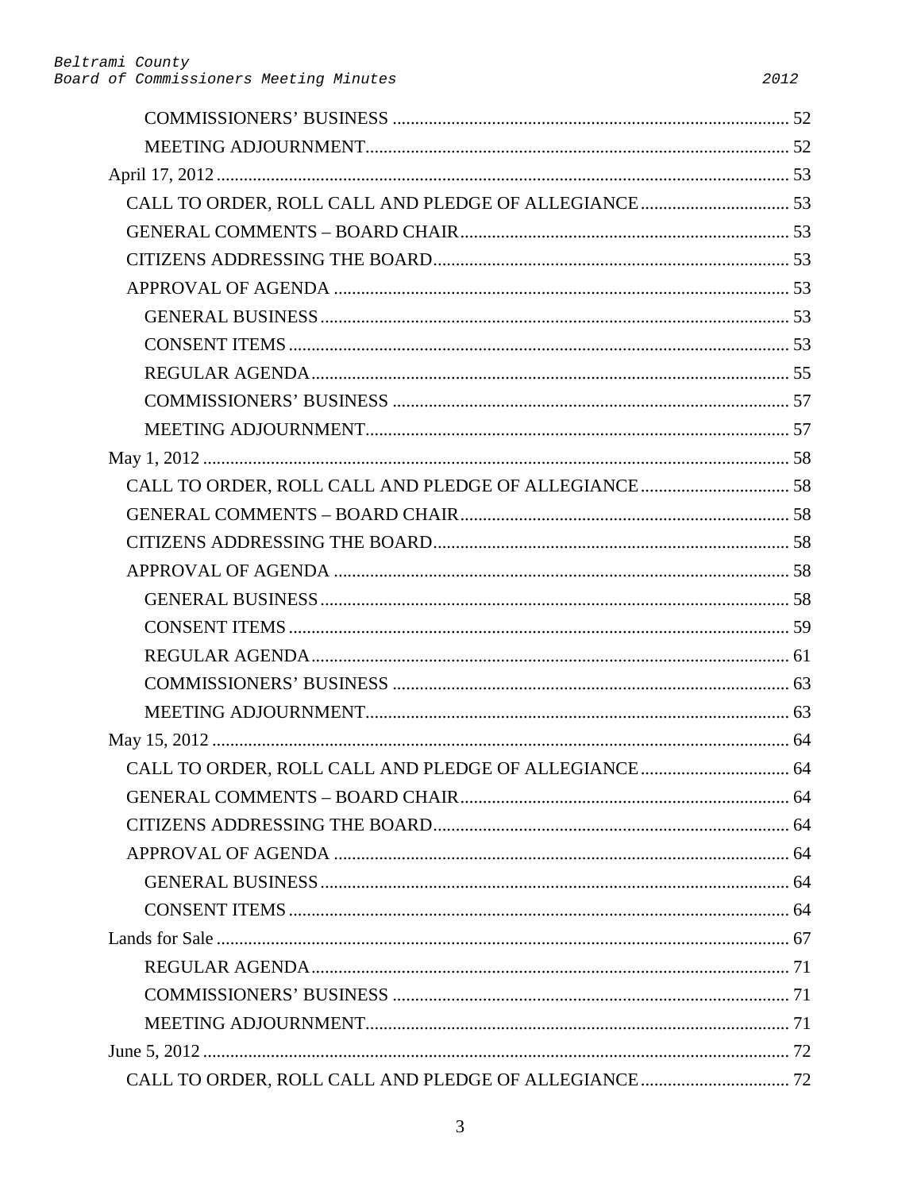COMMISSIONERS' BUSINESS ........................................................................................ 52

MEETING ADJOURNMENT............................................................................................ 52

April 17, 2012 ................................................................................................................... 53

CALL TO ORDER, ROLL CALL AND PLEDGE OF ALLEGIANCE ................................ 53

GENERAL COMMENTS – BOARD CHAIR ........................................................................ 53

CITIZENS ADDRESSING THE BOARD .............................................................................. 53

APPROVAL OF AGENDA .................................................................................................... 53

GENERAL BUSINESS ........................................................................................................ 53

CONSENT ITEMS ............................................................................................................... 53

REGULAR AGENDA .......................................................................................................... 55

COMMISSIONERS' BUSINESS ........................................................................................ 57

MEETING ADJOURNMENT............................................................................................ 57

May 1, 2012 ...................................................................................................................... 58

CALL TO ORDER, ROLL CALL AND PLEDGE OF ALLEGIANCE ................................ 58

GENERAL COMMENTS – BOARD CHAIR ........................................................................ 58

CITIZENS ADDRESSING THE BOARD .............................................................................. 58

APPROVAL OF AGENDA .................................................................................................... 58

GENERAL BUSINESS ........................................................................................................ 58

CONSENT ITEMS ............................................................................................................... 59

REGULAR AGENDA .......................................................................................................... 61

COMMISSIONERS' BUSINESS ........................................................................................ 63

MEETING ADJOURNMENT............................................................................................ 63

May 15, 2012 .................................................................................................................... 64

CALL TO ORDER, ROLL CALL AND PLEDGE OF ALLEGIANCE ................................ 64

GENERAL COMMENTS – BOARD CHAIR ........................................................................ 64

CITIZENS ADDRESSING THE BOARD .............................................................................. 64

APPROVAL OF AGENDA .................................................................................................... 64

GENERAL BUSINESS ........................................................................................................ 64

CONSENT ITEMS ............................................................................................................... 64

Lands for Sale ................................................................................................................... 67

REGULAR AGENDA .......................................................................................................... 71

COMMISSIONERS' BUSINESS ........................................................................................ 71

MEETING ADJOURNMENT............................................................................................ 71

June 5, 2012 ...................................................................................................................... 72

CALL TO ORDER, ROLL CALL AND PLEDGE OF ALLEGIANCE ................................ 72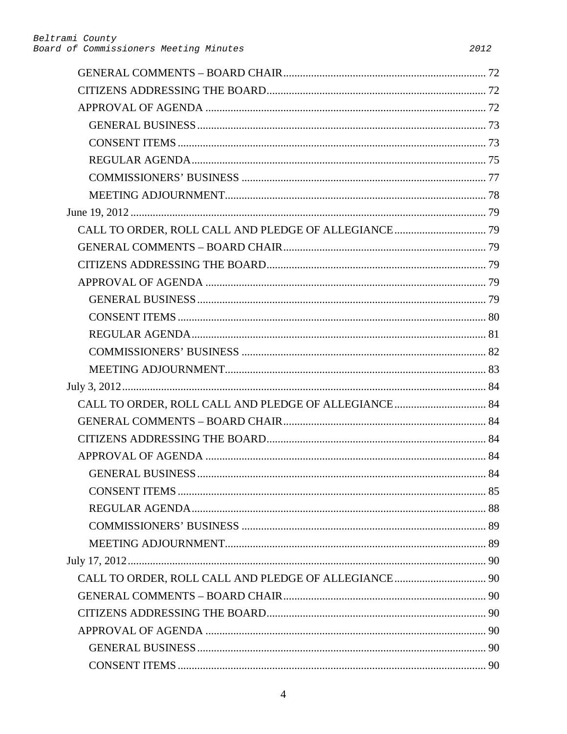GENERAL COMMENTS – BOARD CHAIR ........ 72
CITIZENS ADDRESSING THE BOARD ........ 72
APPROVAL OF AGENDA ........ 72
GENERAL BUSINESS ........ 73
CONSENT ITEMS ........ 73
REGULAR AGENDA ........ 75
COMMISSIONERS' BUSINESS ........ 77
MEETING ADJOURNMENT ........ 78
June 19, 2012 ........ 79
CALL TO ORDER, ROLL CALL AND PLEDGE OF ALLEGIANCE ........ 79
GENERAL COMMENTS – BOARD CHAIR ........ 79
CITIZENS ADDRESSING THE BOARD ........ 79
APPROVAL OF AGENDA ........ 79
GENERAL BUSINESS ........ 79
CONSENT ITEMS ........ 80
REGULAR AGENDA ........ 81
COMMISSIONERS' BUSINESS ........ 82
MEETING ADJOURNMENT ........ 83
July 3, 2012 ........ 84
CALL TO ORDER, ROLL CALL AND PLEDGE OF ALLEGIANCE ........ 84
GENERAL COMMENTS – BOARD CHAIR ........ 84
CITIZENS ADDRESSING THE BOARD ........ 84
APPROVAL OF AGENDA ........ 84
GENERAL BUSINESS ........ 84
CONSENT ITEMS ........ 85
REGULAR AGENDA ........ 88
COMMISSIONERS' BUSINESS ........ 89
MEETING ADJOURNMENT ........ 89
July 17, 2012 ........ 90
CALL TO ORDER, ROLL CALL AND PLEDGE OF ALLEGIANCE ........ 90
GENERAL COMMENTS – BOARD CHAIR ........ 90
CITIZENS ADDRESSING THE BOARD ........ 90
APPROVAL OF AGENDA ........ 90
GENERAL BUSINESS ........ 90
CONSENT ITEMS ........ 90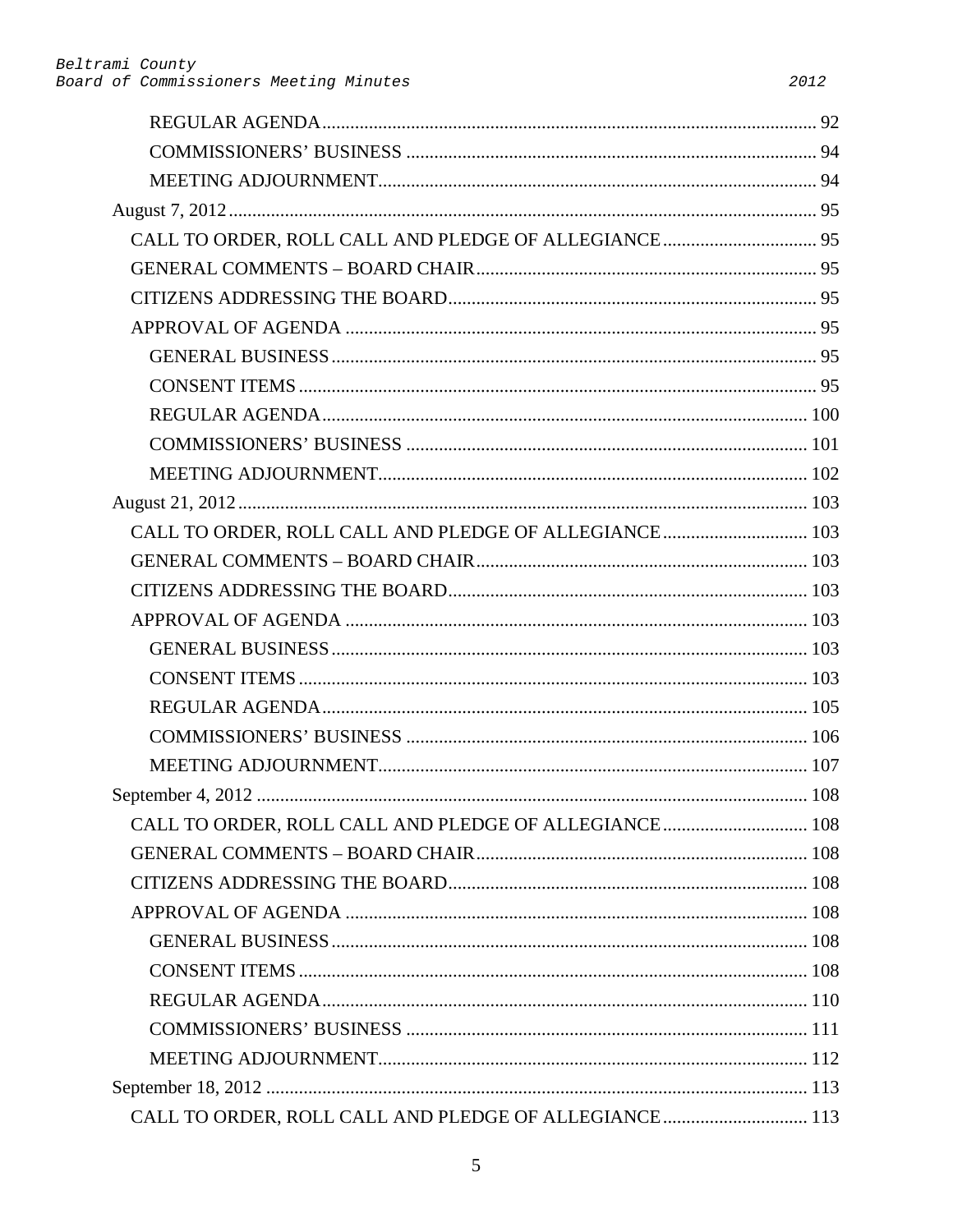- REGULAR AGENDA .......... 92
- COMMISSIONERS' BUSINESS .......... 94
- MEETING ADJOURNMENT .......... 94

August 7, 2012 .......... 95

- CALL TO ORDER, ROLL CALL AND PLEDGE OF ALLEGIANCE .......... 95
- GENERAL COMMENTS – BOARD CHAIR .......... 95
- CITIZENS ADDRESSING THE BOARD .......... 95
- APPROVAL OF AGENDA .......... 95
  - GENERAL BUSINESS .......... 95
  - CONSENT ITEMS .......... 95
  - REGULAR AGENDA .......... 100
  - COMMISSIONERS' BUSINESS .......... 101
  - MEETING ADJOURNMENT .......... 102

August 21, 2012 .......... 103

- CALL TO ORDER, ROLL CALL AND PLEDGE OF ALLEGIANCE .......... 103
- GENERAL COMMENTS – BOARD CHAIR .......... 103
- CITIZENS ADDRESSING THE BOARD .......... 103
- APPROVAL OF AGENDA .......... 103
  - GENERAL BUSINESS .......... 103
  - CONSENT ITEMS .......... 103
  - REGULAR AGENDA .......... 105
  - COMMISSIONERS' BUSINESS .......... 106
  - MEETING ADJOURNMENT .......... 107

September 4, 2012 .......... 108

- CALL TO ORDER, ROLL CALL AND PLEDGE OF ALLEGIANCE .......... 108
- GENERAL COMMENTS – BOARD CHAIR .......... 108
- CITIZENS ADDRESSING THE BOARD .......... 108
- APPROVAL OF AGENDA .......... 108
  - GENERAL BUSINESS .......... 108
  - CONSENT ITEMS .......... 108
  - REGULAR AGENDA .......... 110
  - COMMISSIONERS' BUSINESS .......... 111
  - MEETING ADJOURNMENT .......... 112

September 18, 2012 .......... 113

- CALL TO ORDER, ROLL CALL AND PLEDGE OF ALLEGIANCE .......... 113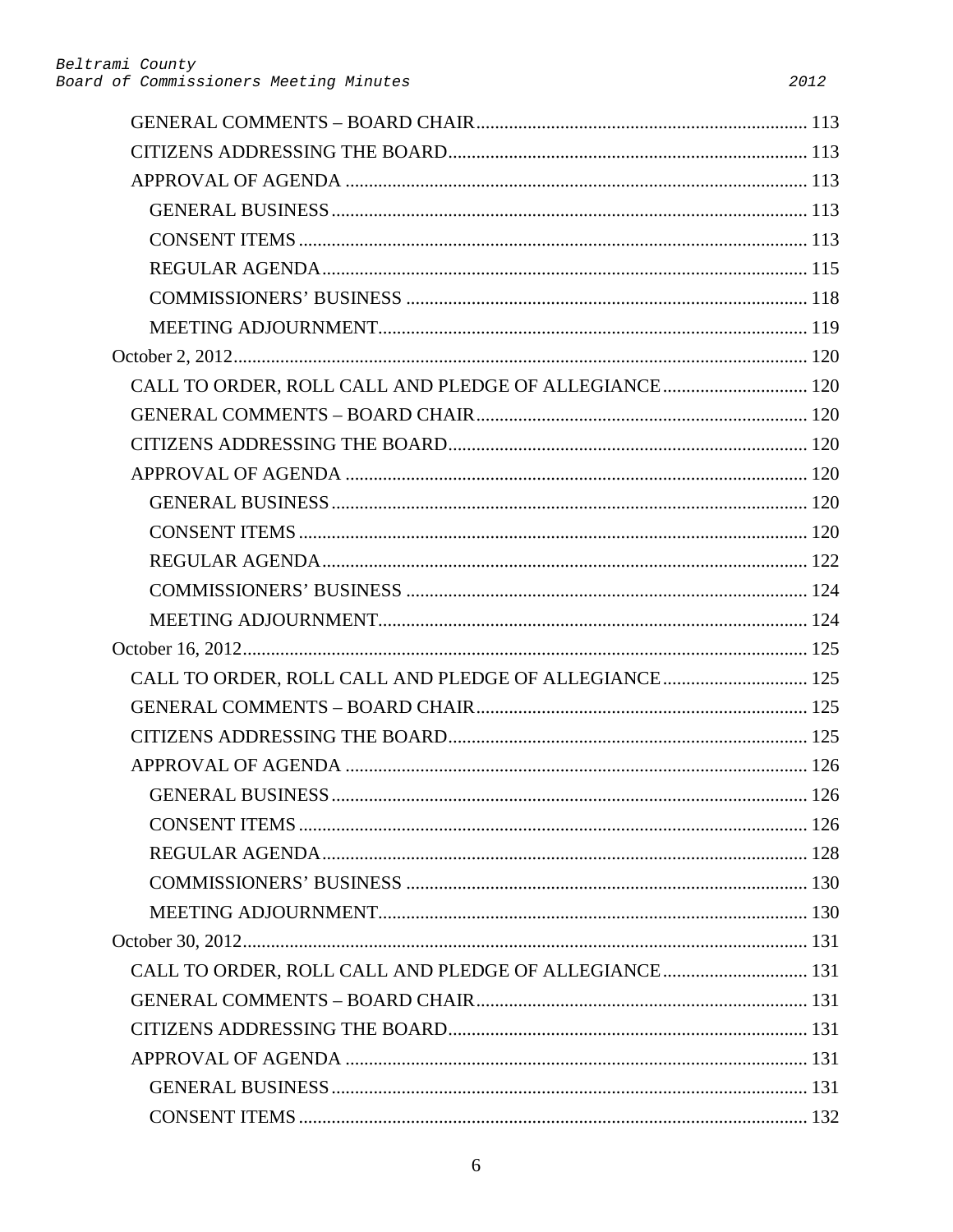- GENERAL COMMENTS – BOARD CHAIR ........ 113
- CITIZENS ADDRESSING THE BOARD ........ 113
- APPROVAL OF AGENDA ........ 113
  - GENERAL BUSINESS ........ 113
  - CONSENT ITEMS ........ 113
  - REGULAR AGENDA ........ 115
  - COMMISSIONERS' BUSINESS ........ 118
  - MEETING ADJOURNMENT ........ 119

October 2, 2012 ........ 120

- CALL TO ORDER, ROLL CALL AND PLEDGE OF ALLEGIANCE ........ 120
- GENERAL COMMENTS – BOARD CHAIR ........ 120
- CITIZENS ADDRESSING THE BOARD ........ 120
- APPROVAL OF AGENDA ........ 120
  - GENERAL BUSINESS ........ 120
  - CONSENT ITEMS ........ 120
  - REGULAR AGENDA ........ 122
  - COMMISSIONERS' BUSINESS ........ 124
  - MEETING ADJOURNMENT ........ 124

October 16, 2012 ........ 125

- CALL TO ORDER, ROLL CALL AND PLEDGE OF ALLEGIANCE ........ 125
- GENERAL COMMENTS – BOARD CHAIR ........ 125
- CITIZENS ADDRESSING THE BOARD ........ 125
- APPROVAL OF AGENDA ........ 126
  - GENERAL BUSINESS ........ 126
  - CONSENT ITEMS ........ 126
  - REGULAR AGENDA ........ 128
  - COMMISSIONERS' BUSINESS ........ 130
  - MEETING ADJOURNMENT ........ 130

October 30, 2012 ........ 131

- CALL TO ORDER, ROLL CALL AND PLEDGE OF ALLEGIANCE ........ 131
- GENERAL COMMENTS – BOARD CHAIR ........ 131
- CITIZENS ADDRESSING THE BOARD ........ 131
- APPROVAL OF AGENDA ........ 131
  - GENERAL BUSINESS ........ 131
  - CONSENT ITEMS ........ 132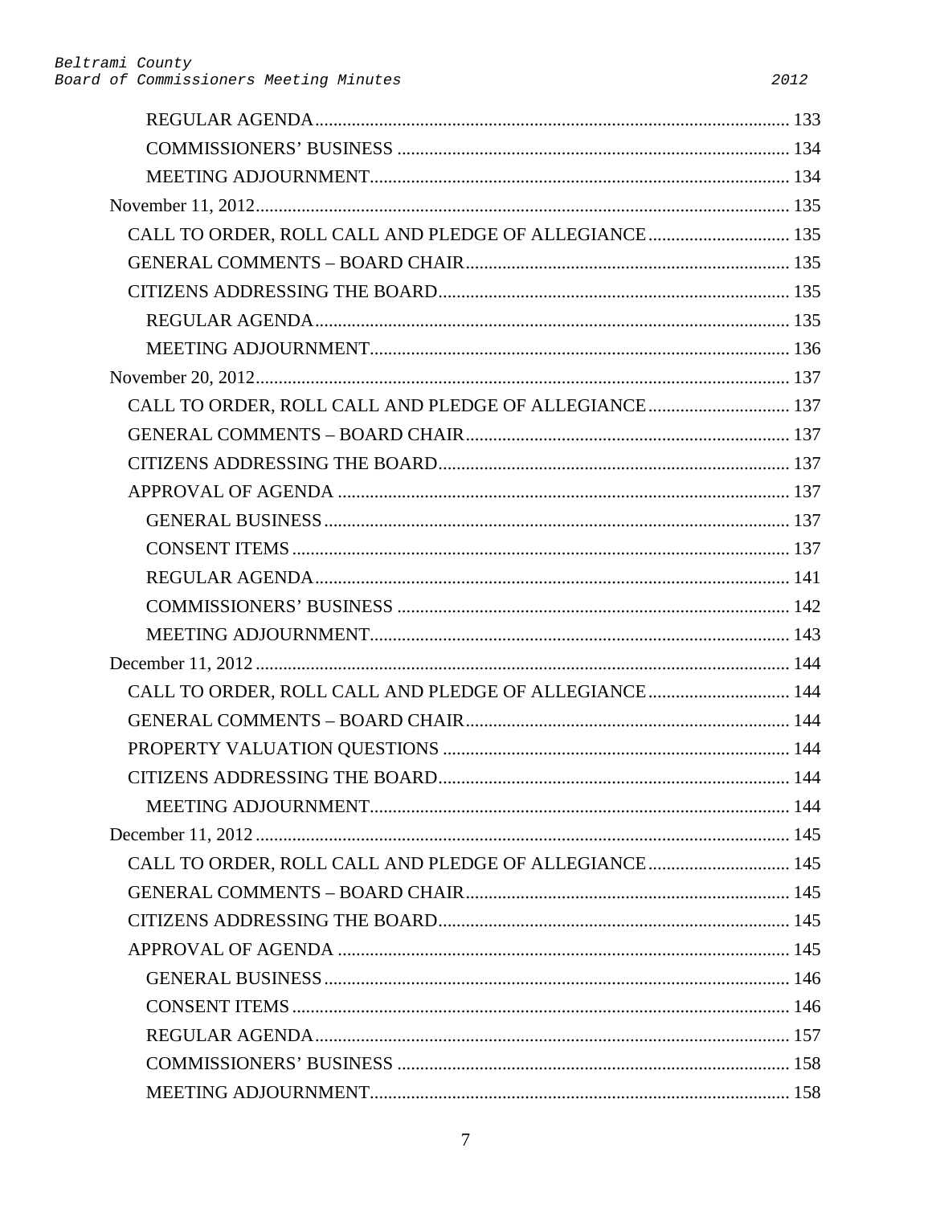- REGULAR AGENDA ........................................................................................................ 133
- COMMISSIONERS' BUSINESS ...................................................................................... 134
- MEETING ADJOURNMENT............................................................................................ 134

November 11, 2012 ..................................................................................................................... 135

- CALL TO ORDER, ROLL CALL AND PLEDGE OF ALLEGIANCE ............................... 135
- GENERAL COMMENTS – BOARD CHAIR ....................................................................... 135
- CITIZENS ADDRESSING THE BOARD............................................................................. 135
  - REGULAR AGENDA ........................................................................................................ 135
  - MEETING ADJOURNMENT............................................................................................ 136

November 20, 2012 ..................................................................................................................... 137

- CALL TO ORDER, ROLL CALL AND PLEDGE OF ALLEGIANCE ............................... 137
- GENERAL COMMENTS – BOARD CHAIR ....................................................................... 137
- CITIZENS ADDRESSING THE BOARD............................................................................. 137
- APPROVAL OF AGENDA ................................................................................................... 137
  - GENERAL BUSINESS ...................................................................................................... 137
  - CONSENT ITEMS ............................................................................................................. 137
  - REGULAR AGENDA ........................................................................................................ 141
  - COMMISSIONERS' BUSINESS ...................................................................................... 142
  - MEETING ADJOURNMENT............................................................................................ 143

December 11, 2012 ..................................................................................................................... 144

- CALL TO ORDER, ROLL CALL AND PLEDGE OF ALLEGIANCE ............................... 144
- GENERAL COMMENTS – BOARD CHAIR ....................................................................... 144
- PROPERTY VALUATION QUESTIONS ............................................................................ 144
- CITIZENS ADDRESSING THE BOARD............................................................................. 144
  - MEETING ADJOURNMENT............................................................................................ 144

December 11, 2012 ..................................................................................................................... 145

- CALL TO ORDER, ROLL CALL AND PLEDGE OF ALLEGIANCE ............................... 145
- GENERAL COMMENTS – BOARD CHAIR ....................................................................... 145
- CITIZENS ADDRESSING THE BOARD............................................................................. 145
- APPROVAL OF AGENDA ................................................................................................... 145
  - GENERAL BUSINESS ...................................................................................................... 146
  - CONSENT ITEMS ............................................................................................................. 146
  - REGULAR AGENDA ........................................................................................................ 157
  - COMMISSIONERS' BUSINESS ...................................................................................... 158
  - MEETING ADJOURNMENT............................................................................................ 158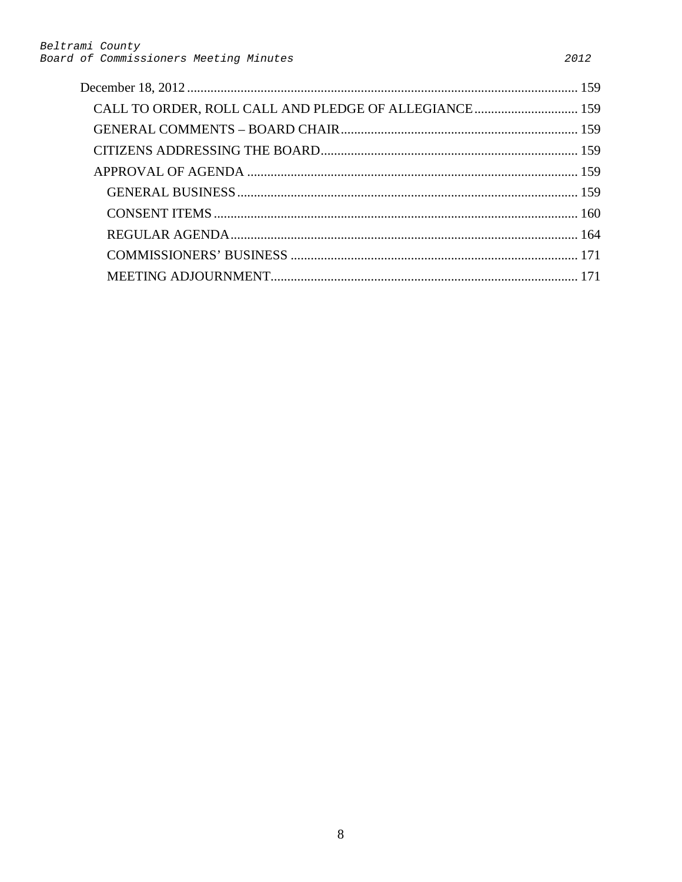December 18, 2012 .................................................................................................................. 159

- CALL TO ORDER, ROLL CALL AND PLEDGE OF ALLEGIANCE ............................... 159
- GENERAL COMMENTS – BOARD CHAIR ...................................................................... 159
- CITIZENS ADDRESSING THE BOARD ............................................................................ 159
- APPROVAL OF AGENDA .................................................................................................. 159
  - GENERAL BUSINESS ..................................................................................................... 159
  - CONSENT ITEMS ............................................................................................................ 160
  - REGULAR AGENDA ........................................................................................................ 164
  - COMMISSIONERS' BUSINESS ..................................................................................... 171
  - MEETING ADJOURNMENT ........................................................................................... 171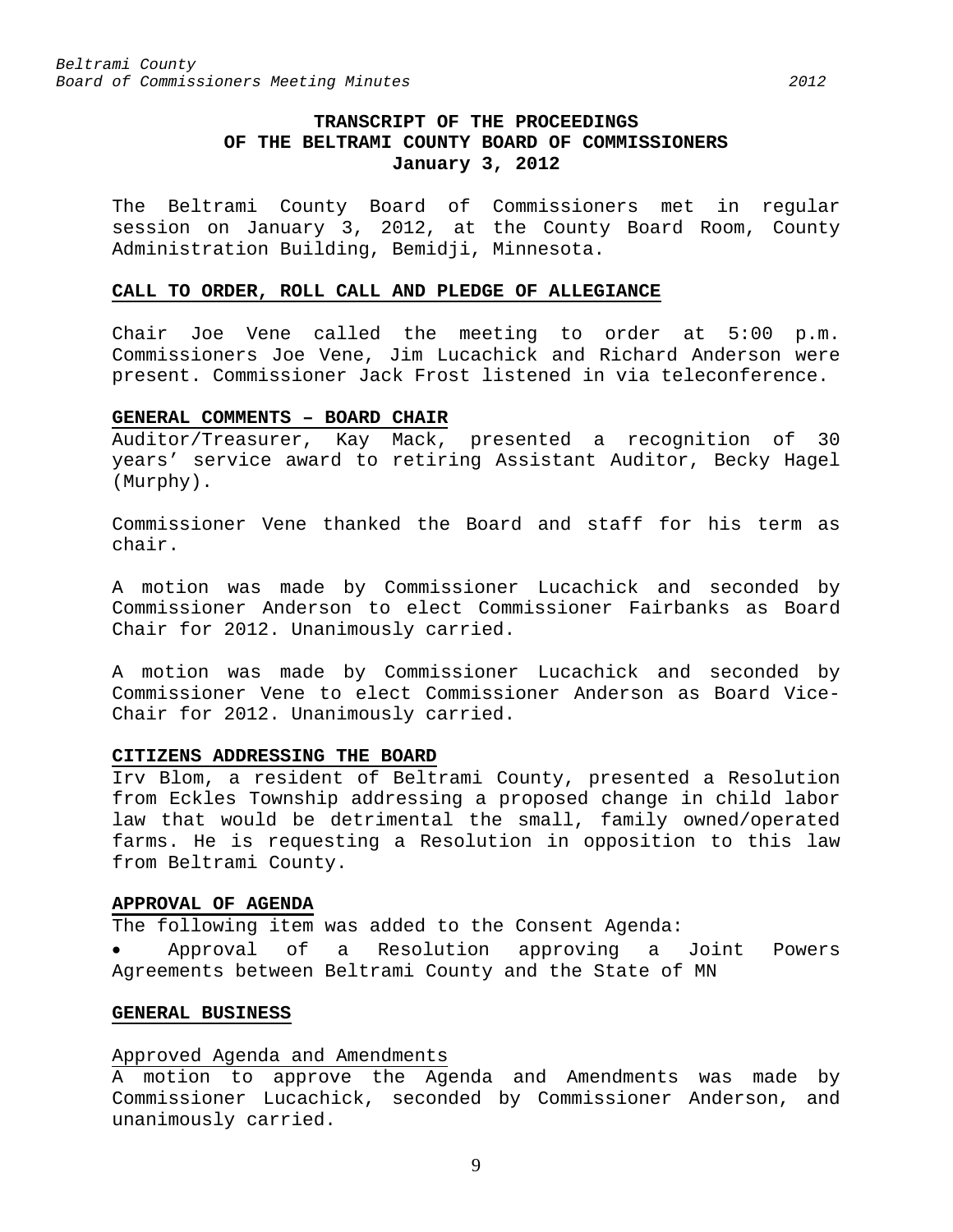# TRANSCRIPT OF THE PROCEEDINGS OF THE BELTRAMI COUNTY BOARD OF COMMISSIONERS

**January 3, 2012**

The Beltrami County Board of Commissioners met in regular session on January 3, 2012, at the County Board Room, County Administration Building, Bemidji, Minnesota.

## CALL TO ORDER, ROLL CALL AND PLEDGE OF ALLEGIANCE

Chair Joe Vene called the meeting to order at 5:00 p.m. Commissioners Joe Vene, Jim Lucachick and Richard Anderson were present. Commissioner Jack Frost listened in via teleconference.

## GENERAL COMMENTS – BOARD CHAIR

Auditor/Treasurer, Kay Mack, presented a recognition of 30 years' service award to retiring Assistant Auditor, Becky Hagel (Murphy).

Commissioner Vene thanked the Board and staff for his term as chair.

A motion was made by Commissioner Lucachick and seconded by Commissioner Anderson to elect Commissioner Fairbanks as Board Chair for 2012. Unanimously carried.

A motion was made by Commissioner Lucachick and seconded by Commissioner Vene to elect Commissioner Anderson as Board Vice-Chair for 2012. Unanimously carried.

## CITIZENS ADDRESSING THE BOARD

Irv Blom, a resident of Beltrami County, presented a Resolution from Eckles Township addressing a proposed change in child labor law that would be detrimental the small, family owned/operated farms. He is requesting a Resolution in opposition to this law from Beltrami County.

## APPROVAL OF AGENDA

The following item was added to the Consent Agenda:

- Approval of a Resolution approving a Joint Powers Agreements between Beltrami County and the State of MN

## GENERAL BUSINESS

### Approved Agenda and Amendments

A motion to approve the Agenda and Amendments was made by Commissioner Lucachick, seconded by Commissioner Anderson, and unanimously carried.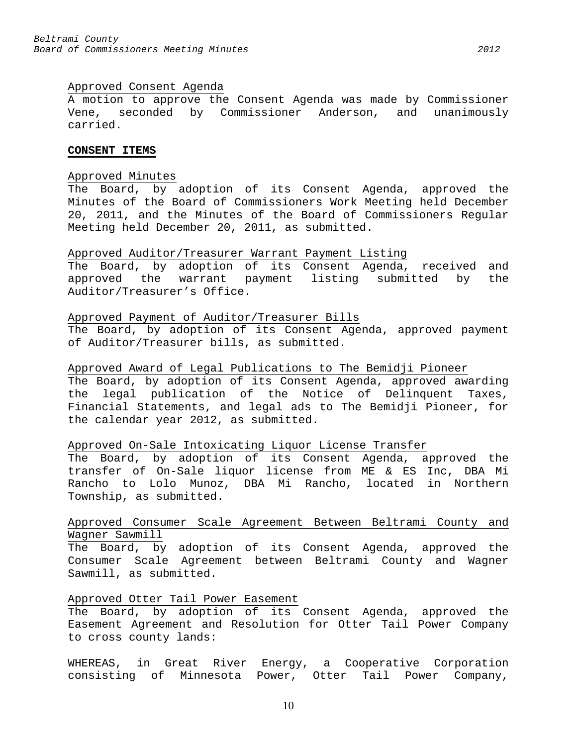Approved Consent Agenda

A motion to approve the Consent Agenda was made by Commissioner Vene, seconded by Commissioner Anderson, and unanimously carried.

**CONSENT ITEMS**

Approved Minutes

The Board, by adoption of its Consent Agenda, approved the Minutes of the Board of Commissioners Work Meeting held December 20, 2011, and the Minutes of the Board of Commissioners Regular Meeting held December 20, 2011, as submitted.

Approved Auditor/Treasurer Warrant Payment Listing

The Board, by adoption of its Consent Agenda, received and approved the warrant payment listing submitted by the Auditor/Treasurer's Office.

Approved Payment of Auditor/Treasurer Bills

The Board, by adoption of its Consent Agenda, approved payment of Auditor/Treasurer bills, as submitted.

Approved Award of Legal Publications to The Bemidji Pioneer

The Board, by adoption of its Consent Agenda, approved awarding the legal publication of the Notice of Delinquent Taxes, Financial Statements, and legal ads to The Bemidji Pioneer, for the calendar year 2012, as submitted.

Approved On-Sale Intoxicating Liquor License Transfer

The Board, by adoption of its Consent Agenda, approved the transfer of On-Sale liquor license from ME & ES Inc, DBA Mi Rancho to Lolo Munoz, DBA Mi Rancho, located in Northern Township, as submitted.

Approved Consumer Scale Agreement Between Beltrami County and Wagner Sawmill

The Board, by adoption of its Consent Agenda, approved the Consumer Scale Agreement between Beltrami County and Wagner Sawmill, as submitted.

Approved Otter Tail Power Easement

The Board, by adoption of its Consent Agenda, approved the Easement Agreement and Resolution for Otter Tail Power Company to cross county lands:

WHEREAS, in Great River Energy, a Cooperative Corporation consisting of Minnesota Power, Otter Tail Power Company,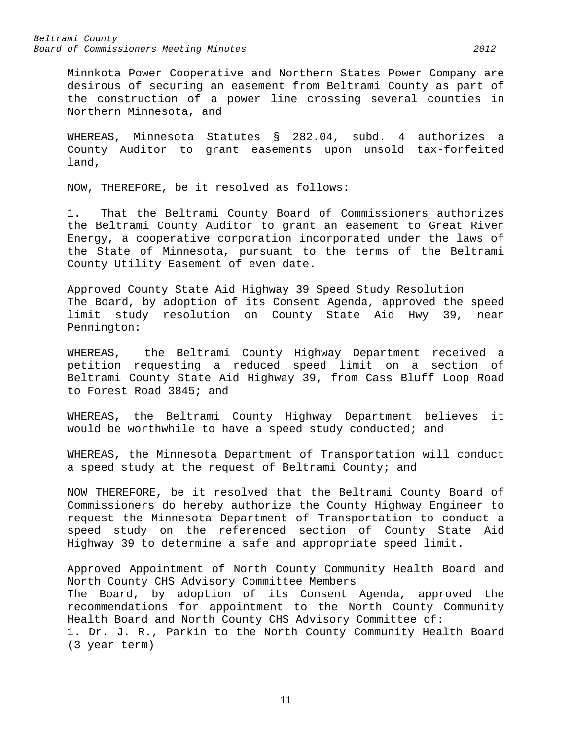Minnkota Power Cooperative and Northern States Power Company are desirous of securing an easement from Beltrami County as part of the construction of a power line crossing several counties in Northern Minnesota, and

WHEREAS, Minnesota Statutes § 282.04, subd. 4 authorizes a County Auditor to grant easements upon unsold tax-forfeited land,

NOW, THEREFORE, be it resolved as follows:

1. That the Beltrami County Board of Commissioners authorizes the Beltrami County Auditor to grant an easement to Great River Energy, a cooperative corporation incorporated under the laws of the State of Minnesota, pursuant to the terms of the Beltrami County Utility Easement of even date.

<u>Approved County State Aid Highway 39 Speed Study Resolution</u>

The Board, by adoption of its Consent Agenda, approved the speed limit study resolution on County State Aid Hwy 39, near Pennington:

WHEREAS, the Beltrami County Highway Department received a petition requesting a reduced speed limit on a section of Beltrami County State Aid Highway 39, from Cass Bluff Loop Road to Forest Road 3845; and

WHEREAS, the Beltrami County Highway Department believes it would be worthwhile to have a speed study conducted; and

WHEREAS, the Minnesota Department of Transportation will conduct a speed study at the request of Beltrami County; and

NOW THEREFORE, be it resolved that the Beltrami County Board of Commissioners do hereby authorize the County Highway Engineer to request the Minnesota Department of Transportation to conduct a speed study on the referenced section of County State Aid Highway 39 to determine a safe and appropriate speed limit.

<u>Approved Appointment of North County Community Health Board and North County CHS Advisory Committee Members</u>

The Board, by adoption of its Consent Agenda, approved the recommendations for appointment to the North County Community Health Board and North County CHS Advisory Committee of:

1. Dr. J. R., Parkin to the North County Community Health Board (3 year term)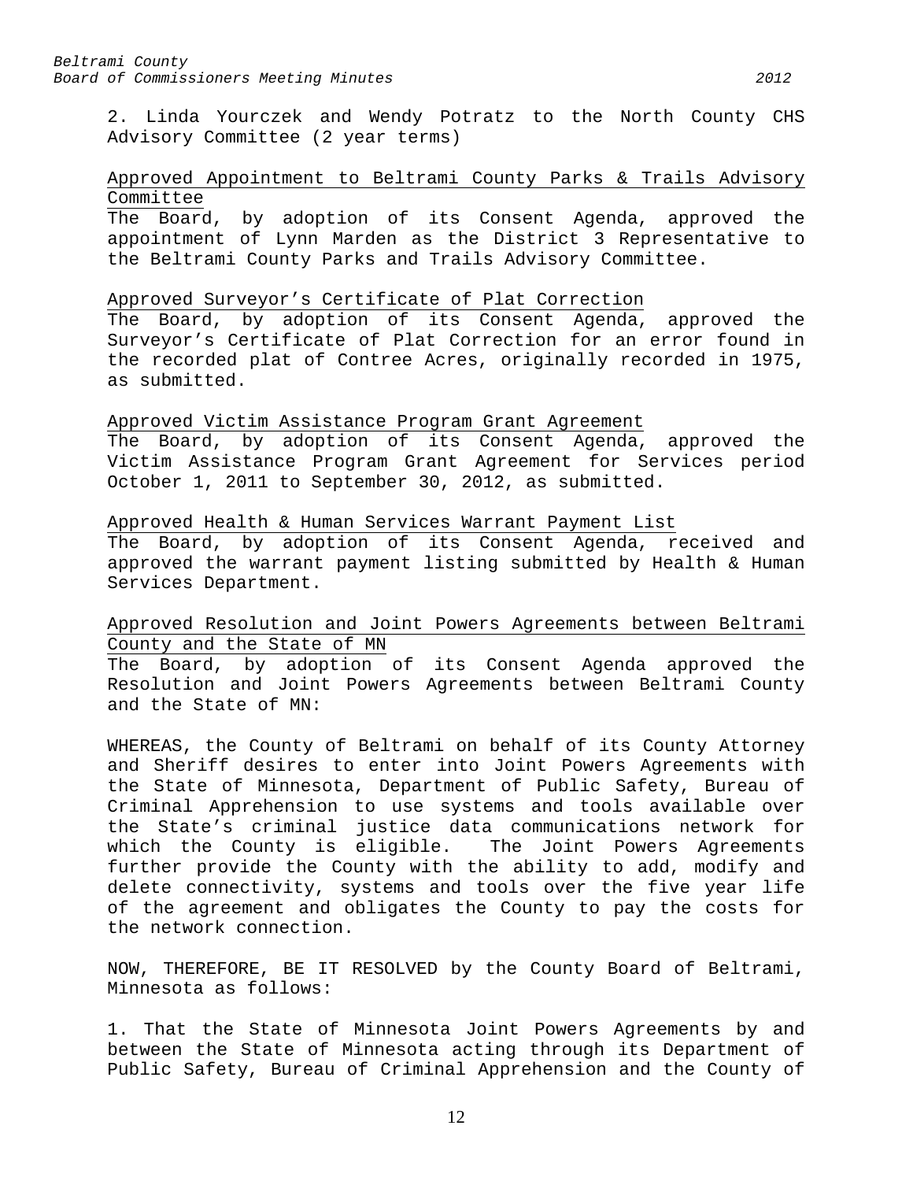2. Linda Yourczek and Wendy Potratz to the North County CHS Advisory Committee (2 year terms)

Approved Appointment to Beltrami County Parks & Trails Advisory Committee

The Board, by adoption of its Consent Agenda, approved the appointment of Lynn Marden as the District 3 Representative to the Beltrami County Parks and Trails Advisory Committee.

Approved Surveyor's Certificate of Plat Correction

The Board, by adoption of its Consent Agenda, approved the Surveyor's Certificate of Plat Correction for an error found in the recorded plat of Contree Acres, originally recorded in 1975, as submitted.

Approved Victim Assistance Program Grant Agreement

The Board, by adoption of its Consent Agenda, approved the Victim Assistance Program Grant Agreement for Services period October 1, 2011 to September 30, 2012, as submitted.

Approved Health & Human Services Warrant Payment List

The Board, by adoption of its Consent Agenda, received and approved the warrant payment listing submitted by Health & Human Services Department.

Approved Resolution and Joint Powers Agreements between Beltrami County and the State of MN

The Board, by adoption of its Consent Agenda approved the Resolution and Joint Powers Agreements between Beltrami County and the State of MN:

WHEREAS, the County of Beltrami on behalf of its County Attorney and Sheriff desires to enter into Joint Powers Agreements with the State of Minnesota, Department of Public Safety, Bureau of Criminal Apprehension to use systems and tools available over the State's criminal justice data communications network for which the County is eligible. The Joint Powers Agreements further provide the County with the ability to add, modify and delete connectivity, systems and tools over the five year life of the agreement and obligates the County to pay the costs for the network connection.

NOW, THEREFORE, BE IT RESOLVED by the County Board of Beltrami, Minnesota as follows:

1. That the State of Minnesota Joint Powers Agreements by and between the State of Minnesota acting through its Department of Public Safety, Bureau of Criminal Apprehension and the County of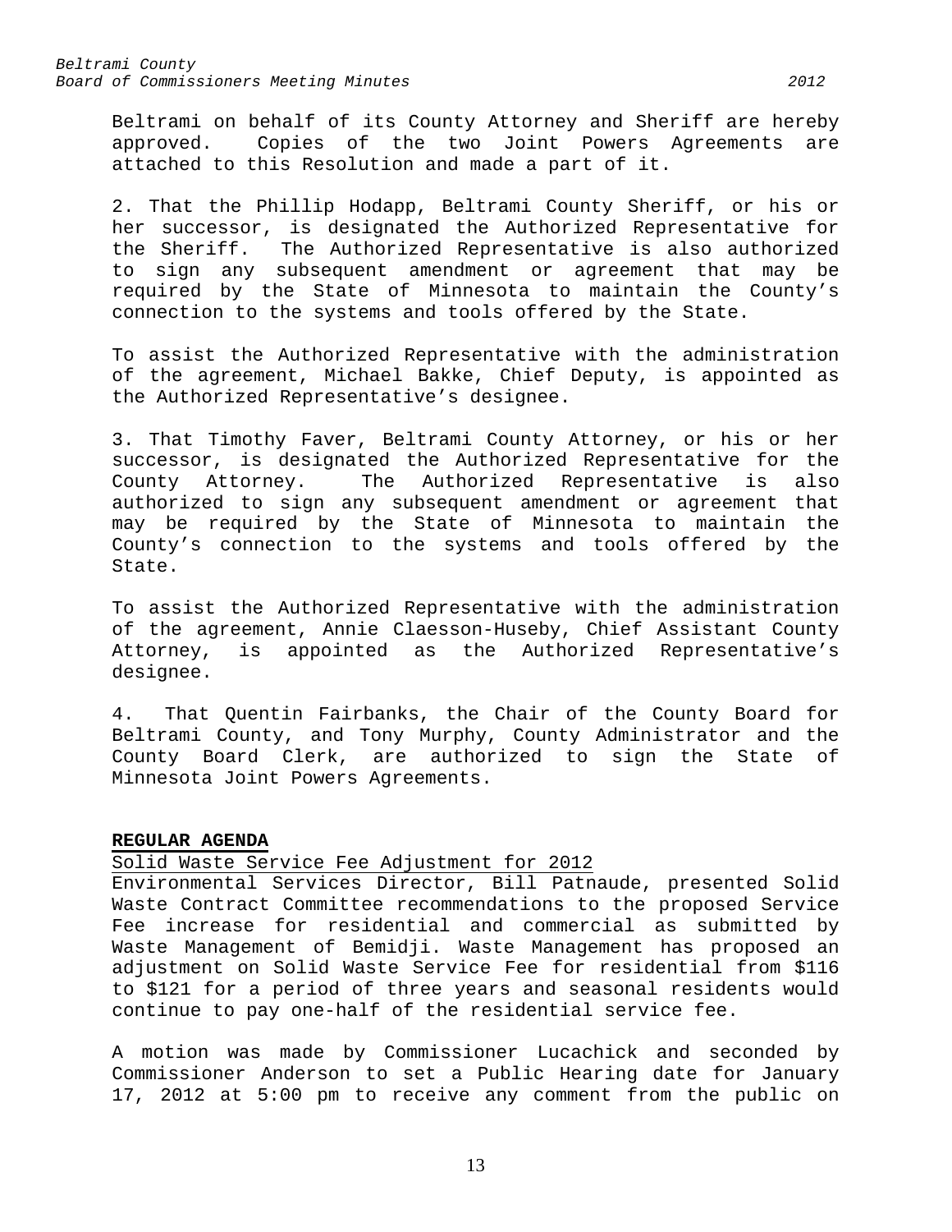Beltrami on behalf of its County Attorney and Sheriff are hereby approved. Copies of the two Joint Powers Agreements are attached to this Resolution and made a part of it.

2. That the Phillip Hodapp, Beltrami County Sheriff, or his or her successor, is designated the Authorized Representative for the Sheriff. The Authorized Representative is also authorized to sign any subsequent amendment or agreement that may be required by the State of Minnesota to maintain the County's connection to the systems and tools offered by the State.

To assist the Authorized Representative with the administration of the agreement, Michael Bakke, Chief Deputy, is appointed as the Authorized Representative's designee.

3. That Timothy Faver, Beltrami County Attorney, or his or her successor, is designated the Authorized Representative for the County Attorney. The Authorized Representative is also authorized to sign any subsequent amendment or agreement that may be required by the State of Minnesota to maintain the County's connection to the systems and tools offered by the State.

To assist the Authorized Representative with the administration of the agreement, Annie Claesson-Huseby, Chief Assistant County Attorney, is appointed as the Authorized Representative's designee.

4. That Quentin Fairbanks, the Chair of the County Board for Beltrami County, and Tony Murphy, County Administrator and the County Board Clerk, are authorized to sign the State of Minnesota Joint Powers Agreements.

**REGULAR AGENDA**

Solid Waste Service Fee Adjustment for 2012

Environmental Services Director, Bill Patnaude, presented Solid Waste Contract Committee recommendations to the proposed Service Fee increase for residential and commercial as submitted by Waste Management of Bemidji. Waste Management has proposed an adjustment on Solid Waste Service Fee for residential from $116 to $121 for a period of three years and seasonal residents would continue to pay one-half of the residential service fee.

A motion was made by Commissioner Lucachick and seconded by Commissioner Anderson to set a Public Hearing date for January 17, 2012 at 5:00 pm to receive any comment from the public on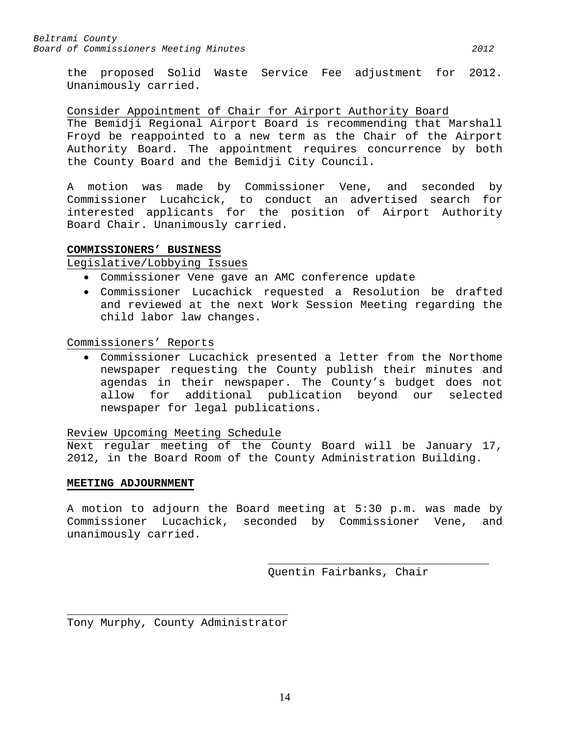the proposed Solid Waste Service Fee adjustment for 2012. Unanimously carried.

Consider Appointment of Chair for Airport Authority Board

The Bemidji Regional Airport Board is recommending that Marshall Froyd be reappointed to a new term as the Chair of the Airport Authority Board. The appointment requires concurrence by both the County Board and the Bemidji City Council.

A motion was made by Commissioner Vene, and seconded by Commissioner Lucahcick, to conduct an advertised search for interested applicants for the position of Airport Authority Board Chair. Unanimously carried.

**COMMISSIONERS' BUSINESS**

Legislative/Lobbying Issues

- Commissioner Vene gave an AMC conference update
- Commissioner Lucachick requested a Resolution be drafted and reviewed at the next Work Session Meeting regarding the child labor law changes.

Commissioners' Reports

- Commissioner Lucachick presented a letter from the Northome newspaper requesting the County publish their minutes and agendas in their newspaper. The County's budget does not allow for additional publication beyond our selected newspaper for legal publications.

Review Upcoming Meeting Schedule

Next regular meeting of the County Board will be January 17, 2012, in the Board Room of the County Administration Building.

**MEETING ADJOURNMENT**

A motion to adjourn the Board meeting at 5:30 p.m. was made by Commissioner Lucachick, seconded by Commissioner Vene, and unanimously carried.

\_\_\_\_\_\_\_\_\_\_\_\_\_\_\_\_\_\_\_\_\_\_\_\_\_\_\_\_\_\_\_\_

Quentin Fairbanks, Chair

\_\_\_\_\_\_\_\_\_\_\_\_\_\_\_\_\_\_\_\_\_\_\_\_\_\_\_\_\_\_\_\_

Tony Murphy, County Administrator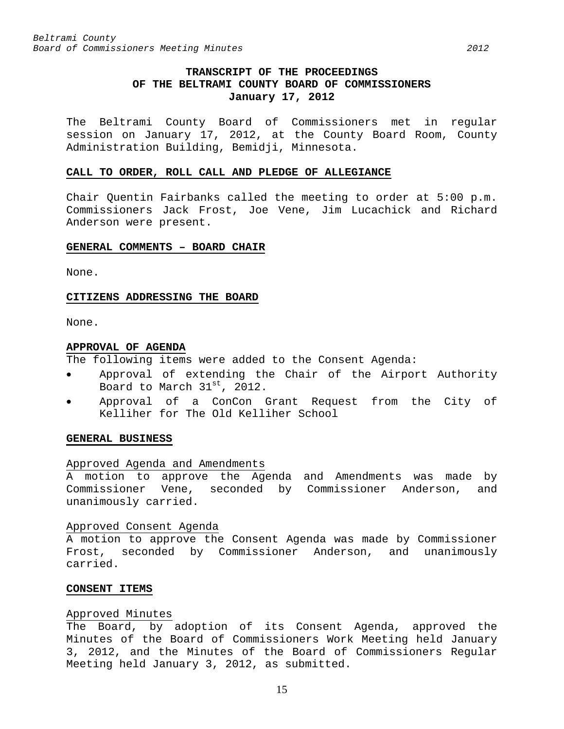# TRANSCRIPT OF THE PROCEEDINGS OF THE BELTRAMI COUNTY BOARD OF COMMISSIONERS
**January 17, 2012**

The Beltrami County Board of Commissioners met in regular session on January 17, 2012, at the County Board Room, County Administration Building, Bemidji, Minnesota.

## CALL TO ORDER, ROLL CALL AND PLEDGE OF ALLEGIANCE

Chair Quentin Fairbanks called the meeting to order at 5:00 p.m. Commissioners Jack Frost, Joe Vene, Jim Lucachick and Richard Anderson were present.

## GENERAL COMMENTS – BOARD CHAIR

None.

## CITIZENS ADDRESSING THE BOARD

None.

## APPROVAL OF AGENDA

The following items were added to the Consent Agenda:

- Approval of extending the Chair of the Airport Authority Board to March 31st, 2012.
- Approval of a ConCon Grant Request from the City of Kelliher for The Old Kelliher School

## GENERAL BUSINESS

### Approved Agenda and Amendments

A motion to approve the Agenda and Amendments was made by Commissioner Vene, seconded by Commissioner Anderson, and unanimously carried.

### Approved Consent Agenda

A motion to approve the Consent Agenda was made by Commissioner Frost, seconded by Commissioner Anderson, and unanimously carried.

## CONSENT ITEMS

### Approved Minutes

The Board, by adoption of its Consent Agenda, approved the Minutes of the Board of Commissioners Work Meeting held January 3, 2012, and the Minutes of the Board of Commissioners Regular Meeting held January 3, 2012, as submitted.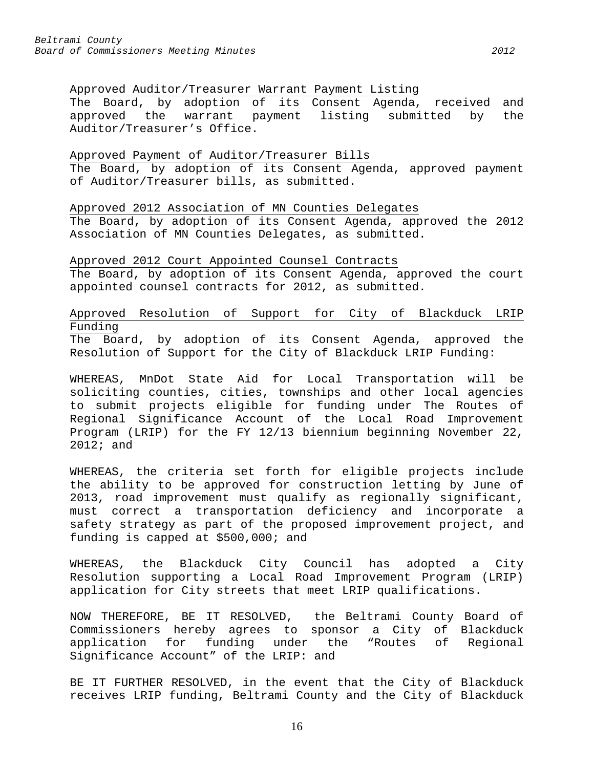Approved Auditor/Treasurer Warrant Payment Listing

The Board, by adoption of its Consent Agenda, received and approved the warrant payment listing submitted by the Auditor/Treasurer's Office.

Approved Payment of Auditor/Treasurer Bills

The Board, by adoption of its Consent Agenda, approved payment of Auditor/Treasurer bills, as submitted.

Approved 2012 Association of MN Counties Delegates

The Board, by adoption of its Consent Agenda, approved the 2012 Association of MN Counties Delegates, as submitted.

Approved 2012 Court Appointed Counsel Contracts

The Board, by adoption of its Consent Agenda, approved the court appointed counsel contracts for 2012, as submitted.

Approved Resolution of Support for City of Blackduck LRIP Funding

The Board, by adoption of its Consent Agenda, approved the Resolution of Support for the City of Blackduck LRIP Funding:

WHEREAS, MnDot State Aid for Local Transportation will be soliciting counties, cities, townships and other local agencies to submit projects eligible for funding under The Routes of Regional Significance Account of the Local Road Improvement Program (LRIP) for the FY 12/13 biennium beginning November 22, 2012; and

WHEREAS, the criteria set forth for eligible projects include the ability to be approved for construction letting by June of 2013, road improvement must qualify as regionally significant, must correct a transportation deficiency and incorporate a safety strategy as part of the proposed improvement project, and funding is capped at $500,000; and

WHEREAS, the Blackduck City Council has adopted a City Resolution supporting a Local Road Improvement Program (LRIP) application for City streets that meet LRIP qualifications.

NOW THEREFORE, BE IT RESOLVED, the Beltrami County Board of Commissioners hereby agrees to sponsor a City of Blackduck application for funding under the "Routes of Regional Significance Account" of the LRIP: and

BE IT FURTHER RESOLVED, in the event that the City of Blackduck receives LRIP funding, Beltrami County and the City of Blackduck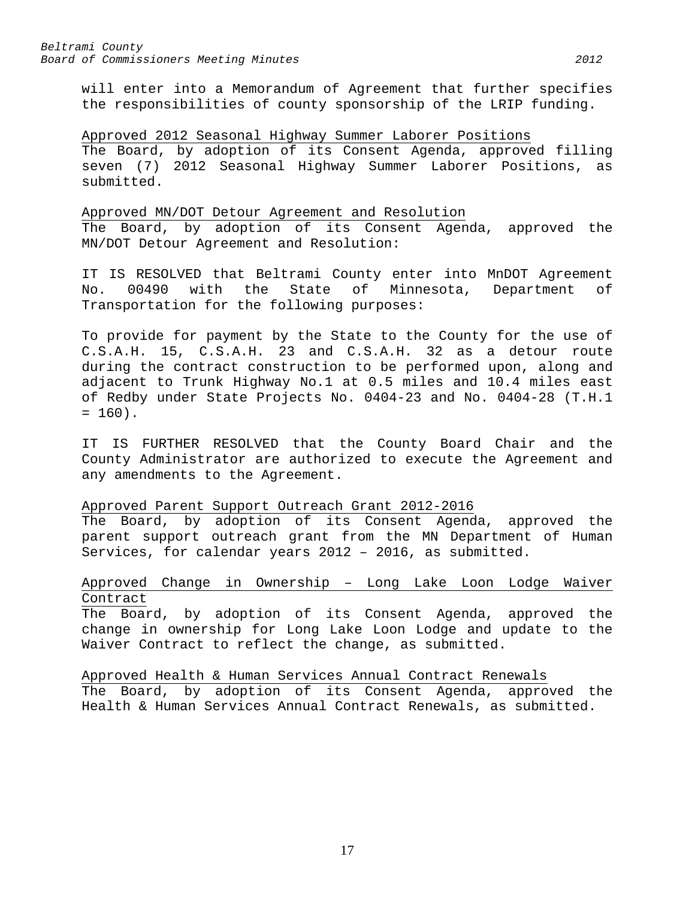will enter into a Memorandum of Agreement that further specifies the responsibilities of county sponsorship of the LRIP funding.

Approved 2012 Seasonal Highway Summer Laborer Positions

The Board, by adoption of its Consent Agenda, approved filling seven (7) 2012 Seasonal Highway Summer Laborer Positions, as submitted.

Approved MN/DOT Detour Agreement and Resolution

The Board, by adoption of its Consent Agenda, approved the MN/DOT Detour Agreement and Resolution:

IT IS RESOLVED that Beltrami County enter into MnDOT Agreement No. 00490 with the State of Minnesota, Department of Transportation for the following purposes:

To provide for payment by the State to the County for the use of C.S.A.H. 15, C.S.A.H. 23 and C.S.A.H. 32 as a detour route during the contract construction to be performed upon, along and adjacent to Trunk Highway No.1 at 0.5 miles and 10.4 miles east of Redby under State Projects No. 0404-23 and No. 0404-28 (T.H.1 = 160).

IT IS FURTHER RESOLVED that the County Board Chair and the County Administrator are authorized to execute the Agreement and any amendments to the Agreement.

Approved Parent Support Outreach Grant 2012-2016

The Board, by adoption of its Consent Agenda, approved the parent support outreach grant from the MN Department of Human Services, for calendar years 2012 – 2016, as submitted.

Approved Change in Ownership – Long Lake Loon Lodge Waiver Contract

The Board, by adoption of its Consent Agenda, approved the change in ownership for Long Lake Loon Lodge and update to the Waiver Contract to reflect the change, as submitted.

Approved Health & Human Services Annual Contract Renewals

The Board, by adoption of its Consent Agenda, approved the Health & Human Services Annual Contract Renewals, as submitted.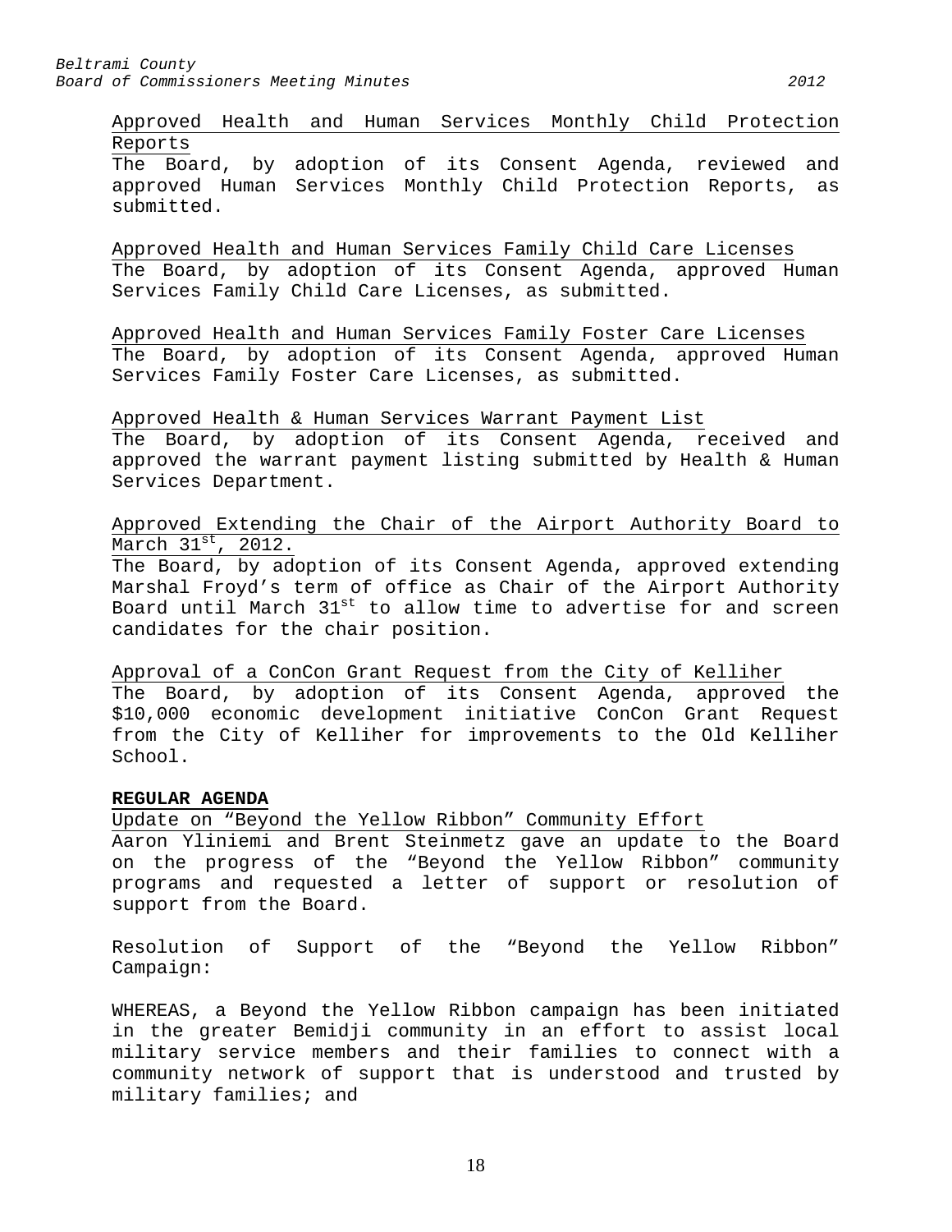Approved Health and Human Services Monthly Child Protection Reports

The Board, by adoption of its Consent Agenda, reviewed and approved Human Services Monthly Child Protection Reports, as submitted.

Approved Health and Human Services Family Child Care Licenses

The Board, by adoption of its Consent Agenda, approved Human Services Family Child Care Licenses, as submitted.

Approved Health and Human Services Family Foster Care Licenses

The Board, by adoption of its Consent Agenda, approved Human Services Family Foster Care Licenses, as submitted.

Approved Health & Human Services Warrant Payment List

The Board, by adoption of its Consent Agenda, received and approved the warrant payment listing submitted by Health & Human Services Department.

Approved Extending the Chair of the Airport Authority Board to March 31st, 2012.

The Board, by adoption of its Consent Agenda, approved extending Marshal Froyd's term of office as Chair of the Airport Authority Board until March 31st to allow time to advertise for and screen candidates for the chair position.

Approval of a ConCon Grant Request from the City of Kelliher

The Board, by adoption of its Consent Agenda, approved the $10,000 economic development initiative ConCon Grant Request from the City of Kelliher for improvements to the Old Kelliher School.

**REGULAR AGENDA**

Update on "Beyond the Yellow Ribbon" Community Effort

Aaron Yliniemi and Brent Steinmetz gave an update to the Board on the progress of the "Beyond the Yellow Ribbon" community programs and requested a letter of support or resolution of support from the Board.

Resolution of Support of the "Beyond the Yellow Ribbon" Campaign:

WHEREAS, a Beyond the Yellow Ribbon campaign has been initiated in the greater Bemidji community in an effort to assist local military service members and their families to connect with a community network of support that is understood and trusted by military families; and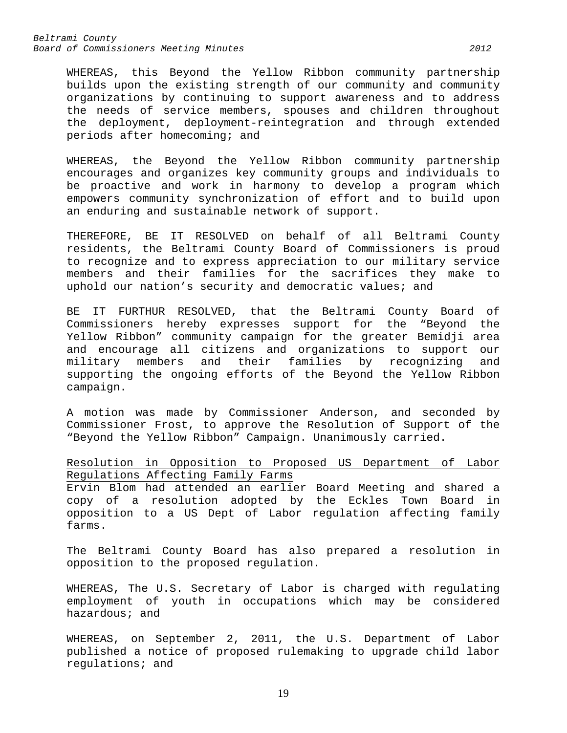WHEREAS, this Beyond the Yellow Ribbon community partnership builds upon the existing strength of our community and community organizations by continuing to support awareness and to address the needs of service members, spouses and children throughout the deployment, deployment-reintegration and through extended periods after homecoming; and

WHEREAS, the Beyond the Yellow Ribbon community partnership encourages and organizes key community groups and individuals to be proactive and work in harmony to develop a program which empowers community synchronization of effort and to build upon an enduring and sustainable network of support.

THEREFORE, BE IT RESOLVED on behalf of all Beltrami County residents, the Beltrami County Board of Commissioners is proud to recognize and to express appreciation to our military service members and their families for the sacrifices they make to uphold our nation's security and democratic values; and

BE IT FURTHUR RESOLVED, that the Beltrami County Board of Commissioners hereby expresses support for the "Beyond the Yellow Ribbon" community campaign for the greater Bemidji area and encourage all citizens and organizations to support our military members and their families by recognizing and supporting the ongoing efforts of the Beyond the Yellow Ribbon campaign.

A motion was made by Commissioner Anderson, and seconded by Commissioner Frost, to approve the Resolution of Support of the "Beyond the Yellow Ribbon" Campaign. Unanimously carried.

<u>Resolution in Opposition to Proposed US Department of Labor Regulations Affecting Family Farms</u>

Ervin Blom had attended an earlier Board Meeting and shared a copy of a resolution adopted by the Eckles Town Board in opposition to a US Dept of Labor regulation affecting family farms.

The Beltrami County Board has also prepared a resolution in opposition to the proposed regulation.

WHEREAS, The U.S. Secretary of Labor is charged with regulating employment of youth in occupations which may be considered hazardous; and

WHEREAS, on September 2, 2011, the U.S. Department of Labor published a notice of proposed rulemaking to upgrade child labor regulations; and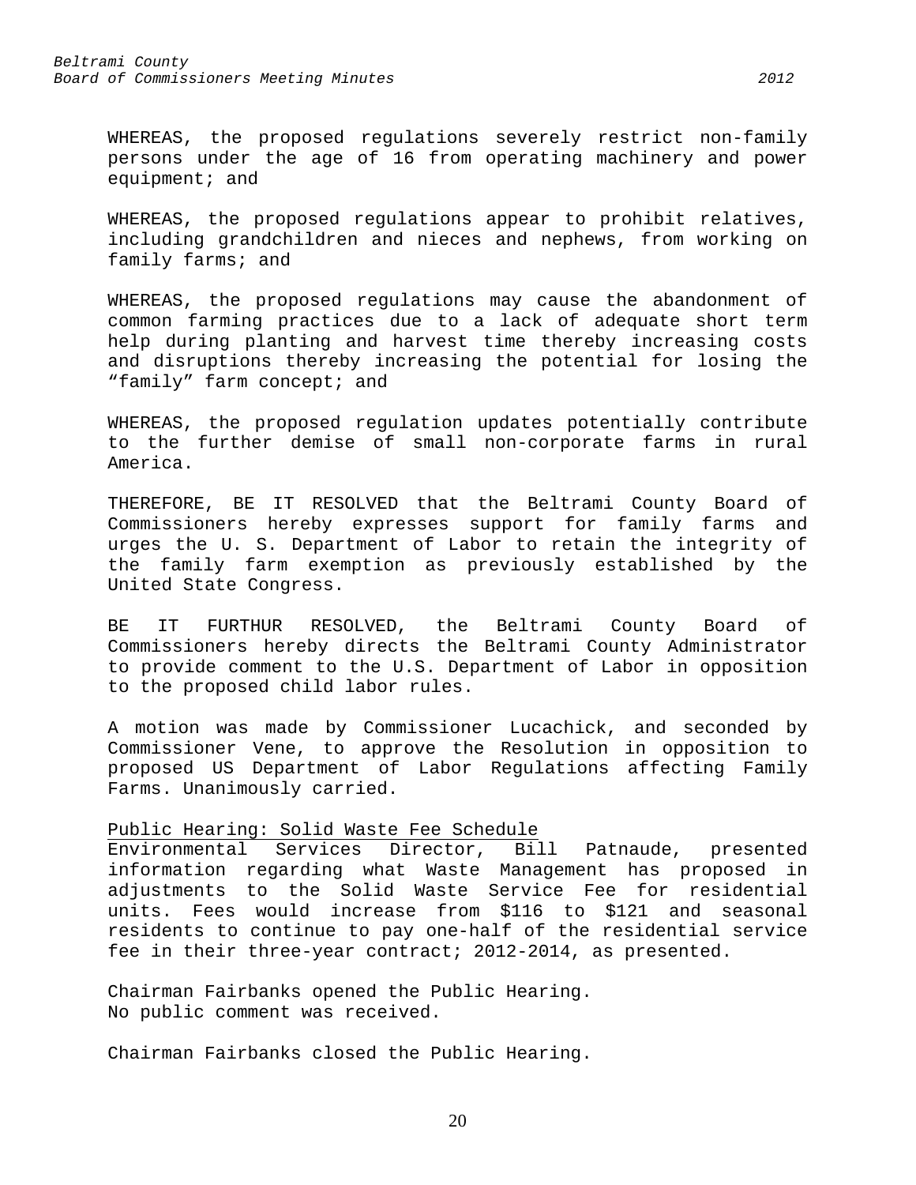WHEREAS, the proposed regulations severely restrict non-family persons under the age of 16 from operating machinery and power equipment; and

WHEREAS, the proposed regulations appear to prohibit relatives, including grandchildren and nieces and nephews, from working on family farms; and

WHEREAS, the proposed regulations may cause the abandonment of common farming practices due to a lack of adequate short term help during planting and harvest time thereby increasing costs and disruptions thereby increasing the potential for losing the "family" farm concept; and

WHEREAS, the proposed regulation updates potentially contribute to the further demise of small non-corporate farms in rural America.

THEREFORE, BE IT RESOLVED that the Beltrami County Board of Commissioners hereby expresses support for family farms and urges the U. S. Department of Labor to retain the integrity of the family farm exemption as previously established by the United State Congress.

BE IT FURTHUR RESOLVED, the Beltrami County Board of Commissioners hereby directs the Beltrami County Administrator to provide comment to the U.S. Department of Labor in opposition to the proposed child labor rules.

A motion was made by Commissioner Lucachick, and seconded by Commissioner Vene, to approve the Resolution in opposition to proposed US Department of Labor Regulations affecting Family Farms. Unanimously carried.

<u>Public Hearing: Solid Waste Fee Schedule</u>
Environmental Services Director, Bill Patnaude, presented information regarding what Waste Management has proposed in adjustments to the Solid Waste Service Fee for residential units. Fees would increase from $116 to $121 and seasonal residents to continue to pay one-half of the residential service fee in their three-year contract; 2012-2014, as presented.

Chairman Fairbanks opened the Public Hearing.
No public comment was received.

Chairman Fairbanks closed the Public Hearing.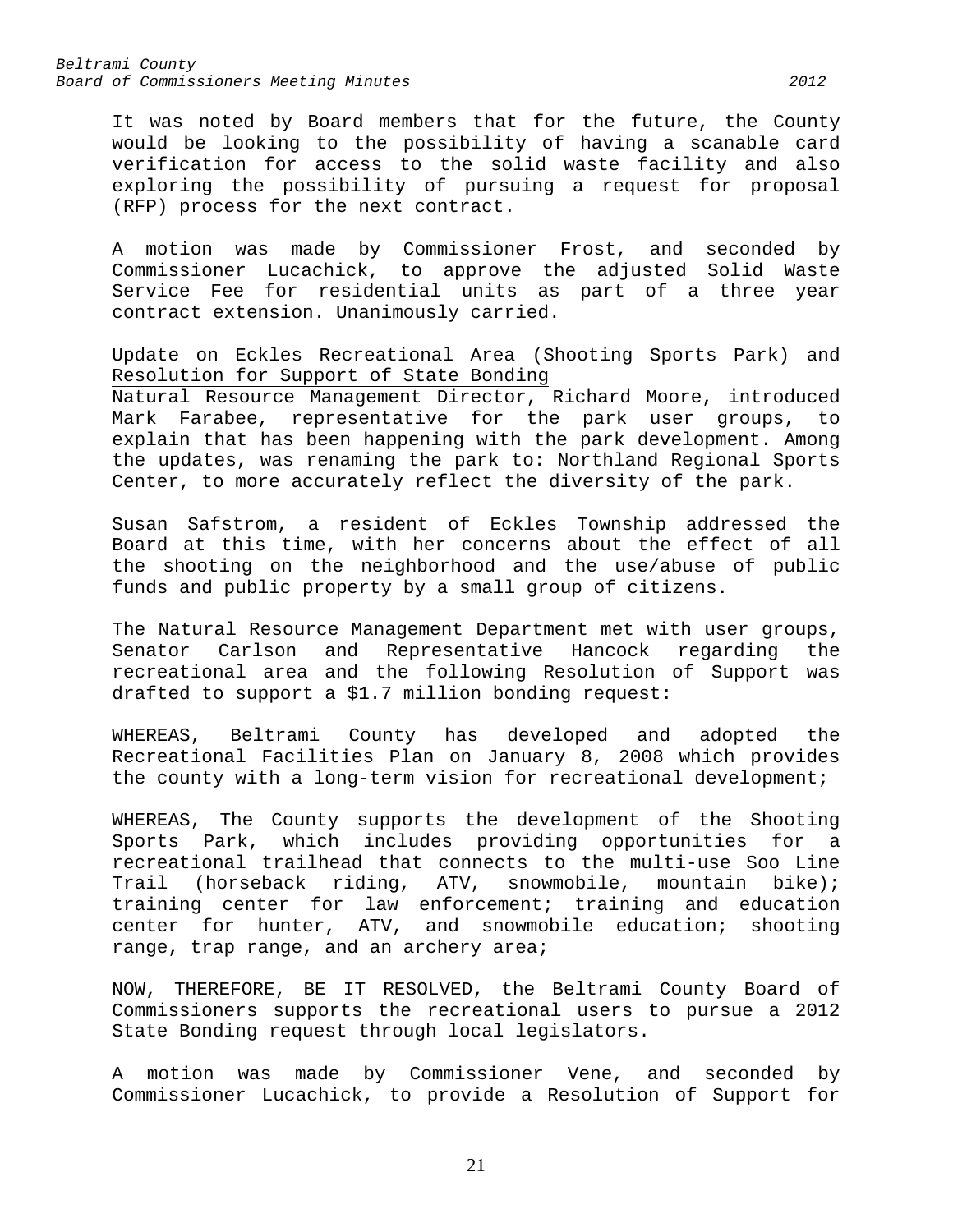It was noted by Board members that for the future, the County would be looking to the possibility of having a scanable card verification for access to the solid waste facility and also exploring the possibility of pursuing a request for proposal (RFP) process for the next contract.

A motion was made by Commissioner Frost, and seconded by Commissioner Lucachick, to approve the adjusted Solid Waste Service Fee for residential units as part of a three year contract extension. Unanimously carried.

<u>Update on Eckles Recreational Area (Shooting Sports Park) and Resolution for Support of State Bonding</u>

Natural Resource Management Director, Richard Moore, introduced Mark Farabee, representative for the park user groups, to explain that has been happening with the park development. Among the updates, was renaming the park to: Northland Regional Sports Center, to more accurately reflect the diversity of the park.

Susan Safstrom, a resident of Eckles Township addressed the Board at this time, with her concerns about the effect of all the shooting on the neighborhood and the use/abuse of public funds and public property by a small group of citizens.

The Natural Resource Management Department met with user groups, Senator Carlson and Representative Hancock regarding the recreational area and the following Resolution of Support was drafted to support a $1.7 million bonding request:

WHEREAS, Beltrami County has developed and adopted the Recreational Facilities Plan on January 8, 2008 which provides the county with a long-term vision for recreational development;

WHEREAS, The County supports the development of the Shooting Sports Park, which includes providing opportunities for a recreational trailhead that connects to the multi-use Soo Line Trail (horseback riding, ATV, snowmobile, mountain bike); training center for law enforcement; training and education center for hunter, ATV, and snowmobile education; shooting range, trap range, and an archery area;

NOW, THEREFORE, BE IT RESOLVED, the Beltrami County Board of Commissioners supports the recreational users to pursue a 2012 State Bonding request through local legislators.

A motion was made by Commissioner Vene, and seconded by Commissioner Lucachick, to provide a Resolution of Support for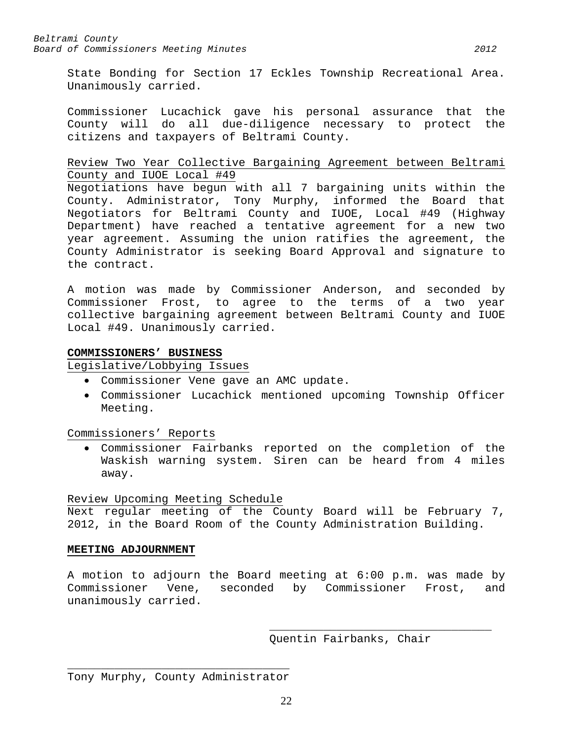State Bonding for Section 17 Eckles Township Recreational Area. Unanimously carried.

Commissioner Lucachick gave his personal assurance that the County will do all due-diligence necessary to protect the citizens and taxpayers of Beltrami County.

Review Two Year Collective Bargaining Agreement between Beltrami County and IUOE Local #49

Negotiations have begun with all 7 bargaining units within the County. Administrator, Tony Murphy, informed the Board that Negotiators for Beltrami County and IUOE, Local #49 (Highway Department) have reached a tentative agreement for a new two year agreement. Assuming the union ratifies the agreement, the County Administrator is seeking Board Approval and signature to the contract.

A motion was made by Commissioner Anderson, and seconded by Commissioner Frost, to agree to the terms of a two year collective bargaining agreement between Beltrami County and IUOE Local #49. Unanimously carried.

## COMMISSIONERS' BUSINESS

Legislative/Lobbying Issues

- Commissioner Vene gave an AMC update.
- Commissioner Lucachick mentioned upcoming Township Officer Meeting.

Commissioners' Reports

- Commissioner Fairbanks reported on the completion of the Waskish warning system. Siren can be heard from 4 miles away.

Review Upcoming Meeting Schedule

Next regular meeting of the County Board will be February 7, 2012, in the Board Room of the County Administration Building.

## MEETING ADJOURNMENT

A motion to adjourn the Board meeting at 6:00 p.m. was made by Commissioner Vene, seconded by Commissioner Frost, and unanimously carried.

\_\_\_\_\_\_\_\_\_\_\_\_\_\_\_\_\_\_\_\_\_\_\_\_\_\_\_\_\_\_\_\_\_\_
Quentin Fairbanks, Chair

\_\_\_\_\_\_\_\_\_\_\_\_\_\_\_\_\_\_\_\_\_\_\_\_\_\_\_\_\_\_\_\_\_\_
Tony Murphy, County Administrator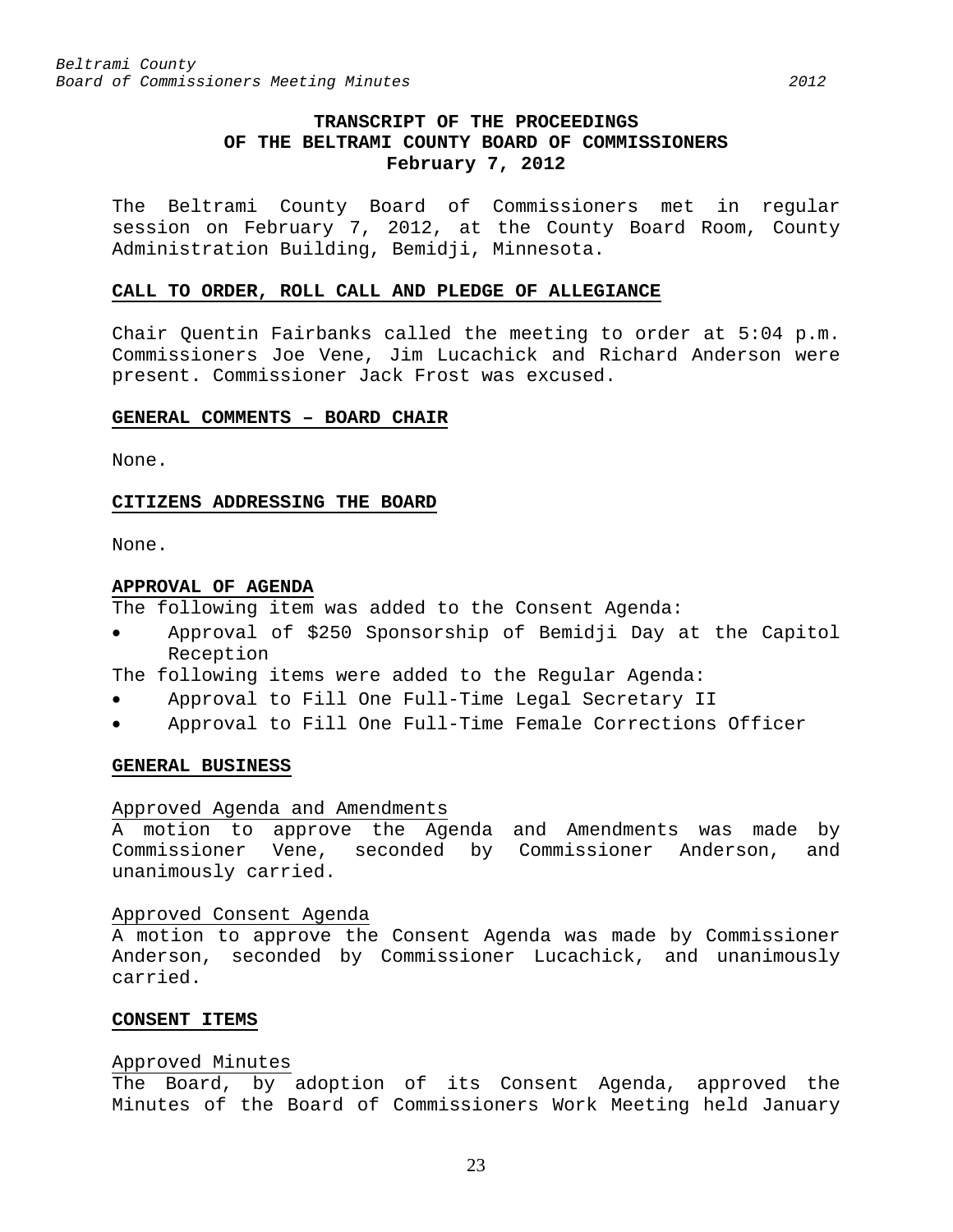## TRANSCRIPT OF THE PROCEEDINGS OF THE BELTRAMI COUNTY BOARD OF COMMISSIONERS February 7, 2012

The Beltrami County Board of Commissioners met in regular session on February 7, 2012, at the County Board Room, County Administration Building, Bemidji, Minnesota.

### CALL TO ORDER, ROLL CALL AND PLEDGE OF ALLEGIANCE

Chair Quentin Fairbanks called the meeting to order at 5:04 p.m. Commissioners Joe Vene, Jim Lucachick and Richard Anderson were present. Commissioner Jack Frost was excused.

### GENERAL COMMENTS – BOARD CHAIR

None.

### CITIZENS ADDRESSING THE BOARD

None.

### APPROVAL OF AGENDA

The following item was added to the Consent Agenda:

- Approval of $250 Sponsorship of Bemidji Day at the Capitol Reception

The following items were added to the Regular Agenda:

- Approval to Fill One Full-Time Legal Secretary II
- Approval to Fill One Full-Time Female Corrections Officer

### GENERAL BUSINESS

Approved Agenda and Amendments

A motion to approve the Agenda and Amendments was made by Commissioner Vene, seconded by Commissioner Anderson, and unanimously carried.

Approved Consent Agenda

A motion to approve the Consent Agenda was made by Commissioner Anderson, seconded by Commissioner Lucachick, and unanimously carried.

### CONSENT ITEMS

Approved Minutes

The Board, by adoption of its Consent Agenda, approved the Minutes of the Board of Commissioners Work Meeting held January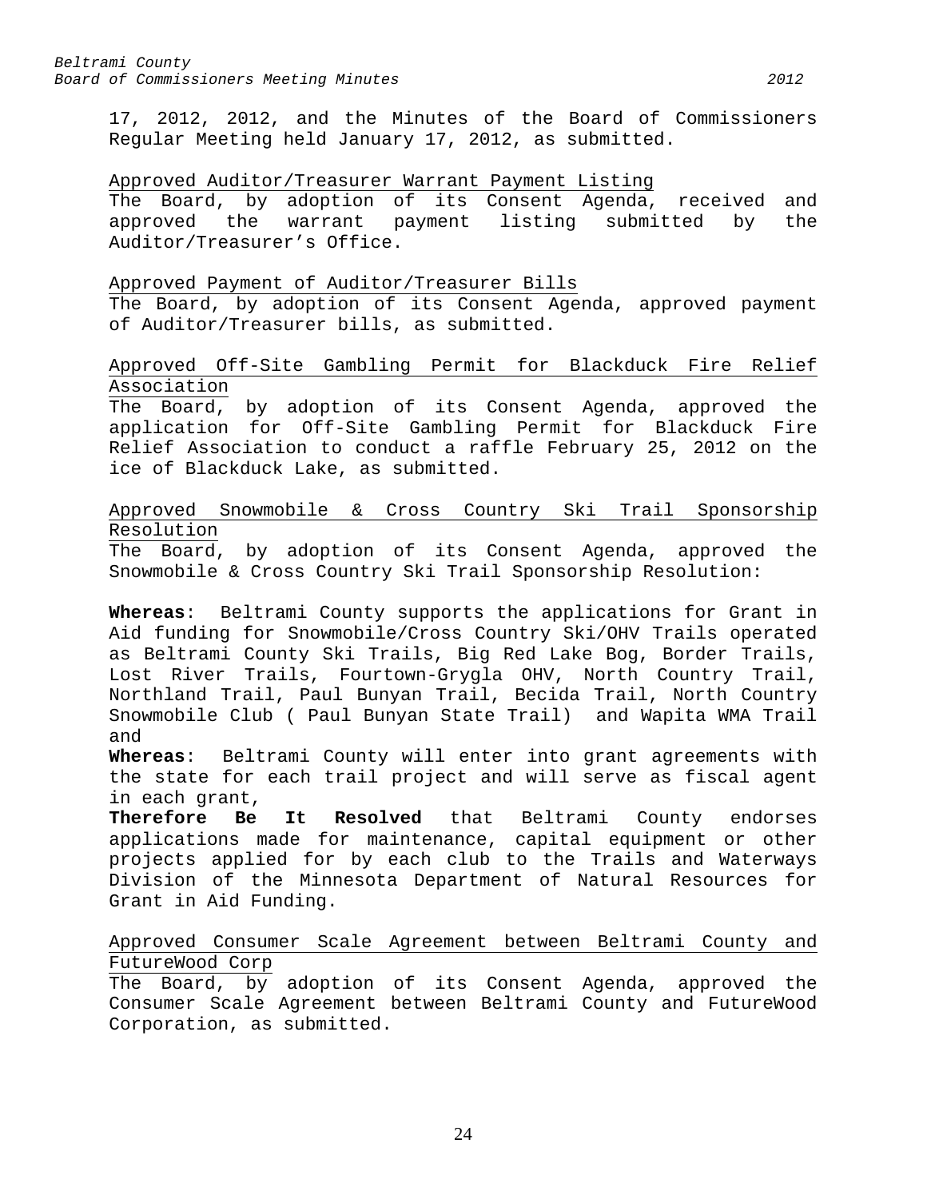17, 2012, 2012, and the Minutes of the Board of Commissioners Regular Meeting held January 17, 2012, as submitted.

<u>Approved Auditor/Treasurer Warrant Payment Listing</u>

The Board, by adoption of its Consent Agenda, received and approved the warrant payment listing submitted by the Auditor/Treasurer's Office.

<u>Approved Payment of Auditor/Treasurer Bills</u>

The Board, by adoption of its Consent Agenda, approved payment of Auditor/Treasurer bills, as submitted.

<u>Approved Off-Site Gambling Permit for Blackduck Fire Relief Association</u>

The Board, by adoption of its Consent Agenda, approved the application for Off-Site Gambling Permit for Blackduck Fire Relief Association to conduct a raffle February 25, 2012 on the ice of Blackduck Lake, as submitted.

<u>Approved Snowmobile & Cross Country Ski Trail Sponsorship Resolution</u>

The Board, by adoption of its Consent Agenda, approved the Snowmobile & Cross Country Ski Trail Sponsorship Resolution:

**Whereas**: Beltrami County supports the applications for Grant in Aid funding for Snowmobile/Cross Country Ski/OHV Trails operated as Beltrami County Ski Trails, Big Red Lake Bog, Border Trails, Lost River Trails, Fourtown-Grygla OHV, North Country Trail, Northland Trail, Paul Bunyan Trail, Becida Trail, North Country Snowmobile Club ( Paul Bunyan State Trail) and Wapita WMA Trail and

**Whereas**: Beltrami County will enter into grant agreements with the state for each trail project and will serve as fiscal agent in each grant,

**Therefore Be It Resolved** that Beltrami County endorses applications made for maintenance, capital equipment or other projects applied for by each club to the Trails and Waterways Division of the Minnesota Department of Natural Resources for Grant in Aid Funding.

<u>Approved Consumer Scale Agreement between Beltrami County and FutureWood Corp</u>

The Board, by adoption of its Consent Agenda, approved the Consumer Scale Agreement between Beltrami County and FutureWood Corporation, as submitted.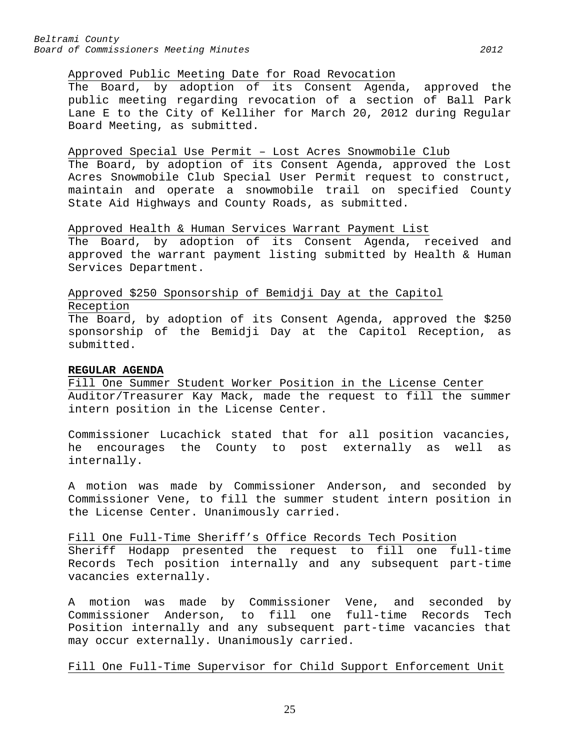Approved Public Meeting Date for Road Revocation

The Board, by adoption of its Consent Agenda, approved the public meeting regarding revocation of a section of Ball Park Lane E to the City of Kelliher for March 20, 2012 during Regular Board Meeting, as submitted.

Approved Special Use Permit – Lost Acres Snowmobile Club

The Board, by adoption of its Consent Agenda, approved the Lost Acres Snowmobile Club Special User Permit request to construct, maintain and operate a snowmobile trail on specified County State Aid Highways and County Roads, as submitted.

Approved Health & Human Services Warrant Payment List

The Board, by adoption of its Consent Agenda, received and approved the warrant payment listing submitted by Health & Human Services Department.

Approved $250 Sponsorship of Bemidji Day at the Capitol Reception

The Board, by adoption of its Consent Agenda, approved the $250 sponsorship of the Bemidji Day at the Capitol Reception, as submitted.

**REGULAR AGENDA**

Fill One Summer Student Worker Position in the License Center

Auditor/Treasurer Kay Mack, made the request to fill the summer intern position in the License Center.

Commissioner Lucachick stated that for all position vacancies, he encourages the County to post externally as well as internally.

A motion was made by Commissioner Anderson, and seconded by Commissioner Vene, to fill the summer student intern position in the License Center. Unanimously carried.

Fill One Full-Time Sheriff's Office Records Tech Position

Sheriff Hodapp presented the request to fill one full-time Records Tech position internally and any subsequent part-time vacancies externally.

A motion was made by Commissioner Vene, and seconded by Commissioner Anderson, to fill one full-time Records Tech Position internally and any subsequent part-time vacancies that may occur externally. Unanimously carried.

Fill One Full-Time Supervisor for Child Support Enforcement Unit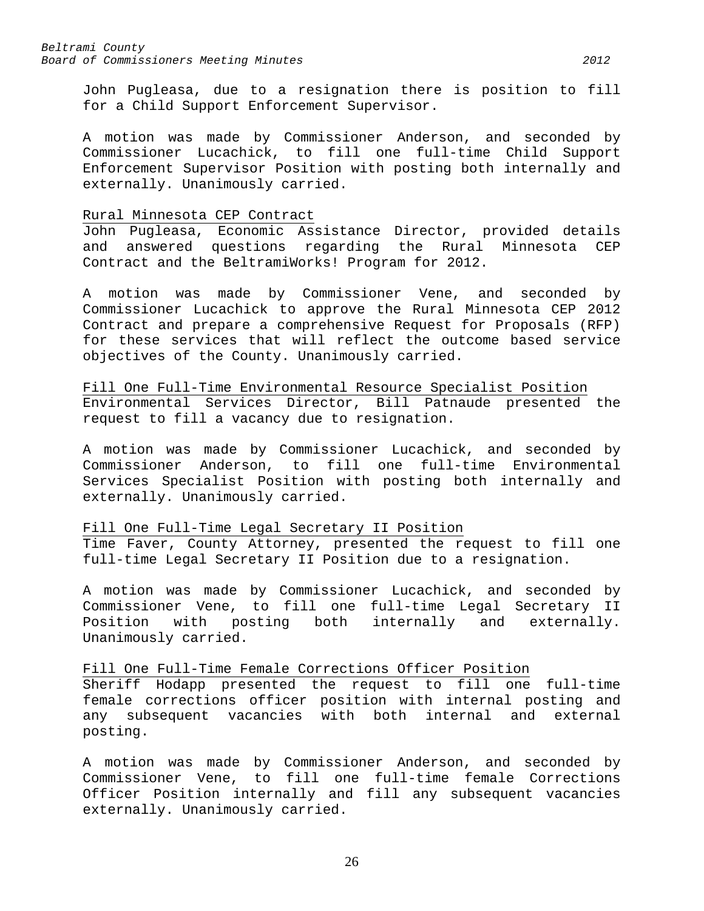John Pugleasa, due to a resignation there is position to fill for a Child Support Enforcement Supervisor.

A motion was made by Commissioner Anderson, and seconded by Commissioner Lucachick, to fill one full-time Child Support Enforcement Supervisor Position with posting both internally and externally. Unanimously carried.

Rural Minnesota CEP Contract

John Pugleasa, Economic Assistance Director, provided details and answered questions regarding the Rural Minnesota CEP Contract and the BeltramiWorks! Program for 2012.

A motion was made by Commissioner Vene, and seconded by Commissioner Lucachick to approve the Rural Minnesota CEP 2012 Contract and prepare a comprehensive Request for Proposals (RFP) for these services that will reflect the outcome based service objectives of the County. Unanimously carried.

Fill One Full-Time Environmental Resource Specialist Position

Environmental Services Director, Bill Patnaude presented the request to fill a vacancy due to resignation.

A motion was made by Commissioner Lucachick, and seconded by Commissioner Anderson, to fill one full-time Environmental Services Specialist Position with posting both internally and externally. Unanimously carried.

Fill One Full-Time Legal Secretary II Position

Time Faver, County Attorney, presented the request to fill one full-time Legal Secretary II Position due to a resignation.

A motion was made by Commissioner Lucachick, and seconded by Commissioner Vene, to fill one full-time Legal Secretary II Position with posting both internally and externally. Unanimously carried.

Fill One Full-Time Female Corrections Officer Position

Sheriff Hodapp presented the request to fill one full-time female corrections officer position with internal posting and any subsequent vacancies with both internal and external posting.

A motion was made by Commissioner Anderson, and seconded by Commissioner Vene, to fill one full-time female Corrections Officer Position internally and fill any subsequent vacancies externally. Unanimously carried.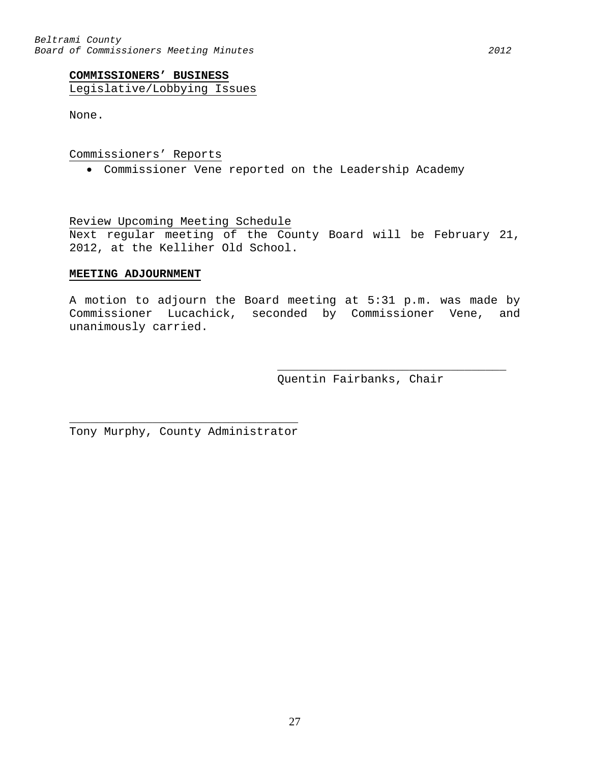**COMMISSIONERS' BUSINESS**

Legislative/Lobbying Issues

None.

Commissioners' Reports

- Commissioner Vene reported on the Leadership Academy

Review Upcoming Meeting Schedule

Next regular meeting of the County Board will be February 21, 2012, at the Kelliher Old School.

**MEETING ADJOURNMENT**

A motion to adjourn the Board meeting at 5:31 p.m. was made by Commissioner Lucachick, seconded by Commissioner Vene, and unanimously carried.

_________________________________
Quentin Fairbanks, Chair

_________________________________
Tony Murphy, County Administrator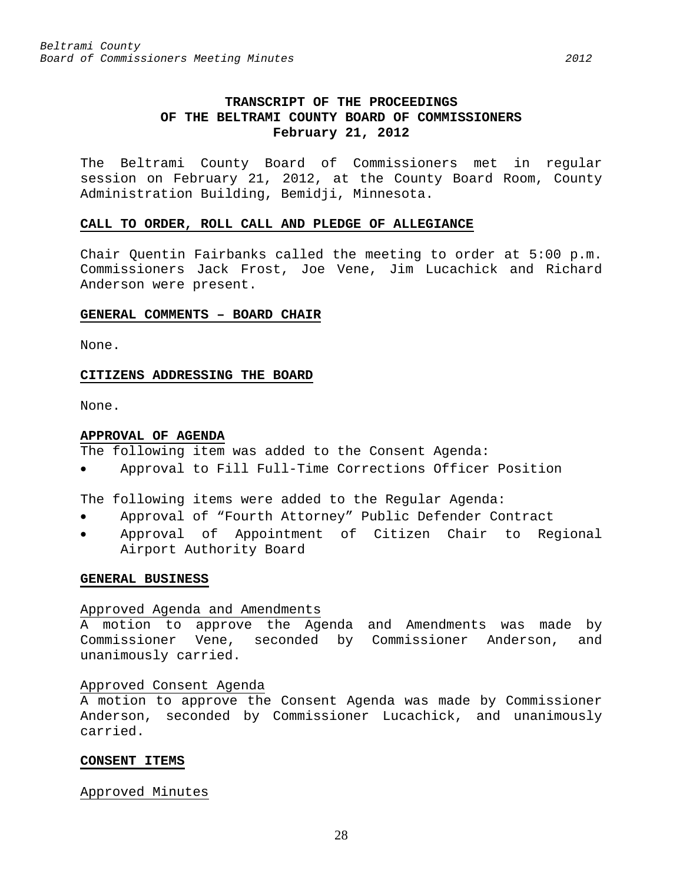# TRANSCRIPT OF THE PROCEEDINGS OF THE BELTRAMI COUNTY BOARD OF COMMISSIONERS

**February 21, 2012**

The Beltrami County Board of Commissioners met in regular session on February 21, 2012, at the County Board Room, County Administration Building, Bemidji, Minnesota.

## CALL TO ORDER, ROLL CALL AND PLEDGE OF ALLEGIANCE

Chair Quentin Fairbanks called the meeting to order at 5:00 p.m. Commissioners Jack Frost, Joe Vene, Jim Lucachick and Richard Anderson were present.

## GENERAL COMMENTS – BOARD CHAIR

None.

## CITIZENS ADDRESSING THE BOARD

None.

## APPROVAL OF AGENDA

The following item was added to the Consent Agenda:

- Approval to Fill Full-Time Corrections Officer Position

The following items were added to the Regular Agenda:

- Approval of "Fourth Attorney" Public Defender Contract
- Approval of Appointment of Citizen Chair to Regional Airport Authority Board

## GENERAL BUSINESS

### Approved Agenda and Amendments

A motion to approve the Agenda and Amendments was made by Commissioner Vene, seconded by Commissioner Anderson, and unanimously carried.

### Approved Consent Agenda

A motion to approve the Consent Agenda was made by Commissioner Anderson, seconded by Commissioner Lucachick, and unanimously carried.

## CONSENT ITEMS

### Approved Minutes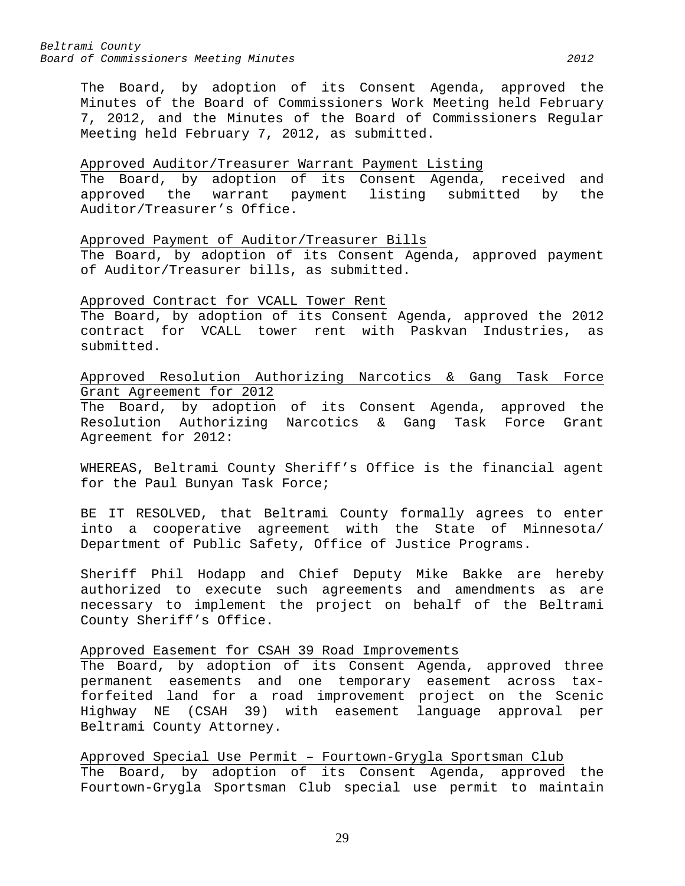The Board, by adoption of its Consent Agenda, approved the Minutes of the Board of Commissioners Work Meeting held February 7, 2012, and the Minutes of the Board of Commissioners Regular Meeting held February 7, 2012, as submitted.

Approved Auditor/Treasurer Warrant Payment Listing

The Board, by adoption of its Consent Agenda, received and approved the warrant payment listing submitted by the Auditor/Treasurer's Office.

Approved Payment of Auditor/Treasurer Bills

The Board, by adoption of its Consent Agenda, approved payment of Auditor/Treasurer bills, as submitted.

Approved Contract for VCALL Tower Rent

The Board, by adoption of its Consent Agenda, approved the 2012 contract for VCALL tower rent with Paskvan Industries, as submitted.

Approved Resolution Authorizing Narcotics & Gang Task Force Grant Agreement for 2012

The Board, by adoption of its Consent Agenda, approved the Resolution Authorizing Narcotics & Gang Task Force Grant Agreement for 2012:

WHEREAS, Beltrami County Sheriff's Office is the financial agent for the Paul Bunyan Task Force;

BE IT RESOLVED, that Beltrami County formally agrees to enter into a cooperative agreement with the State of Minnesota/ Department of Public Safety, Office of Justice Programs.

Sheriff Phil Hodapp and Chief Deputy Mike Bakke are hereby authorized to execute such agreements and amendments as are necessary to implement the project on behalf of the Beltrami County Sheriff's Office.

Approved Easement for CSAH 39 Road Improvements

The Board, by adoption of its Consent Agenda, approved three permanent easements and one temporary easement across tax-forfeited land for a road improvement project on the Scenic Highway NE (CSAH 39) with easement language approval per Beltrami County Attorney.

Approved Special Use Permit – Fourtown-Grygla Sportsman Club

The Board, by adoption of its Consent Agenda, approved the Fourtown-Grygla Sportsman Club special use permit to maintain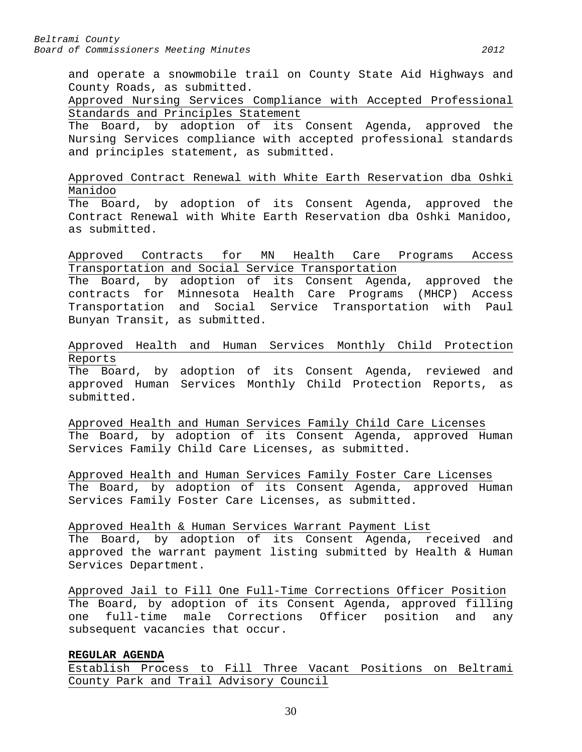and operate a snowmobile trail on County State Aid Highways and County Roads, as submitted.

Approved Nursing Services Compliance with Accepted Professional Standards and Principles Statement

The Board, by adoption of its Consent Agenda, approved the Nursing Services compliance with accepted professional standards and principles statement, as submitted.

Approved Contract Renewal with White Earth Reservation dba Oshki Manidoo

The Board, by adoption of its Consent Agenda, approved the Contract Renewal with White Earth Reservation dba Oshki Manidoo, as submitted.

Approved Contracts for MN Health Care Programs Access Transportation and Social Service Transportation

The Board, by adoption of its Consent Agenda, approved the contracts for Minnesota Health Care Programs (MHCP) Access Transportation and Social Service Transportation with Paul Bunyan Transit, as submitted.

Approved Health and Human Services Monthly Child Protection Reports

The Board, by adoption of its Consent Agenda, reviewed and approved Human Services Monthly Child Protection Reports, as submitted.

Approved Health and Human Services Family Child Care Licenses

The Board, by adoption of its Consent Agenda, approved Human Services Family Child Care Licenses, as submitted.

Approved Health and Human Services Family Foster Care Licenses

The Board, by adoption of its Consent Agenda, approved Human Services Family Foster Care Licenses, as submitted.

Approved Health & Human Services Warrant Payment List

The Board, by adoption of its Consent Agenda, received and approved the warrant payment listing submitted by Health & Human Services Department.

Approved Jail to Fill One Full-Time Corrections Officer Position

The Board, by adoption of its Consent Agenda, approved filling one full-time male Corrections Officer position and any subsequent vacancies that occur.

**REGULAR AGENDA**

Establish Process to Fill Three Vacant Positions on Beltrami County Park and Trail Advisory Council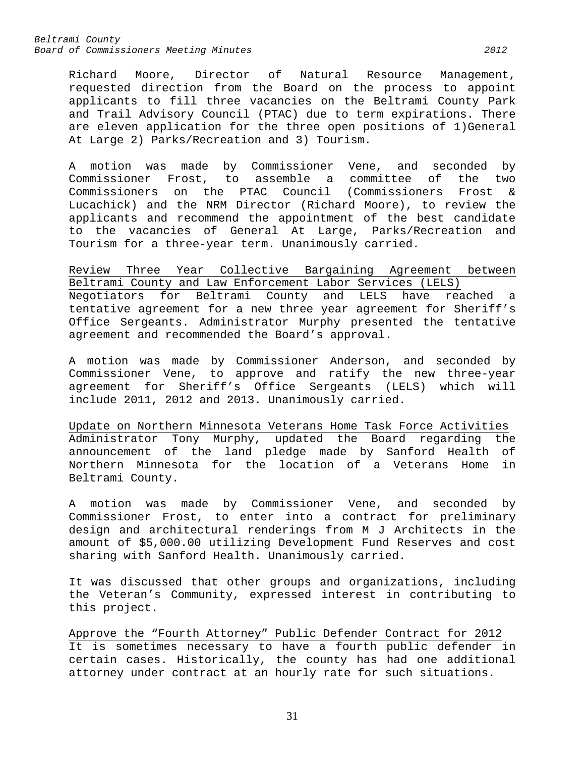Richard Moore, Director of Natural Resource Management, requested direction from the Board on the process to appoint applicants to fill three vacancies on the Beltrami County Park and Trail Advisory Council (PTAC) due to term expirations. There are eleven application for the three open positions of 1)General At Large 2) Parks/Recreation and 3) Tourism.

A motion was made by Commissioner Vene, and seconded by Commissioner Frost, to assemble a committee of the two Commissioners on the PTAC Council (Commissioners Frost & Lucachick) and the NRM Director (Richard Moore), to review the applicants and recommend the appointment of the best candidate to the vacancies of General At Large, Parks/Recreation and Tourism for a three-year term. Unanimously carried.

<u>Review Three Year Collective Bargaining Agreement between Beltrami County and Law Enforcement Labor Services (LELS)</u>

Negotiators for Beltrami County and LELS have reached a tentative agreement for a new three year agreement for Sheriff's Office Sergeants. Administrator Murphy presented the tentative agreement and recommended the Board's approval.

A motion was made by Commissioner Anderson, and seconded by Commissioner Vene, to approve and ratify the new three-year agreement for Sheriff's Office Sergeants (LELS) which will include 2011, 2012 and 2013. Unanimously carried.

<u>Update on Northern Minnesota Veterans Home Task Force Activities</u>

Administrator Tony Murphy, updated the Board regarding the announcement of the land pledge made by Sanford Health of Northern Minnesota for the location of a Veterans Home in Beltrami County.

A motion was made by Commissioner Vene, and seconded by Commissioner Frost, to enter into a contract for preliminary design and architectural renderings from M J Architects in the amount of $5,000.00 utilizing Development Fund Reserves and cost sharing with Sanford Health. Unanimously carried.

It was discussed that other groups and organizations, including the Veteran's Community, expressed interest in contributing to this project.

<u>Approve the "Fourth Attorney" Public Defender Contract for 2012</u>

It is sometimes necessary to have a fourth public defender in certain cases. Historically, the county has had one additional attorney under contract at an hourly rate for such situations.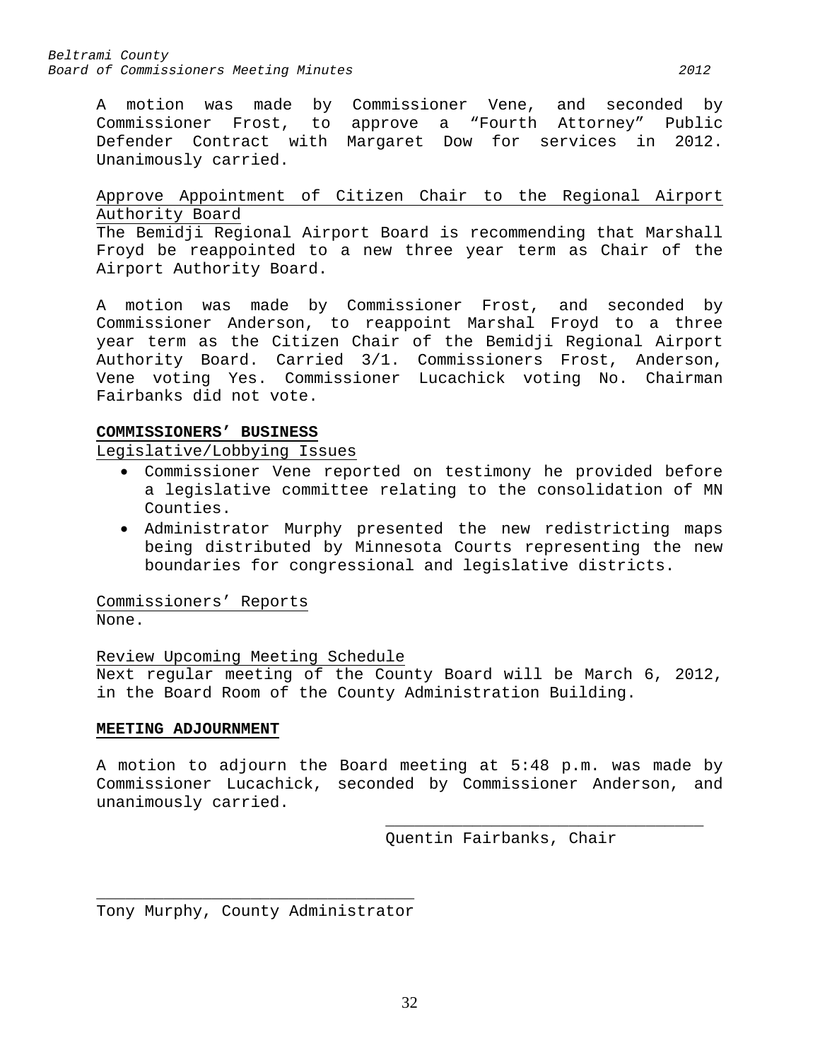A motion was made by Commissioner Vene, and seconded by Commissioner Frost, to approve a "Fourth Attorney" Public Defender Contract with Margaret Dow for services in 2012. Unanimously carried.

Approve Appointment of Citizen Chair to the Regional Airport Authority Board

The Bemidji Regional Airport Board is recommending that Marshall Froyd be reappointed to a new three year term as Chair of the Airport Authority Board.

A motion was made by Commissioner Frost, and seconded by Commissioner Anderson, to reappoint Marshal Froyd to a three year term as the Citizen Chair of the Bemidji Regional Airport Authority Board. Carried 3/1. Commissioners Frost, Anderson, Vene voting Yes. Commissioner Lucachick voting No. Chairman Fairbanks did not vote.

**COMMISSIONERS' BUSINESS**

Legislative/Lobbying Issues

- Commissioner Vene reported on testimony he provided before a legislative committee relating to the consolidation of MN Counties.
- Administrator Murphy presented the new redistricting maps being distributed by Minnesota Courts representing the new boundaries for congressional and legislative districts.

Commissioners' Reports

None.

Review Upcoming Meeting Schedule

Next regular meeting of the County Board will be March 6, 2012, in the Board Room of the County Administration Building.

**MEETING ADJOURNMENT**

A motion to adjourn the Board meeting at 5:48 p.m. was made by Commissioner Lucachick, seconded by Commissioner Anderson, and unanimously carried.

\_\_\_\_\_\_\_\_\_\_\_\_\_\_\_\_\_\_\_\_\_\_\_\_\_\_\_\_\_\_\_\_
Quentin Fairbanks, Chair

\_\_\_\_\_\_\_\_\_\_\_\_\_\_\_\_\_\_\_\_\_\_\_\_\_\_\_\_\_\_\_\_
Tony Murphy, County Administrator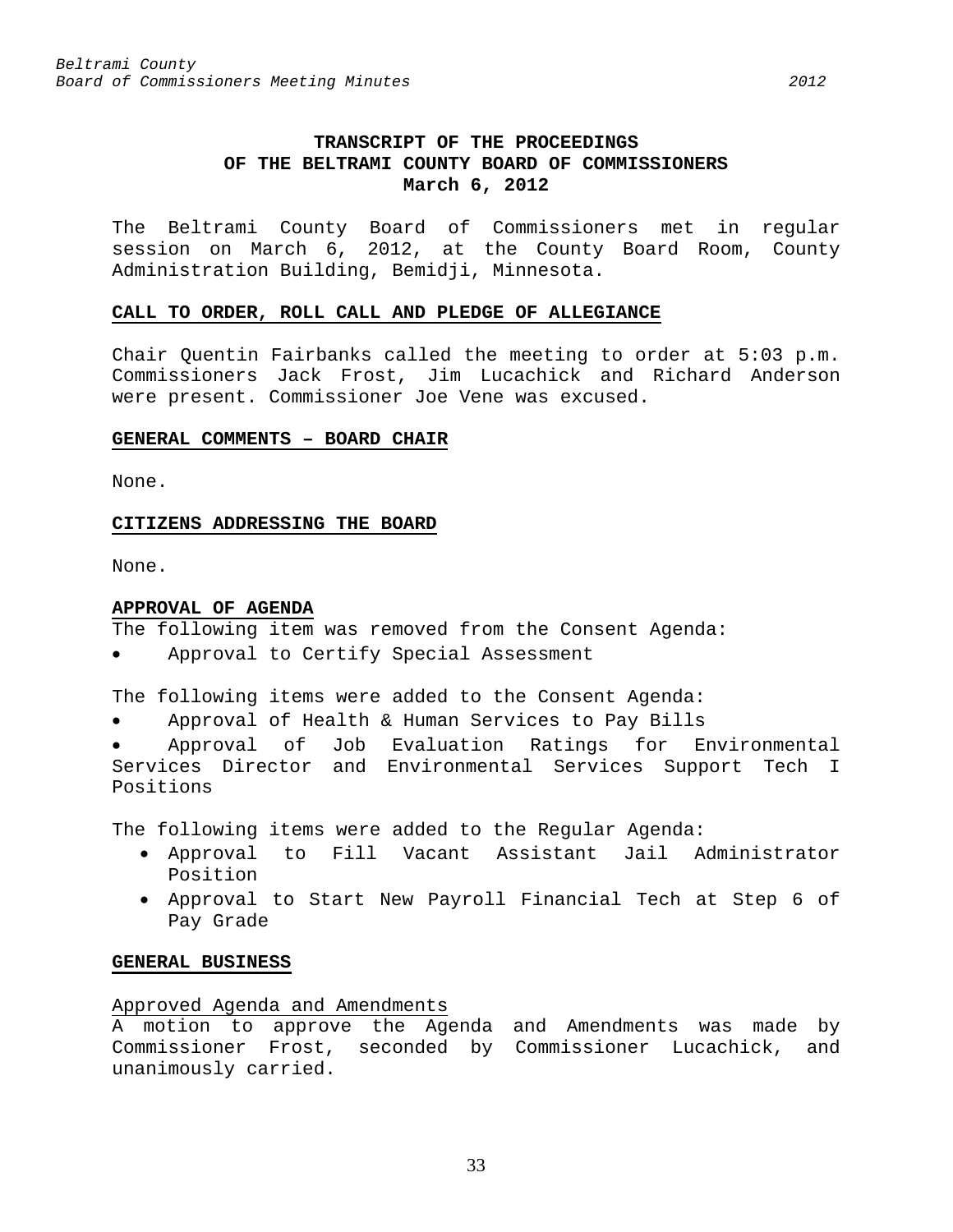# TRANSCRIPT OF THE PROCEEDINGS OF THE BELTRAMI COUNTY BOARD OF COMMISSIONERS

**March 6, 2012**

The Beltrami County Board of Commissioners met in regular session on March 6, 2012, at the County Board Room, County Administration Building, Bemidji, Minnesota.

## CALL TO ORDER, ROLL CALL AND PLEDGE OF ALLEGIANCE

Chair Quentin Fairbanks called the meeting to order at 5:03 p.m. Commissioners Jack Frost, Jim Lucachick and Richard Anderson were present. Commissioner Joe Vene was excused.

## GENERAL COMMENTS – BOARD CHAIR

None.

## CITIZENS ADDRESSING THE BOARD

None.

## APPROVAL OF AGENDA

The following item was removed from the Consent Agenda:

- Approval to Certify Special Assessment

The following items were added to the Consent Agenda:

- Approval of Health & Human Services to Pay Bills
- Approval of Job Evaluation Ratings for Environmental Services Director and Environmental Services Support Tech I Positions

The following items were added to the Regular Agenda:

- Approval to Fill Vacant Assistant Jail Administrator Position
- Approval to Start New Payroll Financial Tech at Step 6 of Pay Grade

## GENERAL BUSINESS

### Approved Agenda and Amendments

A motion to approve the Agenda and Amendments was made by Commissioner Frost, seconded by Commissioner Lucachick, and unanimously carried.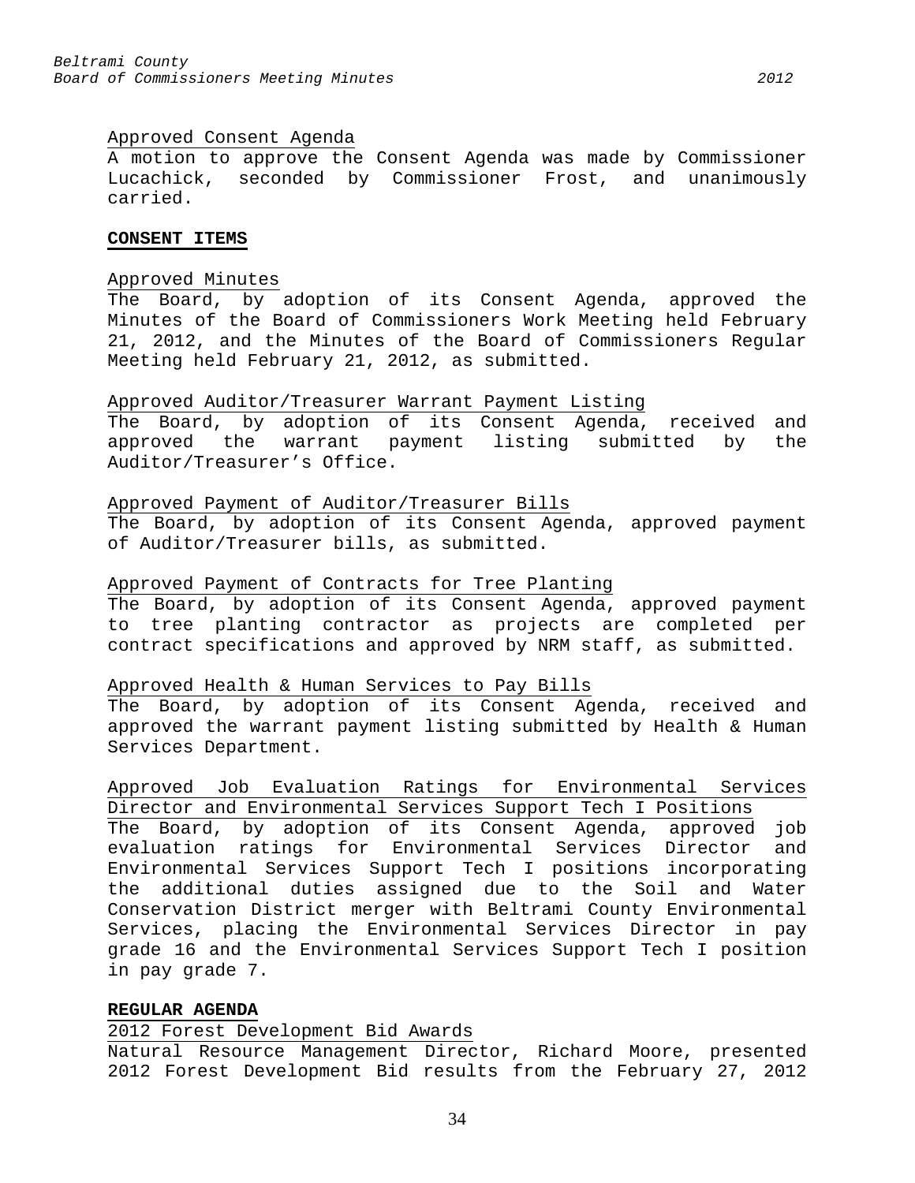Approved Consent Agenda

A motion to approve the Consent Agenda was made by Commissioner Lucachick, seconded by Commissioner Frost, and unanimously carried.

**CONSENT ITEMS**

Approved Minutes

The Board, by adoption of its Consent Agenda, approved the Minutes of the Board of Commissioners Work Meeting held February 21, 2012, and the Minutes of the Board of Commissioners Regular Meeting held February 21, 2012, as submitted.

Approved Auditor/Treasurer Warrant Payment Listing

The Board, by adoption of its Consent Agenda, received and approved the warrant payment listing submitted by the Auditor/Treasurer's Office.

Approved Payment of Auditor/Treasurer Bills

The Board, by adoption of its Consent Agenda, approved payment of Auditor/Treasurer bills, as submitted.

Approved Payment of Contracts for Tree Planting

The Board, by adoption of its Consent Agenda, approved payment to tree planting contractor as projects are completed per contract specifications and approved by NRM staff, as submitted.

Approved Health & Human Services to Pay Bills

The Board, by adoption of its Consent Agenda, received and approved the warrant payment listing submitted by Health & Human Services Department.

Approved Job Evaluation Ratings for Environmental Services Director and Environmental Services Support Tech I Positions

The Board, by adoption of its Consent Agenda, approved job evaluation ratings for Environmental Services Director and Environmental Services Support Tech I positions incorporating the additional duties assigned due to the Soil and Water Conservation District merger with Beltrami County Environmental Services, placing the Environmental Services Director in pay grade 16 and the Environmental Services Support Tech I position in pay grade 7.

**REGULAR AGENDA**

2012 Forest Development Bid Awards

Natural Resource Management Director, Richard Moore, presented 2012 Forest Development Bid results from the February 27, 2012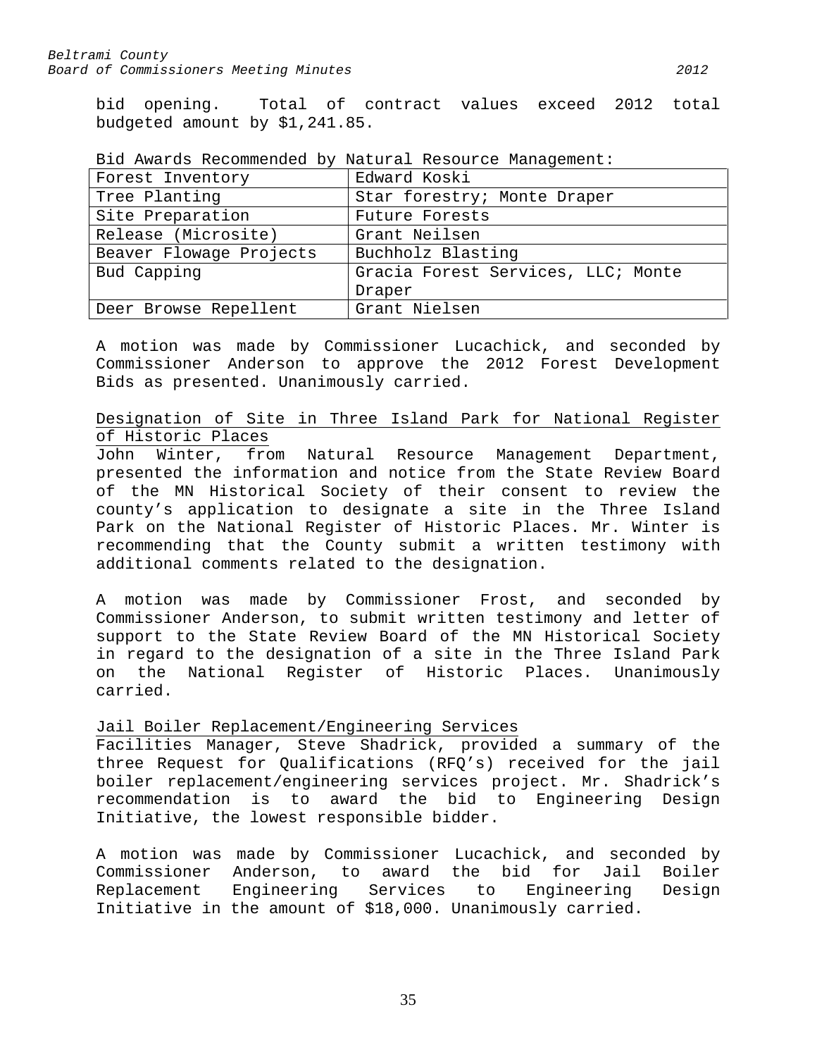bid opening. Total of contract values exceed 2012 total budgeted amount by $1,241.85.

Bid Awards Recommended by Natural Resource Management:

| Forest Inventory | Edward Koski |
|---|---|
| Tree Planting | Star forestry; Monte Draper |
| Site Preparation | Future Forests |
| Release (Microsite) | Grant Neilsen |
| Beaver Flowage Projects | Buchholz Blasting |
| Bud Capping | Gracia Forest Services, LLC; Monte Draper |
| Deer Browse Repellent | Grant Nielsen |

A motion was made by Commissioner Lucachick, and seconded by Commissioner Anderson to approve the 2012 Forest Development Bids as presented. Unanimously carried.

Designation of Site in Three Island Park for National Register of Historic Places

John Winter, from Natural Resource Management Department, presented the information and notice from the State Review Board of the MN Historical Society of their consent to review the county's application to designate a site in the Three Island Park on the National Register of Historic Places. Mr. Winter is recommending that the County submit a written testimony with additional comments related to the designation.

A motion was made by Commissioner Frost, and seconded by Commissioner Anderson, to submit written testimony and letter of support to the State Review Board of the MN Historical Society in regard to the designation of a site in the Three Island Park on the National Register of Historic Places. Unanimously carried.

Jail Boiler Replacement/Engineering Services

Facilities Manager, Steve Shadrick, provided a summary of the three Request for Qualifications (RFQ's) received for the jail boiler replacement/engineering services project. Mr. Shadrick's recommendation is to award the bid to Engineering Design Initiative, the lowest responsible bidder.

A motion was made by Commissioner Lucachick, and seconded by Commissioner Anderson, to award the bid for Jail Boiler Replacement Engineering Services to Engineering Design Initiative in the amount of $18,000. Unanimously carried.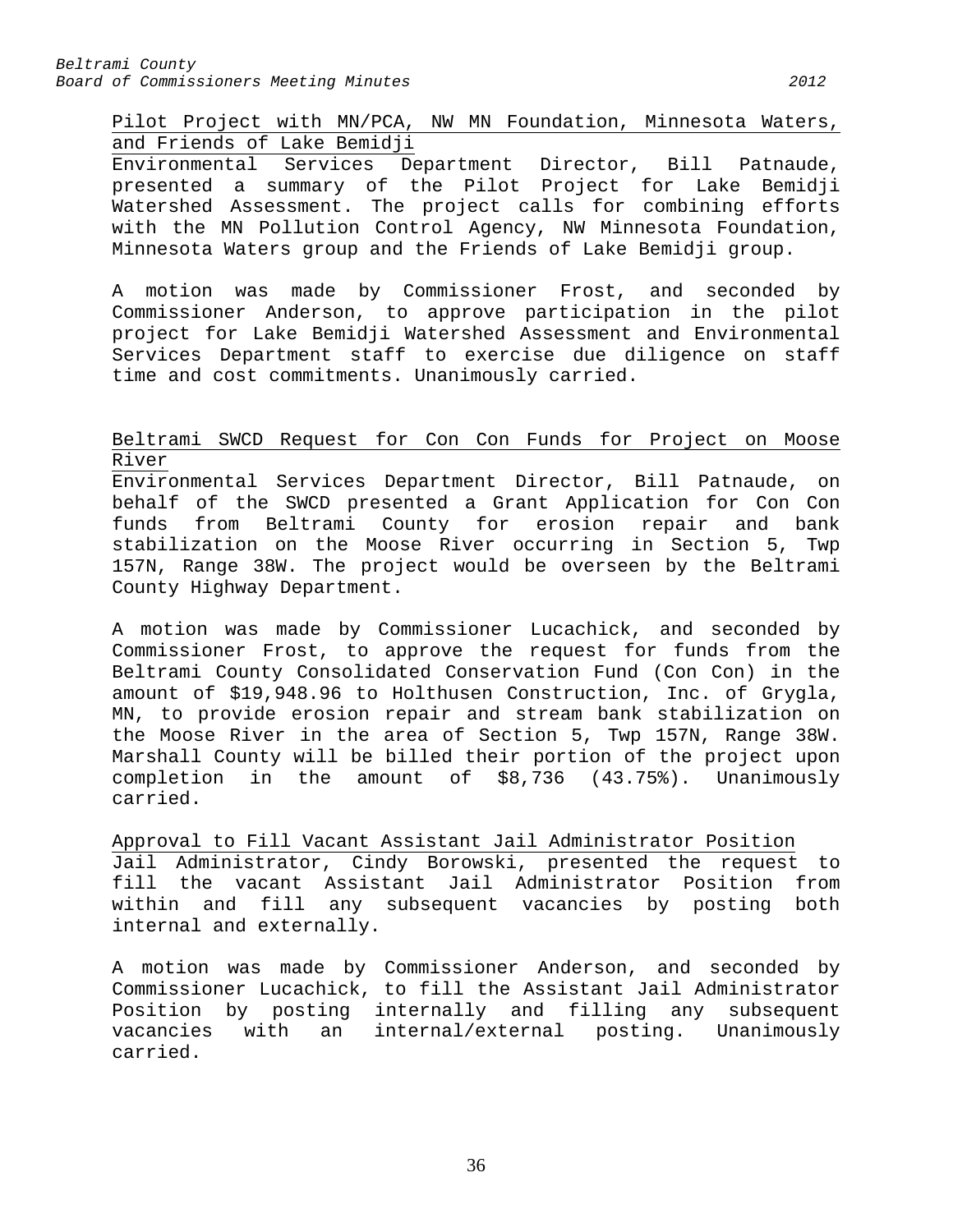Pilot Project with MN/PCA, NW MN Foundation, Minnesota Waters, and Friends of Lake Bemidji

Environmental Services Department Director, Bill Patnaude, presented a summary of the Pilot Project for Lake Bemidji Watershed Assessment. The project calls for combining efforts with the MN Pollution Control Agency, NW Minnesota Foundation, Minnesota Waters group and the Friends of Lake Bemidji group.

A motion was made by Commissioner Frost, and seconded by Commissioner Anderson, to approve participation in the pilot project for Lake Bemidji Watershed Assessment and Environmental Services Department staff to exercise due diligence on staff time and cost commitments. Unanimously carried.

Beltrami SWCD Request for Con Con Funds for Project on Moose River

Environmental Services Department Director, Bill Patnaude, on behalf of the SWCD presented a Grant Application for Con Con funds from Beltrami County for erosion repair and bank stabilization on the Moose River occurring in Section 5, Twp 157N, Range 38W. The project would be overseen by the Beltrami County Highway Department.

A motion was made by Commissioner Lucachick, and seconded by Commissioner Frost, to approve the request for funds from the Beltrami County Consolidated Conservation Fund (Con Con) in the amount of $19,948.96 to Holthusen Construction, Inc. of Grygla, MN, to provide erosion repair and stream bank stabilization on the Moose River in the area of Section 5, Twp 157N, Range 38W. Marshall County will be billed their portion of the project upon completion in the amount of $8,736 (43.75%). Unanimously carried.

Approval to Fill Vacant Assistant Jail Administrator Position

Jail Administrator, Cindy Borowski, presented the request to fill the vacant Assistant Jail Administrator Position from within and fill any subsequent vacancies by posting both internal and externally.

A motion was made by Commissioner Anderson, and seconded by Commissioner Lucachick, to fill the Assistant Jail Administrator Position by posting internally and filling any subsequent vacancies with an internal/external posting. Unanimously carried.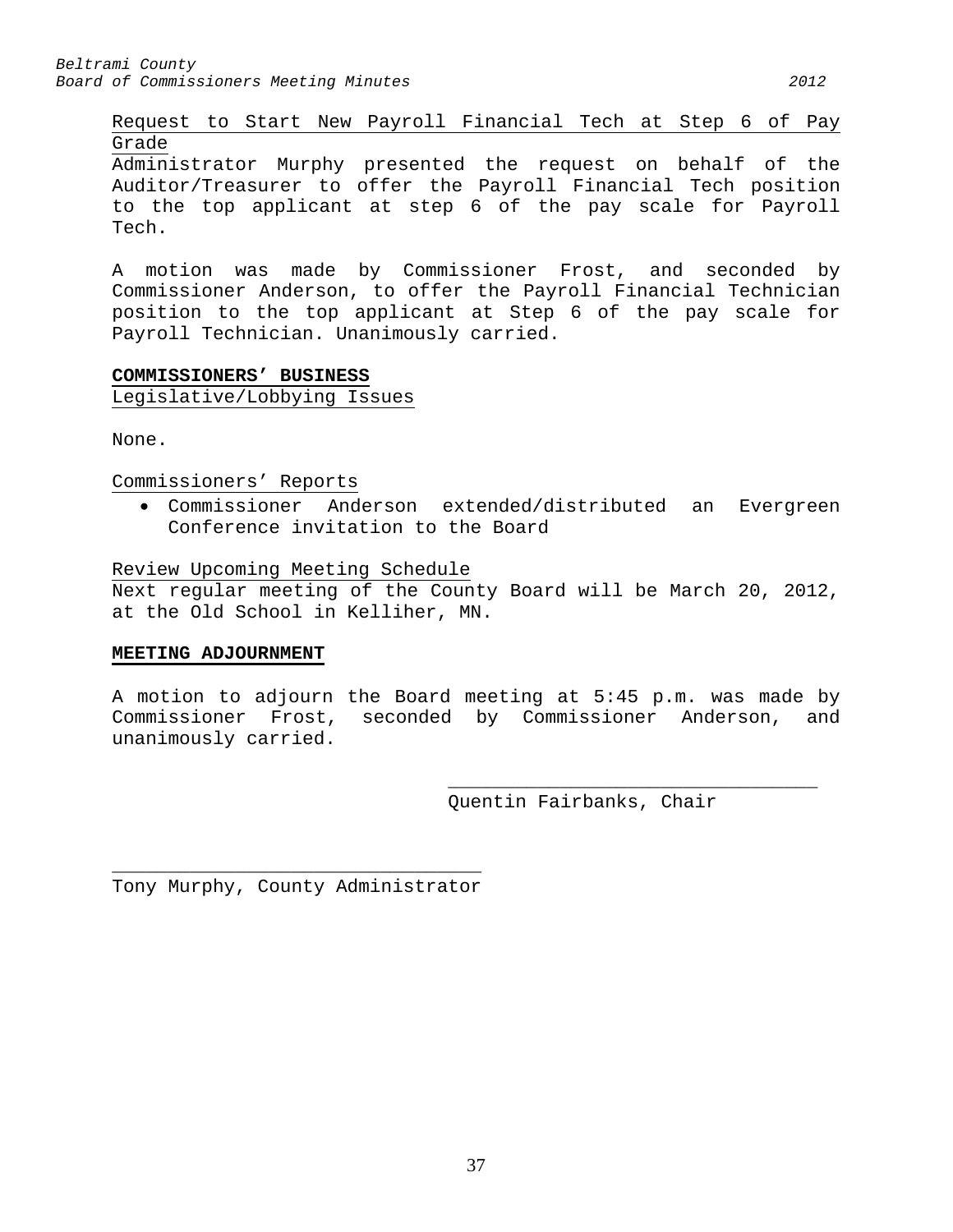Request to Start New Payroll Financial Tech at Step 6 of Pay Grade

Administrator Murphy presented the request on behalf of the Auditor/Treasurer to offer the Payroll Financial Tech position to the top applicant at step 6 of the pay scale for Payroll Tech.

A motion was made by Commissioner Frost, and seconded by Commissioner Anderson, to offer the Payroll Financial Technician position to the top applicant at Step 6 of the pay scale for Payroll Technician. Unanimously carried.

## COMMISSIONERS' BUSINESS

Legislative/Lobbying Issues

None.

Commissioners' Reports

- Commissioner Anderson extended/distributed an Evergreen Conference invitation to the Board

Review Upcoming Meeting Schedule

Next regular meeting of the County Board will be March 20, 2012, at the Old School in Kelliher, MN.

## MEETING ADJOURNMENT

A motion to adjourn the Board meeting at 5:45 p.m. was made by Commissioner Frost, seconded by Commissioner Anderson, and unanimously carried.

\_\_\_\_\_\_\_\_\_\_\_\_\_\_\_\_\_\_\_\_\_\_\_\_\_\_\_\_\_\_\_\_\_
Quentin Fairbanks, Chair

\_\_\_\_\_\_\_\_\_\_\_\_\_\_\_\_\_\_\_\_\_\_\_\_\_\_\_\_\_\_\_\_\_
Tony Murphy, County Administrator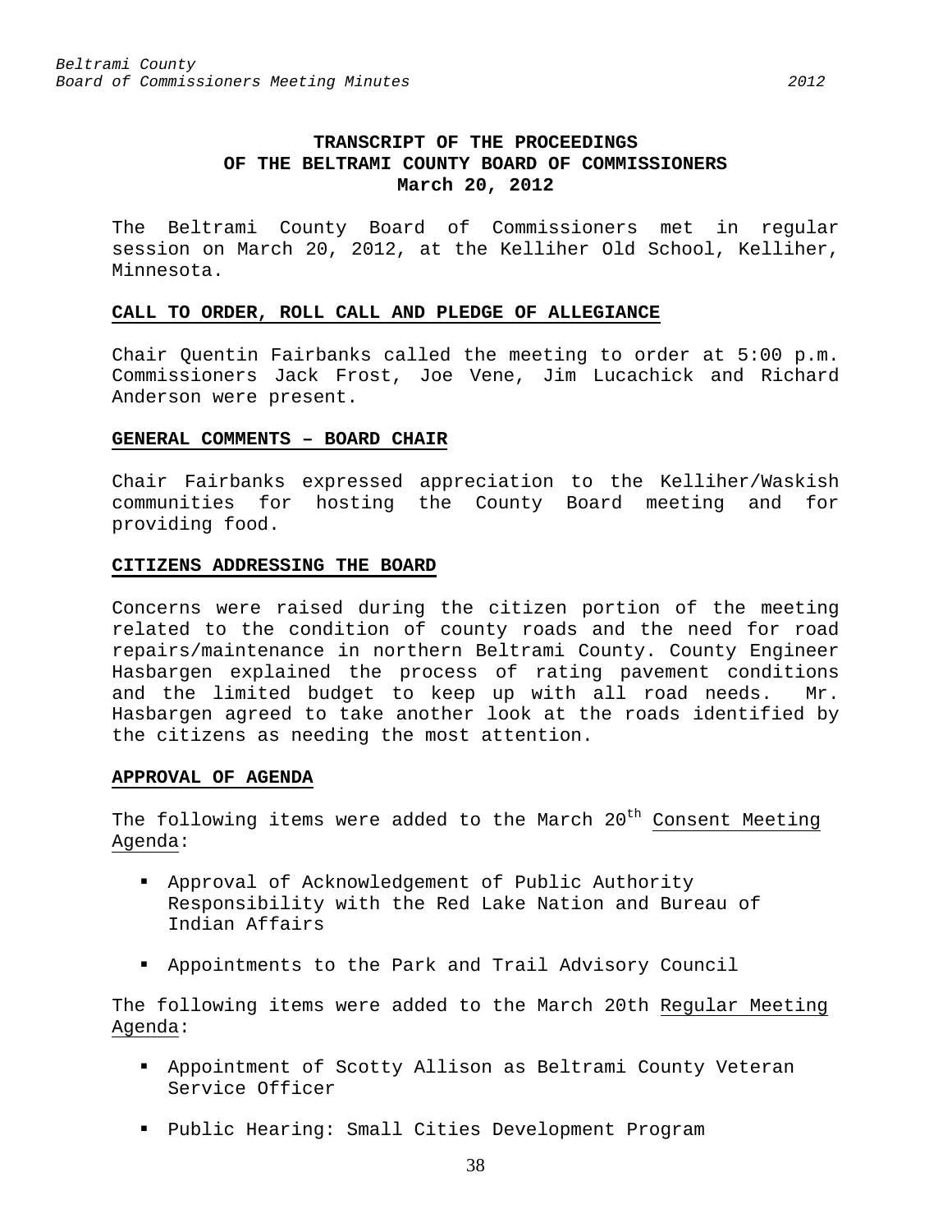# TRANSCRIPT OF THE PROCEEDINGS OF THE BELTRAMI COUNTY BOARD OF COMMISSIONERS March 20, 2012

The Beltrami County Board of Commissioners met in regular session on March 20, 2012, at the Kelliher Old School, Kelliher, Minnesota.

## CALL TO ORDER, ROLL CALL AND PLEDGE OF ALLEGIANCE

Chair Quentin Fairbanks called the meeting to order at 5:00 p.m. Commissioners Jack Frost, Joe Vene, Jim Lucachick and Richard Anderson were present.

## GENERAL COMMENTS – BOARD CHAIR

Chair Fairbanks expressed appreciation to the Kelliher/Waskish communities for hosting the County Board meeting and for providing food.

## CITIZENS ADDRESSING THE BOARD

Concerns were raised during the citizen portion of the meeting related to the condition of county roads and the need for road repairs/maintenance in northern Beltrami County. County Engineer Hasbargen explained the process of rating pavement conditions and the limited budget to keep up with all road needs. Mr. Hasbargen agreed to take another look at the roads identified by the citizens as needing the most attention.

## APPROVAL OF AGENDA

The following items were added to the March 20th Consent Meeting Agenda:

- Approval of Acknowledgement of Public Authority Responsibility with the Red Lake Nation and Bureau of Indian Affairs
- Appointments to the Park and Trail Advisory Council

The following items were added to the March 20th Regular Meeting Agenda:

- Appointment of Scotty Allison as Beltrami County Veteran Service Officer
- Public Hearing: Small Cities Development Program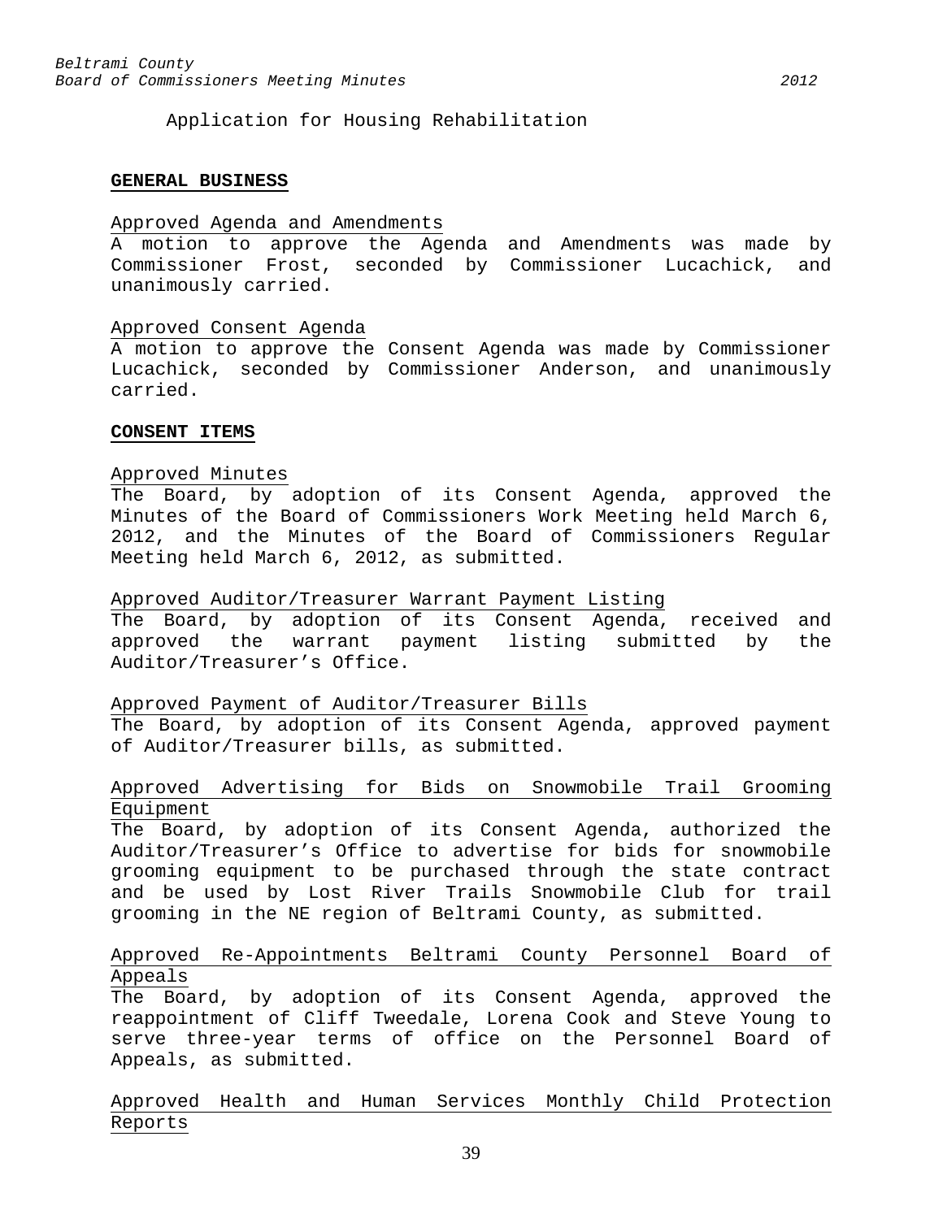Application for Housing Rehabilitation

**GENERAL BUSINESS**

Approved Agenda and Amendments

A motion to approve the Agenda and Amendments was made by Commissioner Frost, seconded by Commissioner Lucachick, and unanimously carried.

Approved Consent Agenda

A motion to approve the Consent Agenda was made by Commissioner Lucachick, seconded by Commissioner Anderson, and unanimously carried.

**CONSENT ITEMS**

Approved Minutes

The Board, by adoption of its Consent Agenda, approved the Minutes of the Board of Commissioners Work Meeting held March 6, 2012, and the Minutes of the Board of Commissioners Regular Meeting held March 6, 2012, as submitted.

Approved Auditor/Treasurer Warrant Payment Listing

The Board, by adoption of its Consent Agenda, received and approved the warrant payment listing submitted by the Auditor/Treasurer's Office.

Approved Payment of Auditor/Treasurer Bills

The Board, by adoption of its Consent Agenda, approved payment of Auditor/Treasurer bills, as submitted.

Approved Advertising for Bids on Snowmobile Trail Grooming Equipment

The Board, by adoption of its Consent Agenda, authorized the Auditor/Treasurer's Office to advertise for bids for snowmobile grooming equipment to be purchased through the state contract and be used by Lost River Trails Snowmobile Club for trail grooming in the NE region of Beltrami County, as submitted.

Approved Re-Appointments Beltrami County Personnel Board of Appeals

The Board, by adoption of its Consent Agenda, approved the reappointment of Cliff Tweedale, Lorena Cook and Steve Young to serve three-year terms of office on the Personnel Board of Appeals, as submitted.

Approved Health and Human Services Monthly Child Protection Reports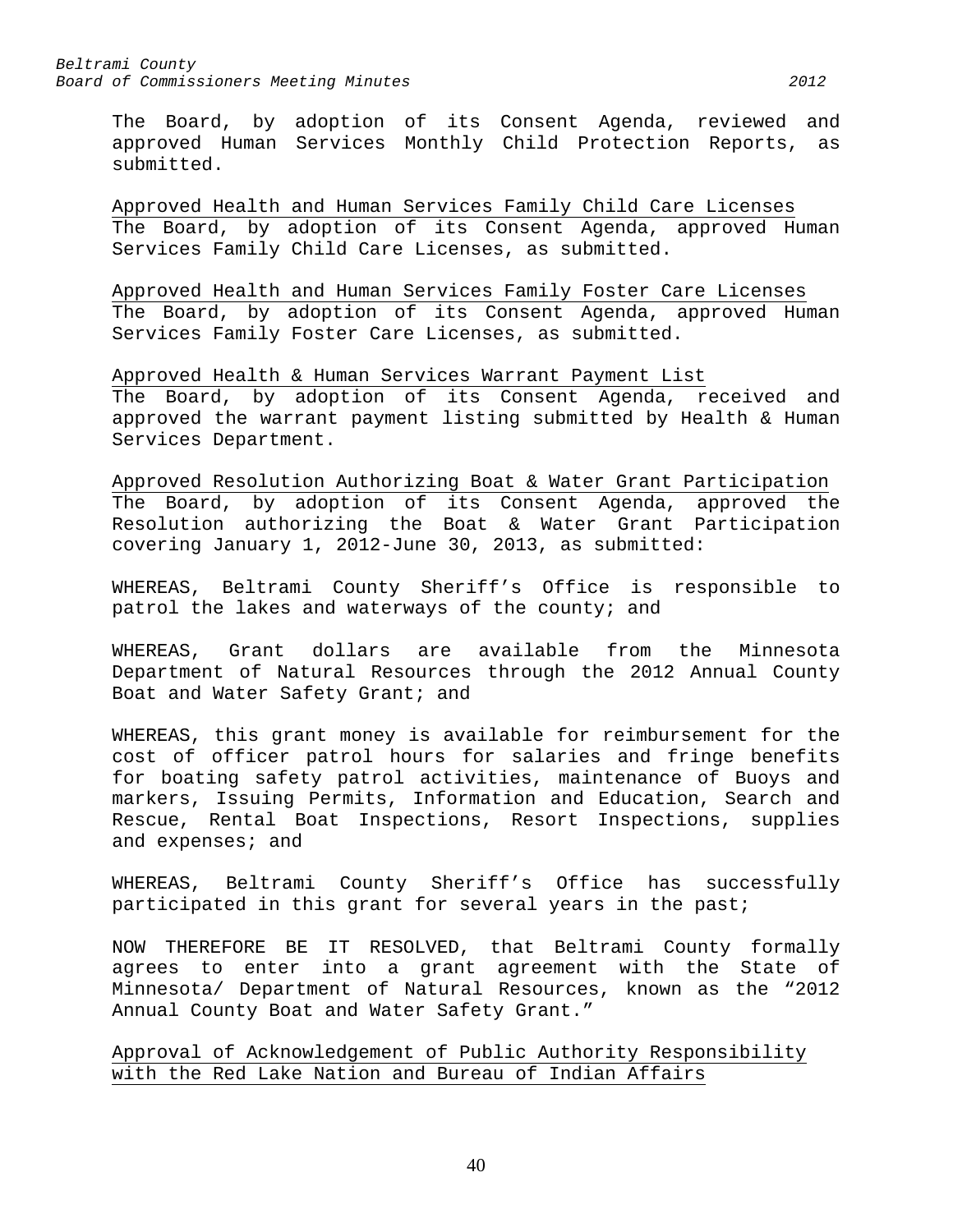The Board, by adoption of its Consent Agenda, reviewed and approved Human Services Monthly Child Protection Reports, as submitted.

Approved Health and Human Services Family Child Care Licenses

The Board, by adoption of its Consent Agenda, approved Human Services Family Child Care Licenses, as submitted.

Approved Health and Human Services Family Foster Care Licenses

The Board, by adoption of its Consent Agenda, approved Human Services Family Foster Care Licenses, as submitted.

Approved Health & Human Services Warrant Payment List

The Board, by adoption of its Consent Agenda, received and approved the warrant payment listing submitted by Health & Human Services Department.

Approved Resolution Authorizing Boat & Water Grant Participation

The Board, by adoption of its Consent Agenda, approved the Resolution authorizing the Boat & Water Grant Participation covering January 1, 2012-June 30, 2013, as submitted:

WHEREAS, Beltrami County Sheriff's Office is responsible to patrol the lakes and waterways of the county; and

WHEREAS, Grant dollars are available from the Minnesota Department of Natural Resources through the 2012 Annual County Boat and Water Safety Grant; and

WHEREAS, this grant money is available for reimbursement for the cost of officer patrol hours for salaries and fringe benefits for boating safety patrol activities, maintenance of Buoys and markers, Issuing Permits, Information and Education, Search and Rescue, Rental Boat Inspections, Resort Inspections, supplies and expenses; and

WHEREAS, Beltrami County Sheriff's Office has successfully participated in this grant for several years in the past;

NOW THEREFORE BE IT RESOLVED, that Beltrami County formally agrees to enter into a grant agreement with the State of Minnesota/ Department of Natural Resources, known as the "2012 Annual County Boat and Water Safety Grant."

Approval of Acknowledgement of Public Authority Responsibility with the Red Lake Nation and Bureau of Indian Affairs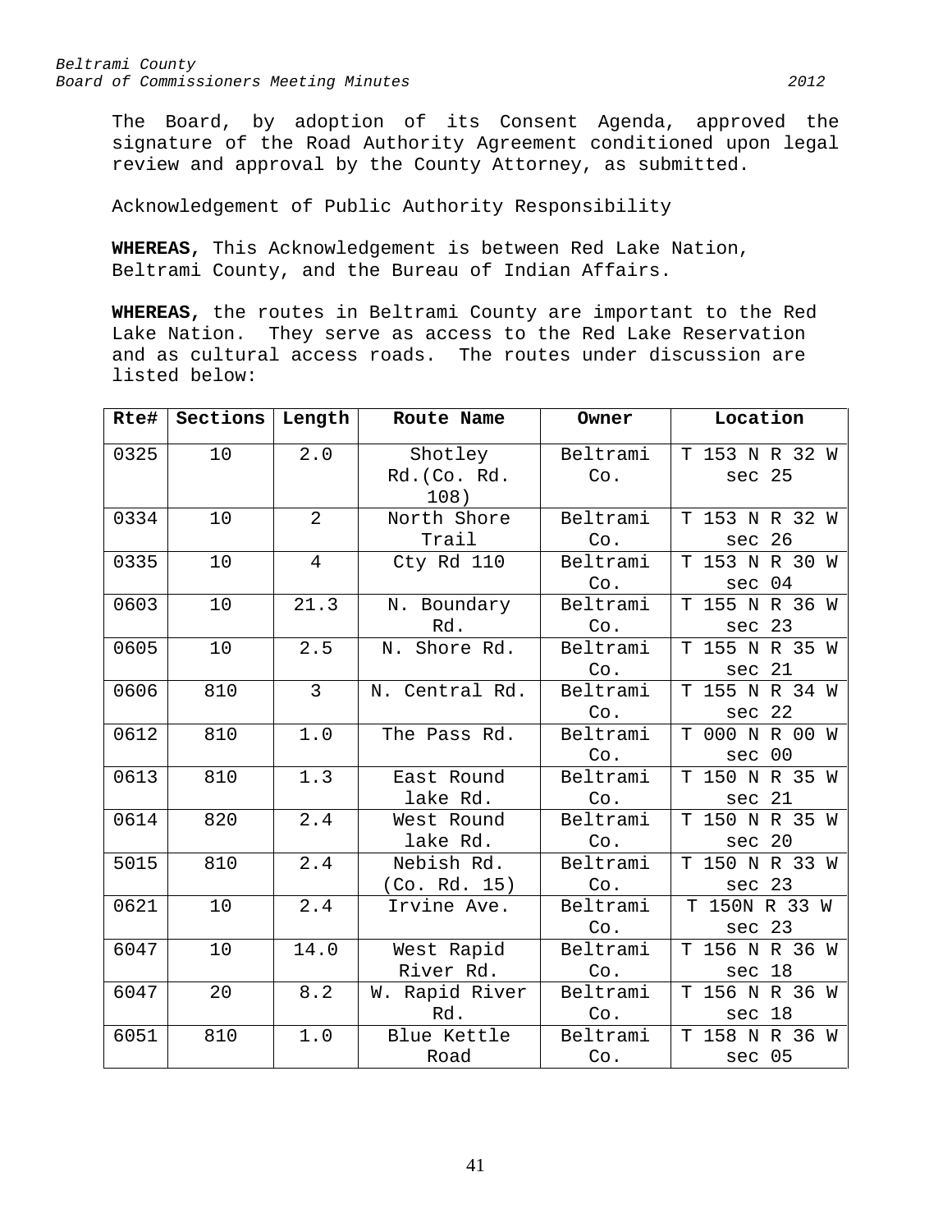The Board, by adoption of its Consent Agenda, approved the signature of the Road Authority Agreement conditioned upon legal review and approval by the County Attorney, as submitted.

Acknowledgement of Public Authority Responsibility

**WHEREAS,** This Acknowledgement is between Red Lake Nation, Beltrami County, and the Bureau of Indian Affairs.

**WHEREAS,** the routes in Beltrami County are important to the Red Lake Nation. They serve as access to the Red Lake Reservation and as cultural access roads. The routes under discussion are listed below:

| Rte# | Sections | Length | Route Name | Owner | Location |
|---|---|---|---|---|---|
| 0325 | 10 | 2.0 | Shotley Rd.(Co. Rd. 108) | Beltrami Co. | T 153 N R 32 W sec 25 |
| 0334 | 10 | 2 | North Shore Trail | Beltrami Co. | T 153 N R 32 W sec 26 |
| 0335 | 10 | 4 | Cty Rd 110 | Beltrami Co. | T 153 N R 30 W sec 04 |
| 0603 | 10 | 21.3 | N. Boundary Rd. | Beltrami Co. | T 155 N R 36 W sec 23 |
| 0605 | 10 | 2.5 | N. Shore Rd. | Beltrami Co. | T 155 N R 35 W sec 21 |
| 0606 | 810 | 3 | N. Central Rd. | Beltrami Co. | T 155 N R 34 W sec 22 |
| 0612 | 810 | 1.0 | The Pass Rd. | Beltrami Co. | T 000 N R 00 W sec 00 |
| 0613 | 810 | 1.3 | East Round lake Rd. | Beltrami Co. | T 150 N R 35 W sec 21 |
| 0614 | 820 | 2.4 | West Round lake Rd. | Beltrami Co. | T 150 N R 35 W sec 20 |
| 5015 | 810 | 2.4 | Nebish Rd. (Co. Rd. 15) | Beltrami Co. | T 150 N R 33 W sec 23 |
| 0621 | 10 | 2.4 | Irvine Ave. | Beltrami Co. | T 150N R 33 W sec 23 |
| 6047 | 10 | 14.0 | West Rapid River Rd. | Beltrami Co. | T 156 N R 36 W sec 18 |
| 6047 | 20 | 8.2 | W. Rapid River Rd. | Beltrami Co. | T 156 N R 36 W sec 18 |
| 6051 | 810 | 1.0 | Blue Kettle Road | Beltrami Co. | T 158 N R 36 W sec 05 |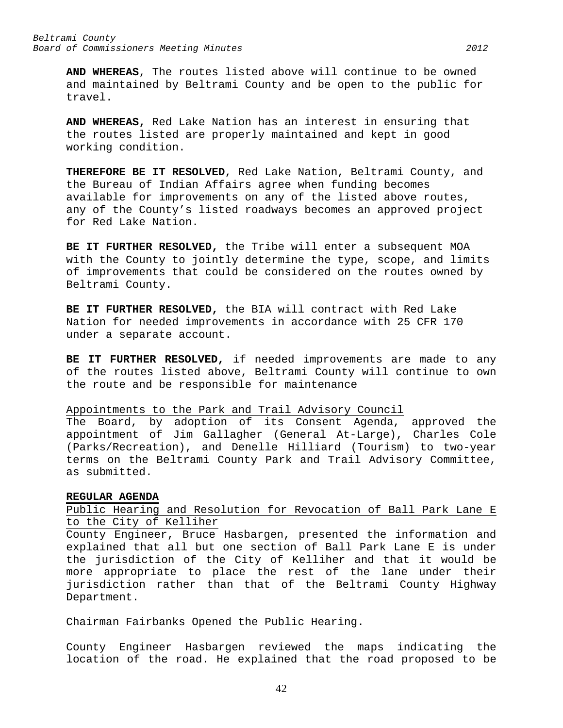**AND WHEREAS**, The routes listed above will continue to be owned and maintained by Beltrami County and be open to the public for travel.

**AND WHEREAS,** Red Lake Nation has an interest in ensuring that the routes listed are properly maintained and kept in good working condition.

**THEREFORE BE IT RESOLVED**, Red Lake Nation, Beltrami County, and the Bureau of Indian Affairs agree when funding becomes available for improvements on any of the listed above routes, any of the County's listed roadways becomes an approved project for Red Lake Nation.

**BE IT FURTHER RESOLVED,** the Tribe will enter a subsequent MOA with the County to jointly determine the type, scope, and limits of improvements that could be considered on the routes owned by Beltrami County.

**BE IT FURTHER RESOLVED,** the BIA will contract with Red Lake Nation for needed improvements in accordance with 25 CFR 170 under a separate account.

**BE IT FURTHER RESOLVED,** if needed improvements are made to any of the routes listed above, Beltrami County will continue to own the route and be responsible for maintenance

Appointments to the Park and Trail Advisory Council

The Board, by adoption of its Consent Agenda, approved the appointment of Jim Gallagher (General At-Large), Charles Cole (Parks/Recreation), and Denelle Hilliard (Tourism) to two-year terms on the Beltrami County Park and Trail Advisory Committee, as submitted.

**REGULAR AGENDA**

Public Hearing and Resolution for Revocation of Ball Park Lane E to the City of Kelliher

County Engineer, Bruce Hasbargen, presented the information and explained that all but one section of Ball Park Lane E is under the jurisdiction of the City of Kelliher and that it would be more appropriate to place the rest of the lane under their jurisdiction rather than that of the Beltrami County Highway Department.

Chairman Fairbanks Opened the Public Hearing.

County Engineer Hasbargen reviewed the maps indicating the location of the road. He explained that the road proposed to be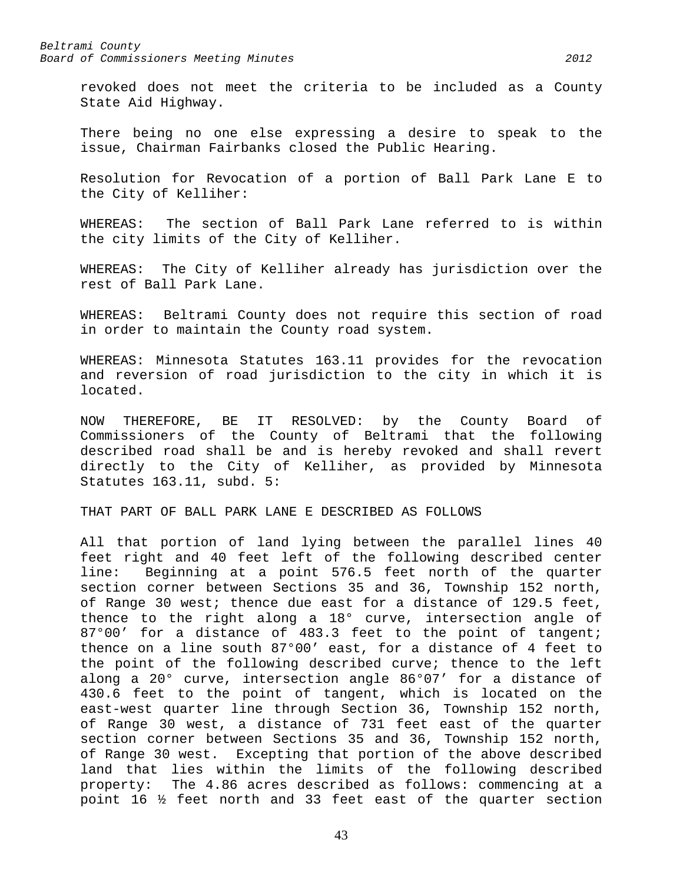revoked does not meet the criteria to be included as a County State Aid Highway.

There being no one else expressing a desire to speak to the issue, Chairman Fairbanks closed the Public Hearing.

Resolution for Revocation of a portion of Ball Park Lane E to the City of Kelliher:

WHEREAS: The section of Ball Park Lane referred to is within the city limits of the City of Kelliher.

WHEREAS: The City of Kelliher already has jurisdiction over the rest of Ball Park Lane.

WHEREAS: Beltrami County does not require this section of road in order to maintain the County road system.

WHEREAS: Minnesota Statutes 163.11 provides for the revocation and reversion of road jurisdiction to the city in which it is located.

NOW THEREFORE, BE IT RESOLVED: by the County Board of Commissioners of the County of Beltrami that the following described road shall be and is hereby revoked and shall revert directly to the City of Kelliher, as provided by Minnesota Statutes 163.11, subd. 5:

THAT PART OF BALL PARK LANE E DESCRIBED AS FOLLOWS

All that portion of land lying between the parallel lines 40 feet right and 40 feet left of the following described center line: Beginning at a point 576.5 feet north of the quarter section corner between Sections 35 and 36, Township 152 north, of Range 30 west; thence due east for a distance of 129.5 feet, thence to the right along a 18° curve, intersection angle of 87°00′ for a distance of 483.3 feet to the point of tangent; thence on a line south 87°00′ east, for a distance of 4 feet to the point of the following described curve; thence to the left along a 20° curve, intersection angle 86°07′ for a distance of 430.6 feet to the point of tangent, which is located on the east-west quarter line through Section 36, Township 152 north, of Range 30 west, a distance of 731 feet east of the quarter section corner between Sections 35 and 36, Township 152 north, of Range 30 west. Excepting that portion of the above described land that lies within the limits of the following described property: The 4.86 acres described as follows: commencing at a point 16 ½ feet north and 33 feet east of the quarter section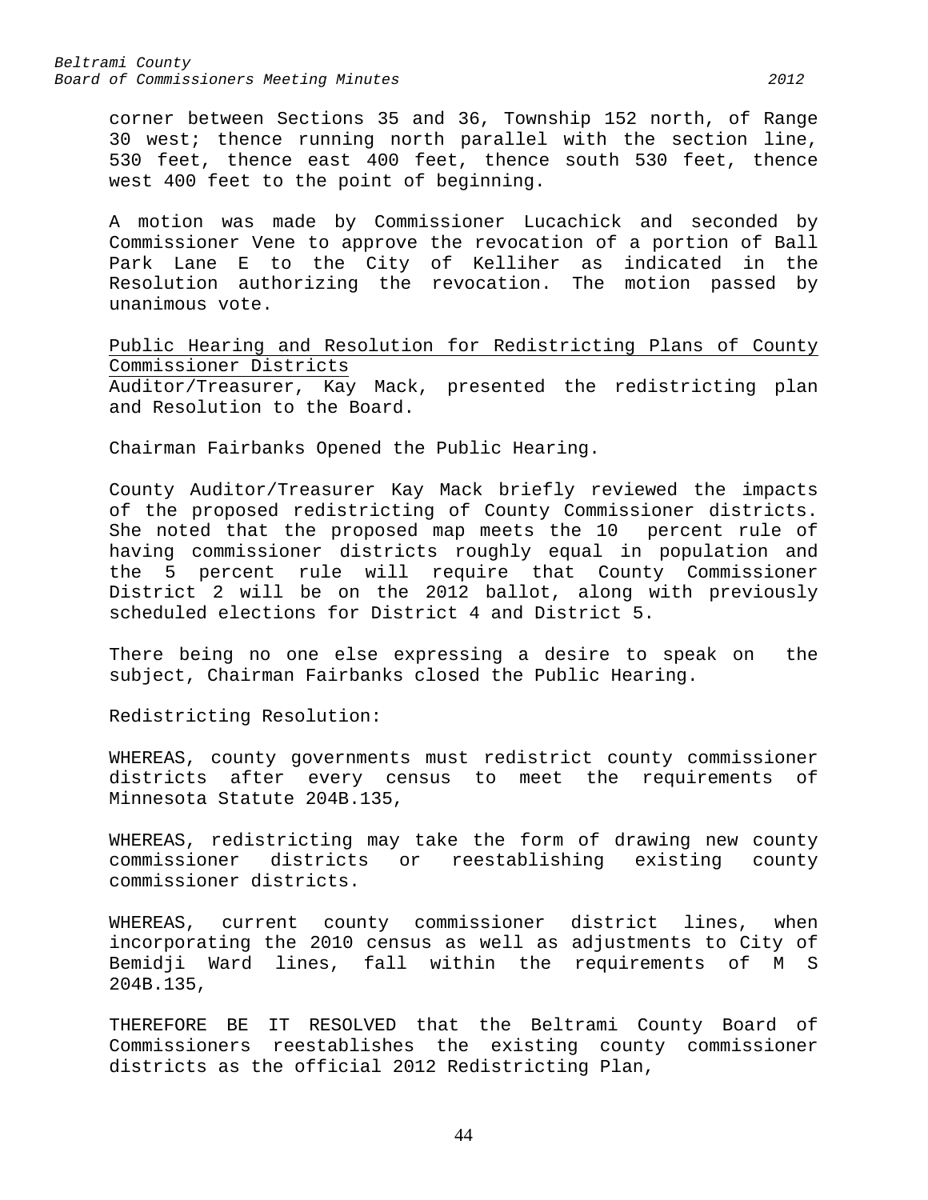corner between Sections 35 and 36, Township 152 north, of Range 30 west; thence running north parallel with the section line, 530 feet, thence east 400 feet, thence south 530 feet, thence west 400 feet to the point of beginning.

A motion was made by Commissioner Lucachick and seconded by Commissioner Vene to approve the revocation of a portion of Ball Park Lane E to the City of Kelliher as indicated in the Resolution authorizing the revocation. The motion passed by unanimous vote.

<u>Public Hearing and Resolution for Redistricting Plans of County Commissioner Districts</u>

Auditor/Treasurer, Kay Mack, presented the redistricting plan and Resolution to the Board.

Chairman Fairbanks Opened the Public Hearing.

County Auditor/Treasurer Kay Mack briefly reviewed the impacts of the proposed redistricting of County Commissioner districts. She noted that the proposed map meets the 10 percent rule of having commissioner districts roughly equal in population and the 5 percent rule will require that County Commissioner District 2 will be on the 2012 ballot, along with previously scheduled elections for District 4 and District 5.

There being no one else expressing a desire to speak on the subject, Chairman Fairbanks closed the Public Hearing.

Redistricting Resolution:

WHEREAS, county governments must redistrict county commissioner districts after every census to meet the requirements of Minnesota Statute 204B.135,

WHEREAS, redistricting may take the form of drawing new county commissioner districts or reestablishing existing county commissioner districts.

WHEREAS, current county commissioner district lines, when incorporating the 2010 census as well as adjustments to City of Bemidji Ward lines, fall within the requirements of M S 204B.135,

THEREFORE BE IT RESOLVED that the Beltrami County Board of Commissioners reestablishes the existing county commissioner districts as the official 2012 Redistricting Plan,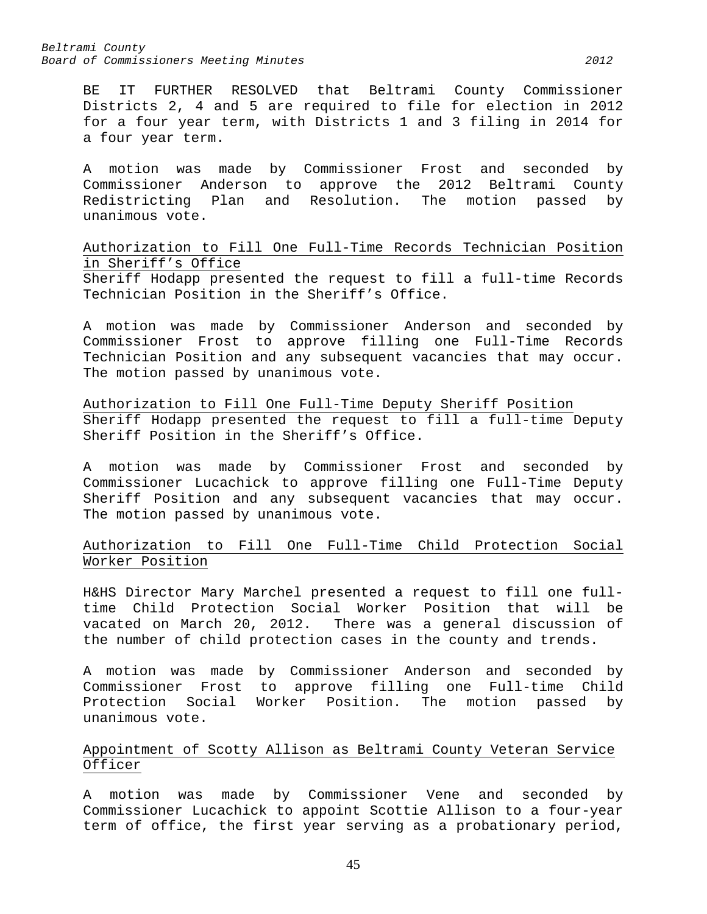BE IT FURTHER RESOLVED that Beltrami County Commissioner Districts 2, 4 and 5 are required to file for election in 2012 for a four year term, with Districts 1 and 3 filing in 2014 for a four year term.

A motion was made by Commissioner Frost and seconded by Commissioner Anderson to approve the 2012 Beltrami County Redistricting Plan and Resolution. The motion passed by unanimous vote.

<u>Authorization to Fill One Full-Time Records Technician Position in Sheriff's Office</u>

Sheriff Hodapp presented the request to fill a full-time Records Technician Position in the Sheriff's Office.

A motion was made by Commissioner Anderson and seconded by Commissioner Frost to approve filling one Full-Time Records Technician Position and any subsequent vacancies that may occur. The motion passed by unanimous vote.

<u>Authorization to Fill One Full-Time Deputy Sheriff Position</u>

Sheriff Hodapp presented the request to fill a full-time Deputy Sheriff Position in the Sheriff's Office.

A motion was made by Commissioner Frost and seconded by Commissioner Lucachick to approve filling one Full-Time Deputy Sheriff Position and any subsequent vacancies that may occur. The motion passed by unanimous vote.

<u>Authorization to Fill One Full-Time Child Protection Social Worker Position</u>

H&HS Director Mary Marchel presented a request to fill one full-time Child Protection Social Worker Position that will be vacated on March 20, 2012. There was a general discussion of the number of child protection cases in the county and trends.

A motion was made by Commissioner Anderson and seconded by Commissioner Frost to approve filling one Full-time Child Protection Social Worker Position. The motion passed by unanimous vote.

<u>Appointment of Scotty Allison as Beltrami County Veteran Service Officer</u>

A motion was made by Commissioner Vene and seconded by Commissioner Lucachick to appoint Scottie Allison to a four-year term of office, the first year serving as a probationary period,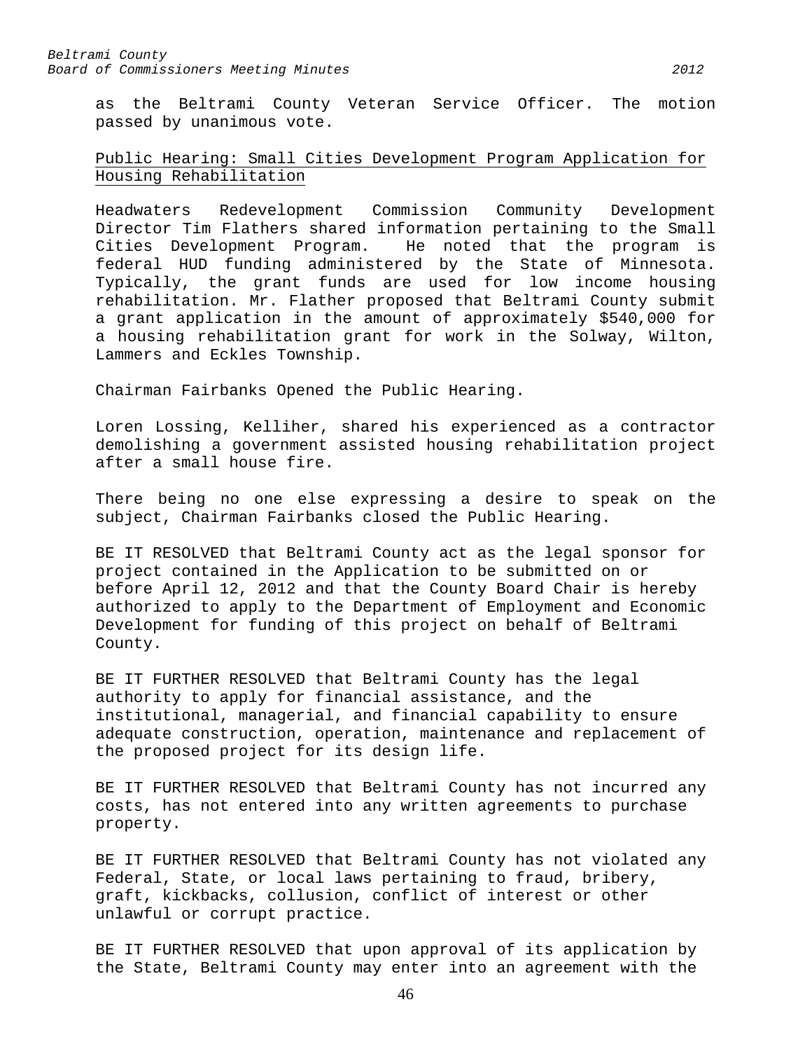as the Beltrami County Veteran Service Officer. The motion passed by unanimous vote.

## Public Hearing: Small Cities Development Program Application for Housing Rehabilitation

Headwaters Redevelopment Commission Community Development Director Tim Flathers shared information pertaining to the Small Cities Development Program. He noted that the program is federal HUD funding administered by the State of Minnesota. Typically, the grant funds are used for low income housing rehabilitation. Mr. Flather proposed that Beltrami County submit a grant application in the amount of approximately $540,000 for a housing rehabilitation grant for work in the Solway, Wilton, Lammers and Eckles Township.

Chairman Fairbanks Opened the Public Hearing.

Loren Lossing, Kelliher, shared his experienced as a contractor demolishing a government assisted housing rehabilitation project after a small house fire.

There being no one else expressing a desire to speak on the subject, Chairman Fairbanks closed the Public Hearing.

BE IT RESOLVED that Beltrami County act as the legal sponsor for project contained in the Application to be submitted on or before April 12, 2012 and that the County Board Chair is hereby authorized to apply to the Department of Employment and Economic Development for funding of this project on behalf of Beltrami County.

BE IT FURTHER RESOLVED that Beltrami County has the legal authority to apply for financial assistance, and the institutional, managerial, and financial capability to ensure adequate construction, operation, maintenance and replacement of the proposed project for its design life.

BE IT FURTHER RESOLVED that Beltrami County has not incurred any costs, has not entered into any written agreements to purchase property.

BE IT FURTHER RESOLVED that Beltrami County has not violated any Federal, State, or local laws pertaining to fraud, bribery, graft, kickbacks, collusion, conflict of interest or other unlawful or corrupt practice.

BE IT FURTHER RESOLVED that upon approval of its application by the State, Beltrami County may enter into an agreement with the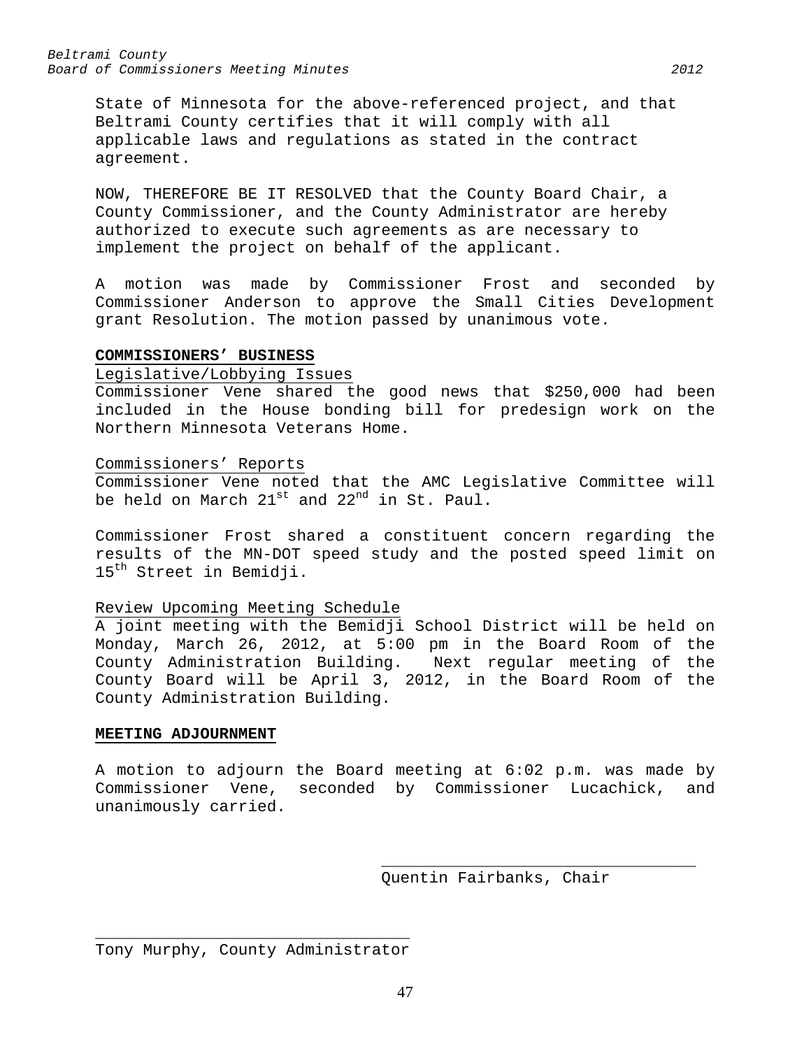State of Minnesota for the above-referenced project, and that Beltrami County certifies that it will comply with all applicable laws and regulations as stated in the contract agreement.

NOW, THEREFORE BE IT RESOLVED that the County Board Chair, a County Commissioner, and the County Administrator are hereby authorized to execute such agreements as are necessary to implement the project on behalf of the applicant.

A motion was made by Commissioner Frost and seconded by Commissioner Anderson to approve the Small Cities Development grant Resolution. The motion passed by unanimous vote.

**COMMISSIONERS' BUSINESS**

Legislative/Lobbying Issues

Commissioner Vene shared the good news that $250,000 had been included in the House bonding bill for predesign work on the Northern Minnesota Veterans Home.

Commissioners' Reports

Commissioner Vene noted that the AMC Legislative Committee will be held on March 21st and 22nd in St. Paul.

Commissioner Frost shared a constituent concern regarding the results of the MN-DOT speed study and the posted speed limit on 15th Street in Bemidji.

Review Upcoming Meeting Schedule

A joint meeting with the Bemidji School District will be held on Monday, March 26, 2012, at 5:00 pm in the Board Room of the County Administration Building. Next regular meeting of the County Board will be April 3, 2012, in the Board Room of the County Administration Building.

**MEETING ADJOURNMENT**

A motion to adjourn the Board meeting at 6:02 p.m. was made by Commissioner Vene, seconded by Commissioner Lucachick, and unanimously carried.

\_\_\_\_\_\_\_\_\_\_\_\_\_\_\_\_\_\_\_\_\_\_\_\_\_\_\_\_\_\_\_\_\_
Quentin Fairbanks, Chair

\_\_\_\_\_\_\_\_\_\_\_\_\_\_\_\_\_\_\_\_\_\_\_\_\_\_\_\_\_\_\_\_\_
Tony Murphy, County Administrator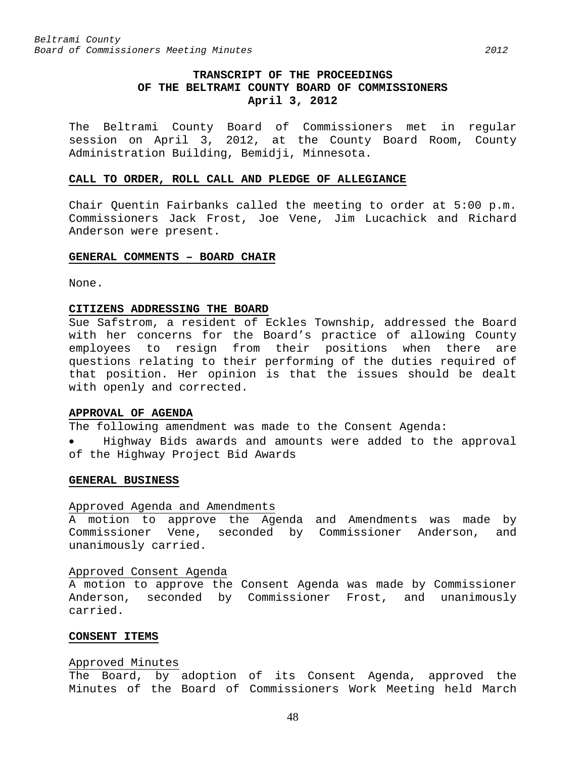# TRANSCRIPT OF THE PROCEEDINGS OF THE BELTRAMI COUNTY BOARD OF COMMISSIONERS
## April 3, 2012

The Beltrami County Board of Commissioners met in regular session on April 3, 2012, at the County Board Room, County Administration Building, Bemidji, Minnesota.

### CALL TO ORDER, ROLL CALL AND PLEDGE OF ALLEGIANCE

Chair Quentin Fairbanks called the meeting to order at 5:00 p.m. Commissioners Jack Frost, Joe Vene, Jim Lucachick and Richard Anderson were present.

### GENERAL COMMENTS – BOARD CHAIR

None.

### CITIZENS ADDRESSING THE BOARD

Sue Safstrom, a resident of Eckles Township, addressed the Board with her concerns for the Board's practice of allowing County employees to resign from their positions when there are questions relating to their performing of the duties required of that position. Her opinion is that the issues should be dealt with openly and corrected.

### APPROVAL OF AGENDA

The following amendment was made to the Consent Agenda:

- Highway Bids awards and amounts were added to the approval of the Highway Project Bid Awards

### GENERAL BUSINESS

Approved Agenda and Amendments

A motion to approve the Agenda and Amendments was made by Commissioner Vene, seconded by Commissioner Anderson, and unanimously carried.

Approved Consent Agenda

A motion to approve the Consent Agenda was made by Commissioner Anderson, seconded by Commissioner Frost, and unanimously carried.

### CONSENT ITEMS

Approved Minutes

The Board, by adoption of its Consent Agenda, approved the Minutes of the Board of Commissioners Work Meeting held March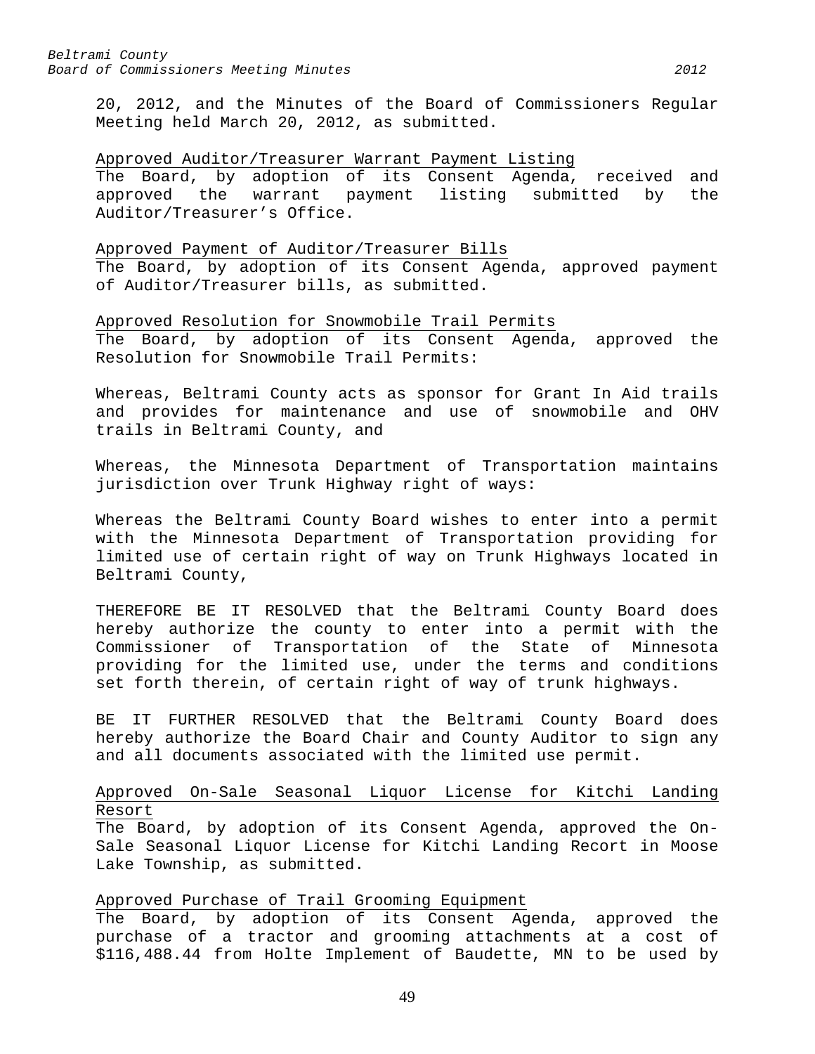20, 2012, and the Minutes of the Board of Commissioners Regular Meeting held March 20, 2012, as submitted.

<u>Approved Auditor/Treasurer Warrant Payment Listing</u>
The Board, by adoption of its Consent Agenda, received and approved the warrant payment listing submitted by the Auditor/Treasurer's Office.

<u>Approved Payment of Auditor/Treasurer Bills</u>
The Board, by adoption of its Consent Agenda, approved payment of Auditor/Treasurer bills, as submitted.

<u>Approved Resolution for Snowmobile Trail Permits</u>
The Board, by adoption of its Consent Agenda, approved the Resolution for Snowmobile Trail Permits:

Whereas, Beltrami County acts as sponsor for Grant In Aid trails and provides for maintenance and use of snowmobile and OHV trails in Beltrami County, and

Whereas, the Minnesota Department of Transportation maintains jurisdiction over Trunk Highway right of ways:

Whereas the Beltrami County Board wishes to enter into a permit with the Minnesota Department of Transportation providing for limited use of certain right of way on Trunk Highways located in Beltrami County,

THEREFORE BE IT RESOLVED that the Beltrami County Board does hereby authorize the county to enter into a permit with the Commissioner of Transportation of the State of Minnesota providing for the limited use, under the terms and conditions set forth therein, of certain right of way of trunk highways.

BE IT FURTHER RESOLVED that the Beltrami County Board does hereby authorize the Board Chair and County Auditor to sign any and all documents associated with the limited use permit.

<u>Approved On-Sale Seasonal Liquor License for Kitchi Landing Resort</u>
The Board, by adoption of its Consent Agenda, approved the On-Sale Seasonal Liquor License for Kitchi Landing Recort in Moose Lake Township, as submitted.

<u>Approved Purchase of Trail Grooming Equipment</u>
The Board, by adoption of its Consent Agenda, approved the purchase of a tractor and grooming attachments at a cost of $116,488.44 from Holte Implement of Baudette, MN to be used by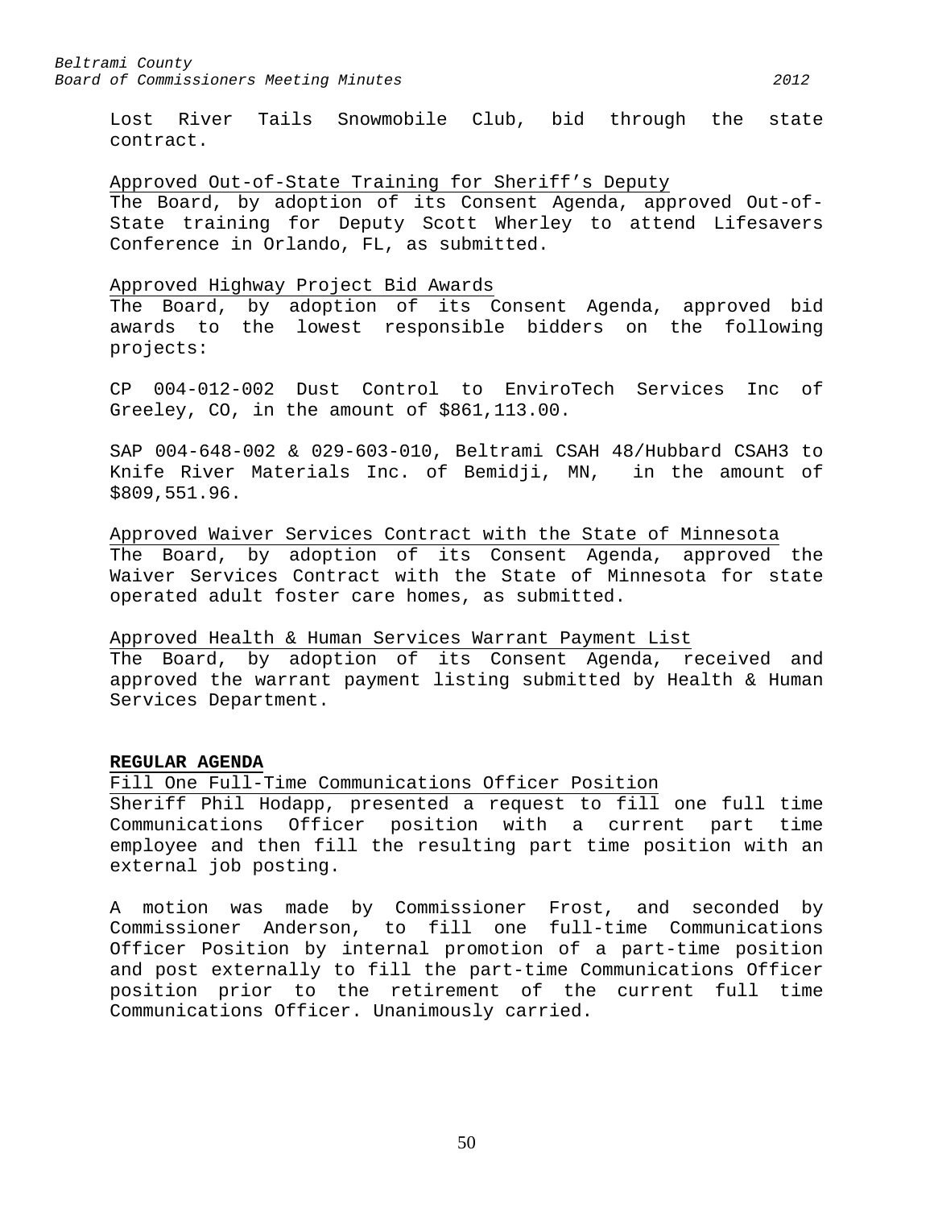Lost River Tails Snowmobile Club, bid through the state contract.

Approved Out-of-State Training for Sheriff's Deputy

The Board, by adoption of its Consent Agenda, approved Out-of-State training for Deputy Scott Wherley to attend Lifesavers Conference in Orlando, FL, as submitted.

Approved Highway Project Bid Awards

The Board, by adoption of its Consent Agenda, approved bid awards to the lowest responsible bidders on the following projects:

CP 004-012-002 Dust Control to EnviroTech Services Inc of Greeley, CO, in the amount of $861,113.00.

SAP 004-648-002 & 029-603-010, Beltrami CSAH 48/Hubbard CSAH3 to Knife River Materials Inc. of Bemidji, MN, in the amount of $809,551.96.

Approved Waiver Services Contract with the State of Minnesota

The Board, by adoption of its Consent Agenda, approved the Waiver Services Contract with the State of Minnesota for state operated adult foster care homes, as submitted.

Approved Health & Human Services Warrant Payment List

The Board, by adoption of its Consent Agenda, received and approved the warrant payment listing submitted by Health & Human Services Department.

**REGULAR AGENDA**

Fill One Full-Time Communications Officer Position

Sheriff Phil Hodapp, presented a request to fill one full time Communications Officer position with a current part time employee and then fill the resulting part time position with an external job posting.

A motion was made by Commissioner Frost, and seconded by Commissioner Anderson, to fill one full-time Communications Officer Position by internal promotion of a part-time position and post externally to fill the part-time Communications Officer position prior to the retirement of the current full time Communications Officer. Unanimously carried.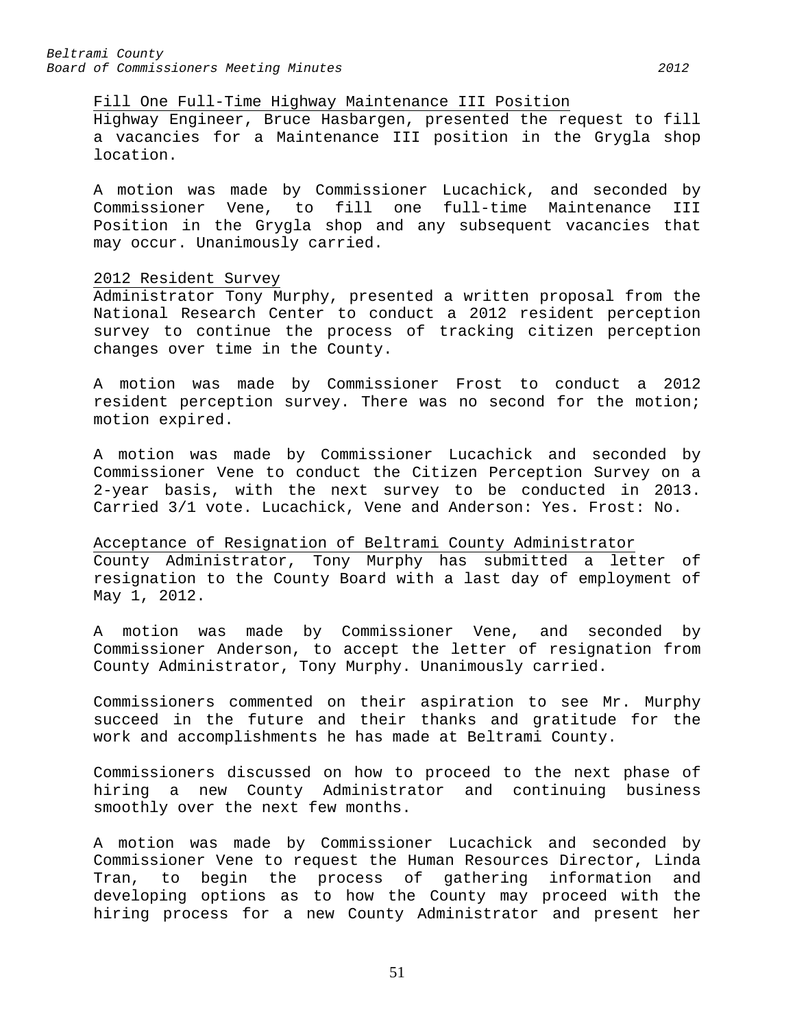<u>Fill One Full-Time Highway Maintenance III Position</u>

Highway Engineer, Bruce Hasbargen, presented the request to fill a vacancies for a Maintenance III position in the Grygla shop location.

A motion was made by Commissioner Lucachick, and seconded by Commissioner Vene, to fill one full-time Maintenance III Position in the Grygla shop and any subsequent vacancies that may occur. Unanimously carried.

<u>2012 Resident Survey</u>

Administrator Tony Murphy, presented a written proposal from the National Research Center to conduct a 2012 resident perception survey to continue the process of tracking citizen perception changes over time in the County.

A motion was made by Commissioner Frost to conduct a 2012 resident perception survey. There was no second for the motion; motion expired.

A motion was made by Commissioner Lucachick and seconded by Commissioner Vene to conduct the Citizen Perception Survey on a 2-year basis, with the next survey to be conducted in 2013. Carried 3/1 vote. Lucachick, Vene and Anderson: Yes. Frost: No.

<u>Acceptance of Resignation of Beltrami County Administrator</u>

County Administrator, Tony Murphy has submitted a letter of resignation to the County Board with a last day of employment of May 1, 2012.

A motion was made by Commissioner Vene, and seconded by Commissioner Anderson, to accept the letter of resignation from County Administrator, Tony Murphy. Unanimously carried.

Commissioners commented on their aspiration to see Mr. Murphy succeed in the future and their thanks and gratitude for the work and accomplishments he has made at Beltrami County.

Commissioners discussed on how to proceed to the next phase of hiring a new County Administrator and continuing business smoothly over the next few months.

A motion was made by Commissioner Lucachick and seconded by Commissioner Vene to request the Human Resources Director, Linda Tran, to begin the process of gathering information and developing options as to how the County may proceed with the hiring process for a new County Administrator and present her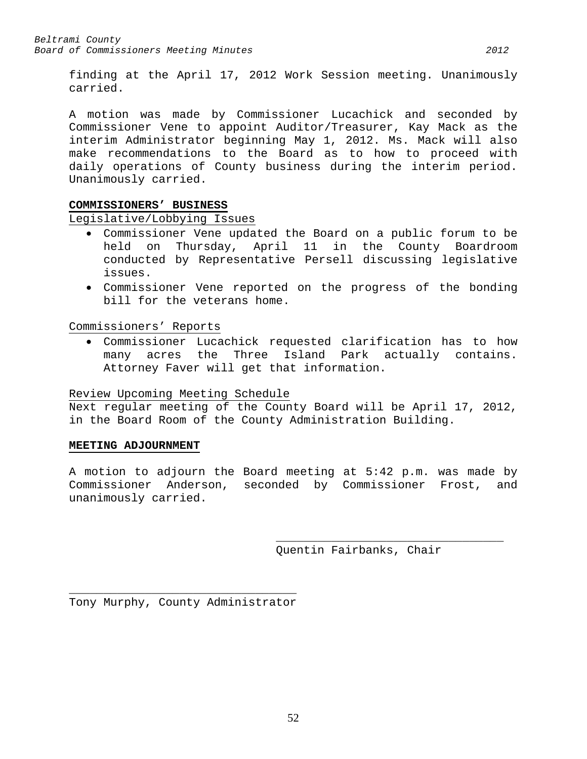finding at the April 17, 2012 Work Session meeting. Unanimously carried.

A motion was made by Commissioner Lucachick and seconded by Commissioner Vene to appoint Auditor/Treasurer, Kay Mack as the interim Administrator beginning May 1, 2012. Ms. Mack will also make recommendations to the Board as to how to proceed with daily operations of County business during the interim period. Unanimously carried.

**COMMISSIONERS' BUSINESS**

Legislative/Lobbying Issues

- Commissioner Vene updated the Board on a public forum to be held on Thursday, April 11 in the County Boardroom conducted by Representative Persell discussing legislative issues.
- Commissioner Vene reported on the progress of the bonding bill for the veterans home.

Commissioners' Reports

- Commissioner Lucachick requested clarification has to how many acres the Three Island Park actually contains. Attorney Faver will get that information.

Review Upcoming Meeting Schedule

Next regular meeting of the County Board will be April 17, 2012, in the Board Room of the County Administration Building.

**MEETING ADJOURNMENT**

A motion to adjourn the Board meeting at 5:42 p.m. was made by Commissioner Anderson, seconded by Commissioner Frost, and unanimously carried.

\_\_\_\_\_\_\_\_\_\_\_\_\_\_\_\_\_\_\_\_\_\_\_\_\_\_\_\_\_\_\_\_\_
Quentin Fairbanks, Chair

\_\_\_\_\_\_\_\_\_\_\_\_\_\_\_\_\_\_\_\_\_\_\_\_\_\_\_\_\_\_\_\_\_
Tony Murphy, County Administrator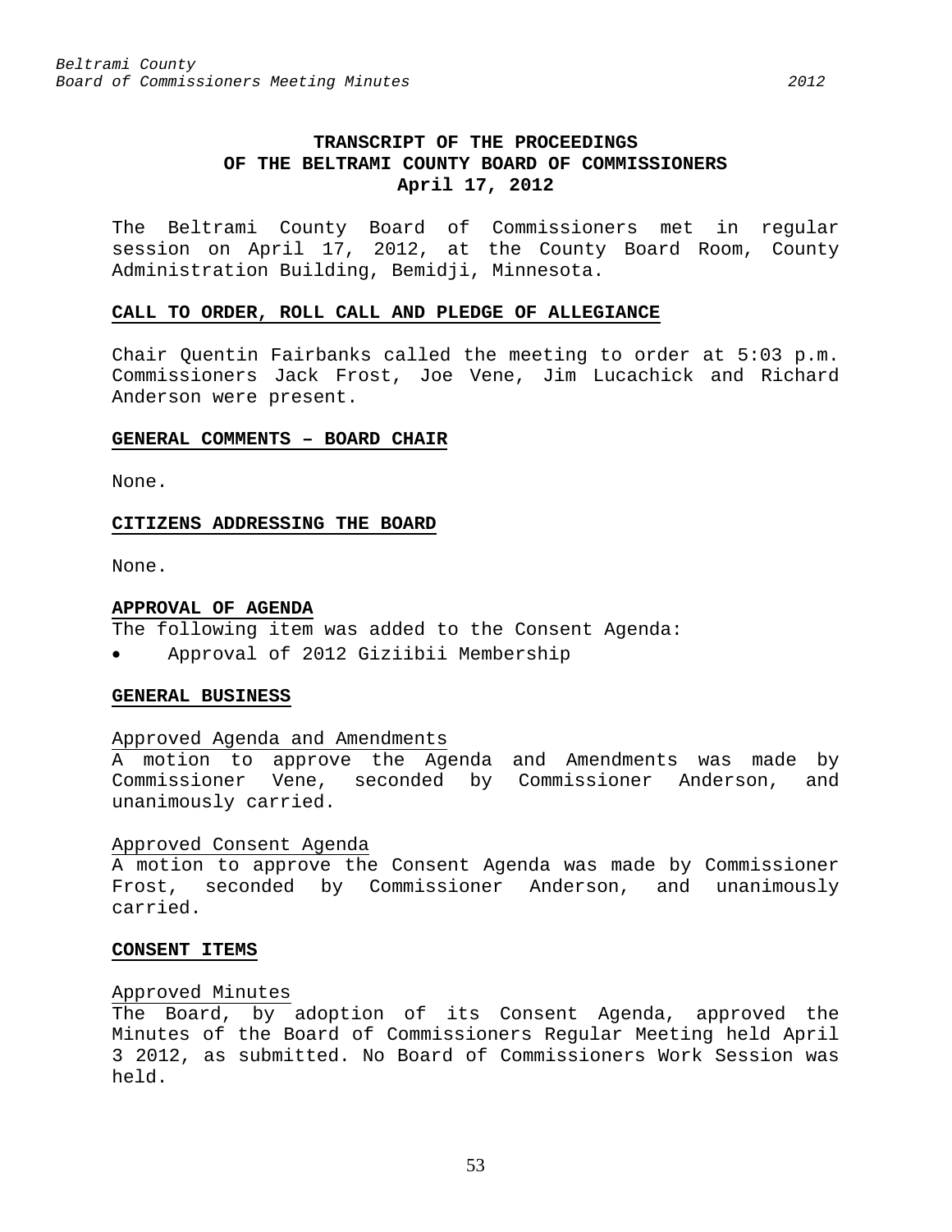**TRANSCRIPT OF THE PROCEEDINGS**
**OF THE BELTRAMI COUNTY BOARD OF COMMISSIONERS**
**April 17, 2012**

The Beltrami County Board of Commissioners met in regular session on April 17, 2012, at the County Board Room, County Administration Building, Bemidji, Minnesota.

**CALL TO ORDER, ROLL CALL AND PLEDGE OF ALLEGIANCE**

Chair Quentin Fairbanks called the meeting to order at 5:03 p.m. Commissioners Jack Frost, Joe Vene, Jim Lucachick and Richard Anderson were present.

**GENERAL COMMENTS – BOARD CHAIR**

None.

**CITIZENS ADDRESSING THE BOARD**

None.

**APPROVAL OF AGENDA**

The following item was added to the Consent Agenda:

- Approval of 2012 Giziibii Membership

**GENERAL BUSINESS**

Approved Agenda and Amendments

A motion to approve the Agenda and Amendments was made by Commissioner Vene, seconded by Commissioner Anderson, and unanimously carried.

Approved Consent Agenda

A motion to approve the Consent Agenda was made by Commissioner Frost, seconded by Commissioner Anderson, and unanimously carried.

**CONSENT ITEMS**

Approved Minutes

The Board, by adoption of its Consent Agenda, approved the Minutes of the Board of Commissioners Regular Meeting held April 3 2012, as submitted. No Board of Commissioners Work Session was held.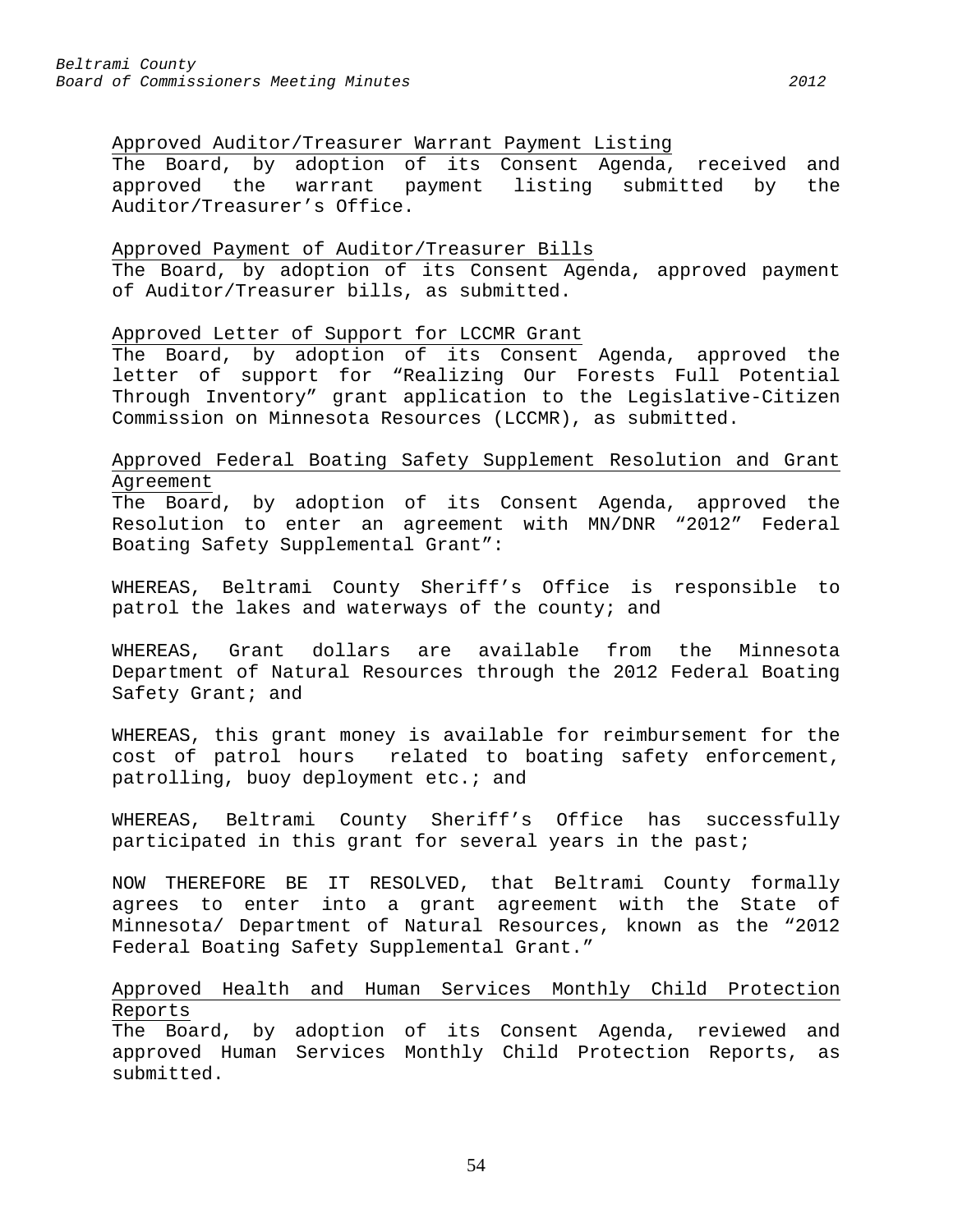Approved Auditor/Treasurer Warrant Payment Listing

The Board, by adoption of its Consent Agenda, received and approved the warrant payment listing submitted by the Auditor/Treasurer's Office.

Approved Payment of Auditor/Treasurer Bills

The Board, by adoption of its Consent Agenda, approved payment of Auditor/Treasurer bills, as submitted.

Approved Letter of Support for LCCMR Grant

The Board, by adoption of its Consent Agenda, approved the letter of support for "Realizing Our Forests Full Potential Through Inventory" grant application to the Legislative-Citizen Commission on Minnesota Resources (LCCMR), as submitted.

Approved Federal Boating Safety Supplement Resolution and Grant Agreement

The Board, by adoption of its Consent Agenda, approved the Resolution to enter an agreement with MN/DNR "2012" Federal Boating Safety Supplemental Grant":

WHEREAS, Beltrami County Sheriff's Office is responsible to patrol the lakes and waterways of the county; and

WHEREAS, Grant dollars are available from the Minnesota Department of Natural Resources through the 2012 Federal Boating Safety Grant; and

WHEREAS, this grant money is available for reimbursement for the cost of patrol hours related to boating safety enforcement, patrolling, buoy deployment etc.; and

WHEREAS, Beltrami County Sheriff's Office has successfully participated in this grant for several years in the past;

NOW THEREFORE BE IT RESOLVED, that Beltrami County formally agrees to enter into a grant agreement with the State of Minnesota/ Department of Natural Resources, known as the "2012 Federal Boating Safety Supplemental Grant."

Approved Health and Human Services Monthly Child Protection Reports

The Board, by adoption of its Consent Agenda, reviewed and approved Human Services Monthly Child Protection Reports, as submitted.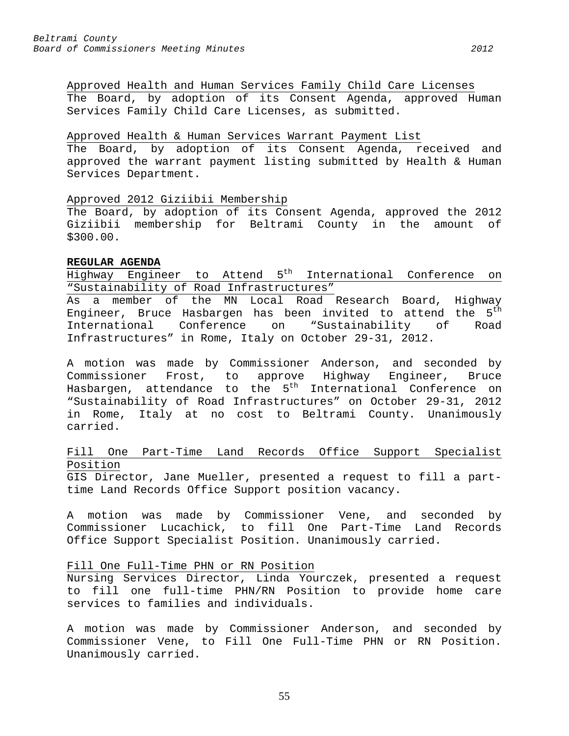Approved Health and Human Services Family Child Care Licenses
The Board, by adoption of its Consent Agenda, approved Human Services Family Child Care Licenses, as submitted.

Approved Health & Human Services Warrant Payment List
The Board, by adoption of its Consent Agenda, received and approved the warrant payment listing submitted by Health & Human Services Department.

Approved 2012 Giziibii Membership
The Board, by adoption of its Consent Agenda, approved the 2012 Giziibii membership for Beltrami County in the amount of $300.00.

**REGULAR AGENDA**

Highway Engineer to Attend 5th International Conference on "Sustainability of Road Infrastructures"
As a member of the MN Local Road Research Board, Highway Engineer, Bruce Hasbargen has been invited to attend the 5th International Conference on "Sustainability of Road Infrastructures" in Rome, Italy on October 29-31, 2012.

A motion was made by Commissioner Anderson, and seconded by Commissioner Frost, to approve Highway Engineer, Bruce Hasbargen, attendance to the 5th International Conference on "Sustainability of Road Infrastructures" on October 29-31, 2012 in Rome, Italy at no cost to Beltrami County. Unanimously carried.

Fill One Part-Time Land Records Office Support Specialist Position
GIS Director, Jane Mueller, presented a request to fill a part-time Land Records Office Support position vacancy.

A motion was made by Commissioner Vene, and seconded by Commissioner Lucachick, to fill One Part-Time Land Records Office Support Specialist Position. Unanimously carried.

Fill One Full-Time PHN or RN Position
Nursing Services Director, Linda Yourczek, presented a request to fill one full-time PHN/RN Position to provide home care services to families and individuals.

A motion was made by Commissioner Anderson, and seconded by Commissioner Vene, to Fill One Full-Time PHN or RN Position. Unanimously carried.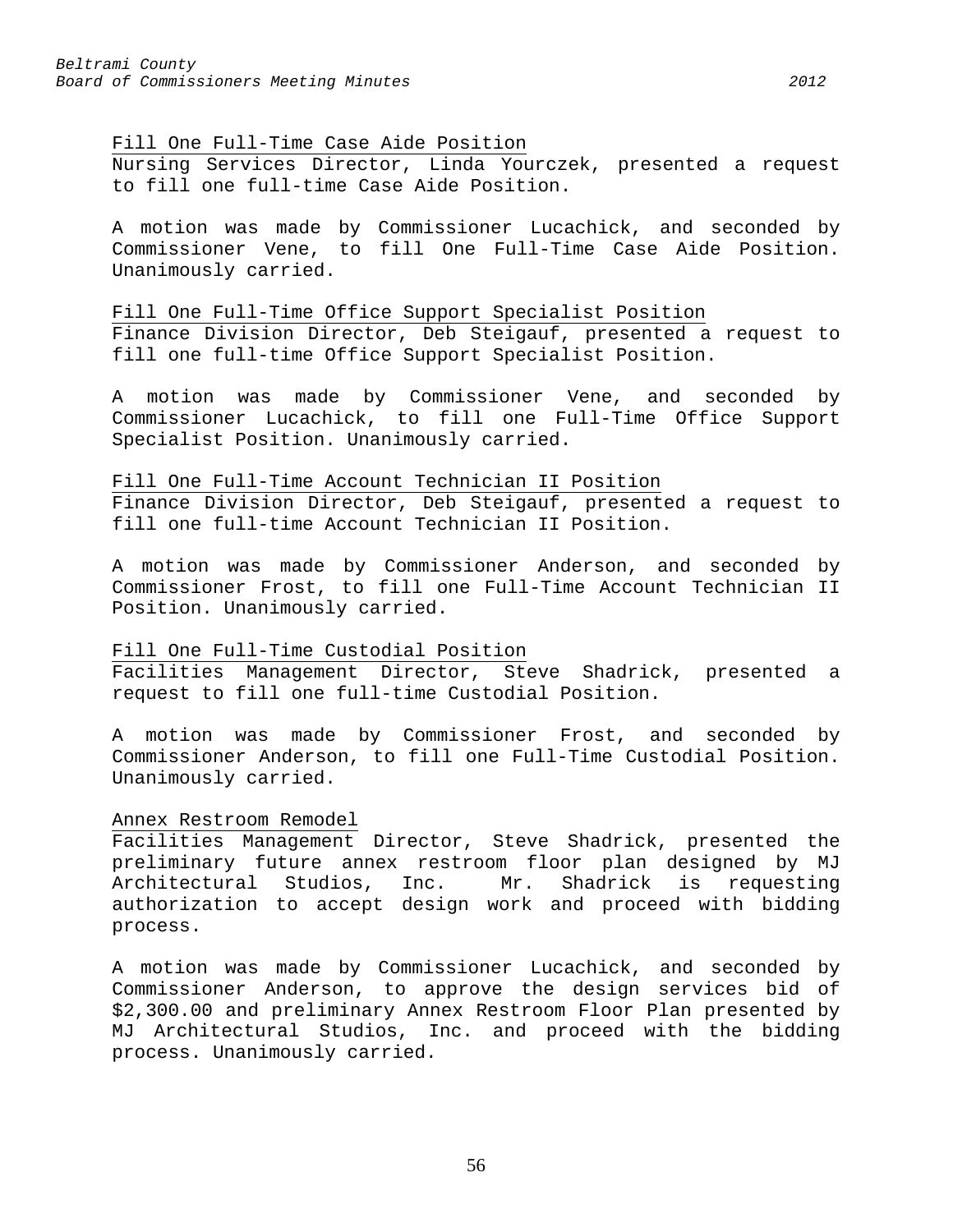Fill One Full-Time Case Aide Position

Nursing Services Director, Linda Yourczek, presented a request to fill one full-time Case Aide Position.

A motion was made by Commissioner Lucachick, and seconded by Commissioner Vene, to fill One Full-Time Case Aide Position. Unanimously carried.

Fill One Full-Time Office Support Specialist Position

Finance Division Director, Deb Steigauf, presented a request to fill one full-time Office Support Specialist Position.

A motion was made by Commissioner Vene, and seconded by Commissioner Lucachick, to fill one Full-Time Office Support Specialist Position. Unanimously carried.

Fill One Full-Time Account Technician II Position

Finance Division Director, Deb Steigauf, presented a request to fill one full-time Account Technician II Position.

A motion was made by Commissioner Anderson, and seconded by Commissioner Frost, to fill one Full-Time Account Technician II Position. Unanimously carried.

Fill One Full-Time Custodial Position

Facilities Management Director, Steve Shadrick, presented a request to fill one full-time Custodial Position.

A motion was made by Commissioner Frost, and seconded by Commissioner Anderson, to fill one Full-Time Custodial Position. Unanimously carried.

Annex Restroom Remodel

Facilities Management Director, Steve Shadrick, presented the preliminary future annex restroom floor plan designed by MJ Architectural Studios, Inc. Mr. Shadrick is requesting authorization to accept design work and proceed with bidding process.

A motion was made by Commissioner Lucachick, and seconded by Commissioner Anderson, to approve the design services bid of $2,300.00 and preliminary Annex Restroom Floor Plan presented by MJ Architectural Studios, Inc. and proceed with the bidding process. Unanimously carried.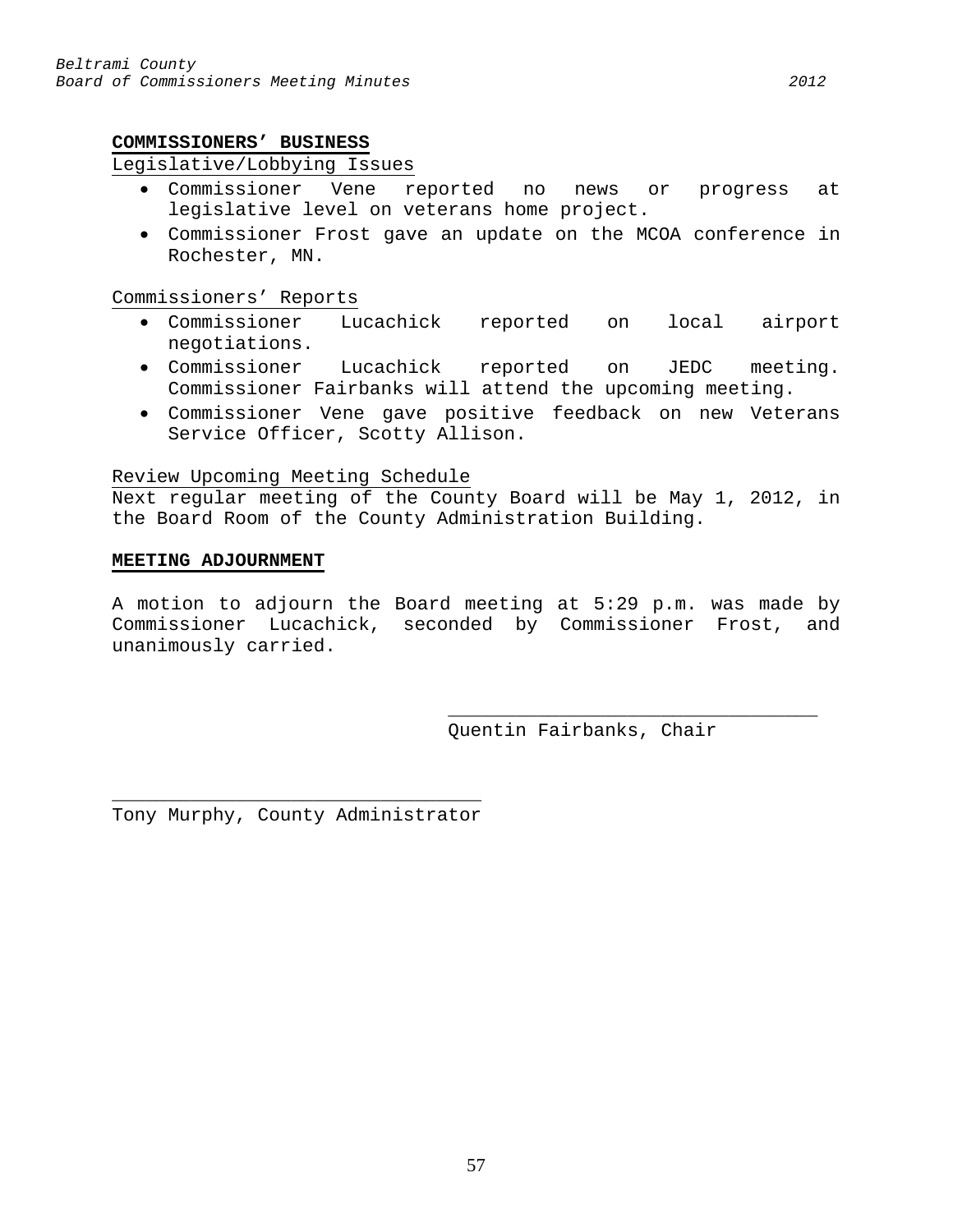**COMMISSIONERS' BUSINESS**

Legislative/Lobbying Issues

- Commissioner Vene reported no news or progress at legislative level on veterans home project.
- Commissioner Frost gave an update on the MCOA conference in Rochester, MN.

Commissioners' Reports

- Commissioner Lucachick reported on local airport negotiations.
- Commissioner Lucachick reported on JEDC meeting. Commissioner Fairbanks will attend the upcoming meeting.
- Commissioner Vene gave positive feedback on new Veterans Service Officer, Scotty Allison.

Review Upcoming Meeting Schedule

Next regular meeting of the County Board will be May 1, 2012, in the Board Room of the County Administration Building.

**MEETING ADJOURNMENT**

A motion to adjourn the Board meeting at 5:29 p.m. was made by Commissioner Lucachick, seconded by Commissioner Frost, and unanimously carried.

_________________________________
Quentin Fairbanks, Chair

_________________________________
Tony Murphy, County Administrator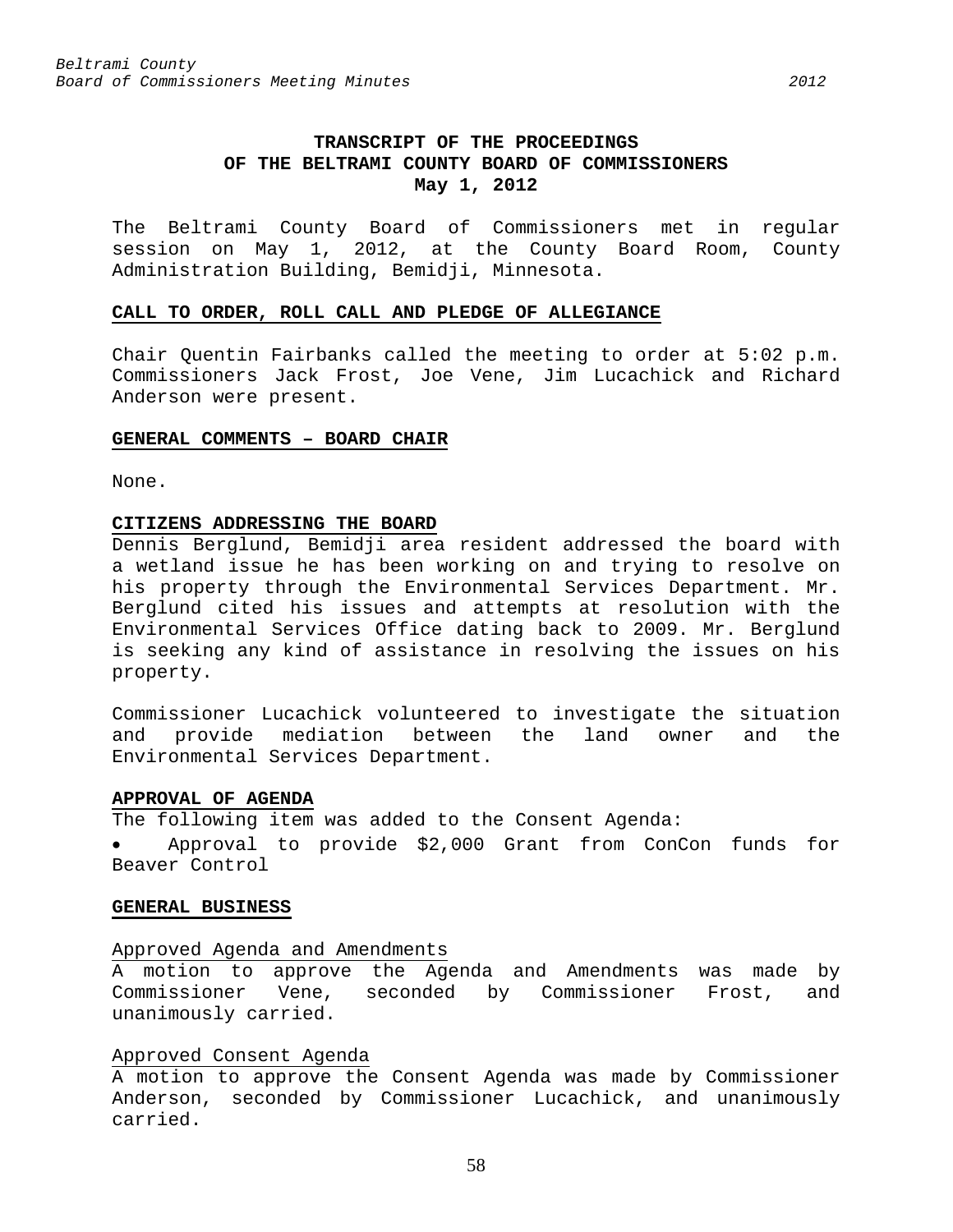# TRANSCRIPT OF THE PROCEEDINGS OF THE BELTRAMI COUNTY BOARD OF COMMISSIONERS

**May 1, 2012**

The Beltrami County Board of Commissioners met in regular session on May 1, 2012, at the County Board Room, County Administration Building, Bemidji, Minnesota.

## CALL TO ORDER, ROLL CALL AND PLEDGE OF ALLEGIANCE

Chair Quentin Fairbanks called the meeting to order at 5:02 p.m. Commissioners Jack Frost, Joe Vene, Jim Lucachick and Richard Anderson were present.

## GENERAL COMMENTS – BOARD CHAIR

None.

## CITIZENS ADDRESSING THE BOARD

Dennis Berglund, Bemidji area resident addressed the board with a wetland issue he has been working on and trying to resolve on his property through the Environmental Services Department. Mr. Berglund cited his issues and attempts at resolution with the Environmental Services Office dating back to 2009. Mr. Berglund is seeking any kind of assistance in resolving the issues on his property.

Commissioner Lucachick volunteered to investigate the situation and provide mediation between the land owner and the Environmental Services Department.

## APPROVAL OF AGENDA

The following item was added to the Consent Agenda:

- Approval to provide $2,000 Grant from ConCon funds for Beaver Control

## GENERAL BUSINESS

### Approved Agenda and Amendments

A motion to approve the Agenda and Amendments was made by Commissioner Vene, seconded by Commissioner Frost, and unanimously carried.

### Approved Consent Agenda

A motion to approve the Consent Agenda was made by Commissioner Anderson, seconded by Commissioner Lucachick, and unanimously carried.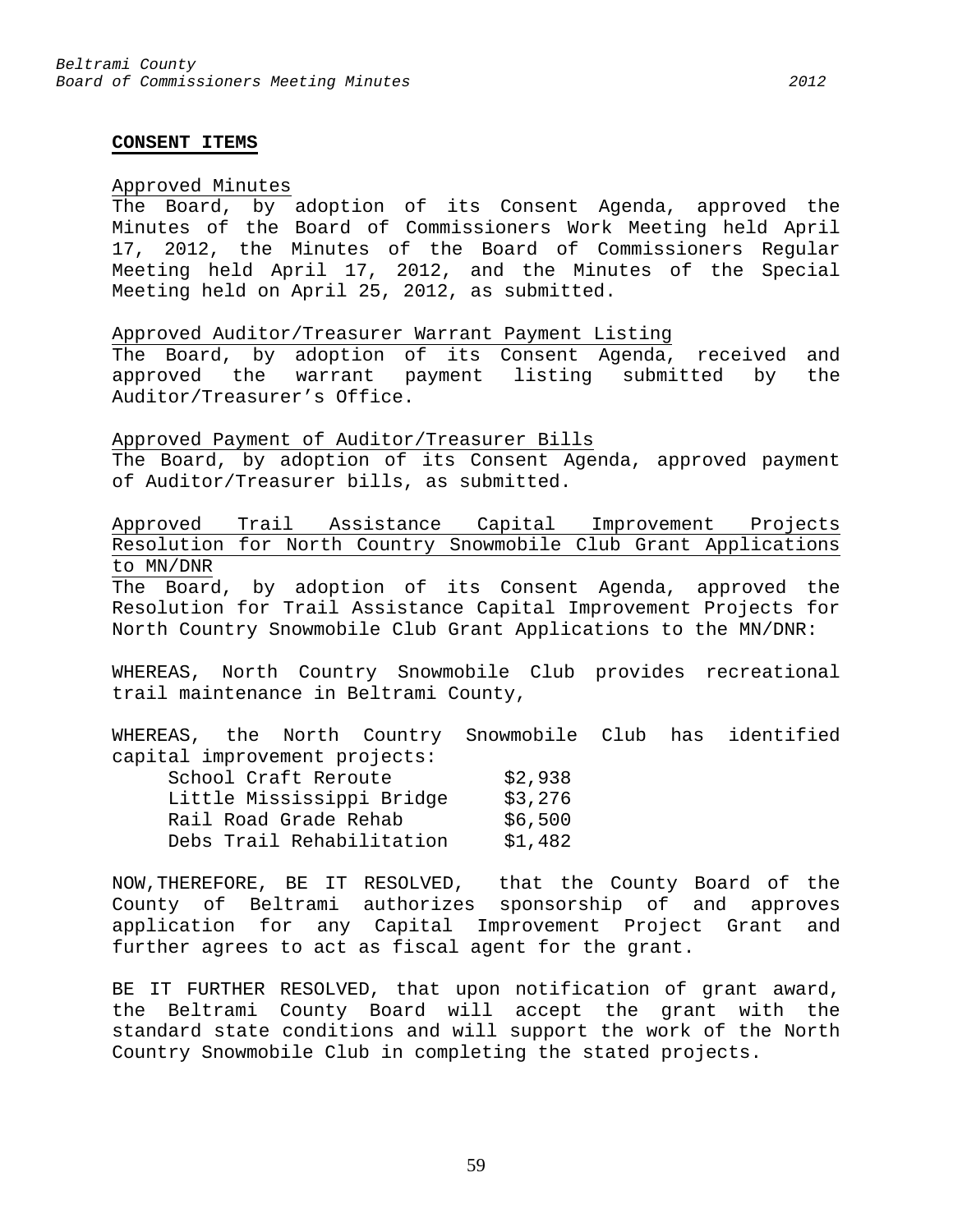**CONSENT ITEMS**

Approved Minutes

The Board, by adoption of its Consent Agenda, approved the Minutes of the Board of Commissioners Work Meeting held April 17, 2012, the Minutes of the Board of Commissioners Regular Meeting held April 17, 2012, and the Minutes of the Special Meeting held on April 25, 2012, as submitted.

Approved Auditor/Treasurer Warrant Payment Listing

The Board, by adoption of its Consent Agenda, received and approved the warrant payment listing submitted by the Auditor/Treasurer's Office.

Approved Payment of Auditor/Treasurer Bills

The Board, by adoption of its Consent Agenda, approved payment of Auditor/Treasurer bills, as submitted.

Approved Trail Assistance Capital Improvement Projects Resolution for North Country Snowmobile Club Grant Applications to MN/DNR

The Board, by adoption of its Consent Agenda, approved the Resolution for Trail Assistance Capital Improvement Projects for North Country Snowmobile Club Grant Applications to the MN/DNR:

WHEREAS, North Country Snowmobile Club provides recreational trail maintenance in Beltrami County,

WHEREAS, the North Country Snowmobile Club has identified capital improvement projects:

| Project | Amount |
|---|---|
| School Craft Reroute | $2,938 |
| Little Mississippi Bridge | $3,276 |
| Rail Road Grade Rehab | $6,500 |
| Debs Trail Rehabilitation | $1,482 |

NOW,THEREFORE, BE IT RESOLVED, that the County Board of the County of Beltrami authorizes sponsorship of and approves application for any Capital Improvement Project Grant and further agrees to act as fiscal agent for the grant.

BE IT FURTHER RESOLVED, that upon notification of grant award, the Beltrami County Board will accept the grant with the standard state conditions and will support the work of the North Country Snowmobile Club in completing the stated projects.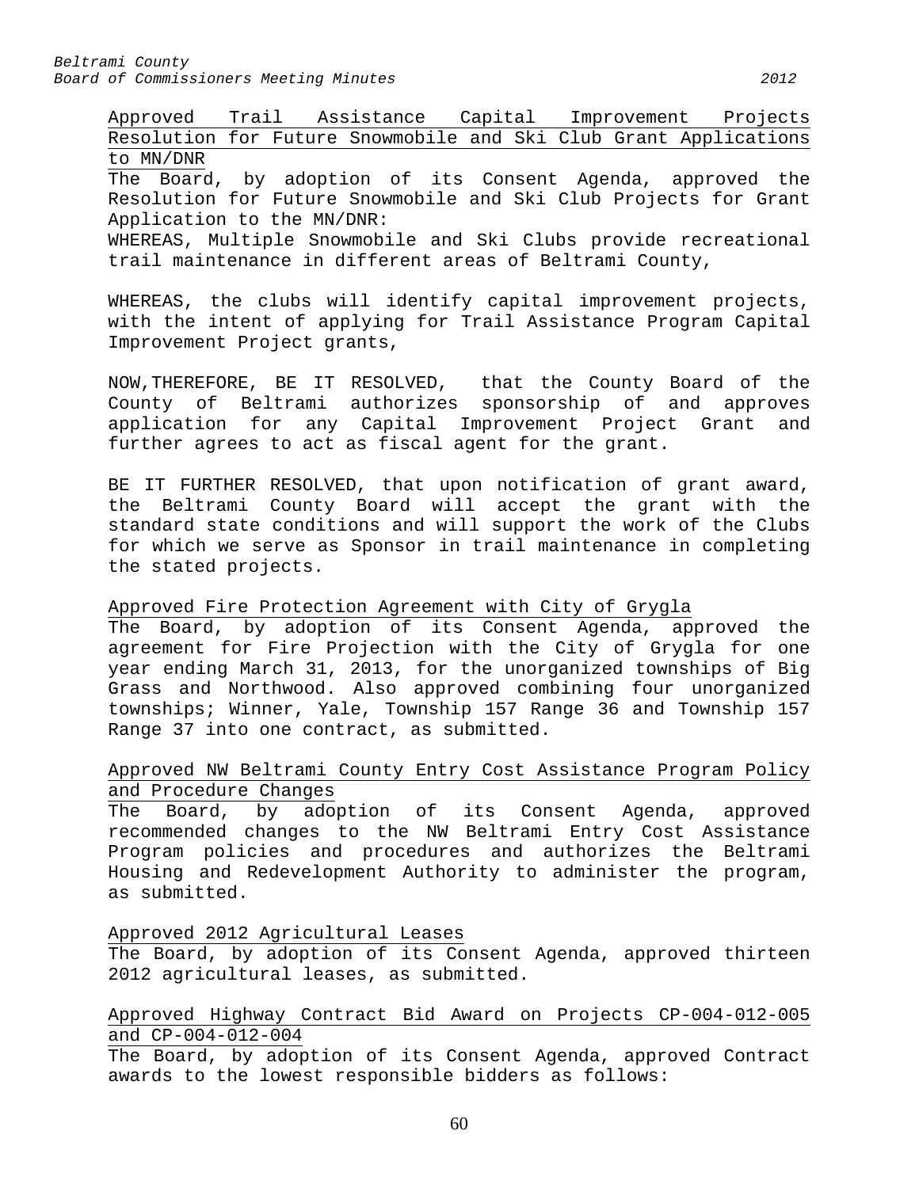Approved Trail Assistance Capital Improvement Projects Resolution for Future Snowmobile and Ski Club Grant Applications to MN/DNR

The Board, by adoption of its Consent Agenda, approved the Resolution for Future Snowmobile and Ski Club Projects for Grant Application to the MN/DNR:

WHEREAS, Multiple Snowmobile and Ski Clubs provide recreational trail maintenance in different areas of Beltrami County,

WHEREAS, the clubs will identify capital improvement projects, with the intent of applying for Trail Assistance Program Capital Improvement Project grants,

NOW,THEREFORE, BE IT RESOLVED, that the County Board of the County of Beltrami authorizes sponsorship of and approves application for any Capital Improvement Project Grant and further agrees to act as fiscal agent for the grant.

BE IT FURTHER RESOLVED, that upon notification of grant award, the Beltrami County Board will accept the grant with the standard state conditions and will support the work of the Clubs for which we serve as Sponsor in trail maintenance in completing the stated projects.

Approved Fire Protection Agreement with City of Grygla

The Board, by adoption of its Consent Agenda, approved the agreement for Fire Projection with the City of Grygla for one year ending March 31, 2013, for the unorganized townships of Big Grass and Northwood. Also approved combining four unorganized townships; Winner, Yale, Township 157 Range 36 and Township 157 Range 37 into one contract, as submitted.

Approved NW Beltrami County Entry Cost Assistance Program Policy and Procedure Changes

The Board, by adoption of its Consent Agenda, approved recommended changes to the NW Beltrami Entry Cost Assistance Program policies and procedures and authorizes the Beltrami Housing and Redevelopment Authority to administer the program, as submitted.

Approved 2012 Agricultural Leases

The Board, by adoption of its Consent Agenda, approved thirteen 2012 agricultural leases, as submitted.

Approved Highway Contract Bid Award on Projects CP-004-012-005 and CP-004-012-004

The Board, by adoption of its Consent Agenda, approved Contract awards to the lowest responsible bidders as follows: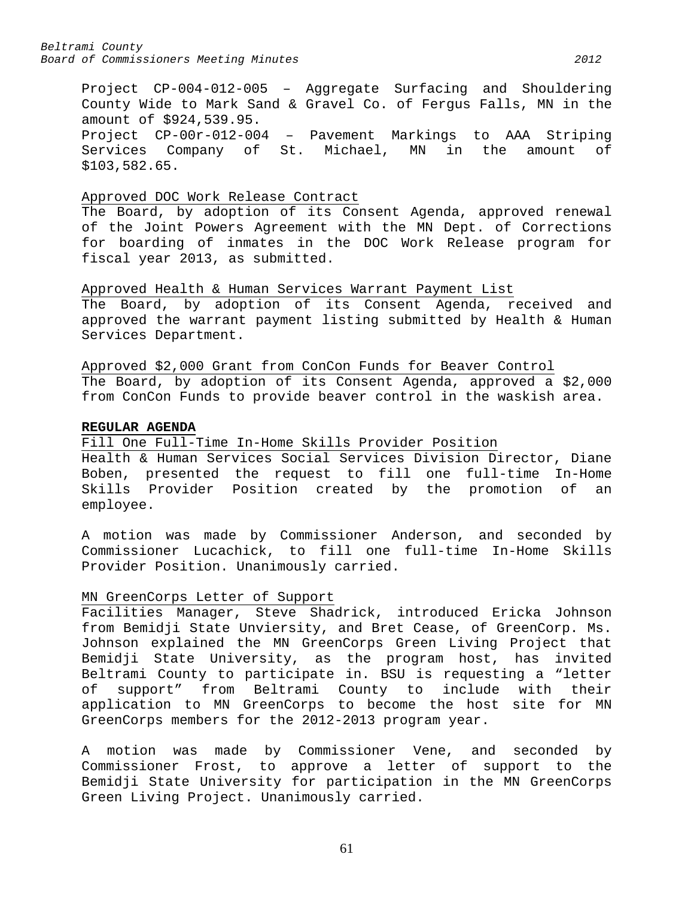Project CP-004-012-005 – Aggregate Surfacing and Shouldering County Wide to Mark Sand & Gravel Co. of Fergus Falls, MN in the amount of $924,539.95.
Project CP-00r-012-004 – Pavement Markings to AAA Striping Services Company of St. Michael, MN in the amount of $103,582.65.

Approved DOC Work Release Contract
The Board, by adoption of its Consent Agenda, approved renewal of the Joint Powers Agreement with the MN Dept. of Corrections for boarding of inmates in the DOC Work Release program for fiscal year 2013, as submitted.

Approved Health & Human Services Warrant Payment List
The Board, by adoption of its Consent Agenda, received and approved the warrant payment listing submitted by Health & Human Services Department.

Approved $2,000 Grant from ConCon Funds for Beaver Control
The Board, by adoption of its Consent Agenda, approved a $2,000 from ConCon Funds to provide beaver control in the waskish area.

**REGULAR AGENDA**

Fill One Full-Time In-Home Skills Provider Position
Health & Human Services Social Services Division Director, Diane Boben, presented the request to fill one full-time In-Home Skills Provider Position created by the promotion of an employee.

A motion was made by Commissioner Anderson, and seconded by Commissioner Lucachick, to fill one full-time In-Home Skills Provider Position. Unanimously carried.

MN GreenCorps Letter of Support
Facilities Manager, Steve Shadrick, introduced Ericka Johnson from Bemidji State Unviersity, and Bret Cease, of GreenCorp. Ms. Johnson explained the MN GreenCorps Green Living Project that Bemidji State University, as the program host, has invited Beltrami County to participate in. BSU is requesting a "letter of support" from Beltrami County to include with their application to MN GreenCorps to become the host site for MN GreenCorps members for the 2012-2013 program year.

A motion was made by Commissioner Vene, and seconded by Commissioner Frost, to approve a letter of support to the Bemidji State University for participation in the MN GreenCorps Green Living Project. Unanimously carried.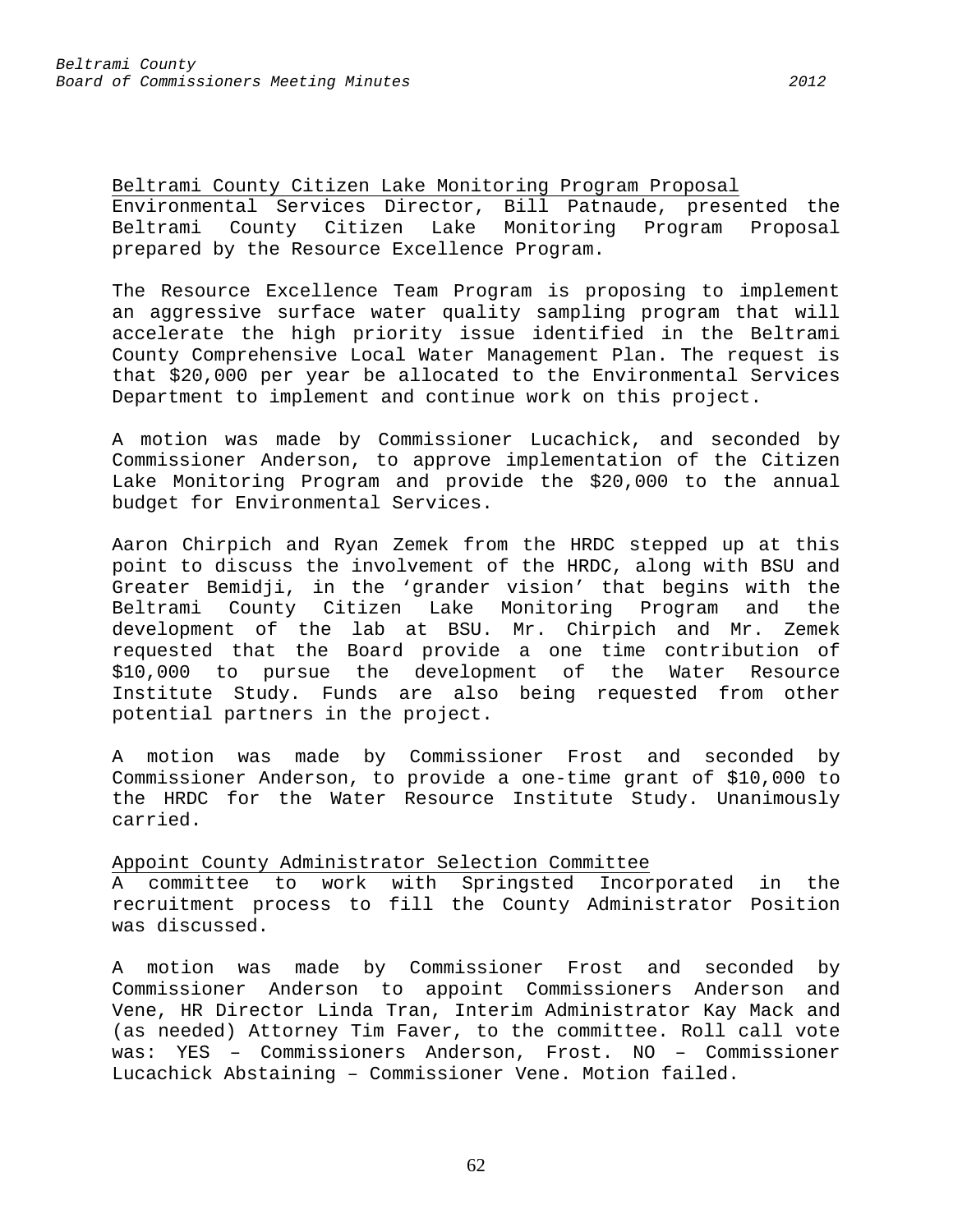<u>Beltrami County Citizen Lake Monitoring Program Proposal</u>

Environmental Services Director, Bill Patnaude, presented the Beltrami County Citizen Lake Monitoring Program Proposal prepared by the Resource Excellence Program.

The Resource Excellence Team Program is proposing to implement an aggressive surface water quality sampling program that will accelerate the high priority issue identified in the Beltrami County Comprehensive Local Water Management Plan. The request is that $20,000 per year be allocated to the Environmental Services Department to implement and continue work on this project.

A motion was made by Commissioner Lucachick, and seconded by Commissioner Anderson, to approve implementation of the Citizen Lake Monitoring Program and provide the $20,000 to the annual budget for Environmental Services.

Aaron Chirpich and Ryan Zemek from the HRDC stepped up at this point to discuss the involvement of the HRDC, along with BSU and Greater Bemidji, in the 'grander vision' that begins with the Beltrami County Citizen Lake Monitoring Program and the development of the lab at BSU. Mr. Chirpich and Mr. Zemek requested that the Board provide a one time contribution of $10,000 to pursue the development of the Water Resource Institute Study. Funds are also being requested from other potential partners in the project.

A motion was made by Commissioner Frost and seconded by Commissioner Anderson, to provide a one-time grant of $10,000 to the HRDC for the Water Resource Institute Study. Unanimously carried.

<u>Appoint County Administrator Selection Committee</u>

A committee to work with Springsted Incorporated in the recruitment process to fill the County Administrator Position was discussed.

A motion was made by Commissioner Frost and seconded by Commissioner Anderson to appoint Commissioners Anderson and Vene, HR Director Linda Tran, Interim Administrator Kay Mack and (as needed) Attorney Tim Faver, to the committee. Roll call vote was: YES – Commissioners Anderson, Frost. NO – Commissioner Lucachick Abstaining – Commissioner Vene. Motion failed.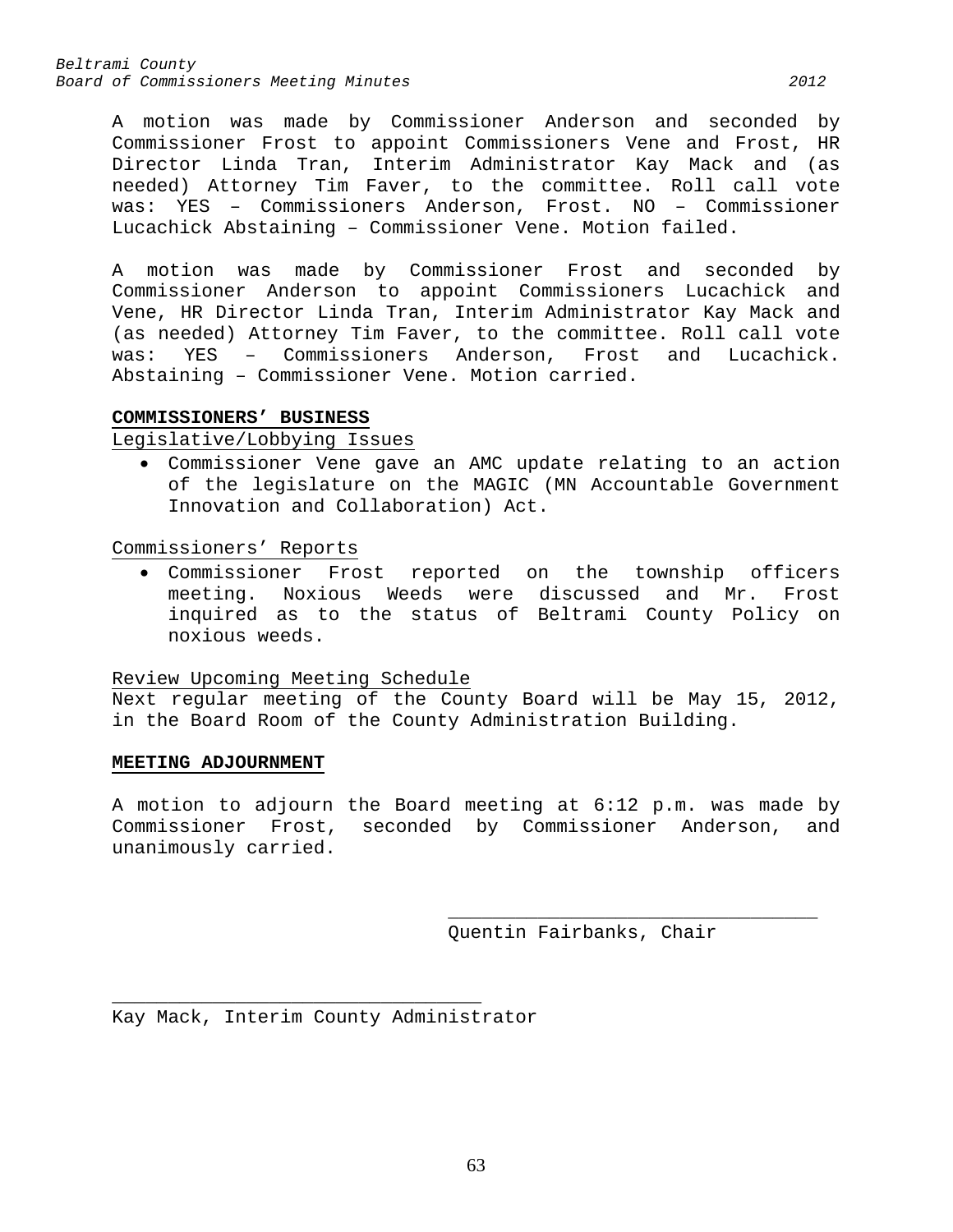A motion was made by Commissioner Anderson and seconded by Commissioner Frost to appoint Commissioners Vene and Frost, HR Director Linda Tran, Interim Administrator Kay Mack and (as needed) Attorney Tim Faver, to the committee. Roll call vote was: YES – Commissioners Anderson, Frost. NO – Commissioner Lucachick Abstaining – Commissioner Vene. Motion failed.

A motion was made by Commissioner Frost and seconded by Commissioner Anderson to appoint Commissioners Lucachick and Vene, HR Director Linda Tran, Interim Administrator Kay Mack and (as needed) Attorney Tim Faver, to the committee. Roll call vote was: YES – Commissioners Anderson, Frost and Lucachick. Abstaining – Commissioner Vene. Motion carried.

**COMMISSIONERS' BUSINESS**

Legislative/Lobbying Issues

- Commissioner Vene gave an AMC update relating to an action of the legislature on the MAGIC (MN Accountable Government Innovation and Collaboration) Act.

Commissioners' Reports

- Commissioner Frost reported on the township officers meeting. Noxious Weeds were discussed and Mr. Frost inquired as to the status of Beltrami County Policy on noxious weeds.

Review Upcoming Meeting Schedule

Next regular meeting of the County Board will be May 15, 2012, in the Board Room of the County Administration Building.

**MEETING ADJOURNMENT**

A motion to adjourn the Board meeting at 6:12 p.m. was made by Commissioner Frost, seconded by Commissioner Anderson, and unanimously carried.

\_\_\_\_\_\_\_\_\_\_\_\_\_\_\_\_\_\_\_\_\_\_\_\_\_\_\_\_\_\_\_\_
Quentin Fairbanks, Chair

\_\_\_\_\_\_\_\_\_\_\_\_\_\_\_\_\_\_\_\_\_\_\_\_\_\_\_\_\_\_\_\_
Kay Mack, Interim County Administrator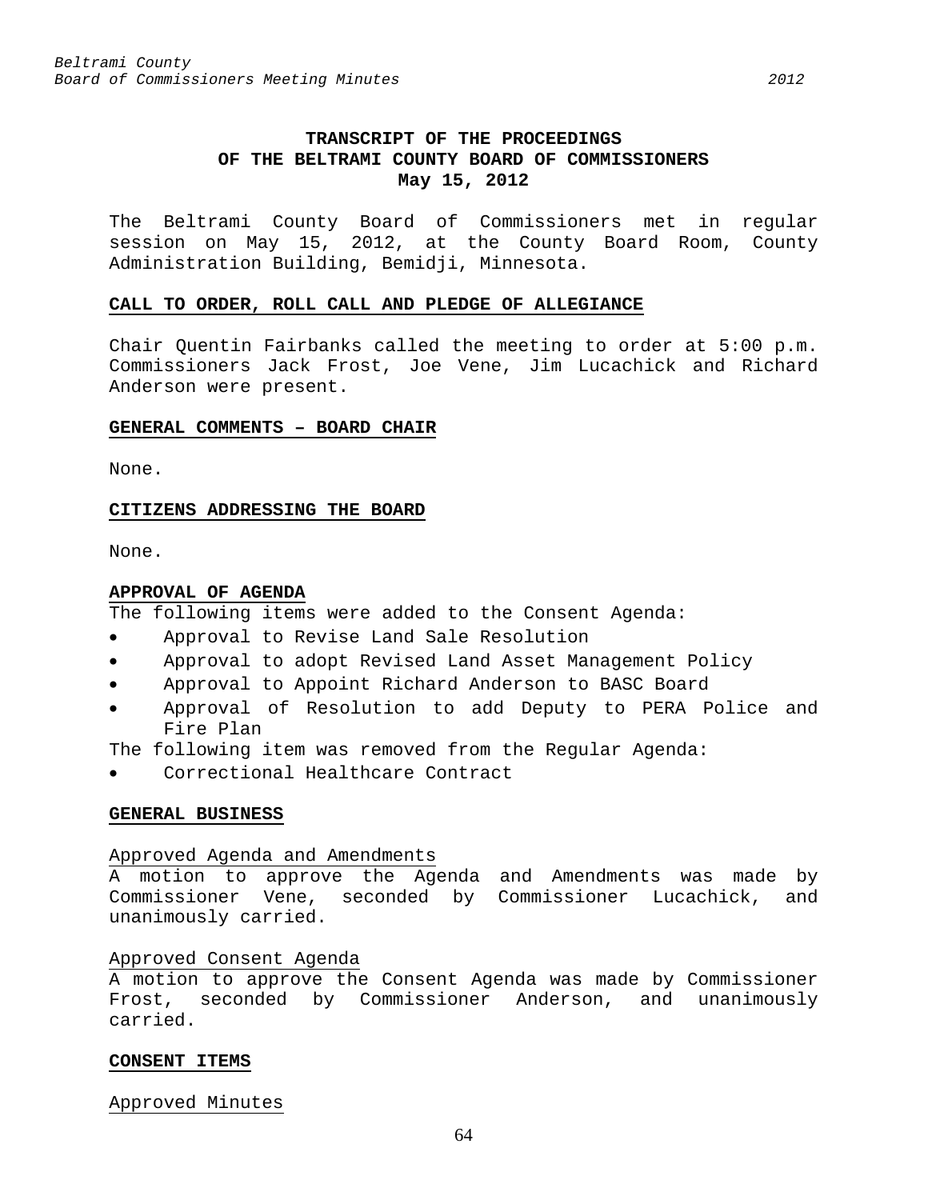## TRANSCRIPT OF THE PROCEEDINGS
## OF THE BELTRAMI COUNTY BOARD OF COMMISSIONERS
## May 15, 2012

The Beltrami County Board of Commissioners met in regular session on May 15, 2012, at the County Board Room, County Administration Building, Bemidji, Minnesota.

### CALL TO ORDER, ROLL CALL AND PLEDGE OF ALLEGIANCE

Chair Quentin Fairbanks called the meeting to order at 5:00 p.m. Commissioners Jack Frost, Joe Vene, Jim Lucachick and Richard Anderson were present.

### GENERAL COMMENTS – BOARD CHAIR

None.

### CITIZENS ADDRESSING THE BOARD

None.

### APPROVAL OF AGENDA

The following items were added to the Consent Agenda:

- Approval to Revise Land Sale Resolution
- Approval to adopt Revised Land Asset Management Policy
- Approval to Appoint Richard Anderson to BASC Board
- Approval of Resolution to add Deputy to PERA Police and Fire Plan

The following item was removed from the Regular Agenda:

- Correctional Healthcare Contract

### GENERAL BUSINESS

Approved Agenda and Amendments

A motion to approve the Agenda and Amendments was made by Commissioner Vene, seconded by Commissioner Lucachick, and unanimously carried.

Approved Consent Agenda

A motion to approve the Consent Agenda was made by Commissioner Frost, seconded by Commissioner Anderson, and unanimously carried.

### CONSENT ITEMS

Approved Minutes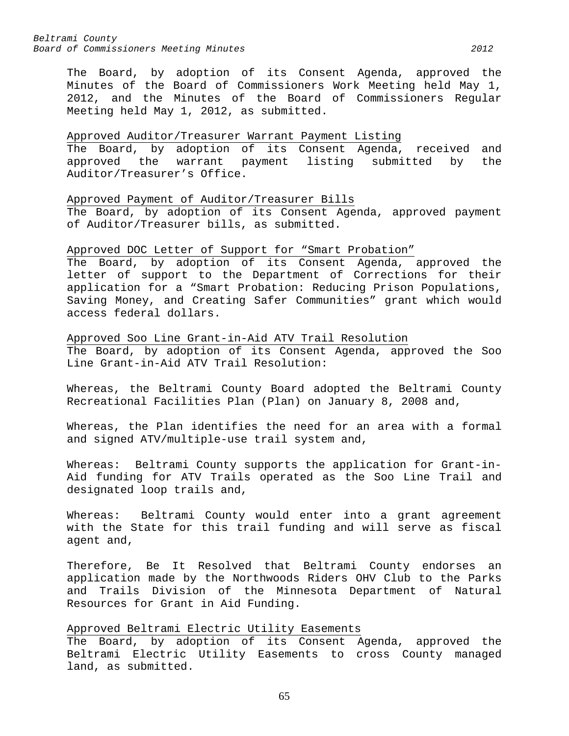The Board, by adoption of its Consent Agenda, approved the Minutes of the Board of Commissioners Work Meeting held May 1, 2012, and the Minutes of the Board of Commissioners Regular Meeting held May 1, 2012, as submitted.

Approved Auditor/Treasurer Warrant Payment Listing

The Board, by adoption of its Consent Agenda, received and approved the warrant payment listing submitted by the Auditor/Treasurer's Office.

Approved Payment of Auditor/Treasurer Bills

The Board, by adoption of its Consent Agenda, approved payment of Auditor/Treasurer bills, as submitted.

Approved DOC Letter of Support for "Smart Probation"

The Board, by adoption of its Consent Agenda, approved the letter of support to the Department of Corrections for their application for a "Smart Probation: Reducing Prison Populations, Saving Money, and Creating Safer Communities" grant which would access federal dollars.

Approved Soo Line Grant-in-Aid ATV Trail Resolution

The Board, by adoption of its Consent Agenda, approved the Soo Line Grant-in-Aid ATV Trail Resolution:

Whereas, the Beltrami County Board adopted the Beltrami County Recreational Facilities Plan (Plan) on January 8, 2008 and,

Whereas, the Plan identifies the need for an area with a formal and signed ATV/multiple-use trail system and,

Whereas: Beltrami County supports the application for Grant-in-Aid funding for ATV Trails operated as the Soo Line Trail and designated loop trails and,

Whereas: Beltrami County would enter into a grant agreement with the State for this trail funding and will serve as fiscal agent and,

Therefore, Be It Resolved that Beltrami County endorses an application made by the Northwoods Riders OHV Club to the Parks and Trails Division of the Minnesota Department of Natural Resources for Grant in Aid Funding.

Approved Beltrami Electric Utility Easements

The Board, by adoption of its Consent Agenda, approved the Beltrami Electric Utility Easements to cross County managed land, as submitted.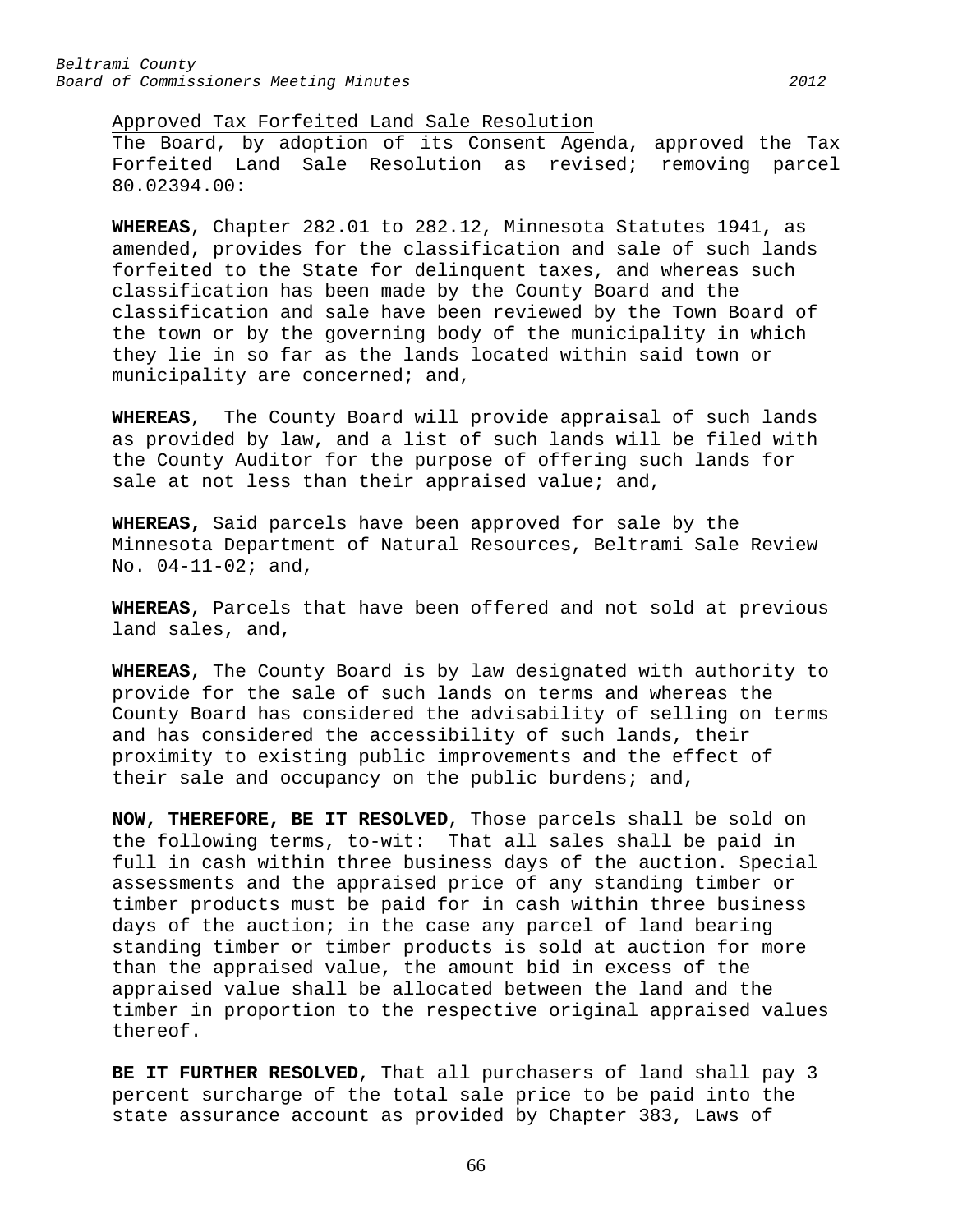Approved Tax Forfeited Land Sale Resolution

The Board, by adoption of its Consent Agenda, approved the Tax Forfeited Land Sale Resolution as revised; removing parcel 80.02394.00:

**WHEREAS**, Chapter 282.01 to 282.12, Minnesota Statutes 1941, as amended, provides for the classification and sale of such lands forfeited to the State for delinquent taxes, and whereas such classification has been made by the County Board and the classification and sale have been reviewed by the Town Board of the town or by the governing body of the municipality in which they lie in so far as the lands located within said town or municipality are concerned; and,

**WHEREAS**, The County Board will provide appraisal of such lands as provided by law, and a list of such lands will be filed with the County Auditor for the purpose of offering such lands for sale at not less than their appraised value; and,

**WHEREAS,** Said parcels have been approved for sale by the Minnesota Department of Natural Resources, Beltrami Sale Review No. 04-11-02; and,

**WHEREAS**, Parcels that have been offered and not sold at previous land sales, and,

**WHEREAS**, The County Board is by law designated with authority to provide for the sale of such lands on terms and whereas the County Board has considered the advisability of selling on terms and has considered the accessibility of such lands, their proximity to existing public improvements and the effect of their sale and occupancy on the public burdens; and,

**NOW, THEREFORE, BE IT RESOLVED**, Those parcels shall be sold on the following terms, to-wit: That all sales shall be paid in full in cash within three business days of the auction. Special assessments and the appraised price of any standing timber or timber products must be paid for in cash within three business days of the auction; in the case any parcel of land bearing standing timber or timber products is sold at auction for more than the appraised value, the amount bid in excess of the appraised value shall be allocated between the land and the timber in proportion to the respective original appraised values thereof.

**BE IT FURTHER RESOLVED**, That all purchasers of land shall pay 3 percent surcharge of the total sale price to be paid into the state assurance account as provided by Chapter 383, Laws of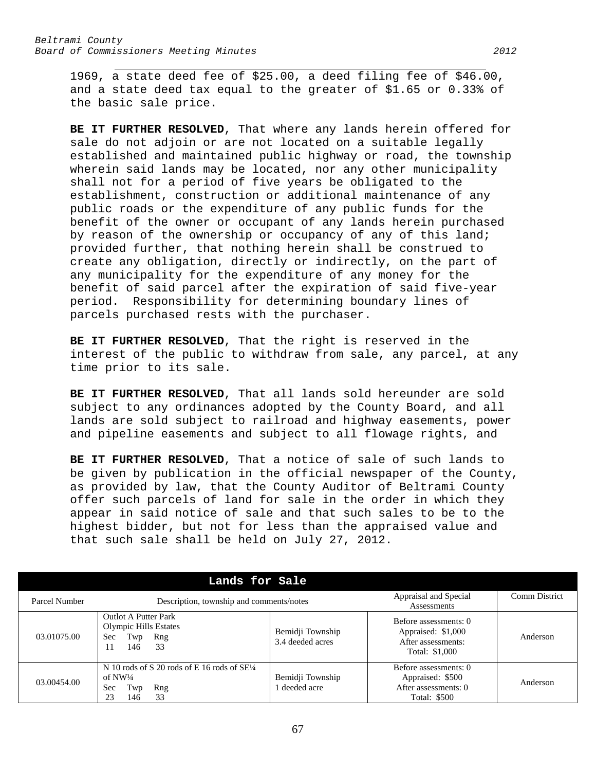1969, a state deed fee of $25.00, a deed filing fee of $46.00, and a state deed tax equal to the greater of $1.65 or 0.33% of the basic sale price.

**BE IT FURTHER RESOLVED**, That where any lands herein offered for sale do not adjoin or are not located on a suitable legally established and maintained public highway or road, the township wherein said lands may be located, nor any other municipality shall not for a period of five years be obligated to the establishment, construction or additional maintenance of any public roads or the expenditure of any public funds for the benefit of the owner or occupant of any lands herein purchased by reason of the ownership or occupancy of any of this land; provided further, that nothing herein shall be construed to create any obligation, directly or indirectly, on the part of any municipality for the expenditure of any money for the benefit of said parcel after the expiration of said five-year period. Responsibility for determining boundary lines of parcels purchased rests with the purchaser.

**BE IT FURTHER RESOLVED**, That the right is reserved in the interest of the public to withdraw from sale, any parcel, at any time prior to its sale.

**BE IT FURTHER RESOLVED**, That all lands sold hereunder are sold subject to any ordinances adopted by the County Board, and all lands are sold subject to railroad and highway easements, power and pipeline easements and subject to all flowage rights, and

**BE IT FURTHER RESOLVED**, That a notice of sale of such lands to be given by publication in the official newspaper of the County, as provided by law, that the County Auditor of Beltrami County offer such parcels of land for sale in the order in which they appear in said notice of sale and that such sales to be to the highest bidder, but not for less than the appraised value and that such sale shall be held on July 27, 2012.

**Lands for Sale**

| Parcel Number | Description, township and comments/notes | | Appraisal and Special Assessments | Comm District |
|---|---|---|---|---|
| 03.01075.00 | Outlot A Putter Park<br>Olympic Hills Estates<br>Sec Twp Rng<br>11 146 33 | Bemidji Township<br>3.4 deeded acres | Before assessments: 0<br>Appraised: $1,000<br>After assessments:<br>Total: $1,000 | Anderson |
| 03.00454.00 | N 10 rods of S 20 rods of E 16 rods of SE¼ of NW¼<br>Sec Twp Rng<br>23 146 33 | Bemidji Township<br>1 deeded acre | Before assessments: 0<br>Appraised: $500<br>After assessments: 0<br>Total: $500 | Anderson |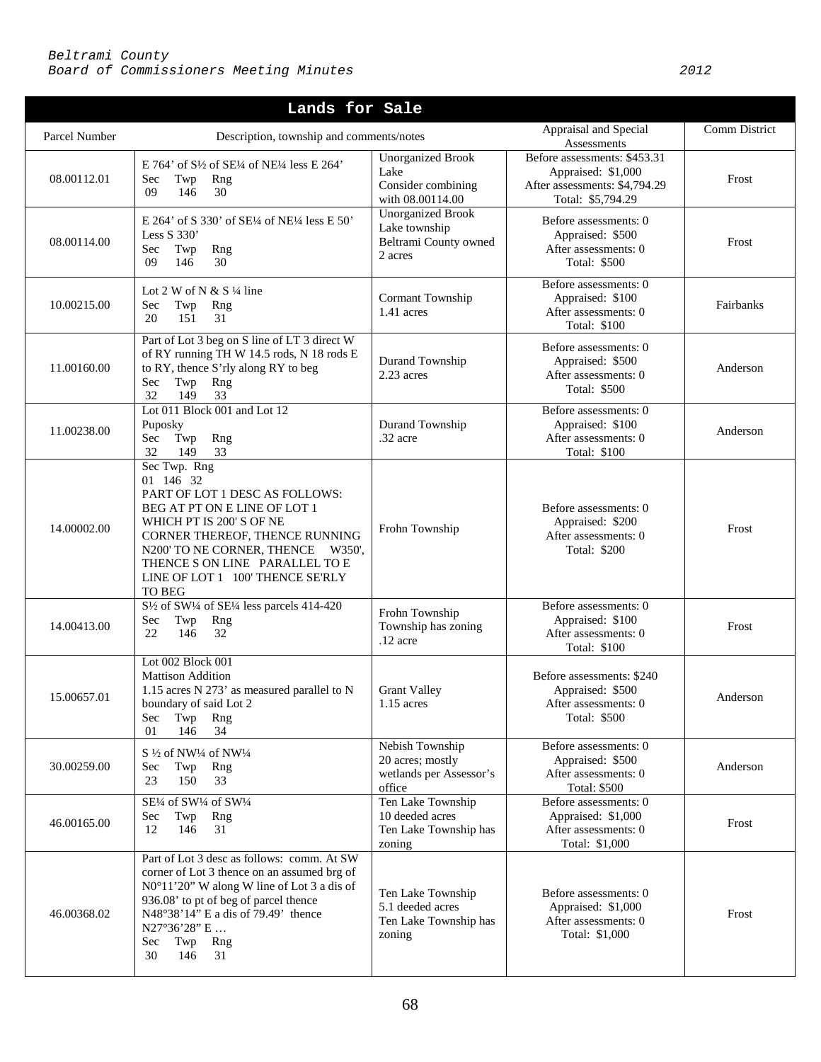## Lands for Sale

| Parcel Number | Description, township and comments/notes | | Appraisal and Special Assessments | Comm District |
|---|---|---|---|---|
| 08.00112.01 | E 764' of S½ of SE¼ of NE¼ less E 264'<br>Sec Twp Rng<br>09 146 30 | Unorganized Brook Lake<br>Consider combining with 08.00114.00 | Before assessments: $453.31<br>Appraised: $1,000<br>After assessments: $4,794.29<br>Total: $5,794.29 | Frost |
| 08.00114.00 | E 264' of S 330' of SE¼ of NE¼ less E 50' Less S 330'<br>Sec Twp Rng<br>09 146 30 | Unorganized Brook Lake township<br>Beltrami County owned<br>2 acres | Before assessments: 0<br>Appraised: $500<br>After assessments: 0<br>Total: $500 | Frost |
| 10.00215.00 | Lot 2 W of N & S ¼ line<br>Sec Twp Rng<br>20 151 31 | Cormant Township<br>1.41 acres | Before assessments: 0<br>Appraised: $100<br>After assessments: 0<br>Total: $100 | Fairbanks |
| 11.00160.00 | Part of Lot 3 beg on S line of LT 3 direct W of RY running TH W 14.5 rods, N 18 rods E to RY, thence S'rly along RY to beg<br>Sec Twp Rng<br>32 149 33 | Durand Township<br>2.23 acres | Before assessments: 0<br>Appraised: $500<br>After assessments: 0<br>Total: $500 | Anderson |
| 11.00238.00 | Lot 011 Block 001 and Lot 12<br>Puposky<br>Sec Twp Rng<br>32 149 33 | Durand Township<br>.32 acre | Before assessments: 0<br>Appraised: $100<br>After assessments: 0<br>Total: $100 | Anderson |
| 14.00002.00 | Sec Twp. Rng<br>01 146 32<br>PART OF LOT 1 DESC AS FOLLOWS: BEG AT PT ON E LINE OF LOT 1 WHICH PT IS 200' S OF NE CORNER THEREOF, THENCE RUNNING N200' TO NE CORNER, THENCE W350', THENCE S ON LINE PARALLEL TO E LINE OF LOT 1 100' THENCE SE'RLY TO BEG | Frohn Township | Before assessments: 0<br>Appraised: $200<br>After assessments: 0<br>Total: $200 | Frost |
| 14.00413.00 | S½ of SW¼ of SE¼ less parcels 414-420<br>Sec Twp Rng<br>22 146 32 | Frohn Township<br>Township has zoning<br>.12 acre | Before assessments: 0<br>Appraised: $100<br>After assessments: 0<br>Total: $100 | Frost |
| 15.00657.01 | Lot 002 Block 001<br>Mattison Addition<br>1.15 acres N 273' as measured parallel to N boundary of said Lot 2<br>Sec Twp Rng<br>01 146 34 | Grant Valley<br>1.15 acres | Before assessments: $240<br>Appraised: $500<br>After assessments: 0<br>Total: $500 | Anderson |
| 30.00259.00 | S ½ of NW¼ of NW¼<br>Sec Twp Rng<br>23 150 33 | Nebish Township<br>20 acres; mostly wetlands per Assessor's office | Before assessments: 0<br>Appraised: $500<br>After assessments: 0<br>Total: $500 | Anderson |
| 46.00165.00 | SE¼ of SW¼ of SW¼<br>Sec Twp Rng<br>12 146 31 | Ten Lake Township<br>10 deeded acres<br>Ten Lake Township has zoning | Before assessments: 0<br>Appraised: $1,000<br>After assessments: 0<br>Total: $1,000 | Frost |
| 46.00368.02 | Part of Lot 3 desc as follows: comm. At SW corner of Lot 3 thence on an assumed brg of N0°11'20" W along W line of Lot 3 a dis of 936.08' to pt of beg of parcel thence N48°38'14" E a dis of 79.49' thence N27°36'28" E …<br>Sec Twp Rng<br>30 146 31 | Ten Lake Township<br>5.1 deeded acres<br>Ten Lake Township has zoning | Before assessments: 0<br>Appraised: $1,000<br>After assessments: 0<br>Total: $1,000 | Frost |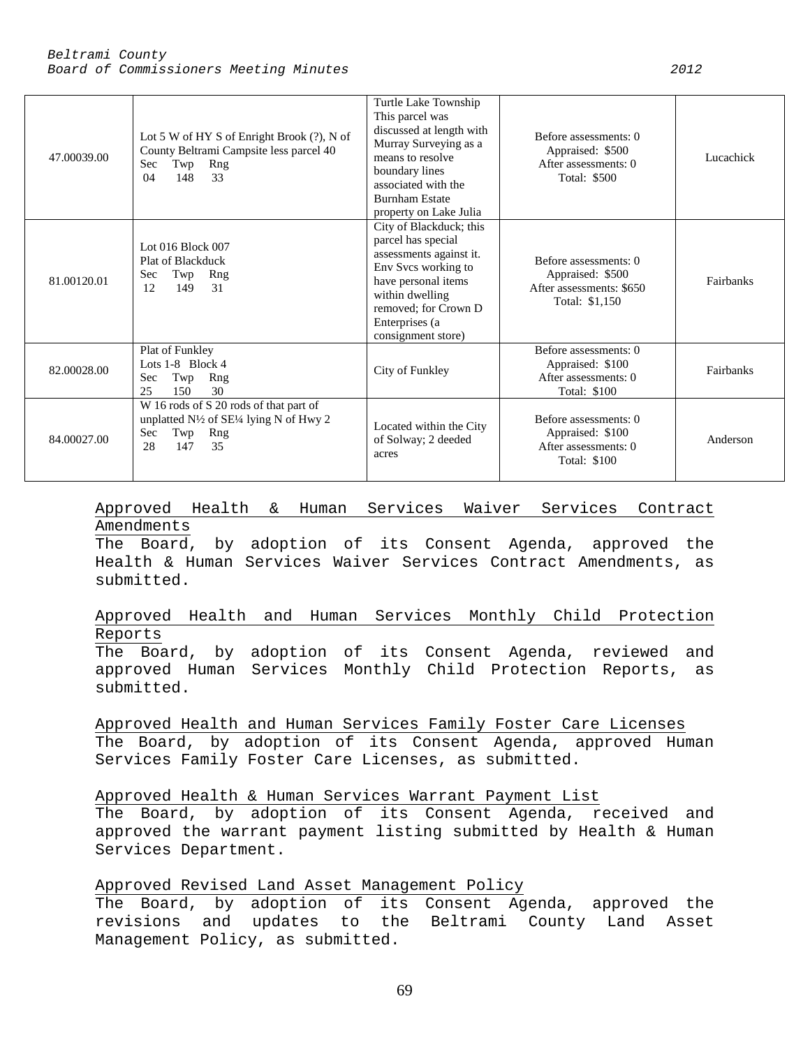| | | | | |
|---|---|---|---|---|
| 47.00039.00 | Lot 5 W of HY S of Enright Brook (?), N of County Beltrami Campsite less parcel 40<br>Sec Twp Rng<br>04 148 33 | Turtle Lake Township This parcel was discussed at length with Murray Surveying as a means to resolve boundary lines associated with the Burnham Estate property on Lake Julia | Before assessments: 0<br>Appraised: $500<br>After assessments: 0<br>Total: $500 | Lucachick |
| 81.00120.01 | Lot 016 Block 007<br>Plat of Blackduck<br>Sec Twp Rng<br>12 149 31 | City of Blackduck; this parcel has special assessments against it. Env Svcs working to have personal items within dwelling removed; for Crown D Enterprises (a consignment store) | Before assessments: 0<br>Appraised: $500<br>After assessments: $650<br>Total: $1,150 | Fairbanks |
| 82.00028.00 | Plat of Funkley<br>Lots 1-8 Block 4<br>Sec Twp Rng<br>25 150 30 | City of Funkley | Before assessments: 0<br>Appraised: $100<br>After assessments: 0<br>Total: $100 | Fairbanks |
| 84.00027.00 | W 16 rods of S 20 rods of that part of unplatted N½ of SE¼ lying N of Hwy 2<br>Sec Twp Rng<br>28 147 35 | Located within the City of Solway; 2 deeded acres | Before assessments: 0<br>Appraised: $100<br>After assessments: 0<br>Total: $100 | Anderson |

Approved Health & Human Services Waiver Services Contract Amendments
The Board, by adoption of its Consent Agenda, approved the Health & Human Services Waiver Services Contract Amendments, as submitted.

Approved Health and Human Services Monthly Child Protection Reports
The Board, by adoption of its Consent Agenda, reviewed and approved Human Services Monthly Child Protection Reports, as submitted.

Approved Health and Human Services Family Foster Care Licenses
The Board, by adoption of its Consent Agenda, approved Human Services Family Foster Care Licenses, as submitted.

Approved Health & Human Services Warrant Payment List
The Board, by adoption of its Consent Agenda, received and approved the warrant payment listing submitted by Health & Human Services Department.

Approved Revised Land Asset Management Policy
The Board, by adoption of its Consent Agenda, approved the revisions and updates to the Beltrami County Land Asset Management Policy, as submitted.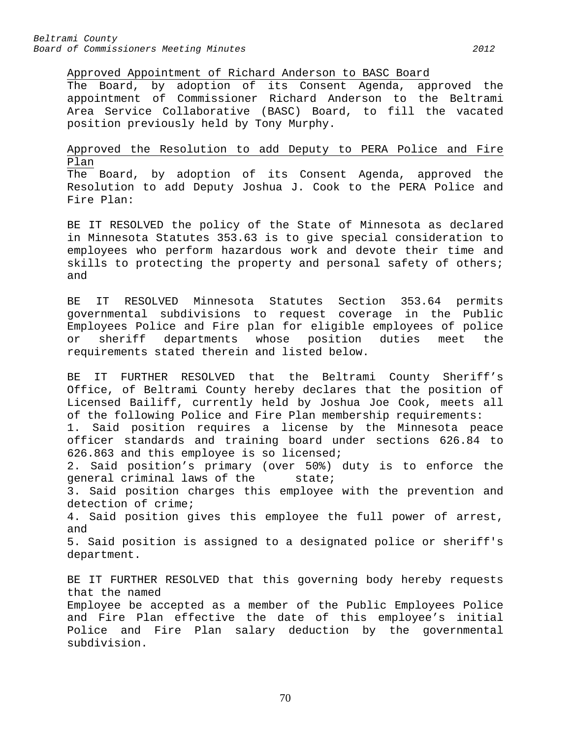Approved Appointment of Richard Anderson to BASC Board

The Board, by adoption of its Consent Agenda, approved the appointment of Commissioner Richard Anderson to the Beltrami Area Service Collaborative (BASC) Board, to fill the vacated position previously held by Tony Murphy.

Approved the Resolution to add Deputy to PERA Police and Fire Plan

The Board, by adoption of its Consent Agenda, approved the Resolution to add Deputy Joshua J. Cook to the PERA Police and Fire Plan:

BE IT RESOLVED the policy of the State of Minnesota as declared in Minnesota Statutes 353.63 is to give special consideration to employees who perform hazardous work and devote their time and skills to protecting the property and personal safety of others; and

BE IT RESOLVED Minnesota Statutes Section 353.64 permits governmental subdivisions to request coverage in the Public Employees Police and Fire plan for eligible employees of police or sheriff departments whose position duties meet the requirements stated therein and listed below.

BE IT FURTHER RESOLVED that the Beltrami County Sheriff's Office, of Beltrami County hereby declares that the position of Licensed Bailiff, currently held by Joshua Joe Cook, meets all of the following Police and Fire Plan membership requirements:

1. Said position requires a license by the Minnesota peace officer standards and training board under sections 626.84 to 626.863 and this employee is so licensed;
2. Said position's primary (over 50%) duty is to enforce the general criminal laws of the state;
3. Said position charges this employee with the prevention and detection of crime;
4. Said position gives this employee the full power of arrest, and
5. Said position is assigned to a designated police or sheriff's department.

BE IT FURTHER RESOLVED that this governing body hereby requests that the named Employee be accepted as a member of the Public Employees Police and Fire Plan effective the date of this employee's initial Police and Fire Plan salary deduction by the governmental subdivision.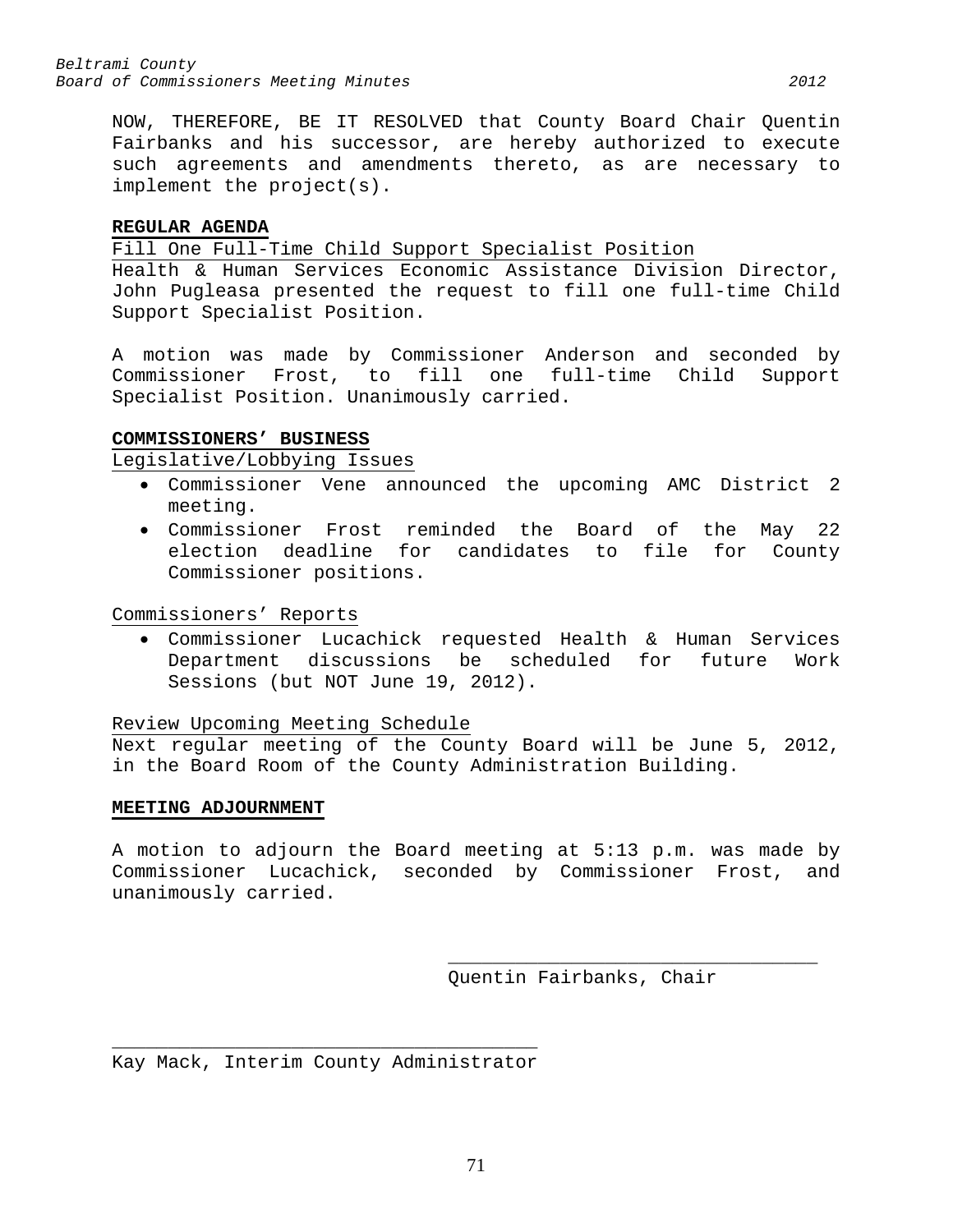NOW, THEREFORE, BE IT RESOLVED that County Board Chair Quentin Fairbanks and his successor, are hereby authorized to execute such agreements and amendments thereto, as are necessary to implement the project(s).

**REGULAR AGENDA**

Fill One Full-Time Child Support Specialist Position

Health & Human Services Economic Assistance Division Director, John Pugleasa presented the request to fill one full-time Child Support Specialist Position.

A motion was made by Commissioner Anderson and seconded by Commissioner Frost, to fill one full-time Child Support Specialist Position. Unanimously carried.

**COMMISSIONERS' BUSINESS**

Legislative/Lobbying Issues

- Commissioner Vene announced the upcoming AMC District 2 meeting.
- Commissioner Frost reminded the Board of the May 22 election deadline for candidates to file for County Commissioner positions.

Commissioners' Reports

- Commissioner Lucachick requested Health & Human Services Department discussions be scheduled for future Work Sessions (but NOT June 19, 2012).

Review Upcoming Meeting Schedule

Next regular meeting of the County Board will be June 5, 2012, in the Board Room of the County Administration Building.

**MEETING ADJOURNMENT**

A motion to adjourn the Board meeting at 5:13 p.m. was made by Commissioner Lucachick, seconded by Commissioner Frost, and unanimously carried.

\_\_\_\_\_\_\_\_\_\_\_\_\_\_\_\_\_\_\_\_\_\_\_\_\_\_\_\_\_\_\_\_\_
Quentin Fairbanks, Chair

\_\_\_\_\_\_\_\_\_\_\_\_\_\_\_\_\_\_\_\_\_\_\_\_\_\_\_\_\_\_\_\_\_\_\_\_\_\_
Kay Mack, Interim County Administrator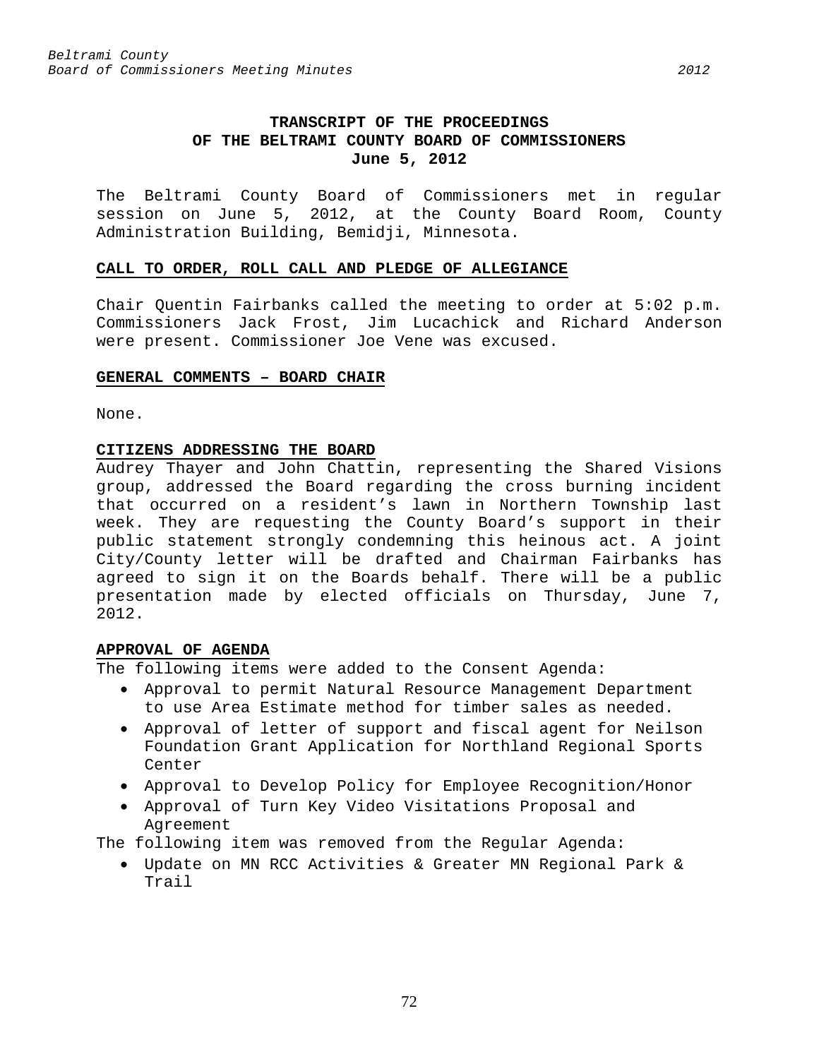# TRANSCRIPT OF THE PROCEEDINGS OF THE BELTRAMI COUNTY BOARD OF COMMISSIONERS
## June 5, 2012

The Beltrami County Board of Commissioners met in regular session on June 5, 2012, at the County Board Room, County Administration Building, Bemidji, Minnesota.

**CALL TO ORDER, ROLL CALL AND PLEDGE OF ALLEGIANCE**

Chair Quentin Fairbanks called the meeting to order at 5:02 p.m. Commissioners Jack Frost, Jim Lucachick and Richard Anderson were present. Commissioner Joe Vene was excused.

**GENERAL COMMENTS – BOARD CHAIR**

None.

**CITIZENS ADDRESSING THE BOARD**

Audrey Thayer and John Chattin, representing the Shared Visions group, addressed the Board regarding the cross burning incident that occurred on a resident's lawn in Northern Township last week. They are requesting the County Board's support in their public statement strongly condemning this heinous act. A joint City/County letter will be drafted and Chairman Fairbanks has agreed to sign it on the Boards behalf. There will be a public presentation made by elected officials on Thursday, June 7, 2012.

**APPROVAL OF AGENDA**

The following items were added to the Consent Agenda:

- Approval to permit Natural Resource Management Department to use Area Estimate method for timber sales as needed.
- Approval of letter of support and fiscal agent for Neilson Foundation Grant Application for Northland Regional Sports Center
- Approval to Develop Policy for Employee Recognition/Honor
- Approval of Turn Key Video Visitations Proposal and Agreement

The following item was removed from the Regular Agenda:

- Update on MN RCC Activities & Greater MN Regional Park & Trail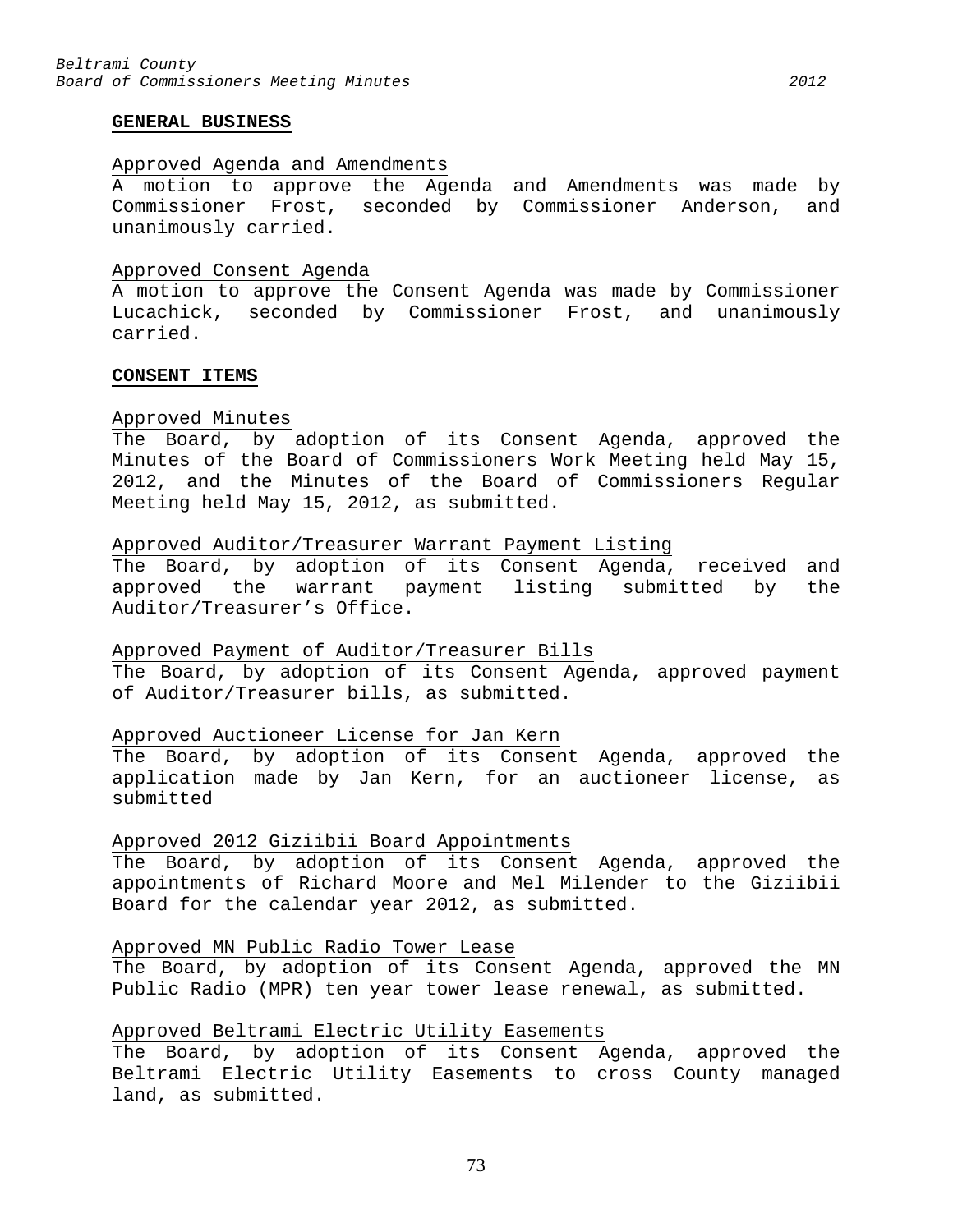## GENERAL BUSINESS

Approved Agenda and Amendments

A motion to approve the Agenda and Amendments was made by Commissioner Frost, seconded by Commissioner Anderson, and unanimously carried.

Approved Consent Agenda

A motion to approve the Consent Agenda was made by Commissioner Lucachick, seconded by Commissioner Frost, and unanimously carried.

## CONSENT ITEMS

Approved Minutes

The Board, by adoption of its Consent Agenda, approved the Minutes of the Board of Commissioners Work Meeting held May 15, 2012, and the Minutes of the Board of Commissioners Regular Meeting held May 15, 2012, as submitted.

Approved Auditor/Treasurer Warrant Payment Listing

The Board, by adoption of its Consent Agenda, received and approved the warrant payment listing submitted by the Auditor/Treasurer's Office.

Approved Payment of Auditor/Treasurer Bills

The Board, by adoption of its Consent Agenda, approved payment of Auditor/Treasurer bills, as submitted.

Approved Auctioneer License for Jan Kern

The Board, by adoption of its Consent Agenda, approved the application made by Jan Kern, for an auctioneer license, as submitted

Approved 2012 Giziibii Board Appointments

The Board, by adoption of its Consent Agenda, approved the appointments of Richard Moore and Mel Milender to the Giziibii Board for the calendar year 2012, as submitted.

Approved MN Public Radio Tower Lease

The Board, by adoption of its Consent Agenda, approved the MN Public Radio (MPR) ten year tower lease renewal, as submitted.

Approved Beltrami Electric Utility Easements

The Board, by adoption of its Consent Agenda, approved the Beltrami Electric Utility Easements to cross County managed land, as submitted.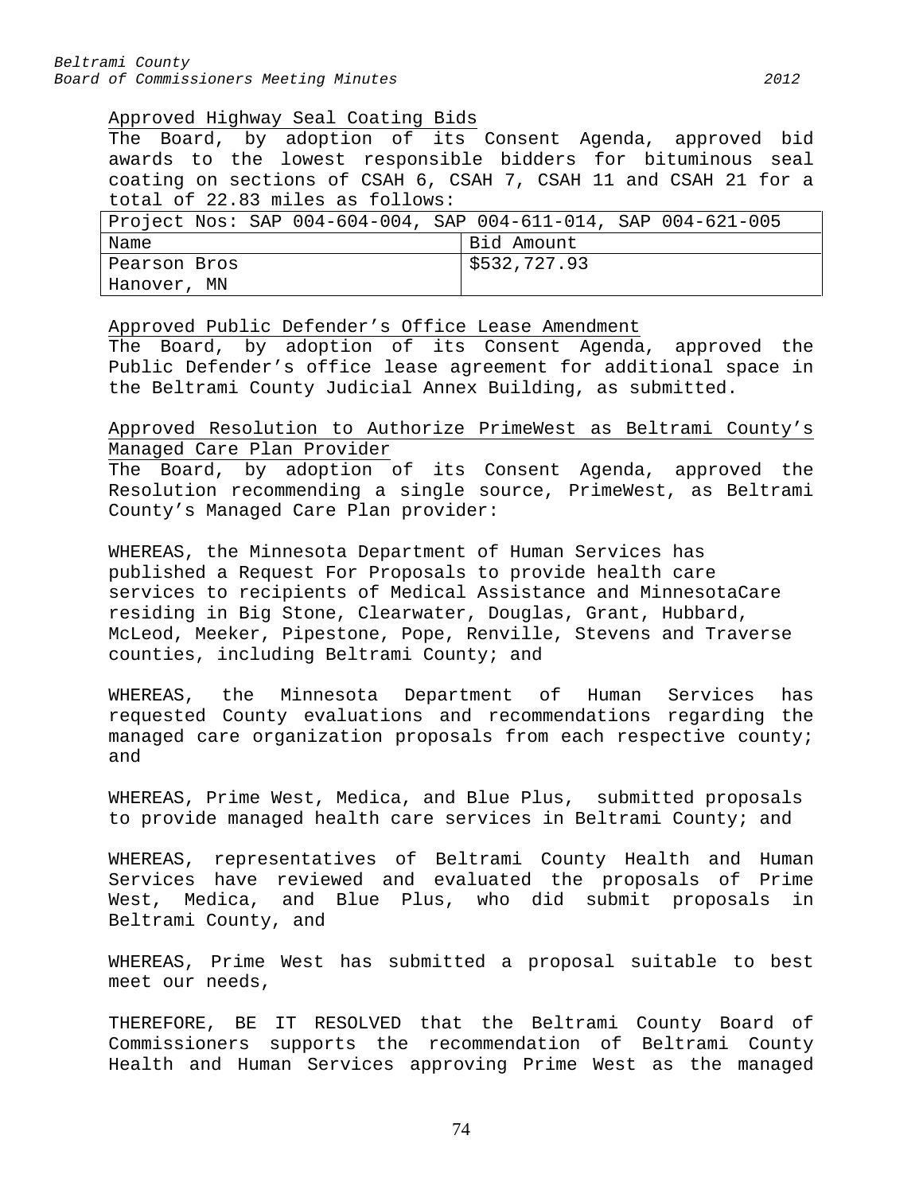Approved Highway Seal Coating Bids

The Board, by adoption of its Consent Agenda, approved bid awards to the lowest responsible bidders for bituminous seal coating on sections of CSAH 6, CSAH 7, CSAH 11 and CSAH 21 for a total of 22.83 miles as follows:

| Project Nos: SAP 004-604-004, SAP 004-611-014, SAP 004-621-005 | |
|---|---|
| Name | Bid Amount |
| Pearson Bros<br>Hanover, MN | $532,727.93 |

Approved Public Defender's Office Lease Amendment

The Board, by adoption of its Consent Agenda, approved the Public Defender's office lease agreement for additional space in the Beltrami County Judicial Annex Building, as submitted.

Approved Resolution to Authorize PrimeWest as Beltrami County's Managed Care Plan Provider

The Board, by adoption of its Consent Agenda, approved the Resolution recommending a single source, PrimeWest, as Beltrami County's Managed Care Plan provider:

WHEREAS, the Minnesota Department of Human Services has published a Request For Proposals to provide health care services to recipients of Medical Assistance and MinnesotaCare residing in Big Stone, Clearwater, Douglas, Grant, Hubbard, McLeod, Meeker, Pipestone, Pope, Renville, Stevens and Traverse counties, including Beltrami County; and

WHEREAS, the Minnesota Department of Human Services has requested County evaluations and recommendations regarding the managed care organization proposals from each respective county; and

WHEREAS, Prime West, Medica, and Blue Plus, submitted proposals to provide managed health care services in Beltrami County; and

WHEREAS, representatives of Beltrami County Health and Human Services have reviewed and evaluated the proposals of Prime West, Medica, and Blue Plus, who did submit proposals in Beltrami County, and

WHEREAS, Prime West has submitted a proposal suitable to best meet our needs,

THEREFORE, BE IT RESOLVED that the Beltrami County Board of Commissioners supports the recommendation of Beltrami County Health and Human Services approving Prime West as the managed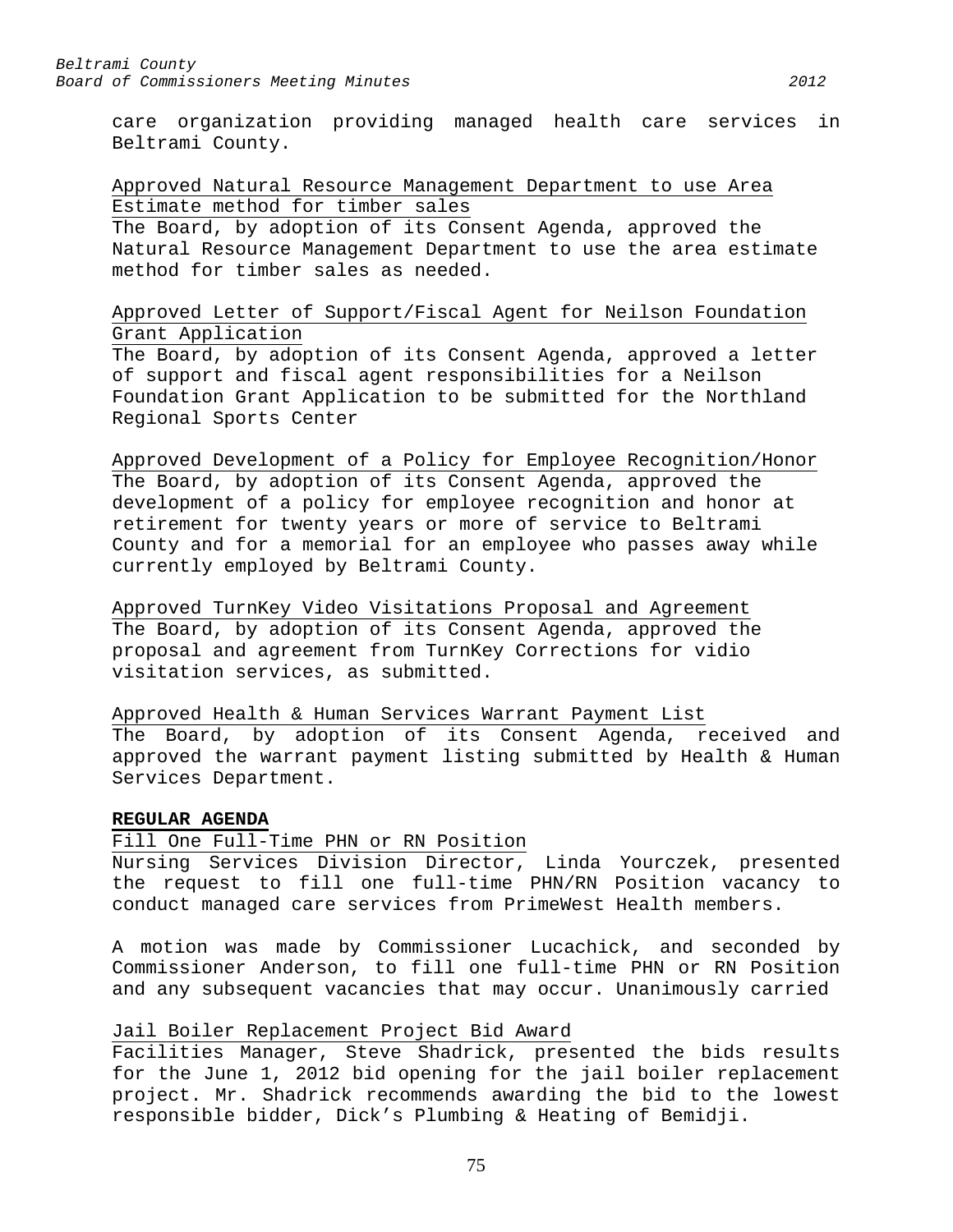care organization providing managed health care services in Beltrami County.

Approved Natural Resource Management Department to use Area Estimate method for timber sales

The Board, by adoption of its Consent Agenda, approved the Natural Resource Management Department to use the area estimate method for timber sales as needed.

Approved Letter of Support/Fiscal Agent for Neilson Foundation Grant Application

The Board, by adoption of its Consent Agenda, approved a letter of support and fiscal agent responsibilities for a Neilson Foundation Grant Application to be submitted for the Northland Regional Sports Center

Approved Development of a Policy for Employee Recognition/Honor

The Board, by adoption of its Consent Agenda, approved the development of a policy for employee recognition and honor at retirement for twenty years or more of service to Beltrami County and for a memorial for an employee who passes away while currently employed by Beltrami County.

Approved TurnKey Video Visitations Proposal and Agreement

The Board, by adoption of its Consent Agenda, approved the proposal and agreement from TurnKey Corrections for vidio visitation services, as submitted.

Approved Health & Human Services Warrant Payment List

The Board, by adoption of its Consent Agenda, received and approved the warrant payment listing submitted by Health & Human Services Department.

**REGULAR AGENDA**

Fill One Full-Time PHN or RN Position

Nursing Services Division Director, Linda Yourczek, presented the request to fill one full-time PHN/RN Position vacancy to conduct managed care services from PrimeWest Health members.

A motion was made by Commissioner Lucachick, and seconded by Commissioner Anderson, to fill one full-time PHN or RN Position and any subsequent vacancies that may occur. Unanimously carried

Jail Boiler Replacement Project Bid Award

Facilities Manager, Steve Shadrick, presented the bids results for the June 1, 2012 bid opening for the jail boiler replacement project. Mr. Shadrick recommends awarding the bid to the lowest responsible bidder, Dick's Plumbing & Heating of Bemidji.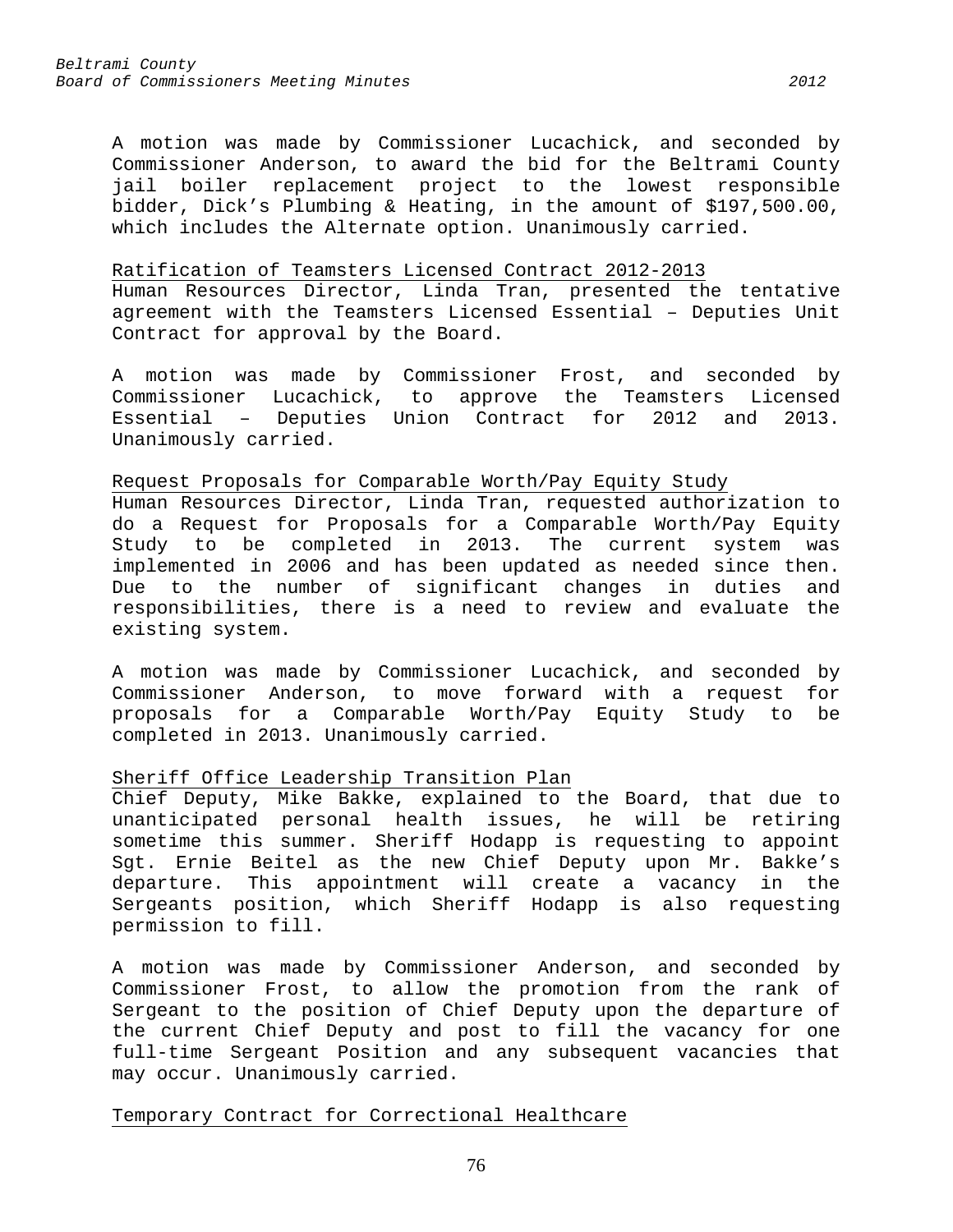A motion was made by Commissioner Lucachick, and seconded by Commissioner Anderson, to award the bid for the Beltrami County jail boiler replacement project to the lowest responsible bidder, Dick's Plumbing & Heating, in the amount of $197,500.00, which includes the Alternate option. Unanimously carried.

<u>Ratification of Teamsters Licensed Contract 2012-2013</u>

Human Resources Director, Linda Tran, presented the tentative agreement with the Teamsters Licensed Essential – Deputies Unit Contract for approval by the Board.

A motion was made by Commissioner Frost, and seconded by Commissioner Lucachick, to approve the Teamsters Licensed Essential – Deputies Union Contract for 2012 and 2013. Unanimously carried.

<u>Request Proposals for Comparable Worth/Pay Equity Study</u>

Human Resources Director, Linda Tran, requested authorization to do a Request for Proposals for a Comparable Worth/Pay Equity Study to be completed in 2013. The current system was implemented in 2006 and has been updated as needed since then. Due to the number of significant changes in duties and responsibilities, there is a need to review and evaluate the existing system.

A motion was made by Commissioner Lucachick, and seconded by Commissioner Anderson, to move forward with a request for proposals for a Comparable Worth/Pay Equity Study to be completed in 2013. Unanimously carried.

<u>Sheriff Office Leadership Transition Plan</u>

Chief Deputy, Mike Bakke, explained to the Board, that due to unanticipated personal health issues, he will be retiring sometime this summer. Sheriff Hodapp is requesting to appoint Sgt. Ernie Beitel as the new Chief Deputy upon Mr. Bakke's departure. This appointment will create a vacancy in the Sergeants position, which Sheriff Hodapp is also requesting permission to fill.

A motion was made by Commissioner Anderson, and seconded by Commissioner Frost, to allow the promotion from the rank of Sergeant to the position of Chief Deputy upon the departure of the current Chief Deputy and post to fill the vacancy for one full-time Sergeant Position and any subsequent vacancies that may occur. Unanimously carried.

<u>Temporary Contract for Correctional Healthcare</u>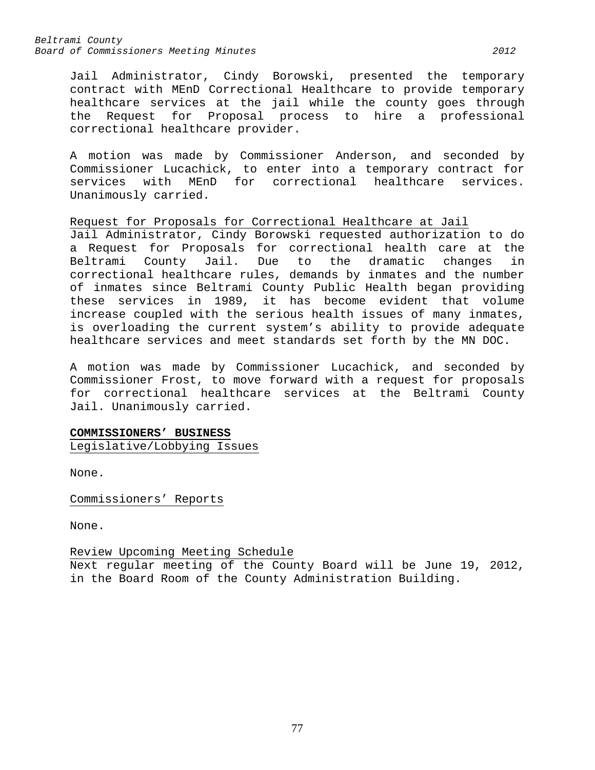Jail Administrator, Cindy Borowski, presented the temporary contract with MEnD Correctional Healthcare to provide temporary healthcare services at the jail while the county goes through the Request for Proposal process to hire a professional correctional healthcare provider.

A motion was made by Commissioner Anderson, and seconded by Commissioner Lucachick, to enter into a temporary contract for services with MEnD for correctional healthcare services. Unanimously carried.

<u>Request for Proposals for Correctional Healthcare at Jail</u>
Jail Administrator, Cindy Borowski requested authorization to do a Request for Proposals for correctional health care at the Beltrami County Jail. Due to the dramatic changes in correctional healthcare rules, demands by inmates and the number of inmates since Beltrami County Public Health began providing these services in 1989, it has become evident that volume increase coupled with the serious health issues of many inmates, is overloading the current system's ability to provide adequate healthcare services and meet standards set forth by the MN DOC.

A motion was made by Commissioner Lucachick, and seconded by Commissioner Frost, to move forward with a request for proposals for correctional healthcare services at the Beltrami County Jail. Unanimously carried.

**COMMISSIONERS' BUSINESS**
<u>Legislative/Lobbying Issues</u>

None.

<u>Commissioners' Reports</u>

None.

<u>Review Upcoming Meeting Schedule</u>
Next regular meeting of the County Board will be June 19, 2012, in the Board Room of the County Administration Building.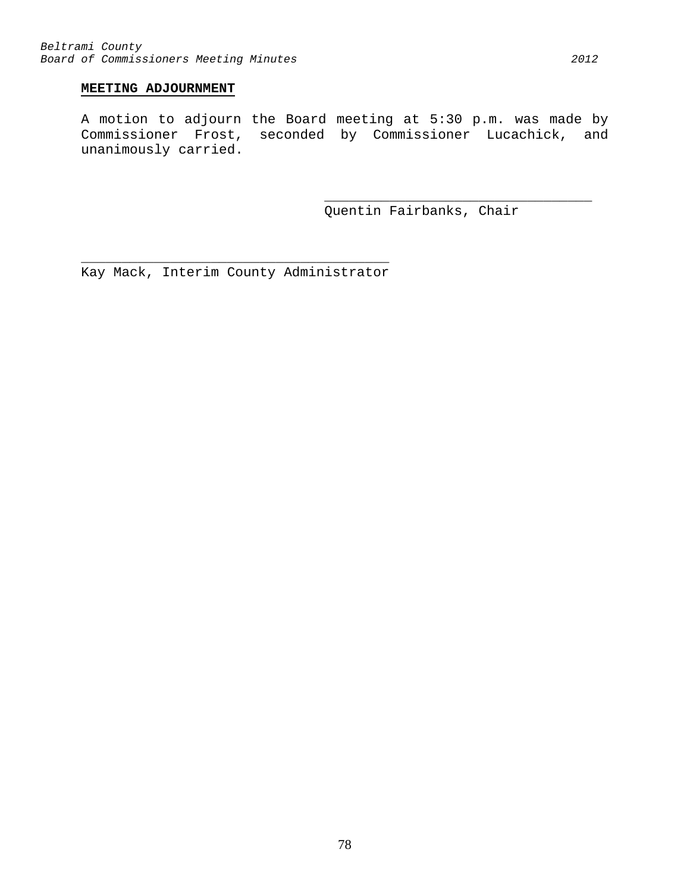**MEETING ADJOURNMENT**

A motion to adjourn the Board meeting at 5:30 p.m. was made by Commissioner Frost, seconded by Commissioner Lucachick, and unanimously carried.

_________________________________
Quentin Fairbanks, Chair

_______________________________________
Kay Mack, Interim County Administrator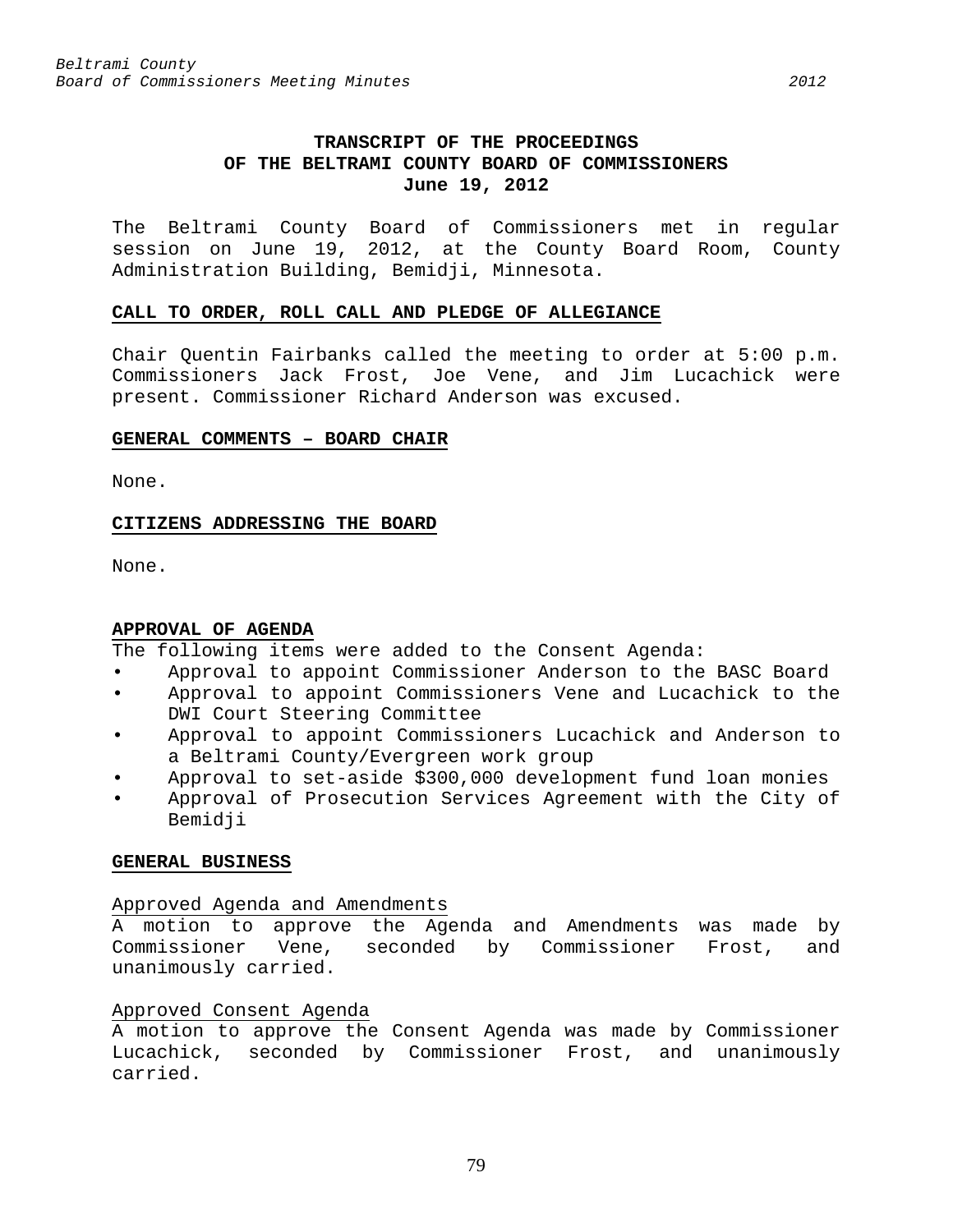# TRANSCRIPT OF THE PROCEEDINGS OF THE BELTRAMI COUNTY BOARD OF COMMISSIONERS
## June 19, 2012

The Beltrami County Board of Commissioners met in regular session on June 19, 2012, at the County Board Room, County Administration Building, Bemidji, Minnesota.

**CALL TO ORDER, ROLL CALL AND PLEDGE OF ALLEGIANCE**

Chair Quentin Fairbanks called the meeting to order at 5:00 p.m. Commissioners Jack Frost, Joe Vene, and Jim Lucachick were present. Commissioner Richard Anderson was excused.

**GENERAL COMMENTS – BOARD CHAIR**

None.

**CITIZENS ADDRESSING THE BOARD**

None.

**APPROVAL OF AGENDA**

The following items were added to the Consent Agenda:

- Approval to appoint Commissioner Anderson to the BASC Board
- Approval to appoint Commissioners Vene and Lucachick to the DWI Court Steering Committee
- Approval to appoint Commissioners Lucachick and Anderson to a Beltrami County/Evergreen work group
- Approval to set-aside $300,000 development fund loan monies
- Approval of Prosecution Services Agreement with the City of Bemidji

**GENERAL BUSINESS**

Approved Agenda and Amendments

A motion to approve the Agenda and Amendments was made by Commissioner Vene, seconded by Commissioner Frost, and unanimously carried.

Approved Consent Agenda

A motion to approve the Consent Agenda was made by Commissioner Lucachick, seconded by Commissioner Frost, and unanimously carried.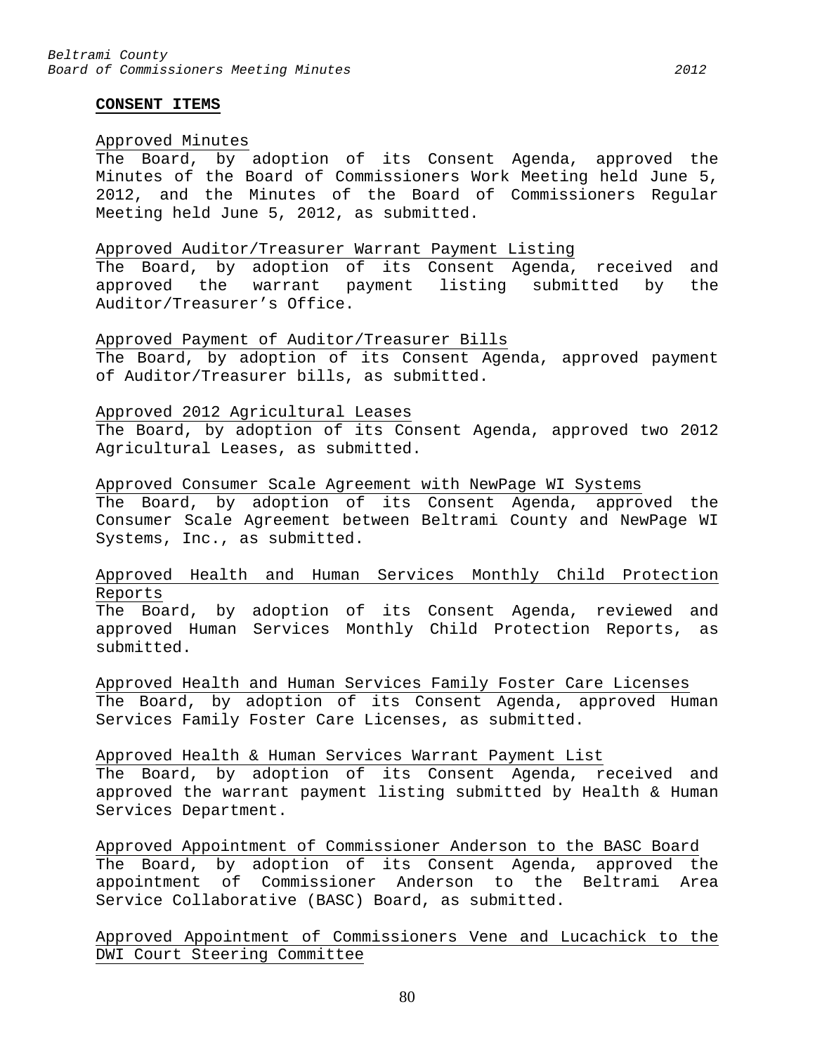## CONSENT ITEMS

Approved Minutes

The Board, by adoption of its Consent Agenda, approved the Minutes of the Board of Commissioners Work Meeting held June 5, 2012, and the Minutes of the Board of Commissioners Regular Meeting held June 5, 2012, as submitted.

Approved Auditor/Treasurer Warrant Payment Listing

The Board, by adoption of its Consent Agenda, received and approved the warrant payment listing submitted by the Auditor/Treasurer's Office.

Approved Payment of Auditor/Treasurer Bills

The Board, by adoption of its Consent Agenda, approved payment of Auditor/Treasurer bills, as submitted.

Approved 2012 Agricultural Leases

The Board, by adoption of its Consent Agenda, approved two 2012 Agricultural Leases, as submitted.

Approved Consumer Scale Agreement with NewPage WI Systems

The Board, by adoption of its Consent Agenda, approved the Consumer Scale Agreement between Beltrami County and NewPage WI Systems, Inc., as submitted.

Approved Health and Human Services Monthly Child Protection Reports

The Board, by adoption of its Consent Agenda, reviewed and approved Human Services Monthly Child Protection Reports, as submitted.

Approved Health and Human Services Family Foster Care Licenses

The Board, by adoption of its Consent Agenda, approved Human Services Family Foster Care Licenses, as submitted.

Approved Health & Human Services Warrant Payment List

The Board, by adoption of its Consent Agenda, received and approved the warrant payment listing submitted by Health & Human Services Department.

Approved Appointment of Commissioner Anderson to the BASC Board

The Board, by adoption of its Consent Agenda, approved the appointment of Commissioner Anderson to the Beltrami Area Service Collaborative (BASC) Board, as submitted.

Approved Appointment of Commissioners Vene and Lucachick to the DWI Court Steering Committee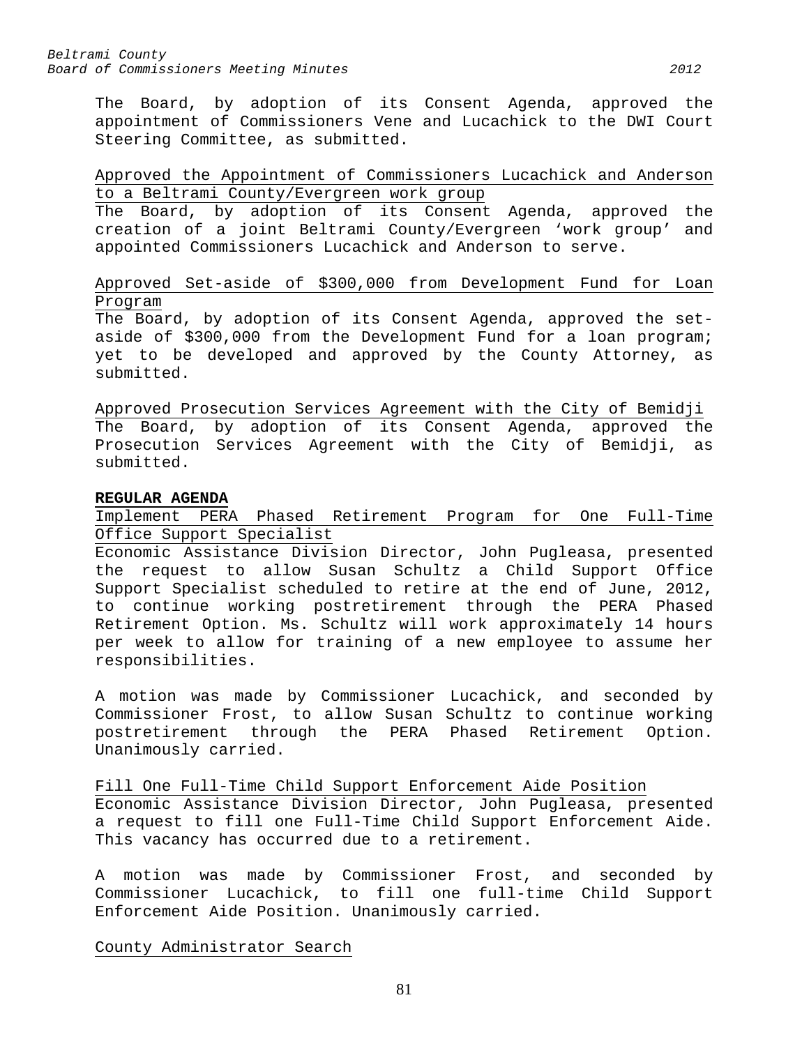The Board, by adoption of its Consent Agenda, approved the appointment of Commissioners Vene and Lucachick to the DWI Court Steering Committee, as submitted.

Approved the Appointment of Commissioners Lucachick and Anderson to a Beltrami County/Evergreen work group

The Board, by adoption of its Consent Agenda, approved the creation of a joint Beltrami County/Evergreen 'work group' and appointed Commissioners Lucachick and Anderson to serve.

Approved Set-aside of $300,000 from Development Fund for Loan Program

The Board, by adoption of its Consent Agenda, approved the set-aside of $300,000 from the Development Fund for a loan program; yet to be developed and approved by the County Attorney, as submitted.

Approved Prosecution Services Agreement with the City of Bemidji

The Board, by adoption of its Consent Agenda, approved the Prosecution Services Agreement with the City of Bemidji, as submitted.

**REGULAR AGENDA**

Implement PERA Phased Retirement Program for One Full-Time Office Support Specialist

Economic Assistance Division Director, John Pugleasa, presented the request to allow Susan Schultz a Child Support Office Support Specialist scheduled to retire at the end of June, 2012, to continue working postretirement through the PERA Phased Retirement Option. Ms. Schultz will work approximately 14 hours per week to allow for training of a new employee to assume her responsibilities.

A motion was made by Commissioner Lucachick, and seconded by Commissioner Frost, to allow Susan Schultz to continue working postretirement through the PERA Phased Retirement Option. Unanimously carried.

Fill One Full-Time Child Support Enforcement Aide Position

Economic Assistance Division Director, John Pugleasa, presented a request to fill one Full-Time Child Support Enforcement Aide. This vacancy has occurred due to a retirement.

A motion was made by Commissioner Frost, and seconded by Commissioner Lucachick, to fill one full-time Child Support Enforcement Aide Position. Unanimously carried.

County Administrator Search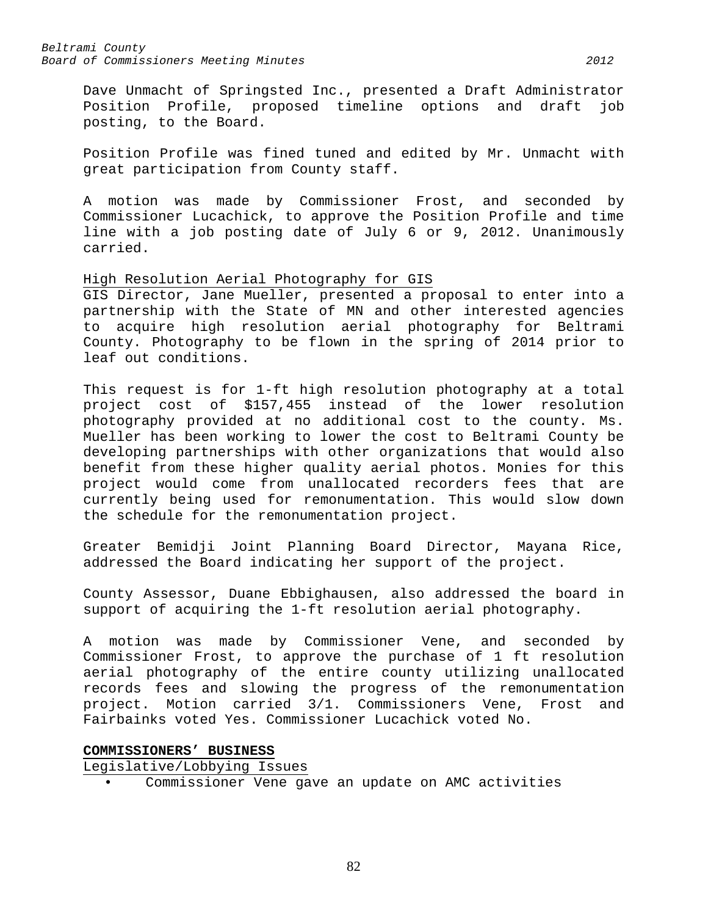Dave Unmacht of Springsted Inc., presented a Draft Administrator Position Profile, proposed timeline options and draft job posting, to the Board.

Position Profile was fined tuned and edited by Mr. Unmacht with great participation from County staff.

A motion was made by Commissioner Frost, and seconded by Commissioner Lucachick, to approve the Position Profile and time line with a job posting date of July 6 or 9, 2012. Unanimously carried.

<u>High Resolution Aerial Photography for GIS</u>
GIS Director, Jane Mueller, presented a proposal to enter into a partnership with the State of MN and other interested agencies to acquire high resolution aerial photography for Beltrami County. Photography to be flown in the spring of 2014 prior to leaf out conditions.

This request is for 1-ft high resolution photography at a total project cost of $157,455 instead of the lower resolution photography provided at no additional cost to the county. Ms. Mueller has been working to lower the cost to Beltrami County be developing partnerships with other organizations that would also benefit from these higher quality aerial photos. Monies for this project would come from unallocated recorders fees that are currently being used for remonumentation. This would slow down the schedule for the remonumentation project.

Greater Bemidji Joint Planning Board Director, Mayana Rice, addressed the Board indicating her support of the project.

County Assessor, Duane Ebbighausen, also addressed the board in support of acquiring the 1-ft resolution aerial photography.

A motion was made by Commissioner Vene, and seconded by Commissioner Frost, to approve the purchase of 1 ft resolution aerial photography of the entire county utilizing unallocated records fees and slowing the progress of the remonumentation project. Motion carried 3/1. Commissioners Vene, Frost and Fairbainks voted Yes. Commissioner Lucachick voted No.

**<u>COMMISSIONERS' BUSINESS</u>**

<u>Legislative/Lobbying Issues</u>

- Commissioner Vene gave an update on AMC activities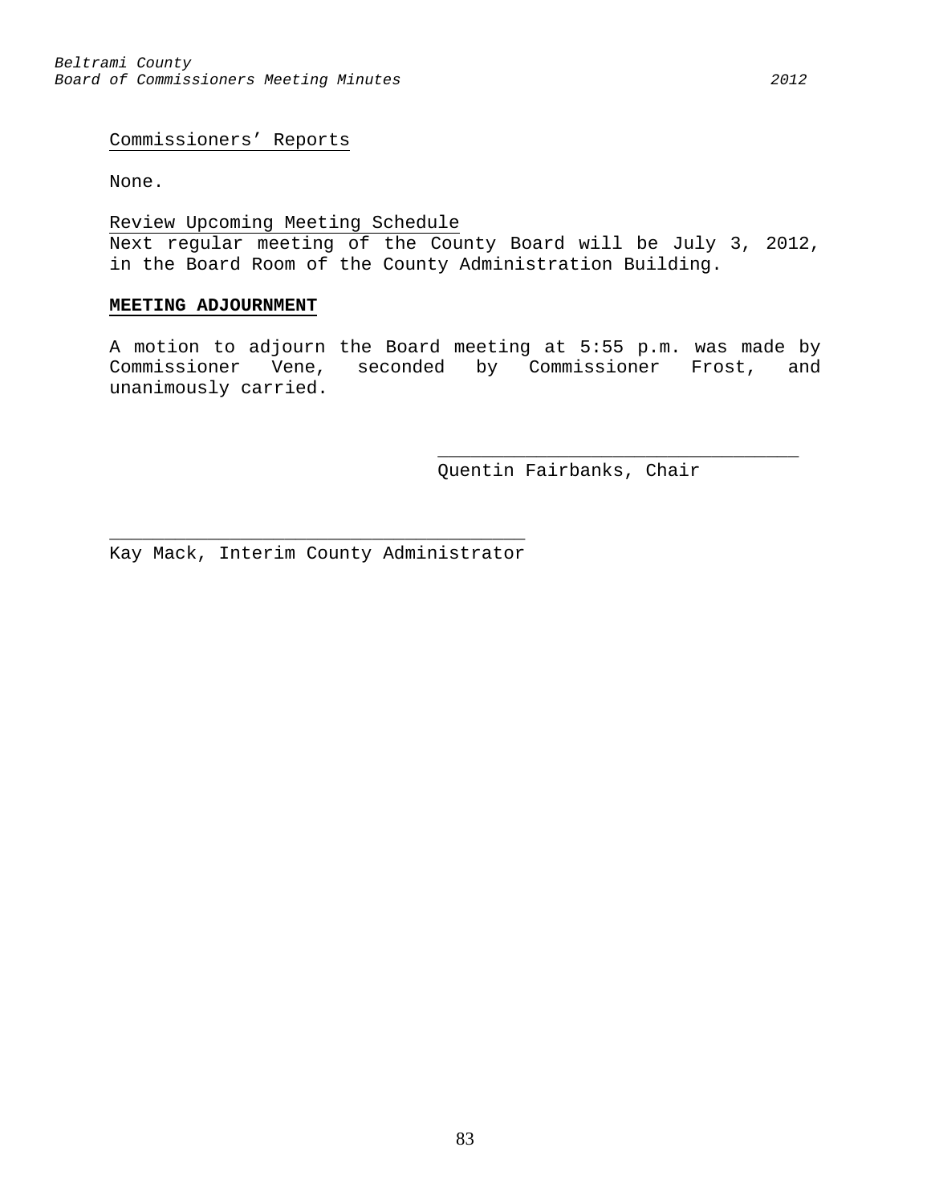Commissioners' Reports

None.

Review Upcoming Meeting Schedule
Next regular meeting of the County Board will be July 3, 2012, in the Board Room of the County Administration Building.

**MEETING ADJOURNMENT**

A motion to adjourn the Board meeting at 5:55 p.m. was made by Commissioner Vene, seconded by Commissioner Frost, and unanimously carried.

\_\_\_\_\_\_\_\_\_\_\_\_\_\_\_\_\_\_\_\_\_\_\_\_\_\_\_\_\_\_\_\_\_\_
Quentin Fairbanks, Chair

\_\_\_\_\_\_\_\_\_\_\_\_\_\_\_\_\_\_\_\_\_\_\_\_\_\_\_\_\_\_\_\_\_\_\_\_\_\_\_
Kay Mack, Interim County Administrator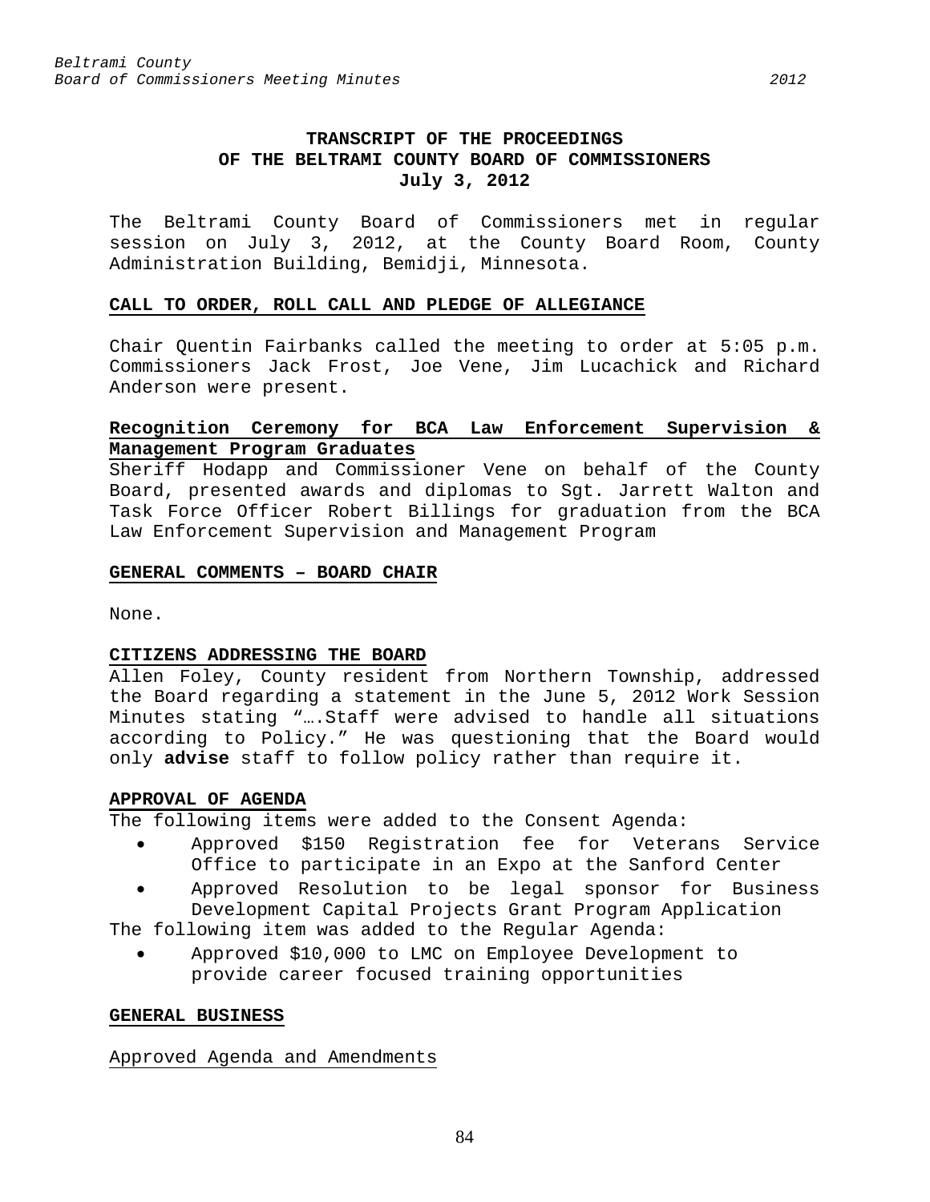# TRANSCRIPT OF THE PROCEEDINGS OF THE BELTRAMI COUNTY BOARD OF COMMISSIONERS
## July 3, 2012

The Beltrami County Board of Commissioners met in regular session on July 3, 2012, at the County Board Room, County Administration Building, Bemidji, Minnesota.

### CALL TO ORDER, ROLL CALL AND PLEDGE OF ALLEGIANCE

Chair Quentin Fairbanks called the meeting to order at 5:05 p.m. Commissioners Jack Frost, Joe Vene, Jim Lucachick and Richard Anderson were present.

### Recognition Ceremony for BCA Law Enforcement Supervision & Management Program Graduates

Sheriff Hodapp and Commissioner Vene on behalf of the County Board, presented awards and diplomas to Sgt. Jarrett Walton and Task Force Officer Robert Billings for graduation from the BCA Law Enforcement Supervision and Management Program

### GENERAL COMMENTS – BOARD CHAIR

None.

### CITIZENS ADDRESSING THE BOARD

Allen Foley, County resident from Northern Township, addressed the Board regarding a statement in the June 5, 2012 Work Session Minutes stating "….Staff were advised to handle all situations according to Policy." He was questioning that the Board would only **advise** staff to follow policy rather than require it.

### APPROVAL OF AGENDA

The following items were added to the Consent Agenda:

- Approved $150 Registration fee for Veterans Service Office to participate in an Expo at the Sanford Center
- Approved Resolution to be legal sponsor for Business Development Capital Projects Grant Program Application

The following item was added to the Regular Agenda:

- Approved $10,000 to LMC on Employee Development to provide career focused training opportunities

### GENERAL BUSINESS

Approved Agenda and Amendments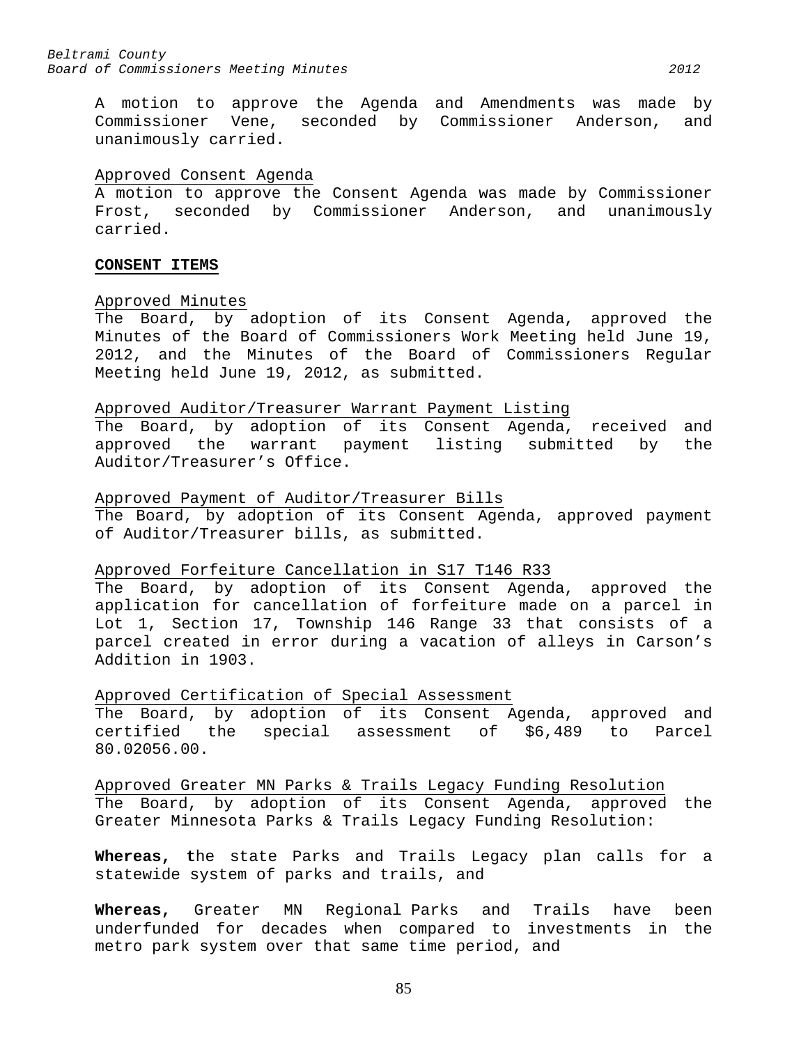A motion to approve the Agenda and Amendments was made by Commissioner Vene, seconded by Commissioner Anderson, and unanimously carried.

Approved Consent Agenda
A motion to approve the Consent Agenda was made by Commissioner Frost, seconded by Commissioner Anderson, and unanimously carried.

**CONSENT ITEMS**

Approved Minutes
The Board, by adoption of its Consent Agenda, approved the Minutes of the Board of Commissioners Work Meeting held June 19, 2012, and the Minutes of the Board of Commissioners Regular Meeting held June 19, 2012, as submitted.

Approved Auditor/Treasurer Warrant Payment Listing
The Board, by adoption of its Consent Agenda, received and approved the warrant payment listing submitted by the Auditor/Treasurer's Office.

Approved Payment of Auditor/Treasurer Bills
The Board, by adoption of its Consent Agenda, approved payment of Auditor/Treasurer bills, as submitted.

Approved Forfeiture Cancellation in S17 T146 R33
The Board, by adoption of its Consent Agenda, approved the application for cancellation of forfeiture made on a parcel in Lot 1, Section 17, Township 146 Range 33 that consists of a parcel created in error during a vacation of alleys in Carson's Addition in 1903.

Approved Certification of Special Assessment
The Board, by adoption of its Consent Agenda, approved and certified the special assessment of $6,489 to Parcel 80.02056.00.

Approved Greater MN Parks & Trails Legacy Funding Resolution
The Board, by adoption of its Consent Agenda, approved the Greater Minnesota Parks & Trails Legacy Funding Resolution:

**Whereas, t**he state Parks and Trails Legacy plan calls for a statewide system of parks and trails, and

**Whereas,** Greater MN Regional Parks and Trails have been underfunded for decades when compared to investments in the metro park system over that same time period, and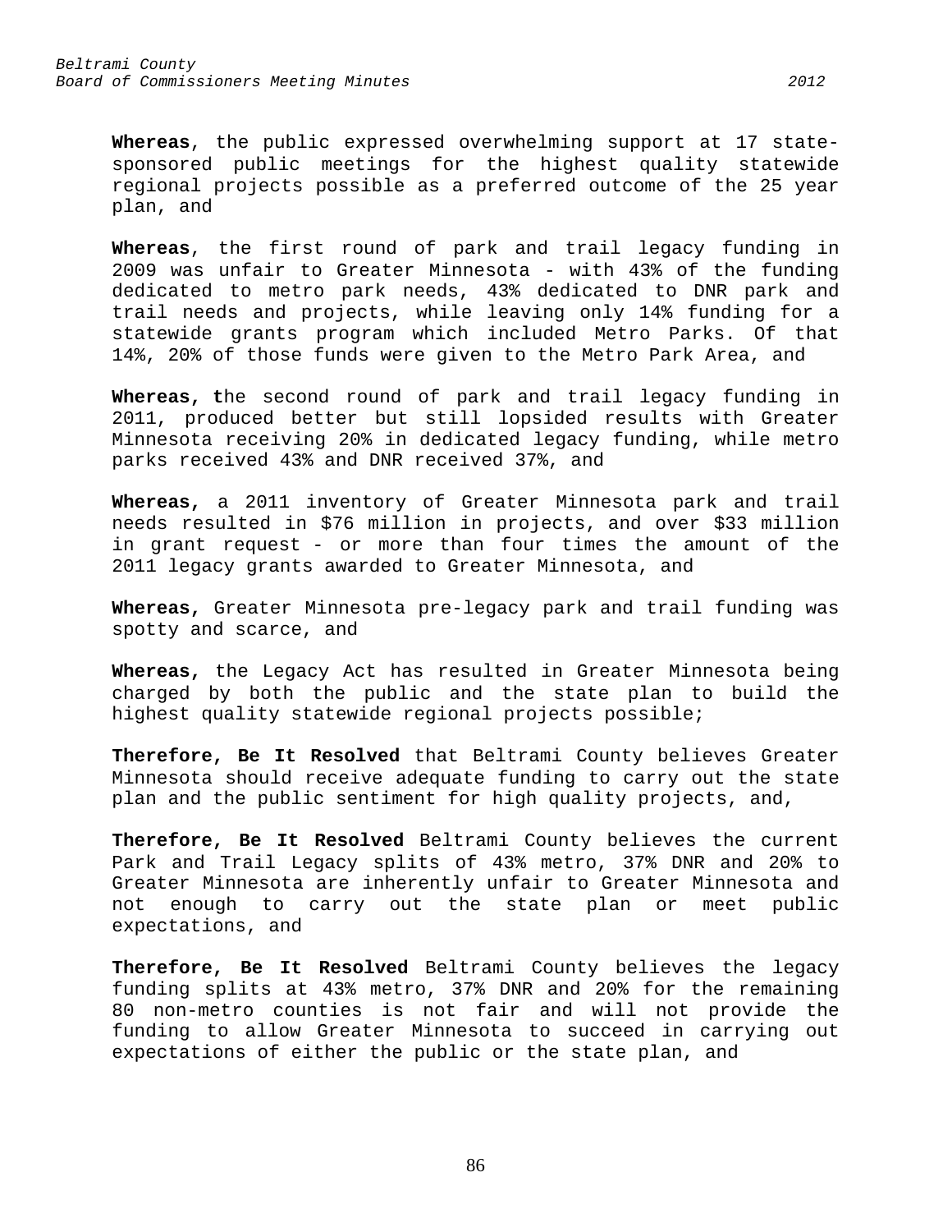**Whereas**, the public expressed overwhelming support at 17 state-sponsored public meetings for the highest quality statewide regional projects possible as a preferred outcome of the 25 year plan, and

**Whereas**, the first round of park and trail legacy funding in 2009 was unfair to Greater Minnesota - with 43% of the funding dedicated to metro park needs, 43% dedicated to DNR park and trail needs and projects, while leaving only 14% funding for a statewide grants program which included Metro Parks. Of that 14%, 20% of those funds were given to the Metro Park Area, and

**Whereas, t**he second round of park and trail legacy funding in 2011, produced better but still lopsided results with Greater Minnesota receiving 20% in dedicated legacy funding, while metro parks received 43% and DNR received 37%, and

**Whereas,** a 2011 inventory of Greater Minnesota park and trail needs resulted in $76 million in projects, and over $33 million in grant request - or more than four times the amount of the 2011 legacy grants awarded to Greater Minnesota, and

**Whereas,** Greater Minnesota pre-legacy park and trail funding was spotty and scarce, and

**Whereas,** the Legacy Act has resulted in Greater Minnesota being charged by both the public and the state plan to build the highest quality statewide regional projects possible;

**Therefore, Be It Resolved** that Beltrami County believes Greater Minnesota should receive adequate funding to carry out the state plan and the public sentiment for high quality projects, and,

**Therefore, Be It Resolved** Beltrami County believes the current Park and Trail Legacy splits of 43% metro, 37% DNR and 20% to Greater Minnesota are inherently unfair to Greater Minnesota and not enough to carry out the state plan or meet public expectations, and

**Therefore, Be It Resolved** Beltrami County believes the legacy funding splits at 43% metro, 37% DNR and 20% for the remaining 80 non-metro counties is not fair and will not provide the funding to allow Greater Minnesota to succeed in carrying out expectations of either the public or the state plan, and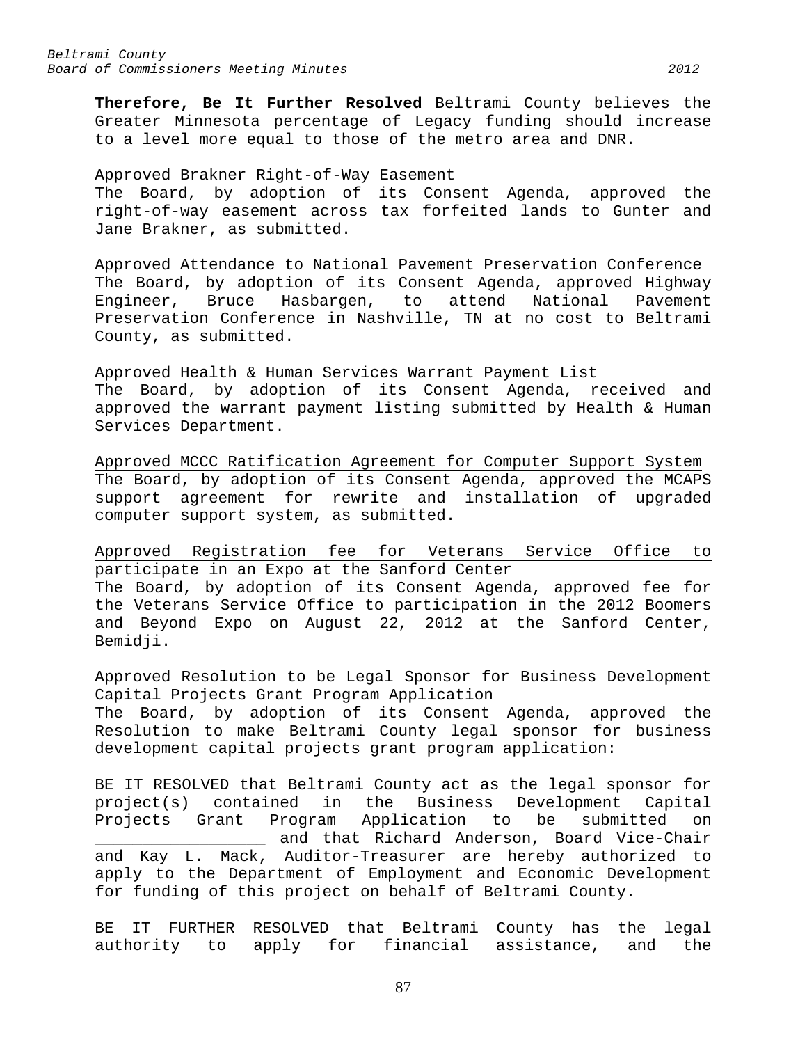**Therefore, Be It Further Resolved** Beltrami County believes the Greater Minnesota percentage of Legacy funding should increase to a level more equal to those of the metro area and DNR.

<u>Approved Brakner Right-of-Way Easement</u>
The Board, by adoption of its Consent Agenda, approved the right-of-way easement across tax forfeited lands to Gunter and Jane Brakner, as submitted.

<u>Approved Attendance to National Pavement Preservation Conference</u>
The Board, by adoption of its Consent Agenda, approved Highway Engineer, Bruce Hasbargen, to attend National Pavement Preservation Conference in Nashville, TN at no cost to Beltrami County, as submitted.

<u>Approved Health & Human Services Warrant Payment List</u>
The Board, by adoption of its Consent Agenda, received and approved the warrant payment listing submitted by Health & Human Services Department.

<u>Approved MCCC Ratification Agreement for Computer Support System</u>
The Board, by adoption of its Consent Agenda, approved the MCAPS support agreement for rewrite and installation of upgraded computer support system, as submitted.

<u>Approved Registration fee for Veterans Service Office to participate in an Expo at the Sanford Center</u>
The Board, by adoption of its Consent Agenda, approved fee for the Veterans Service Office to participation in the 2012 Boomers and Beyond Expo on August 22, 2012 at the Sanford Center, Bemidji.

<u>Approved Resolution to be Legal Sponsor for Business Development Capital Projects Grant Program Application</u>
The Board, by adoption of its Consent Agenda, approved the Resolution to make Beltrami County legal sponsor for business development capital projects grant program application:

BE IT RESOLVED that Beltrami County act as the legal sponsor for project(s) contained in the Business Development Capital Projects Grant Program Application to be submitted on __________________ and that Richard Anderson, Board Vice-Chair and Kay L. Mack, Auditor-Treasurer are hereby authorized to apply to the Department of Employment and Economic Development for funding of this project on behalf of Beltrami County.

BE IT FURTHER RESOLVED that Beltrami County has the legal authority to apply for financial assistance, and the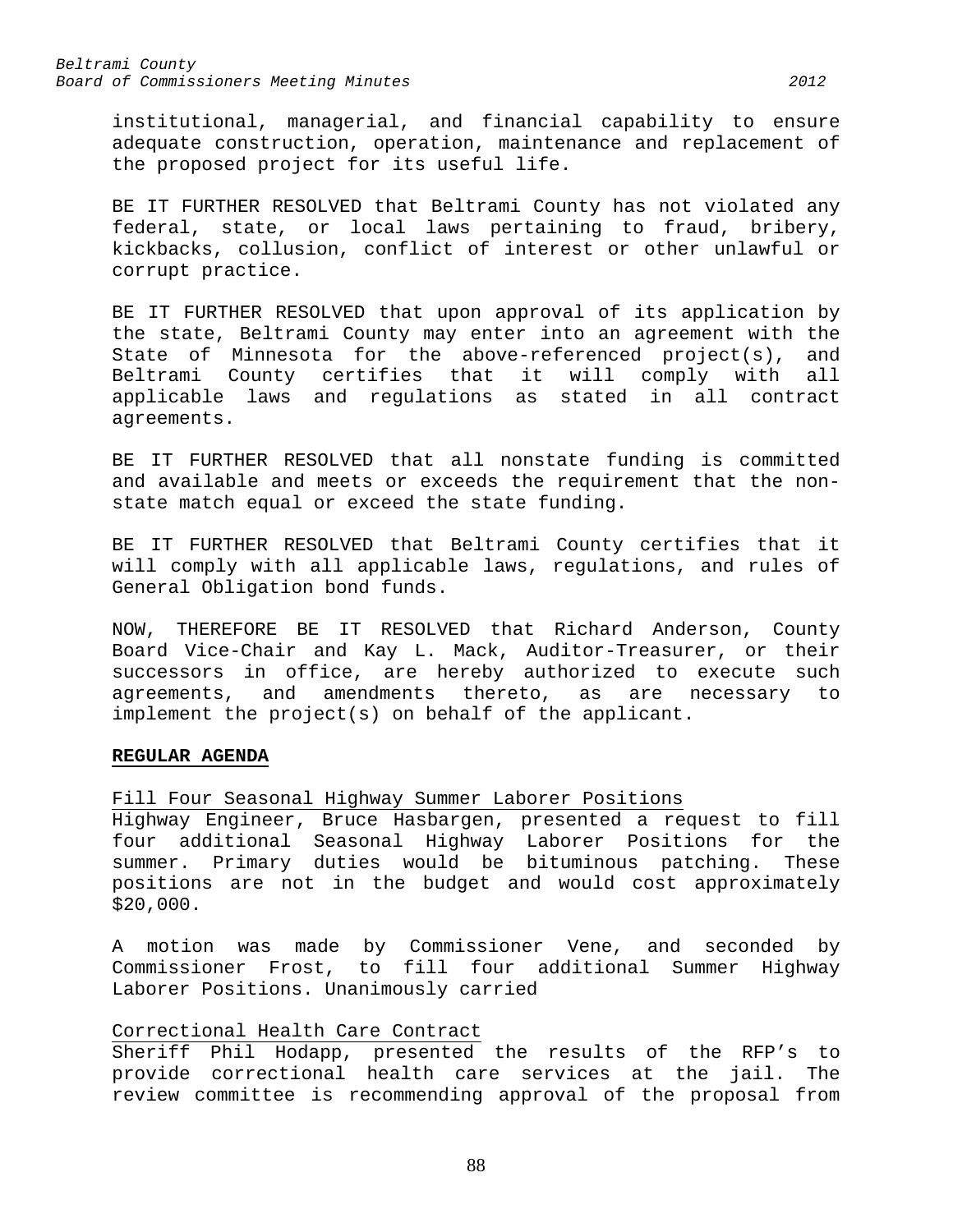institutional, managerial, and financial capability to ensure adequate construction, operation, maintenance and replacement of the proposed project for its useful life.

BE IT FURTHER RESOLVED that Beltrami County has not violated any federal, state, or local laws pertaining to fraud, bribery, kickbacks, collusion, conflict of interest or other unlawful or corrupt practice.

BE IT FURTHER RESOLVED that upon approval of its application by the state, Beltrami County may enter into an agreement with the State of Minnesota for the above-referenced project(s), and Beltrami County certifies that it will comply with all applicable laws and regulations as stated in all contract agreements.

BE IT FURTHER RESOLVED that all nonstate funding is committed and available and meets or exceeds the requirement that the non-state match equal or exceed the state funding.

BE IT FURTHER RESOLVED that Beltrami County certifies that it will comply with all applicable laws, regulations, and rules of General Obligation bond funds.

NOW, THEREFORE BE IT RESOLVED that Richard Anderson, County Board Vice-Chair and Kay L. Mack, Auditor-Treasurer, or their successors in office, are hereby authorized to execute such agreements, and amendments thereto, as are necessary to implement the project(s) on behalf of the applicant.

**REGULAR AGENDA**

Fill Four Seasonal Highway Summer Laborer Positions

Highway Engineer, Bruce Hasbargen, presented a request to fill four additional Seasonal Highway Laborer Positions for the summer. Primary duties would be bituminous patching. These positions are not in the budget and would cost approximately $20,000.

A motion was made by Commissioner Vene, and seconded by Commissioner Frost, to fill four additional Summer Highway Laborer Positions. Unanimously carried

Correctional Health Care Contract

Sheriff Phil Hodapp, presented the results of the RFP's to provide correctional health care services at the jail. The review committee is recommending approval of the proposal from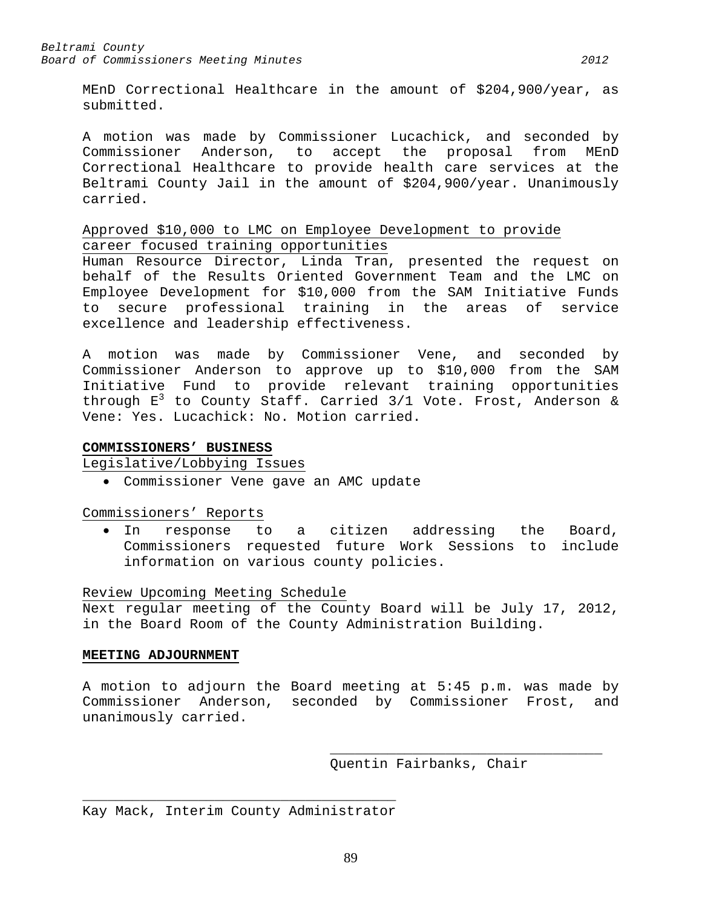MEnD Correctional Healthcare in the amount of $204,900/year, as submitted.

A motion was made by Commissioner Lucachick, and seconded by Commissioner Anderson, to accept the proposal from MEnD Correctional Healthcare to provide health care services at the Beltrami County Jail in the amount of $204,900/year. Unanimously carried.

Approved $10,000 to LMC on Employee Development to provide career focused training opportunities

Human Resource Director, Linda Tran, presented the request on behalf of the Results Oriented Government Team and the LMC on Employee Development for $10,000 from the SAM Initiative Funds to secure professional training in the areas of service excellence and leadership effectiveness.

A motion was made by Commissioner Vene, and seconded by Commissioner Anderson to approve up to $10,000 from the SAM Initiative Fund to provide relevant training opportunities through $E^3$ to County Staff. Carried 3/1 Vote. Frost, Anderson & Vene: Yes. Lucachick: No. Motion carried.

**COMMISSIONERS' BUSINESS**

Legislative/Lobbying Issues

- Commissioner Vene gave an AMC update

Commissioners' Reports

- In response to a citizen addressing the Board, Commissioners requested future Work Sessions to include information on various county policies.

Review Upcoming Meeting Schedule

Next regular meeting of the County Board will be July 17, 2012, in the Board Room of the County Administration Building.

**MEETING ADJOURNMENT**

A motion to adjourn the Board meeting at 5:45 p.m. was made by Commissioner Anderson, seconded by Commissioner Frost, and unanimously carried.

\_\_\_\_\_\_\_\_\_\_\_\_\_\_\_\_\_\_\_\_\_\_\_\_\_\_\_\_\_\_\_\_

Quentin Fairbanks, Chair

\_\_\_\_\_\_\_\_\_\_\_\_\_\_\_\_\_\_\_\_\_\_\_\_\_\_\_\_\_\_\_\_

Kay Mack, Interim County Administrator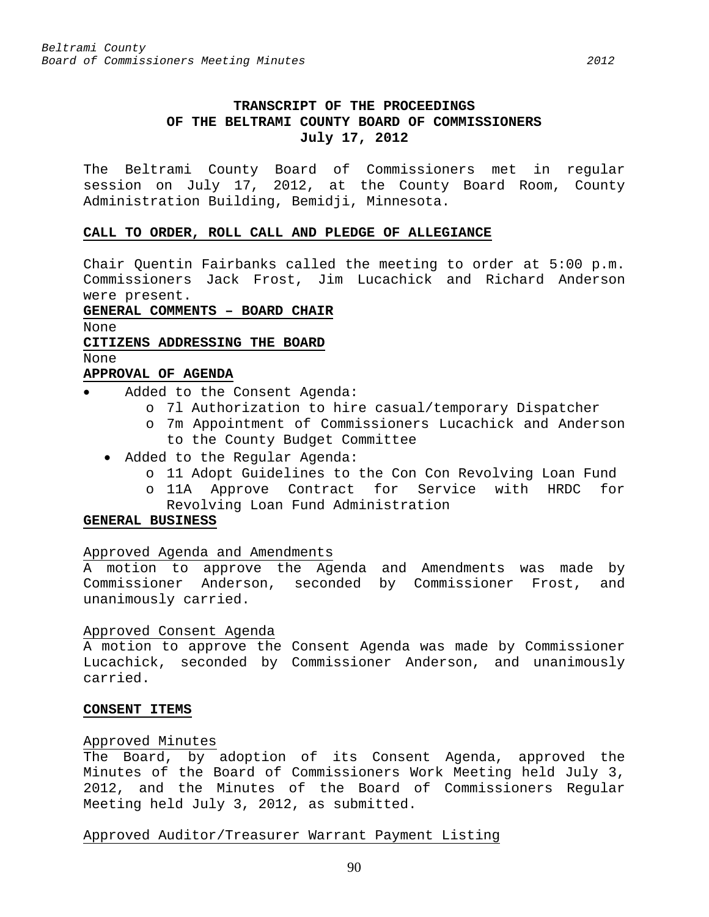# TRANSCRIPT OF THE PROCEEDINGS OF THE BELTRAMI COUNTY BOARD OF COMMISSIONERS July 17, 2012

The Beltrami County Board of Commissioners met in regular session on July 17, 2012, at the County Board Room, County Administration Building, Bemidji, Minnesota.

**CALL TO ORDER, ROLL CALL AND PLEDGE OF ALLEGIANCE**

Chair Quentin Fairbanks called the meeting to order at 5:00 p.m. Commissioners Jack Frost, Jim Lucachick and Richard Anderson were present.

**GENERAL COMMENTS – BOARD CHAIR**

None

**CITIZENS ADDRESSING THE BOARD**

None

**APPROVAL OF AGENDA**

- Added to the Consent Agenda:
  - 7l Authorization to hire casual/temporary Dispatcher
  - 7m Appointment of Commissioners Lucachick and Anderson to the County Budget Committee
- Added to the Regular Agenda:
  - 11 Adopt Guidelines to the Con Con Revolving Loan Fund
  - 11A Approve Contract for Service with HRDC for Revolving Loan Fund Administration

**GENERAL BUSINESS**

Approved Agenda and Amendments

A motion to approve the Agenda and Amendments was made by Commissioner Anderson, seconded by Commissioner Frost, and unanimously carried.

Approved Consent Agenda

A motion to approve the Consent Agenda was made by Commissioner Lucachick, seconded by Commissioner Anderson, and unanimously carried.

**CONSENT ITEMS**

Approved Minutes

The Board, by adoption of its Consent Agenda, approved the Minutes of the Board of Commissioners Work Meeting held July 3, 2012, and the Minutes of the Board of Commissioners Regular Meeting held July 3, 2012, as submitted.

Approved Auditor/Treasurer Warrant Payment Listing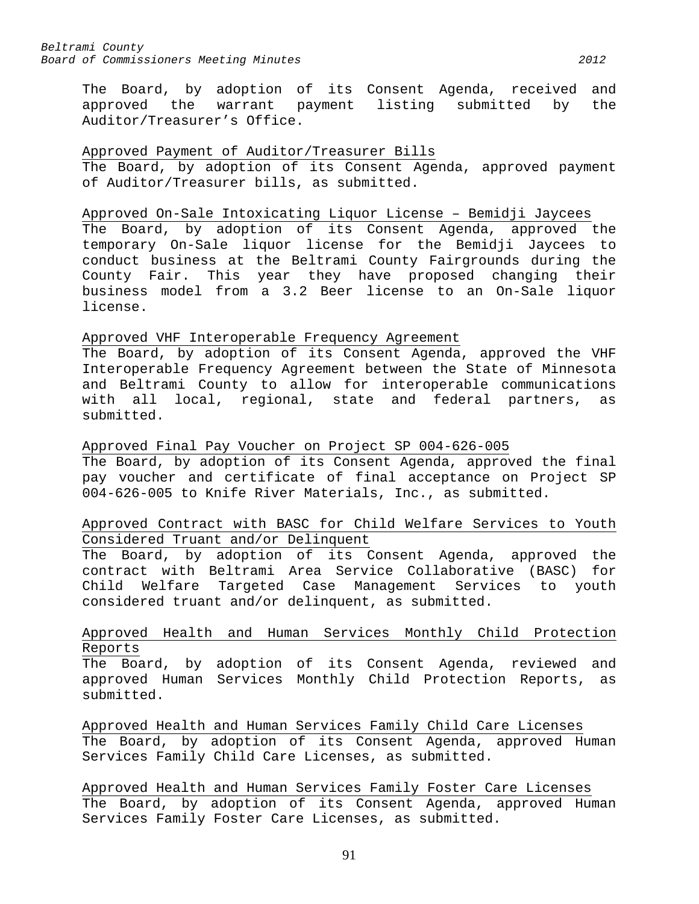The Board, by adoption of its Consent Agenda, received and approved the warrant payment listing submitted by the Auditor/Treasurer's Office.

Approved Payment of Auditor/Treasurer Bills

The Board, by adoption of its Consent Agenda, approved payment of Auditor/Treasurer bills, as submitted.

Approved On-Sale Intoxicating Liquor License – Bemidji Jaycees

The Board, by adoption of its Consent Agenda, approved the temporary On-Sale liquor license for the Bemidji Jaycees to conduct business at the Beltrami County Fairgrounds during the County Fair. This year they have proposed changing their business model from a 3.2 Beer license to an On-Sale liquor license.

Approved VHF Interoperable Frequency Agreement

The Board, by adoption of its Consent Agenda, approved the VHF Interoperable Frequency Agreement between the State of Minnesota and Beltrami County to allow for interoperable communications with all local, regional, state and federal partners, as submitted.

Approved Final Pay Voucher on Project SP 004-626-005

The Board, by adoption of its Consent Agenda, approved the final pay voucher and certificate of final acceptance on Project SP 004-626-005 to Knife River Materials, Inc., as submitted.

Approved Contract with BASC for Child Welfare Services to Youth Considered Truant and/or Delinquent

The Board, by adoption of its Consent Agenda, approved the contract with Beltrami Area Service Collaborative (BASC) for Child Welfare Targeted Case Management Services to youth considered truant and/or delinquent, as submitted.

Approved Health and Human Services Monthly Child Protection Reports

The Board, by adoption of its Consent Agenda, reviewed and approved Human Services Monthly Child Protection Reports, as submitted.

Approved Health and Human Services Family Child Care Licenses

The Board, by adoption of its Consent Agenda, approved Human Services Family Child Care Licenses, as submitted.

Approved Health and Human Services Family Foster Care Licenses

The Board, by adoption of its Consent Agenda, approved Human Services Family Foster Care Licenses, as submitted.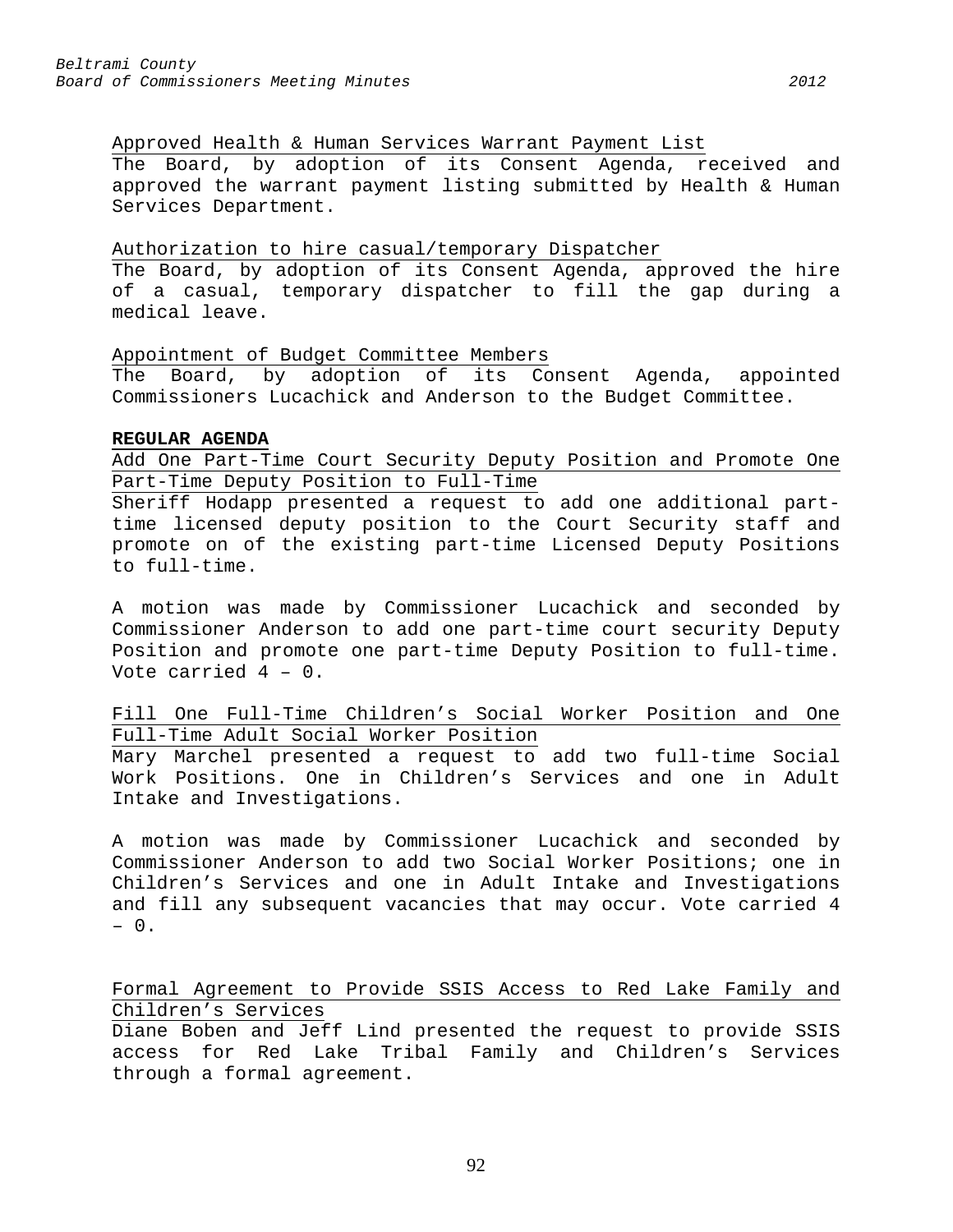Approved Health & Human Services Warrant Payment List

The Board, by adoption of its Consent Agenda, received and approved the warrant payment listing submitted by Health & Human Services Department.

Authorization to hire casual/temporary Dispatcher

The Board, by adoption of its Consent Agenda, approved the hire of a casual, temporary dispatcher to fill the gap during a medical leave.

Appointment of Budget Committee Members

The Board, by adoption of its Consent Agenda, appointed Commissioners Lucachick and Anderson to the Budget Committee.

**REGULAR AGENDA**

Add One Part-Time Court Security Deputy Position and Promote One Part-Time Deputy Position to Full-Time

Sheriff Hodapp presented a request to add one additional part-time licensed deputy position to the Court Security staff and promote on of the existing part-time Licensed Deputy Positions to full-time.

A motion was made by Commissioner Lucachick and seconded by Commissioner Anderson to add one part-time court security Deputy Position and promote one part-time Deputy Position to full-time. Vote carried 4 – 0.

Fill One Full-Time Children's Social Worker Position and One Full-Time Adult Social Worker Position

Mary Marchel presented a request to add two full-time Social Work Positions. One in Children's Services and one in Adult Intake and Investigations.

A motion was made by Commissioner Lucachick and seconded by Commissioner Anderson to add two Social Worker Positions; one in Children's Services and one in Adult Intake and Investigations and fill any subsequent vacancies that may occur. Vote carried 4 – 0.

Formal Agreement to Provide SSIS Access to Red Lake Family and Children's Services

Diane Boben and Jeff Lind presented the request to provide SSIS access for Red Lake Tribal Family and Children's Services through a formal agreement.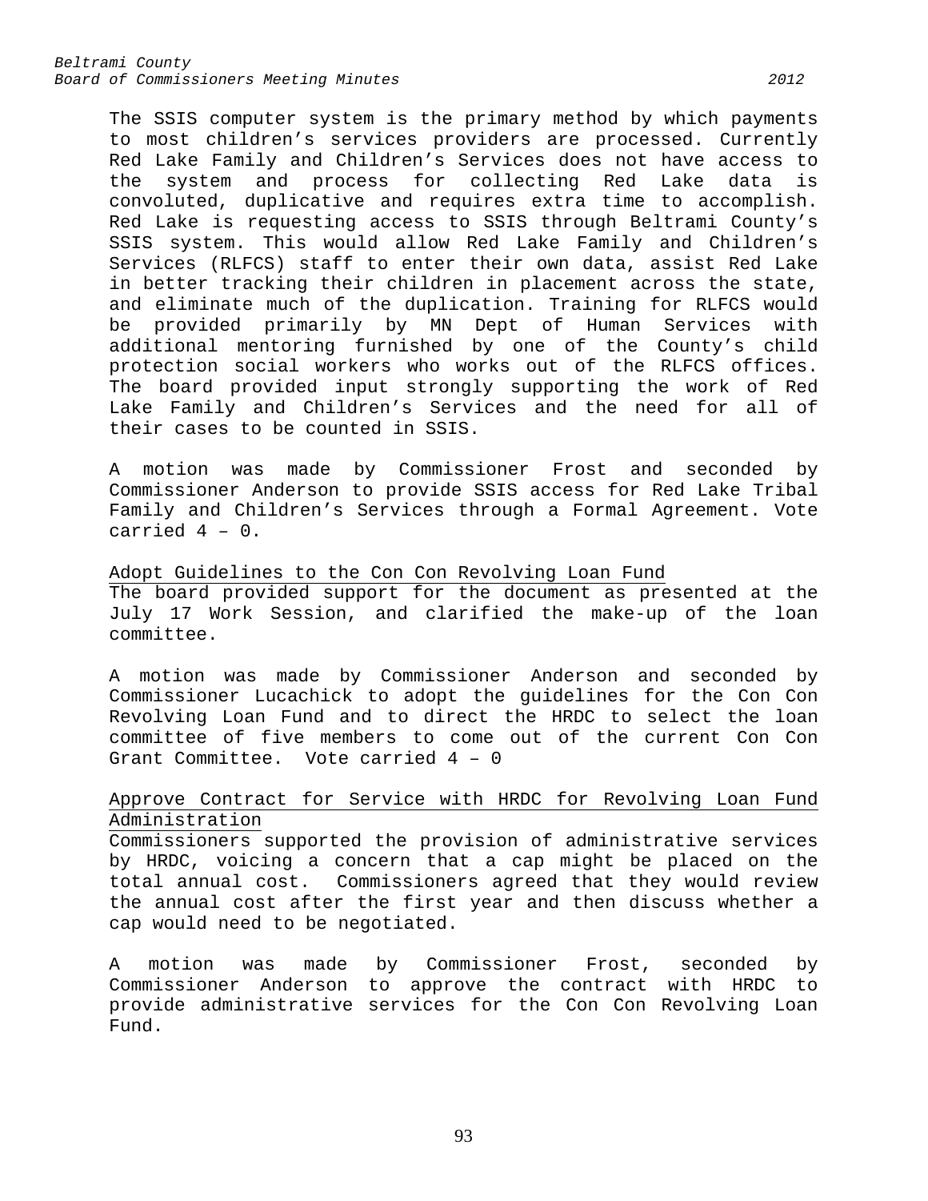The SSIS computer system is the primary method by which payments to most children's services providers are processed. Currently Red Lake Family and Children's Services does not have access to the system and process for collecting Red Lake data is convoluted, duplicative and requires extra time to accomplish. Red Lake is requesting access to SSIS through Beltrami County's SSIS system. This would allow Red Lake Family and Children's Services (RLFCS) staff to enter their own data, assist Red Lake in better tracking their children in placement across the state, and eliminate much of the duplication. Training for RLFCS would be provided primarily by MN Dept of Human Services with additional mentoring furnished by one of the County's child protection social workers who works out of the RLFCS offices. The board provided input strongly supporting the work of Red Lake Family and Children's Services and the need for all of their cases to be counted in SSIS.

A motion was made by Commissioner Frost and seconded by Commissioner Anderson to provide SSIS access for Red Lake Tribal Family and Children's Services through a Formal Agreement. Vote carried 4 – 0.

<u>Adopt Guidelines to the Con Con Revolving Loan Fund</u>

The board provided support for the document as presented at the July 17 Work Session, and clarified the make-up of the loan committee.

A motion was made by Commissioner Anderson and seconded by Commissioner Lucachick to adopt the guidelines for the Con Con Revolving Loan Fund and to direct the HRDC to select the loan committee of five members to come out of the current Con Con Grant Committee. Vote carried 4 – 0

<u>Approve Contract for Service with HRDC for Revolving Loan Fund Administration</u>

Commissioners supported the provision of administrative services by HRDC, voicing a concern that a cap might be placed on the total annual cost. Commissioners agreed that they would review the annual cost after the first year and then discuss whether a cap would need to be negotiated.

A motion was made by Commissioner Frost, seconded by Commissioner Anderson to approve the contract with HRDC to provide administrative services for the Con Con Revolving Loan Fund.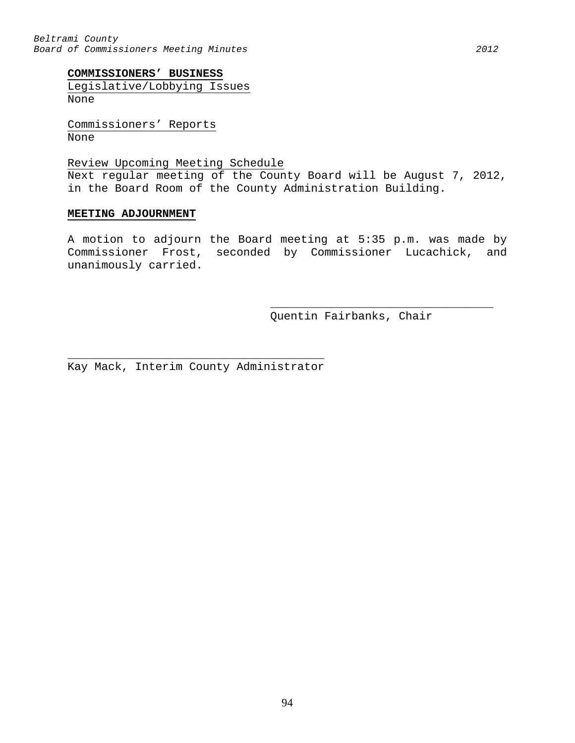**COMMISSIONERS' BUSINESS**

Legislative/Lobbying Issues
None

Commissioners' Reports
None

Review Upcoming Meeting Schedule
Next regular meeting of the County Board will be August 7, 2012, in the Board Room of the County Administration Building.

**MEETING ADJOURNMENT**

A motion to adjourn the Board meeting at 5:35 p.m. was made by Commissioner Frost, seconded by Commissioner Lucachick, and unanimously carried.

_________________________________
Quentin Fairbanks, Chair

_____________________________________
Kay Mack, Interim County Administrator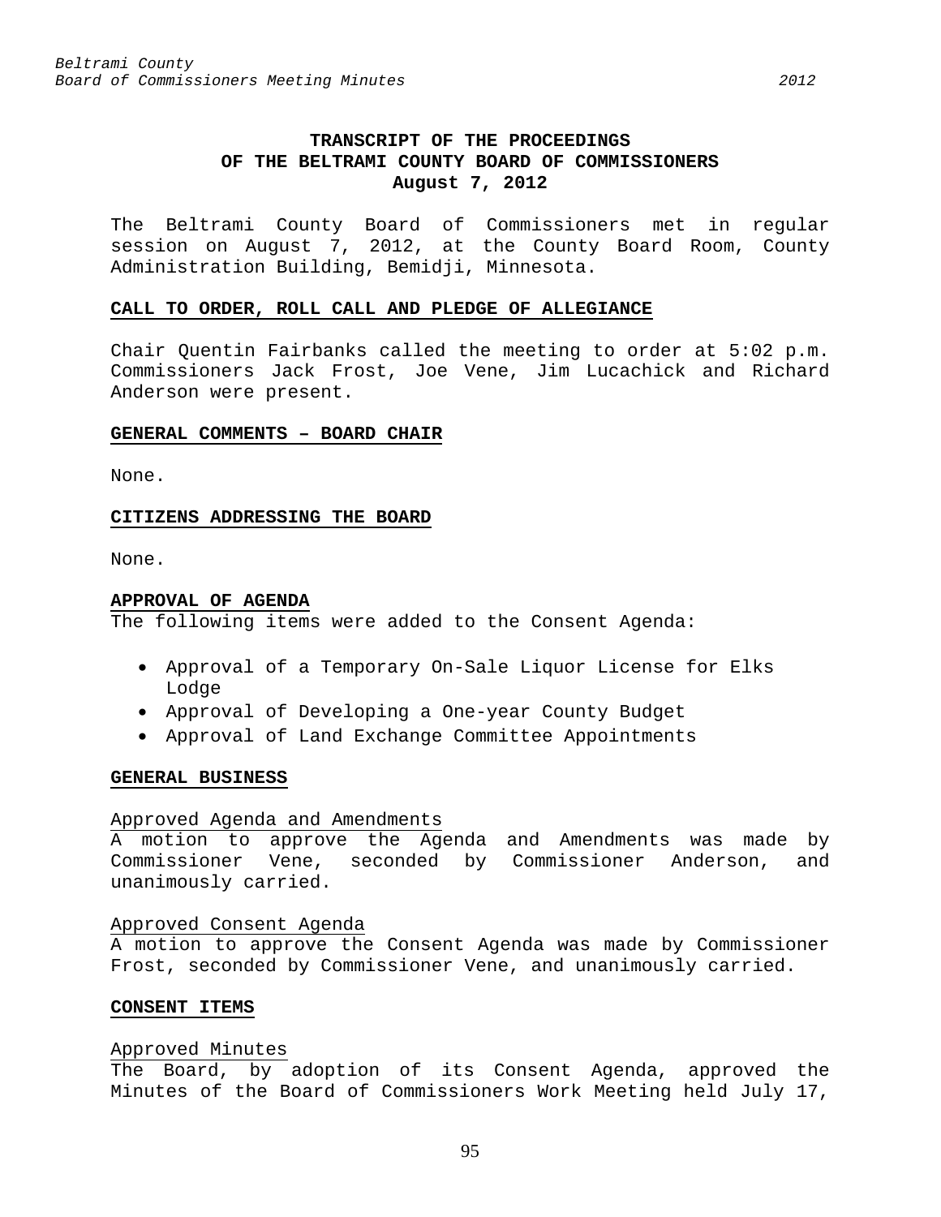**TRANSCRIPT OF THE PROCEEDINGS**
**OF THE BELTRAMI COUNTY BOARD OF COMMISSIONERS**
**August 7, 2012**

The Beltrami County Board of Commissioners met in regular session on August 7, 2012, at the County Board Room, County Administration Building, Bemidji, Minnesota.

**CALL TO ORDER, ROLL CALL AND PLEDGE OF ALLEGIANCE**

Chair Quentin Fairbanks called the meeting to order at 5:02 p.m. Commissioners Jack Frost, Joe Vene, Jim Lucachick and Richard Anderson were present.

**GENERAL COMMENTS – BOARD CHAIR**

None.

**CITIZENS ADDRESSING THE BOARD**

None.

**APPROVAL OF AGENDA**

The following items were added to the Consent Agenda:

- Approval of a Temporary On-Sale Liquor License for Elks Lodge
- Approval of Developing a One-year County Budget
- Approval of Land Exchange Committee Appointments

**GENERAL BUSINESS**

Approved Agenda and Amendments

A motion to approve the Agenda and Amendments was made by Commissioner Vene, seconded by Commissioner Anderson, and unanimously carried.

Approved Consent Agenda

A motion to approve the Consent Agenda was made by Commissioner Frost, seconded by Commissioner Vene, and unanimously carried.

**CONSENT ITEMS**

Approved Minutes

The Board, by adoption of its Consent Agenda, approved the Minutes of the Board of Commissioners Work Meeting held July 17,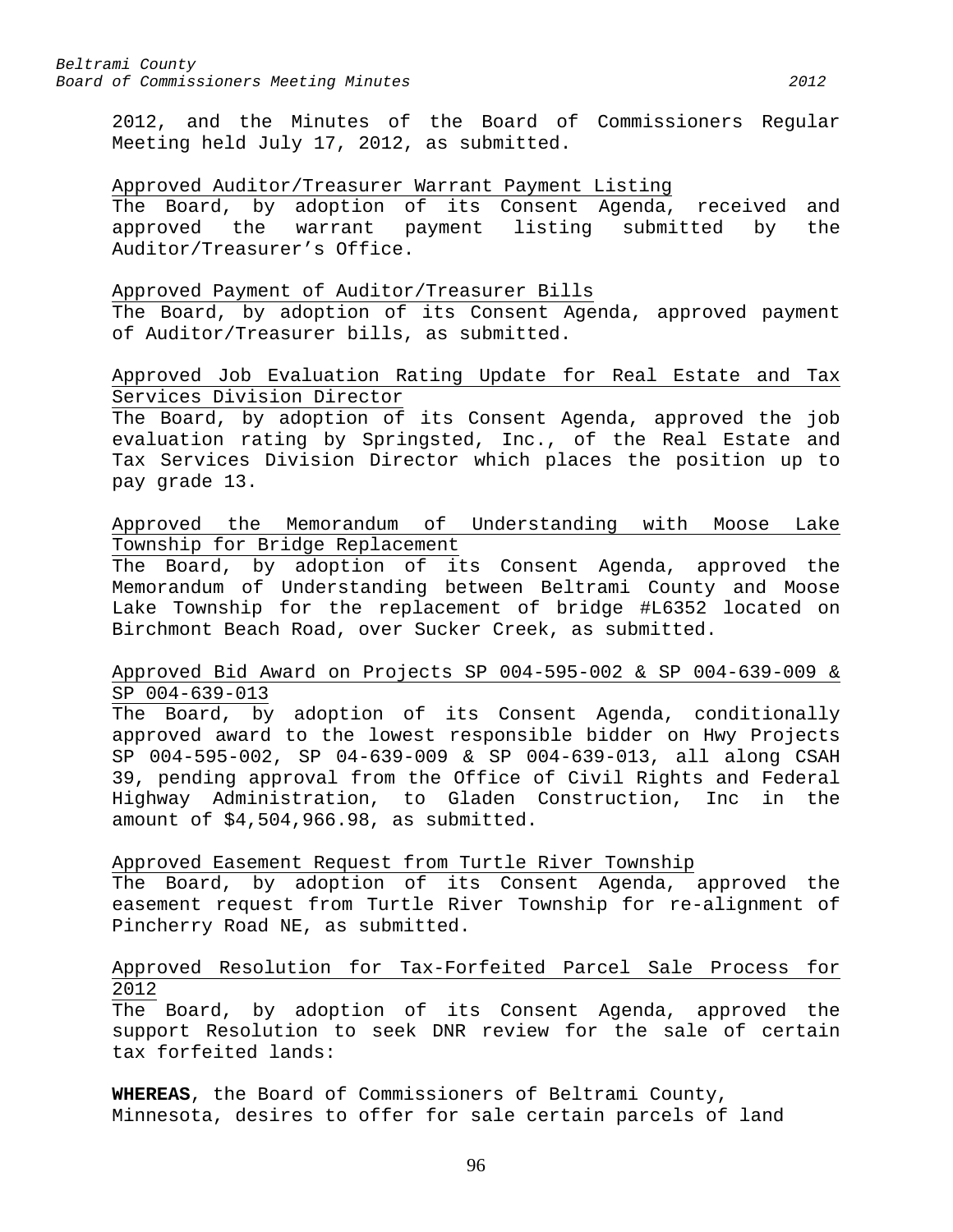2012, and the Minutes of the Board of Commissioners Regular Meeting held July 17, 2012, as submitted.

Approved Auditor/Treasurer Warrant Payment Listing

The Board, by adoption of its Consent Agenda, received and approved the warrant payment listing submitted by the Auditor/Treasurer's Office.

Approved Payment of Auditor/Treasurer Bills

The Board, by adoption of its Consent Agenda, approved payment of Auditor/Treasurer bills, as submitted.

Approved Job Evaluation Rating Update for Real Estate and Tax Services Division Director

The Board, by adoption of its Consent Agenda, approved the job evaluation rating by Springsted, Inc., of the Real Estate and Tax Services Division Director which places the position up to pay grade 13.

Approved the Memorandum of Understanding with Moose Lake Township for Bridge Replacement

The Board, by adoption of its Consent Agenda, approved the Memorandum of Understanding between Beltrami County and Moose Lake Township for the replacement of bridge #L6352 located on Birchmont Beach Road, over Sucker Creek, as submitted.

Approved Bid Award on Projects SP 004-595-002 & SP 004-639-009 & SP 004-639-013

The Board, by adoption of its Consent Agenda, conditionally approved award to the lowest responsible bidder on Hwy Projects SP 004-595-002, SP 04-639-009 & SP 004-639-013, all along CSAH 39, pending approval from the Office of Civil Rights and Federal Highway Administration, to Gladen Construction, Inc in the amount of $4,504,966.98, as submitted.

Approved Easement Request from Turtle River Township

The Board, by adoption of its Consent Agenda, approved the easement request from Turtle River Township for re-alignment of Pincherry Road NE, as submitted.

Approved Resolution for Tax-Forfeited Parcel Sale Process for 2012

The Board, by adoption of its Consent Agenda, approved the support Resolution to seek DNR review for the sale of certain tax forfeited lands:

**WHEREAS**, the Board of Commissioners of Beltrami County, Minnesota, desires to offer for sale certain parcels of land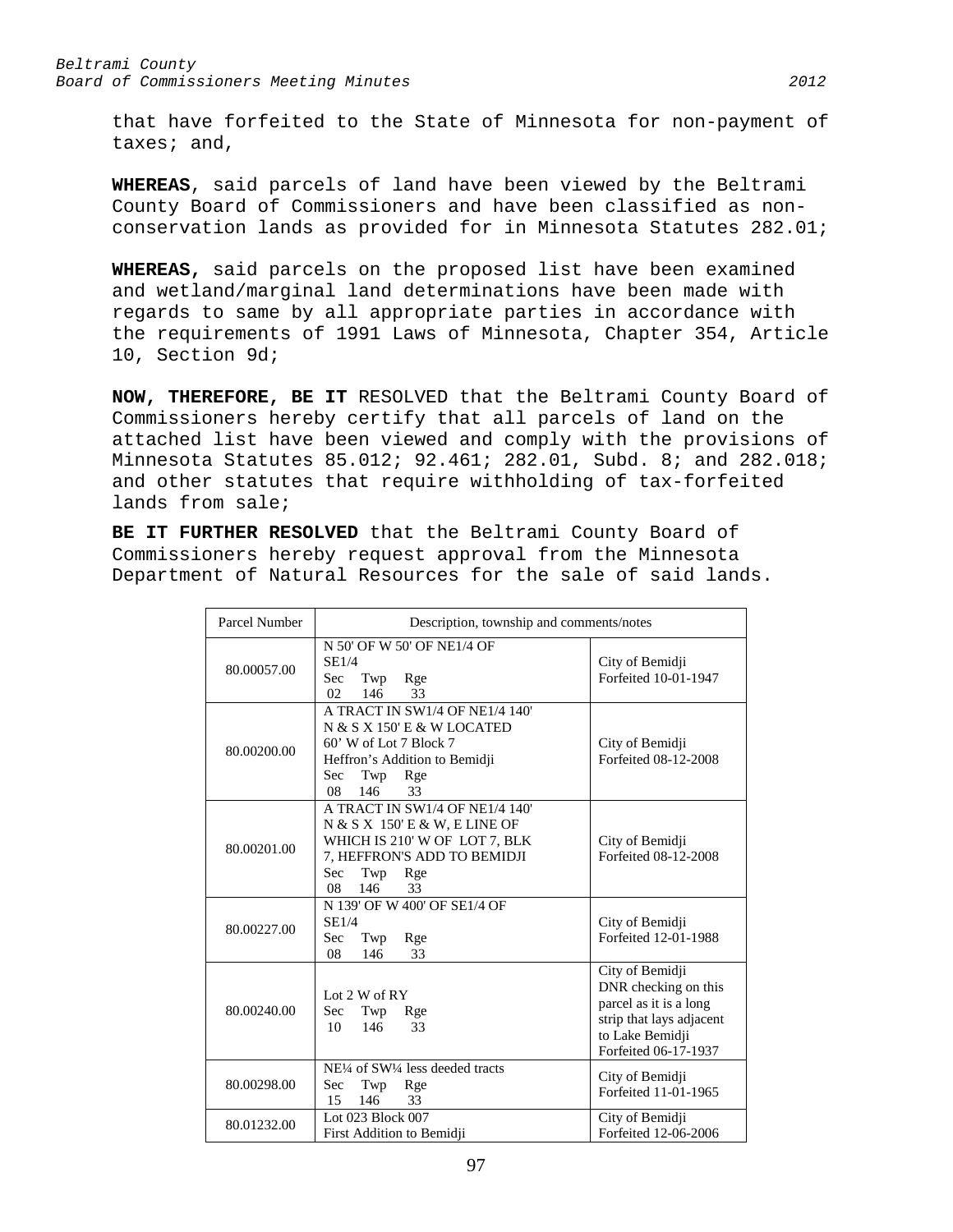that have forfeited to the State of Minnesota for non-payment of taxes; and,

**WHEREAS**, said parcels of land have been viewed by the Beltrami County Board of Commissioners and have been classified as non-conservation lands as provided for in Minnesota Statutes 282.01;

**WHEREAS,** said parcels on the proposed list have been examined and wetland/marginal land determinations have been made with regards to same by all appropriate parties in accordance with the requirements of 1991 Laws of Minnesota, Chapter 354, Article 10, Section 9d;

**NOW, THEREFORE, BE IT** RESOLVED that the Beltrami County Board of Commissioners hereby certify that all parcels of land on the attached list have been viewed and comply with the provisions of Minnesota Statutes 85.012; 92.461; 282.01, Subd. 8; and 282.018; and other statutes that require withholding of tax-forfeited lands from sale;

**BE IT FURTHER RESOLVED** that the Beltrami County Board of Commissioners hereby request approval from the Minnesota Department of Natural Resources for the sale of said lands.

| Parcel Number | Description, township and comments/notes | |
|---|---|---|
| 80.00057.00 | N 50' OF W 50' OF NE1/4 OF SE1/4<br>Sec Twp Rge<br>02 146 33 | City of Bemidji<br>Forfeited 10-01-1947 |
| 80.00200.00 | A TRACT IN SW1/4 OF NE1/4 140' N & S X 150' E & W LOCATED 60' W of Lot 7 Block 7 Heffron's Addition to Bemidji<br>Sec Twp Rge<br>08 146 33 | City of Bemidji<br>Forfeited 08-12-2008 |
| 80.00201.00 | A TRACT IN SW1/4 OF NE1/4 140' N & S X 150' E & W, E LINE OF WHICH IS 210' W OF LOT 7, BLK 7, HEFFRON'S ADD TO BEMIDJI<br>Sec Twp Rge<br>08 146 33 | City of Bemidji<br>Forfeited 08-12-2008 |
| 80.00227.00 | N 139' OF W 400' OF SE1/4 OF SE1/4<br>Sec Twp Rge<br>08 146 33 | City of Bemidji<br>Forfeited 12-01-1988 |
| 80.00240.00 | Lot 2 W of RY<br>Sec Twp Rge<br>10 146 33 | City of Bemidji<br>DNR checking on this parcel as it is a long strip that lays adjacent to Lake Bemidji<br>Forfeited 06-17-1937 |
| 80.00298.00 | NE¼ of SW¼ less deeded tracts<br>Sec Twp Rge<br>15 146 33 | City of Bemidji<br>Forfeited 11-01-1965 |
| 80.01232.00 | Lot 023 Block 007<br>First Addition to Bemidji | City of Bemidji<br>Forfeited 12-06-2006 |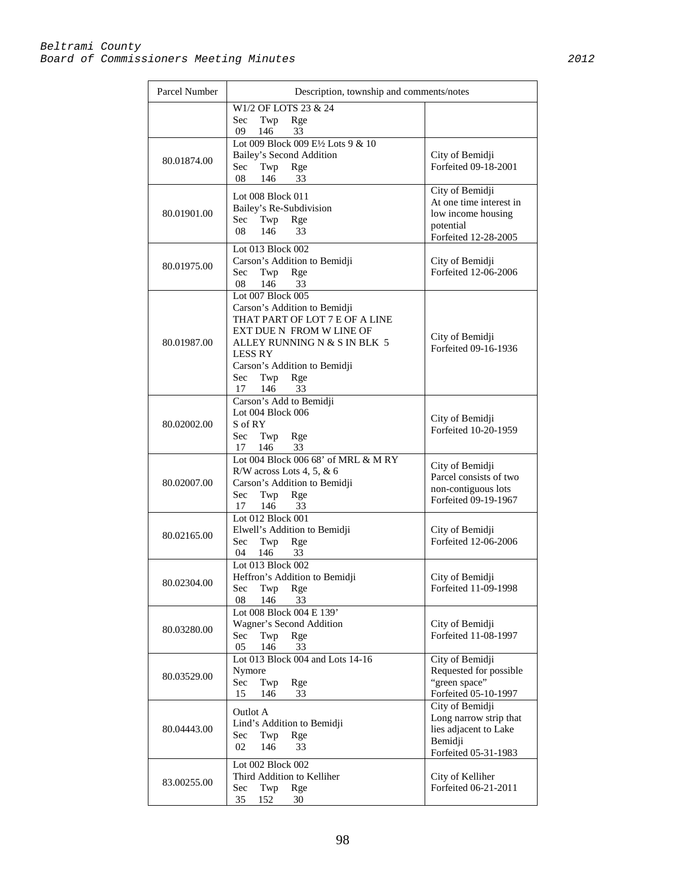| Parcel Number | Description, township and comments/notes | |
|---|---|---|
| | W1/2 OF LOTS 23 & 24<br>Sec Twp Rge<br>09 146 33 | |
| 80.01874.00 | Lot 009 Block 009 E½ Lots 9 & 10<br>Bailey's Second Addition<br>Sec Twp Rge<br>08 146 33 | City of Bemidji<br>Forfeited 09-18-2001 |
| 80.01901.00 | Lot 008 Block 011<br>Bailey's Re-Subdivision<br>Sec Twp Rge<br>08 146 33 | City of Bemidji<br>At one time interest in low income housing potential<br>Forfeited 12-28-2005 |
| 80.01975.00 | Lot 013 Block 002<br>Carson's Addition to Bemidji<br>Sec Twp Rge<br>08 146 33 | City of Bemidji<br>Forfeited 12-06-2006 |
| 80.01987.00 | Lot 007 Block 005<br>Carson's Addition to Bemidji<br>THAT PART OF LOT 7 E OF A LINE EXT DUE N FROM W LINE OF ALLEY RUNNING N & S IN BLK 5 LESS RY<br>Carson's Addition to Bemidji<br>Sec Twp Rge<br>17 146 33 | City of Bemidji<br>Forfeited 09-16-1936 |
| 80.02002.00 | Carson's Add to Bemidji<br>Lot 004 Block 006<br>S of RY<br>Sec Twp Rge<br>17 146 33 | City of Bemidji<br>Forfeited 10-20-1959 |
| 80.02007.00 | Lot 004 Block 006 68' of MRL & M RY R/W across Lots 4, 5, & 6<br>Carson's Addition to Bemidji<br>Sec Twp Rge<br>17 146 33 | City of Bemidji<br>Parcel consists of two non-contiguous lots<br>Forfeited 09-19-1967 |
| 80.02165.00 | Lot 012 Block 001<br>Elwell's Addition to Bemidji<br>Sec Twp Rge<br>04 146 33 | City of Bemidji<br>Forfeited 12-06-2006 |
| 80.02304.00 | Lot 013 Block 002<br>Heffron's Addition to Bemidji<br>Sec Twp Rge<br>08 146 33 | City of Bemidji<br>Forfeited 11-09-1998 |
| 80.03280.00 | Lot 008 Block 004 E 139'<br>Wagner's Second Addition<br>Sec Twp Rge<br>05 146 33 | City of Bemidji<br>Forfeited 11-08-1997 |
| 80.03529.00 | Lot 013 Block 004 and Lots 14-16<br>Nymore<br>Sec Twp Rge<br>15 146 33 | City of Bemidji<br>Requested for possible "green space"<br>Forfeited 05-10-1997 |
| 80.04443.00 | Outlot A<br>Lind's Addition to Bemidji<br>Sec Twp Rge<br>02 146 33 | City of Bemidji<br>Long narrow strip that lies adjacent to Lake Bemidji<br>Forfeited 05-31-1983 |
| 83.00255.00 | Lot 002 Block 002<br>Third Addition to Kelliher<br>Sec Twp Rge<br>35 152 30 | City of Kelliher<br>Forfeited 06-21-2011 |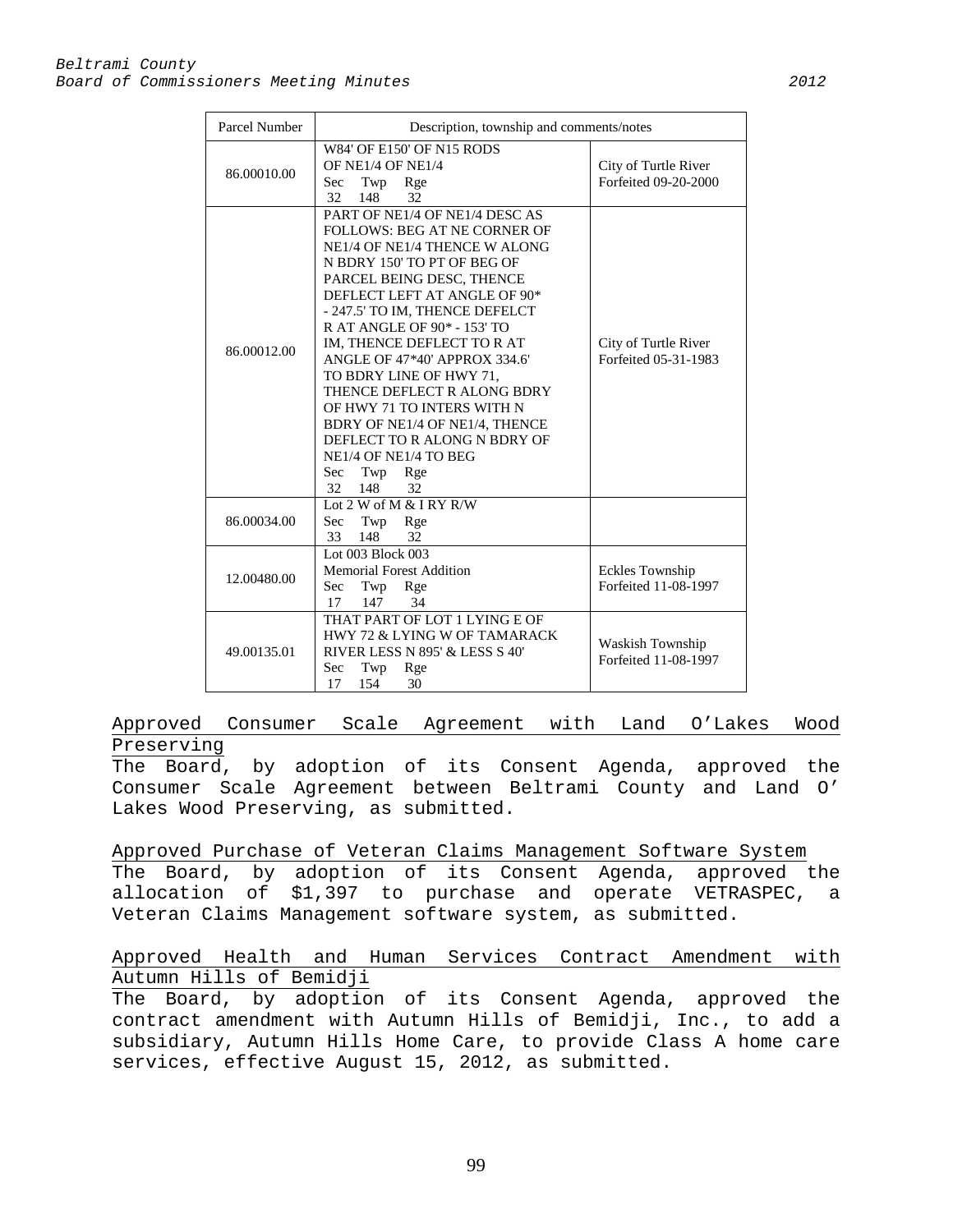| Parcel Number | Description, township and comments/notes | |
|---|---|---|
| 86.00010.00 | W84' OF E150' OF N15 RODS OF NE1/4 OF NE1/4<br>Sec Twp Rge<br>32 148 32 | City of Turtle River<br>Forfeited 09-20-2000 |
| 86.00012.00 | PART OF NE1/4 OF NE1/4 DESC AS FOLLOWS: BEG AT NE CORNER OF NE1/4 OF NE1/4 THENCE W ALONG N BDRY 150' TO PT OF BEG OF PARCEL BEING DESC, THENCE DEFLECT LEFT AT ANGLE OF 90* - 247.5' TO IM, THENCE DEFELCT R AT ANGLE OF 90* - 153' TO IM, THENCE DEFLECT TO R AT ANGLE OF 47*40' APPROX 334.6' TO BDRY LINE OF HWY 71, THENCE DEFLECT R ALONG BDRY OF HWY 71 TO INTERS WITH N BDRY OF NE1/4 OF NE1/4, THENCE DEFLECT TO R ALONG N BDRY OF NE1/4 OF NE1/4 TO BEG<br>Sec Twp Rge<br>32 148 32 | City of Turtle River<br>Forfeited 05-31-1983 |
| 86.00034.00 | Lot 2 W of M & I RY R/W<br>Sec Twp Rge<br>33 148 32 | |
| 12.00480.00 | Lot 003 Block 003<br>Memorial Forest Addition<br>Sec Twp Rge<br>17 147 34 | Eckles Township<br>Forfeited 11-08-1997 |
| 49.00135.01 | THAT PART OF LOT 1 LYING E OF HWY 72 & LYING W OF TAMARACK RIVER LESS N 895' & LESS S 40'<br>Sec Twp Rge<br>17 154 30 | Waskish Township<br>Forfeited 11-08-1997 |

Approved Consumer Scale Agreement with Land O'Lakes Wood Preserving

The Board, by adoption of its Consent Agenda, approved the Consumer Scale Agreement between Beltrami County and Land O' Lakes Wood Preserving, as submitted.

Approved Purchase of Veteran Claims Management Software System

The Board, by adoption of its Consent Agenda, approved the allocation of $1,397 to purchase and operate VETRASPEC, a Veteran Claims Management software system, as submitted.

Approved Health and Human Services Contract Amendment with Autumn Hills of Bemidji

The Board, by adoption of its Consent Agenda, approved the contract amendment with Autumn Hills of Bemidji, Inc., to add a subsidiary, Autumn Hills Home Care, to provide Class A home care services, effective August 15, 2012, as submitted.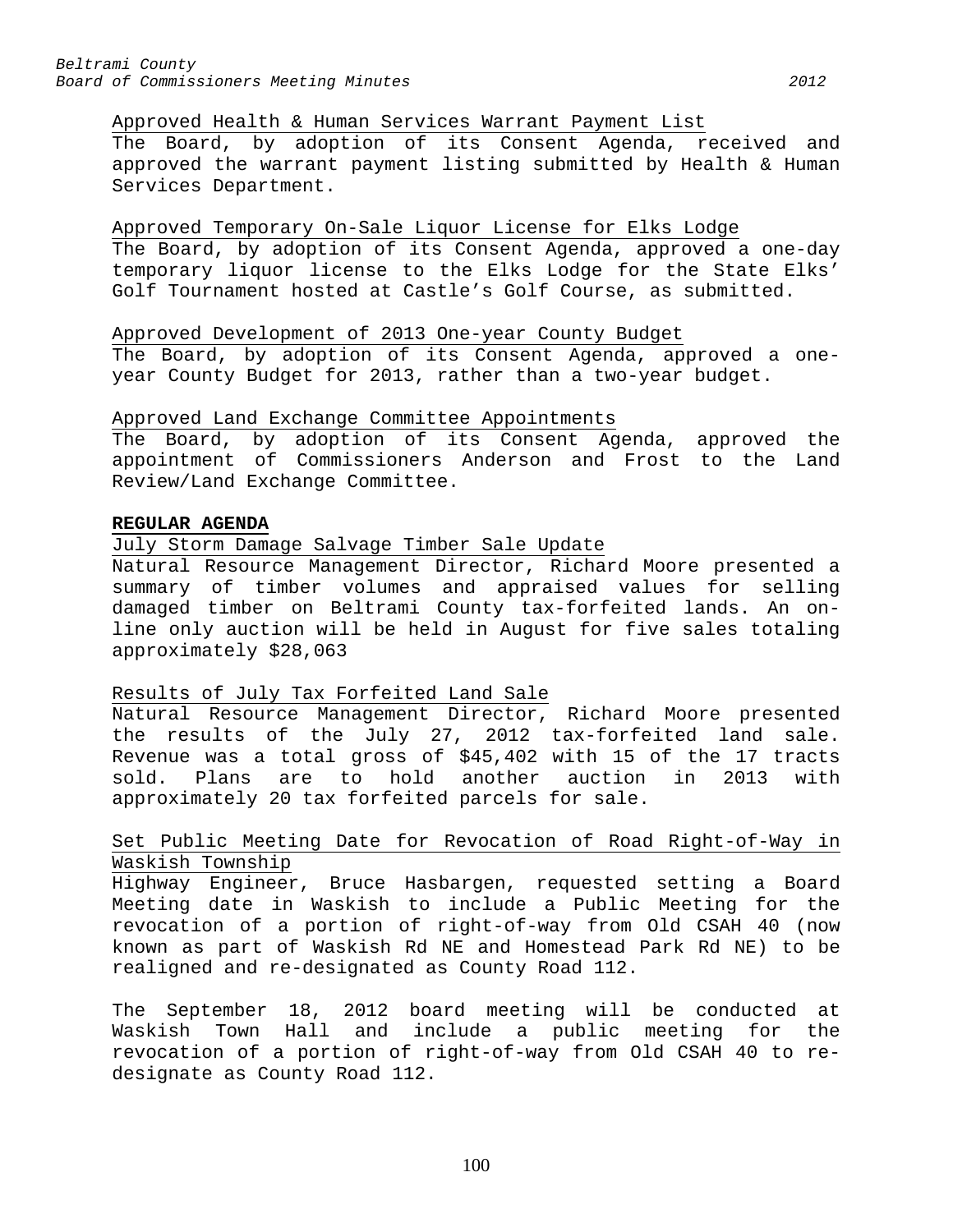Approved Health & Human Services Warrant Payment List

The Board, by adoption of its Consent Agenda, received and approved the warrant payment listing submitted by Health & Human Services Department.

Approved Temporary On-Sale Liquor License for Elks Lodge

The Board, by adoption of its Consent Agenda, approved a one-day temporary liquor license to the Elks Lodge for the State Elks' Golf Tournament hosted at Castle's Golf Course, as submitted.

Approved Development of 2013 One-year County Budget

The Board, by adoption of its Consent Agenda, approved a one-year County Budget for 2013, rather than a two-year budget.

Approved Land Exchange Committee Appointments

The Board, by adoption of its Consent Agenda, approved the appointment of Commissioners Anderson and Frost to the Land Review/Land Exchange Committee.

**REGULAR AGENDA**

July Storm Damage Salvage Timber Sale Update

Natural Resource Management Director, Richard Moore presented a summary of timber volumes and appraised values for selling damaged timber on Beltrami County tax-forfeited lands. An on-line only auction will be held in August for five sales totaling approximately $28,063

Results of July Tax Forfeited Land Sale

Natural Resource Management Director, Richard Moore presented the results of the July 27, 2012 tax-forfeited land sale. Revenue was a total gross of $45,402 with 15 of the 17 tracts sold. Plans are to hold another auction in 2013 with approximately 20 tax forfeited parcels for sale.

Set Public Meeting Date for Revocation of Road Right-of-Way in Waskish Township

Highway Engineer, Bruce Hasbargen, requested setting a Board Meeting date in Waskish to include a Public Meeting for the revocation of a portion of right-of-way from Old CSAH 40 (now known as part of Waskish Rd NE and Homestead Park Rd NE) to be realigned and re-designated as County Road 112.

The September 18, 2012 board meeting will be conducted at Waskish Town Hall and include a public meeting for the revocation of a portion of right-of-way from Old CSAH 40 to re-designate as County Road 112.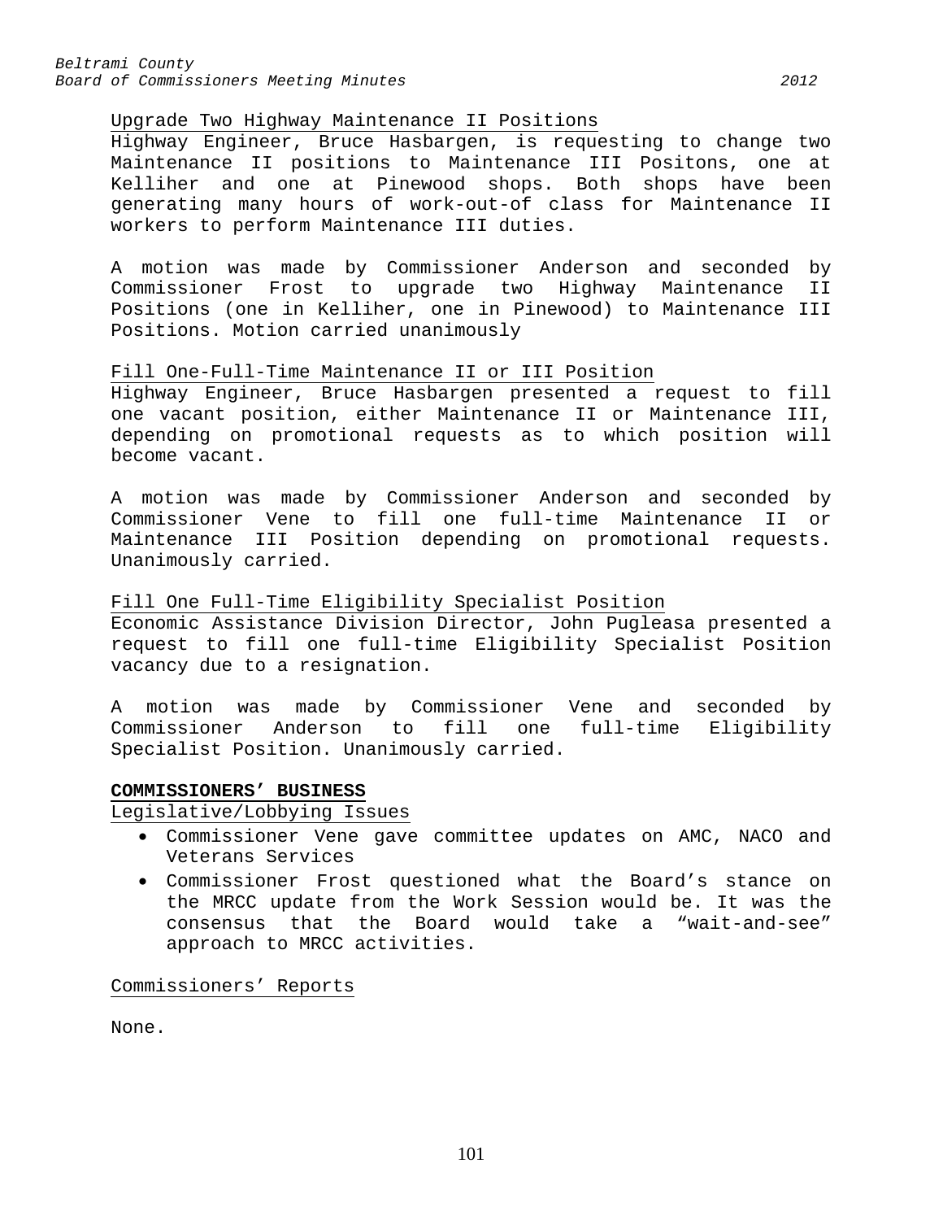Upgrade Two Highway Maintenance II Positions

Highway Engineer, Bruce Hasbargen, is requesting to change two Maintenance II positions to Maintenance III Positons, one at Kelliher and one at Pinewood shops. Both shops have been generating many hours of work-out-of class for Maintenance II workers to perform Maintenance III duties.

A motion was made by Commissioner Anderson and seconded by Commissioner Frost to upgrade two Highway Maintenance II Positions (one in Kelliher, one in Pinewood) to Maintenance III Positions. Motion carried unanimously

Fill One-Full-Time Maintenance II or III Position

Highway Engineer, Bruce Hasbargen presented a request to fill one vacant position, either Maintenance II or Maintenance III, depending on promotional requests as to which position will become vacant.

A motion was made by Commissioner Anderson and seconded by Commissioner Vene to fill one full-time Maintenance II or Maintenance III Position depending on promotional requests. Unanimously carried.

Fill One Full-Time Eligibility Specialist Position

Economic Assistance Division Director, John Pugleasa presented a request to fill one full-time Eligibility Specialist Position vacancy due to a resignation.

A motion was made by Commissioner Vene and seconded by Commissioner Anderson to fill one full-time Eligibility Specialist Position. Unanimously carried.

**COMMISSIONERS' BUSINESS**

Legislative/Lobbying Issues

- Commissioner Vene gave committee updates on AMC, NACO and Veterans Services
- Commissioner Frost questioned what the Board's stance on the MRCC update from the Work Session would be. It was the consensus that the Board would take a "wait-and-see" approach to MRCC activities.

Commissioners' Reports

None.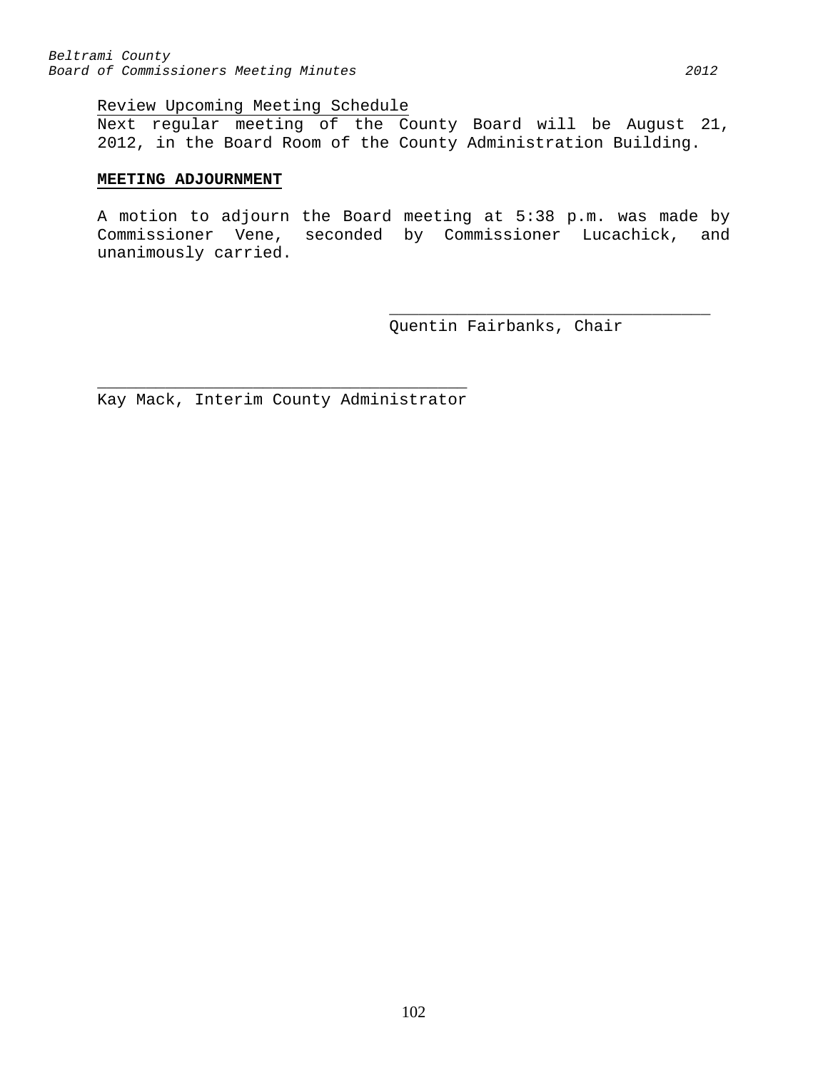Review Upcoming Meeting Schedule
Next regular meeting of the County Board will be August 21, 2012, in the Board Room of the County Administration Building.

**MEETING ADJOURNMENT**

A motion to adjourn the Board meeting at 5:38 p.m. was made by Commissioner Vene, seconded by Commissioner Lucachick, and unanimously carried.

_________________________________
Quentin Fairbanks, Chair

______________________________________
Kay Mack, Interim County Administrator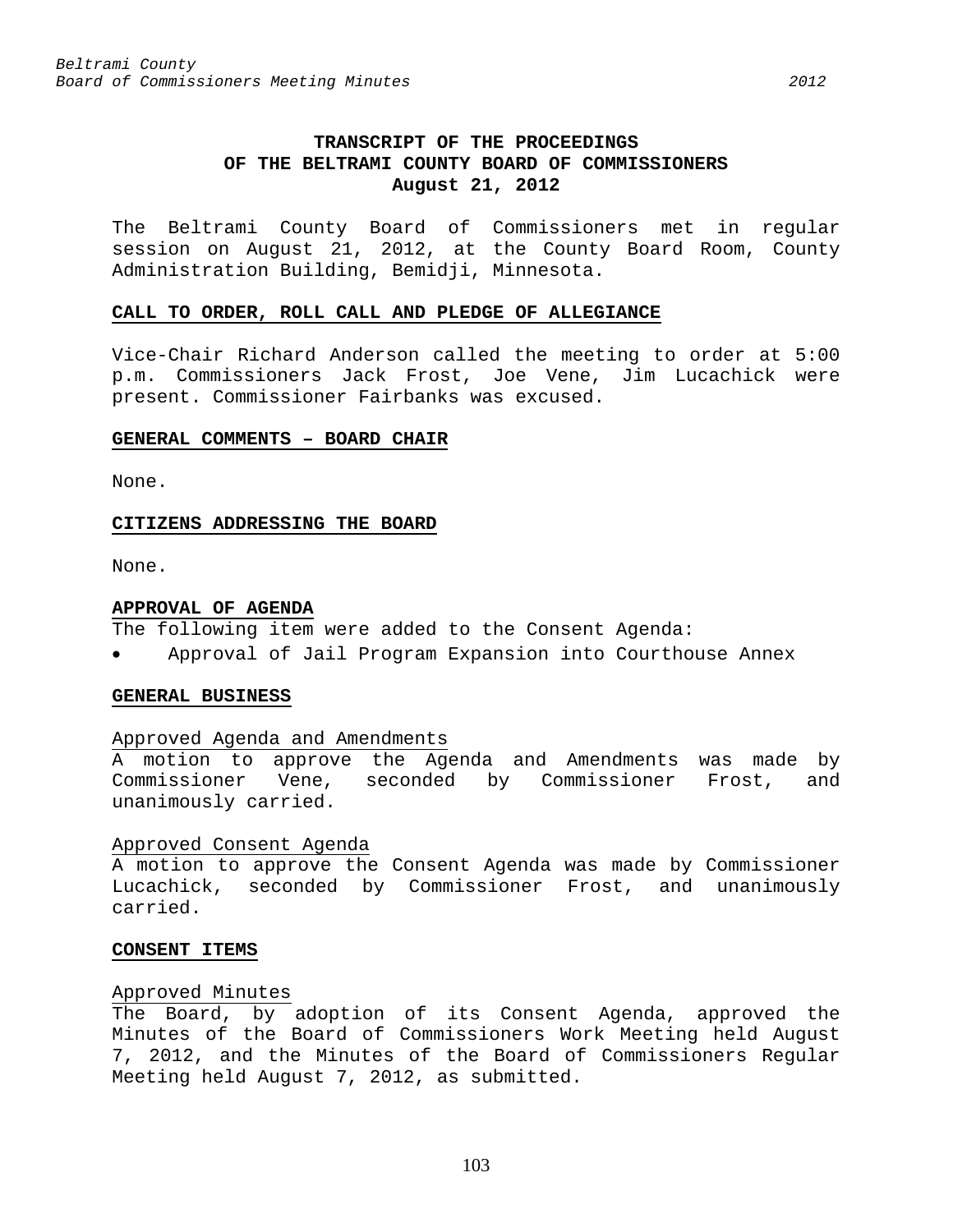# TRANSCRIPT OF THE PROCEEDINGS OF THE BELTRAMI COUNTY BOARD OF COMMISSIONERS
**August 21, 2012**

The Beltrami County Board of Commissioners met in regular session on August 21, 2012, at the County Board Room, County Administration Building, Bemidji, Minnesota.

## CALL TO ORDER, ROLL CALL AND PLEDGE OF ALLEGIANCE

Vice-Chair Richard Anderson called the meeting to order at 5:00 p.m. Commissioners Jack Frost, Joe Vene, Jim Lucachick were present. Commissioner Fairbanks was excused.

## GENERAL COMMENTS – BOARD CHAIR

None.

## CITIZENS ADDRESSING THE BOARD

None.

## APPROVAL OF AGENDA

The following item were added to the Consent Agenda:

- Approval of Jail Program Expansion into Courthouse Annex

## GENERAL BUSINESS

### Approved Agenda and Amendments

A motion to approve the Agenda and Amendments was made by Commissioner Vene, seconded by Commissioner Frost, and unanimously carried.

### Approved Consent Agenda

A motion to approve the Consent Agenda was made by Commissioner Lucachick, seconded by Commissioner Frost, and unanimously carried.

## CONSENT ITEMS

### Approved Minutes

The Board, by adoption of its Consent Agenda, approved the Minutes of the Board of Commissioners Work Meeting held August 7, 2012, and the Minutes of the Board of Commissioners Regular Meeting held August 7, 2012, as submitted.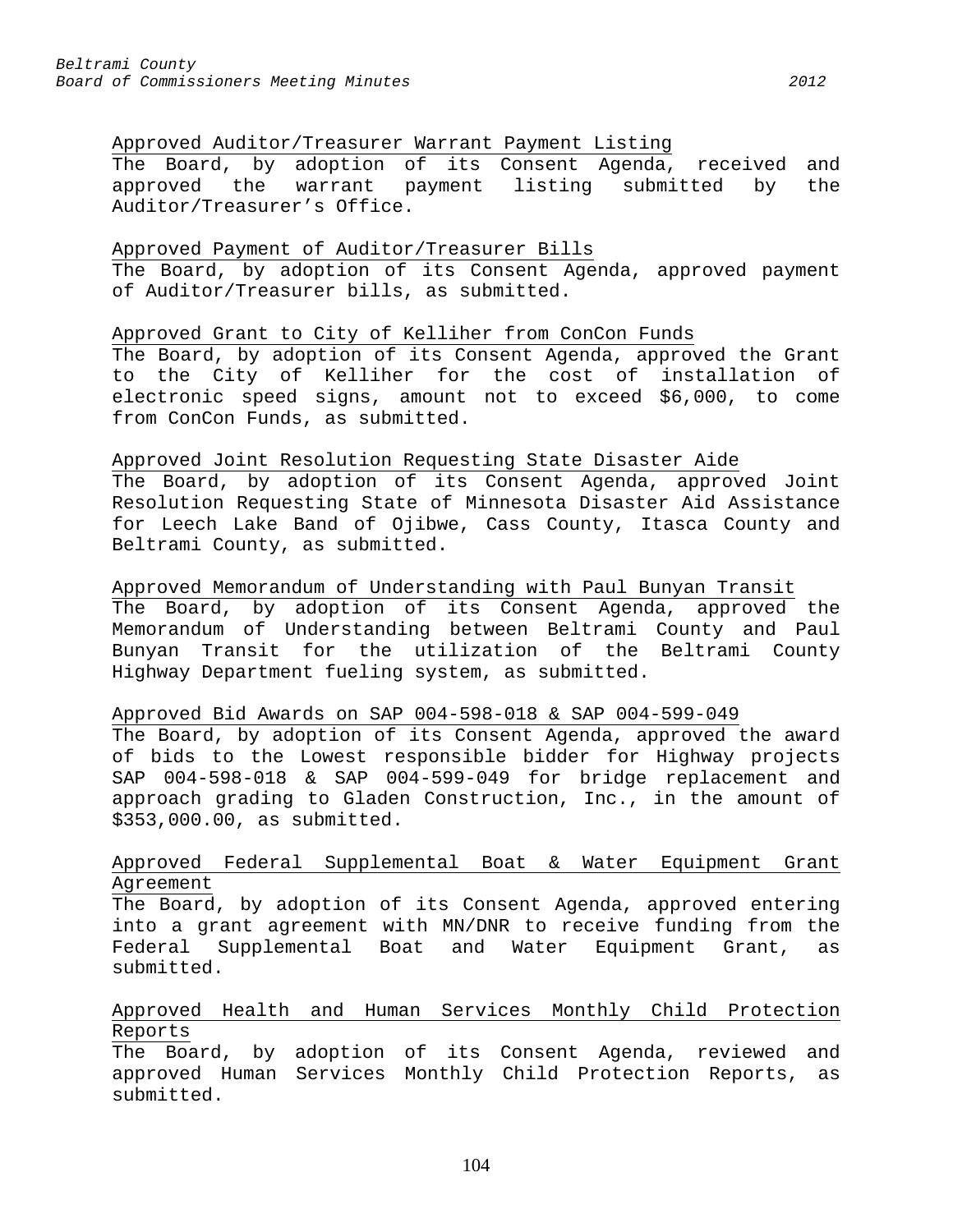Approved Auditor/Treasurer Warrant Payment Listing

The Board, by adoption of its Consent Agenda, received and approved the warrant payment listing submitted by the Auditor/Treasurer's Office.

Approved Payment of Auditor/Treasurer Bills

The Board, by adoption of its Consent Agenda, approved payment of Auditor/Treasurer bills, as submitted.

Approved Grant to City of Kelliher from ConCon Funds

The Board, by adoption of its Consent Agenda, approved the Grant to the City of Kelliher for the cost of installation of electronic speed signs, amount not to exceed $6,000, to come from ConCon Funds, as submitted.

Approved Joint Resolution Requesting State Disaster Aide

The Board, by adoption of its Consent Agenda, approved Joint Resolution Requesting State of Minnesota Disaster Aid Assistance for Leech Lake Band of Ojibwe, Cass County, Itasca County and Beltrami County, as submitted.

Approved Memorandum of Understanding with Paul Bunyan Transit

The Board, by adoption of its Consent Agenda, approved the Memorandum of Understanding between Beltrami County and Paul Bunyan Transit for the utilization of the Beltrami County Highway Department fueling system, as submitted.

Approved Bid Awards on SAP 004-598-018 & SAP 004-599-049

The Board, by adoption of its Consent Agenda, approved the award of bids to the Lowest responsible bidder for Highway projects SAP 004-598-018 & SAP 004-599-049 for bridge replacement and approach grading to Gladen Construction, Inc., in the amount of $353,000.00, as submitted.

Approved Federal Supplemental Boat & Water Equipment Grant Agreement

The Board, by adoption of its Consent Agenda, approved entering into a grant agreement with MN/DNR to receive funding from the Federal Supplemental Boat and Water Equipment Grant, as submitted.

Approved Health and Human Services Monthly Child Protection Reports

The Board, by adoption of its Consent Agenda, reviewed and approved Human Services Monthly Child Protection Reports, as submitted.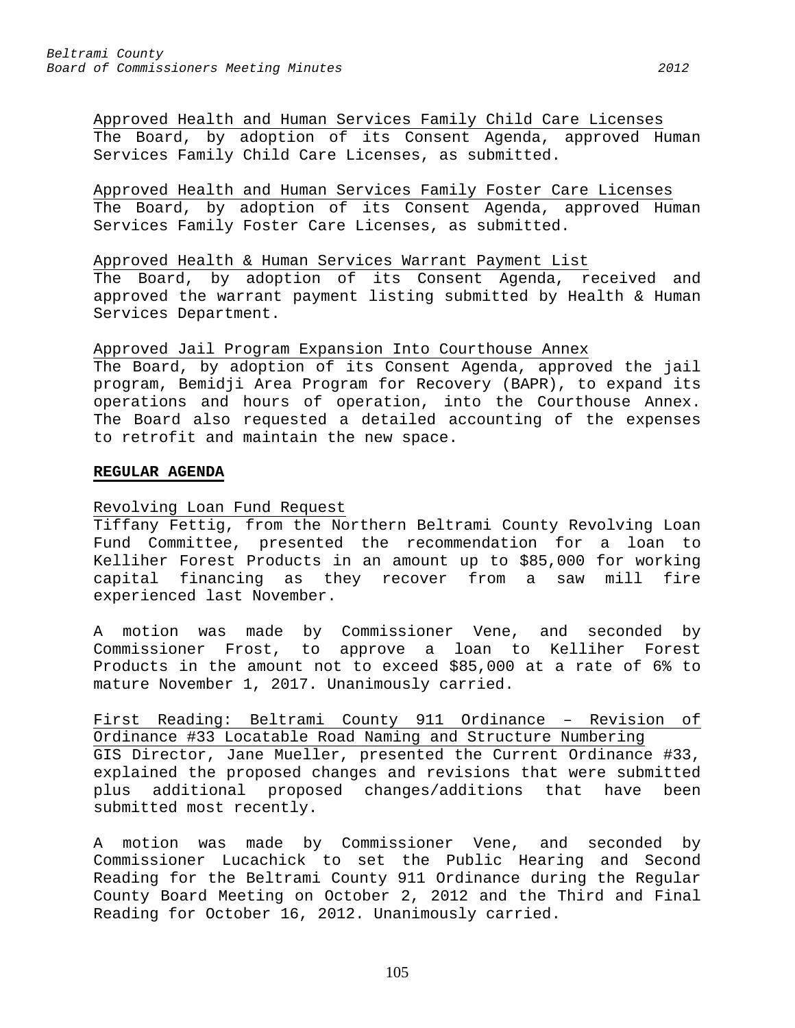Approved Health and Human Services Family Child Care Licenses
The Board, by adoption of its Consent Agenda, approved Human Services Family Child Care Licenses, as submitted.

Approved Health and Human Services Family Foster Care Licenses
The Board, by adoption of its Consent Agenda, approved Human Services Family Foster Care Licenses, as submitted.

Approved Health & Human Services Warrant Payment List
The Board, by adoption of its Consent Agenda, received and approved the warrant payment listing submitted by Health & Human Services Department.

Approved Jail Program Expansion Into Courthouse Annex
The Board, by adoption of its Consent Agenda, approved the jail program, Bemidji Area Program for Recovery (BAPR), to expand its operations and hours of operation, into the Courthouse Annex. The Board also requested a detailed accounting of the expenses to retrofit and maintain the new space.

**REGULAR AGENDA**

Revolving Loan Fund Request
Tiffany Fettig, from the Northern Beltrami County Revolving Loan Fund Committee, presented the recommendation for a loan to Kelliher Forest Products in an amount up to $85,000 for working capital financing as they recover from a saw mill fire experienced last November.

A motion was made by Commissioner Vene, and seconded by Commissioner Frost, to approve a loan to Kelliher Forest Products in the amount not to exceed $85,000 at a rate of 6% to mature November 1, 2017. Unanimously carried.

First Reading: Beltrami County 911 Ordinance – Revision of Ordinance #33 Locatable Road Naming and Structure Numbering
GIS Director, Jane Mueller, presented the Current Ordinance #33, explained the proposed changes and revisions that were submitted plus additional proposed changes/additions that have been submitted most recently.

A motion was made by Commissioner Vene, and seconded by Commissioner Lucachick to set the Public Hearing and Second Reading for the Beltrami County 911 Ordinance during the Regular County Board Meeting on October 2, 2012 and the Third and Final Reading for October 16, 2012. Unanimously carried.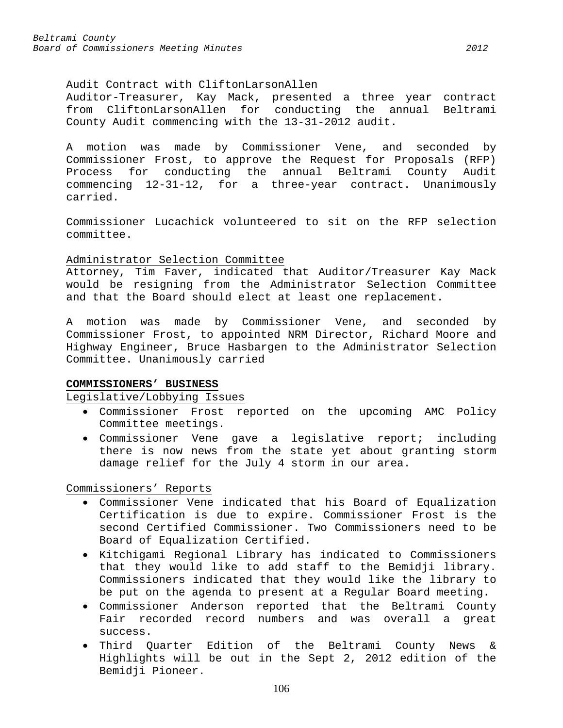Audit Contract with CliftonLarsonAllen

Auditor-Treasurer, Kay Mack, presented a three year contract from CliftonLarsonAllen for conducting the annual Beltrami County Audit commencing with the 13-31-2012 audit.

A motion was made by Commissioner Vene, and seconded by Commissioner Frost, to approve the Request for Proposals (RFP) Process for conducting the annual Beltrami County Audit commencing 12-31-12, for a three-year contract. Unanimously carried.

Commissioner Lucachick volunteered to sit on the RFP selection committee.

Administrator Selection Committee

Attorney, Tim Faver, indicated that Auditor/Treasurer Kay Mack would be resigning from the Administrator Selection Committee and that the Board should elect at least one replacement.

A motion was made by Commissioner Vene, and seconded by Commissioner Frost, to appointed NRM Director, Richard Moore and Highway Engineer, Bruce Hasbargen to the Administrator Selection Committee. Unanimously carried

**COMMISSIONERS' BUSINESS**

Legislative/Lobbying Issues

- Commissioner Frost reported on the upcoming AMC Policy Committee meetings.
- Commissioner Vene gave a legislative report; including there is now news from the state yet about granting storm damage relief for the July 4 storm in our area.

Commissioners' Reports

- Commissioner Vene indicated that his Board of Equalization Certification is due to expire. Commissioner Frost is the second Certified Commissioner. Two Commissioners need to be Board of Equalization Certified.
- Kitchigami Regional Library has indicated to Commissioners that they would like to add staff to the Bemidji library. Commissioners indicated that they would like the library to be put on the agenda to present at a Regular Board meeting.
- Commissioner Anderson reported that the Beltrami County Fair recorded record numbers and was overall a great success.
- Third Quarter Edition of the Beltrami County News & Highlights will be out in the Sept 2, 2012 edition of the Bemidji Pioneer.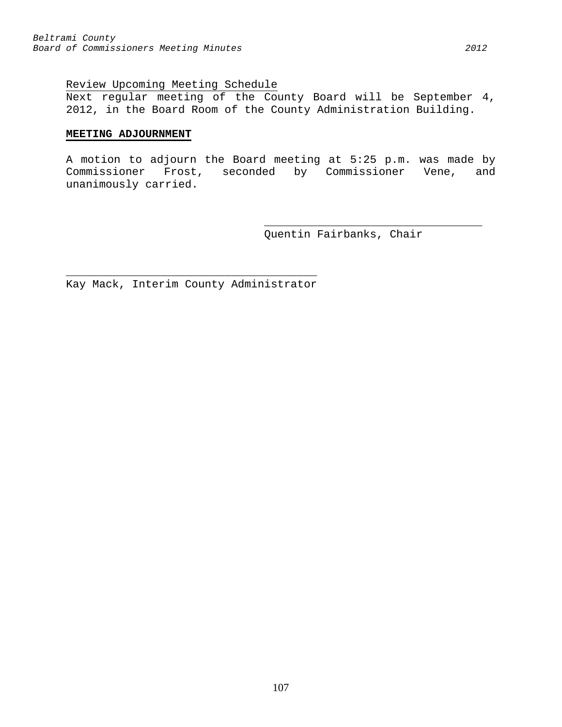Review Upcoming Meeting Schedule

Next regular meeting of the County Board will be September 4, 2012, in the Board Room of the County Administration Building.

**MEETING ADJOURNMENT**

A motion to adjourn the Board meeting at 5:25 p.m. was made by Commissioner Frost, seconded by Commissioner Vene, and unanimously carried.

\_\_\_\_\_\_\_\_\_\_\_\_\_\_\_\_\_\_\_\_\_\_\_\_\_\_\_\_\_\_\_\_\_\_
Quentin Fairbanks, Chair

\_\_\_\_\_\_\_\_\_\_\_\_\_\_\_\_\_\_\_\_\_\_\_\_\_\_\_\_\_\_\_\_\_\_\_\_\_\_
Kay Mack, Interim County Administrator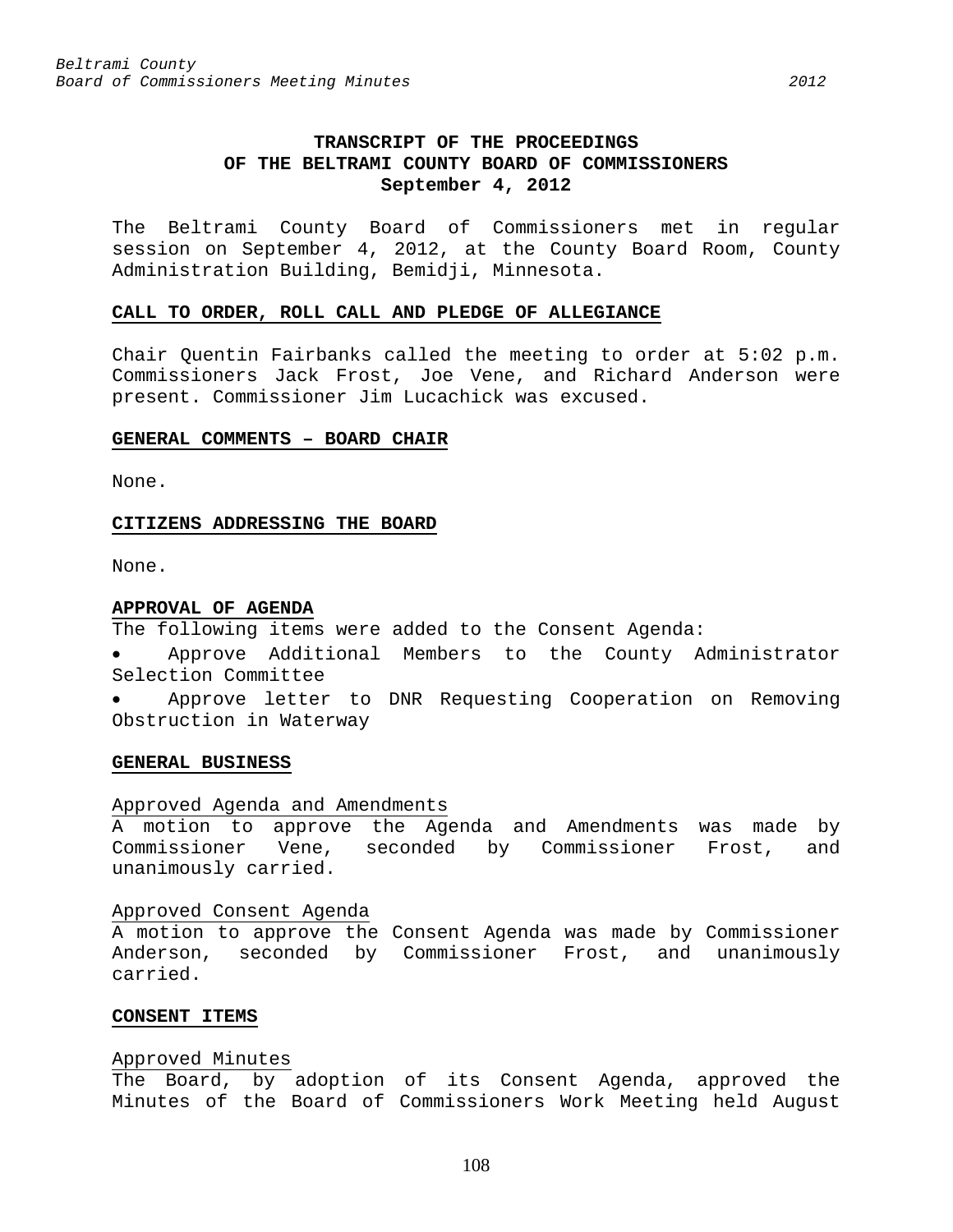**TRANSCRIPT OF THE PROCEEDINGS**
**OF THE BELTRAMI COUNTY BOARD OF COMMISSIONERS**
**September 4, 2012**

The Beltrami County Board of Commissioners met in regular session on September 4, 2012, at the County Board Room, County Administration Building, Bemidji, Minnesota.

## CALL TO ORDER, ROLL CALL AND PLEDGE OF ALLEGIANCE

Chair Quentin Fairbanks called the meeting to order at 5:02 p.m. Commissioners Jack Frost, Joe Vene, and Richard Anderson were present. Commissioner Jim Lucachick was excused.

## GENERAL COMMENTS – BOARD CHAIR

None.

## CITIZENS ADDRESSING THE BOARD

None.

## APPROVAL OF AGENDA

The following items were added to the Consent Agenda:

- Approve Additional Members to the County Administrator Selection Committee
- Approve letter to DNR Requesting Cooperation on Removing Obstruction in Waterway

## GENERAL BUSINESS

Approved Agenda and Amendments

A motion to approve the Agenda and Amendments was made by Commissioner Vene, seconded by Commissioner Frost, and unanimously carried.

Approved Consent Agenda

A motion to approve the Consent Agenda was made by Commissioner Anderson, seconded by Commissioner Frost, and unanimously carried.

## CONSENT ITEMS

Approved Minutes

The Board, by adoption of its Consent Agenda, approved the Minutes of the Board of Commissioners Work Meeting held August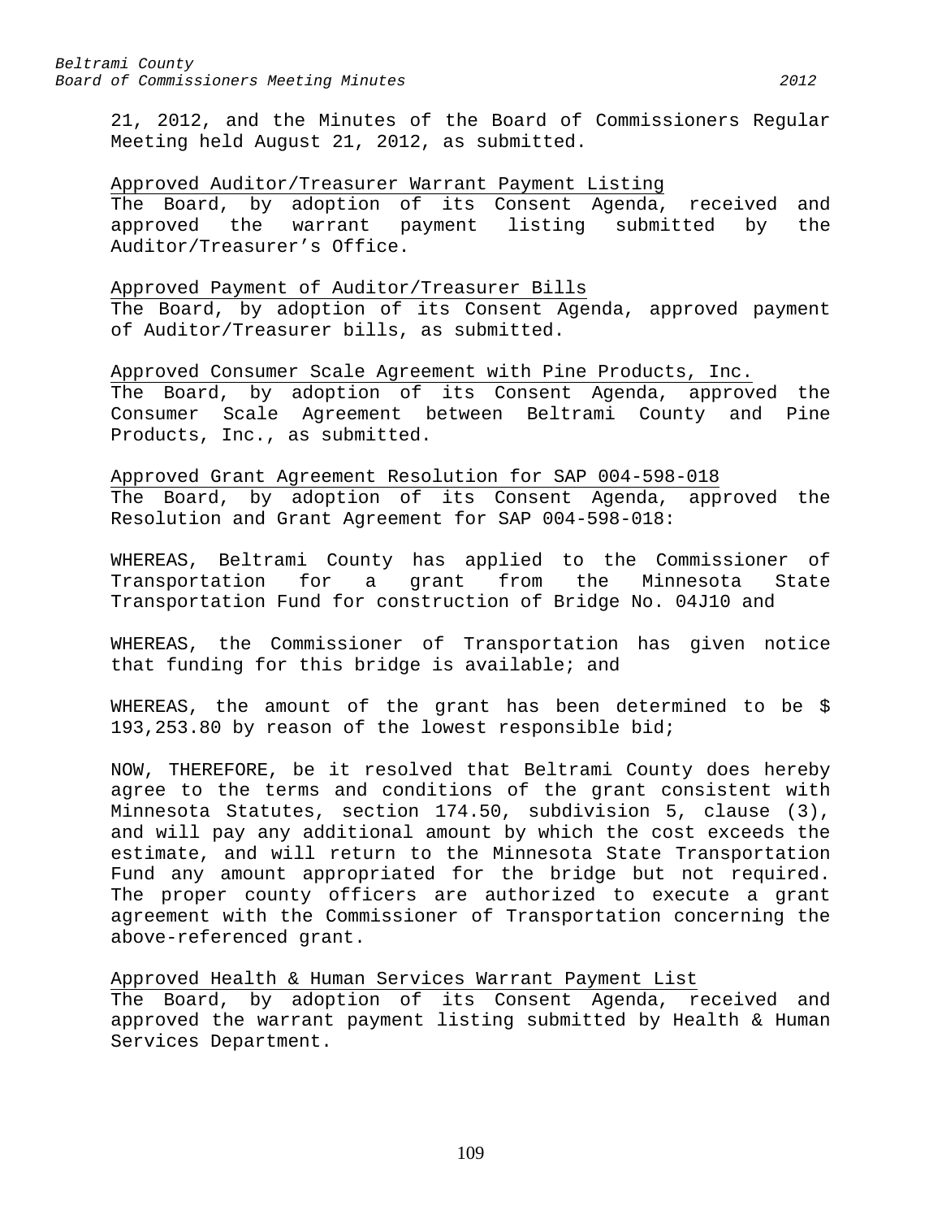21, 2012, and the Minutes of the Board of Commissioners Regular Meeting held August 21, 2012, as submitted.

Approved Auditor/Treasurer Warrant Payment Listing
The Board, by adoption of its Consent Agenda, received and approved the warrant payment listing submitted by the Auditor/Treasurer's Office.

Approved Payment of Auditor/Treasurer Bills
The Board, by adoption of its Consent Agenda, approved payment of Auditor/Treasurer bills, as submitted.

Approved Consumer Scale Agreement with Pine Products, Inc.
The Board, by adoption of its Consent Agenda, approved the Consumer Scale Agreement between Beltrami County and Pine Products, Inc., as submitted.

Approved Grant Agreement Resolution for SAP 004-598-018
The Board, by adoption of its Consent Agenda, approved the Resolution and Grant Agreement for SAP 004-598-018:

WHEREAS, Beltrami County has applied to the Commissioner of Transportation for a grant from the Minnesota State Transportation Fund for construction of Bridge No. 04J10 and

WHEREAS, the Commissioner of Transportation has given notice that funding for this bridge is available; and

WHEREAS, the amount of the grant has been determined to be $ 193,253.80 by reason of the lowest responsible bid;

NOW, THEREFORE, be it resolved that Beltrami County does hereby agree to the terms and conditions of the grant consistent with Minnesota Statutes, section 174.50, subdivision 5, clause (3), and will pay any additional amount by which the cost exceeds the estimate, and will return to the Minnesota State Transportation Fund any amount appropriated for the bridge but not required. The proper county officers are authorized to execute a grant agreement with the Commissioner of Transportation concerning the above-referenced grant.

Approved Health & Human Services Warrant Payment List
The Board, by adoption of its Consent Agenda, received and approved the warrant payment listing submitted by Health & Human Services Department.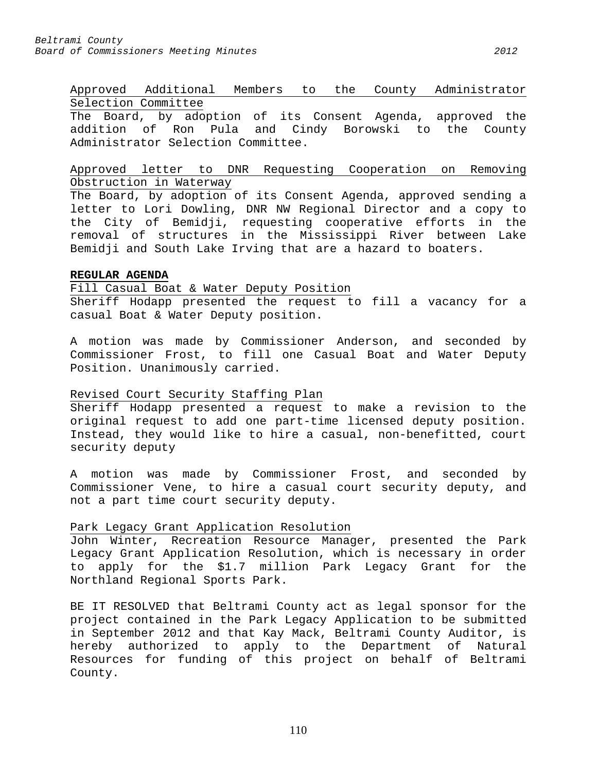Approved Additional Members to the County Administrator Selection Committee

The Board, by adoption of its Consent Agenda, approved the addition of Ron Pula and Cindy Borowski to the County Administrator Selection Committee.

Approved letter to DNR Requesting Cooperation on Removing Obstruction in Waterway

The Board, by adoption of its Consent Agenda, approved sending a letter to Lori Dowling, DNR NW Regional Director and a copy to the City of Bemidji, requesting cooperative efforts in the removal of structures in the Mississippi River between Lake Bemidji and South Lake Irving that are a hazard to boaters.

**REGULAR AGENDA**

Fill Casual Boat & Water Deputy Position

Sheriff Hodapp presented the request to fill a vacancy for a casual Boat & Water Deputy position.

A motion was made by Commissioner Anderson, and seconded by Commissioner Frost, to fill one Casual Boat and Water Deputy Position. Unanimously carried.

Revised Court Security Staffing Plan

Sheriff Hodapp presented a request to make a revision to the original request to add one part-time licensed deputy position. Instead, they would like to hire a casual, non-benefitted, court security deputy

A motion was made by Commissioner Frost, and seconded by Commissioner Vene, to hire a casual court security deputy, and not a part time court security deputy.

Park Legacy Grant Application Resolution

John Winter, Recreation Resource Manager, presented the Park Legacy Grant Application Resolution, which is necessary in order to apply for the $1.7 million Park Legacy Grant for the Northland Regional Sports Park.

BE IT RESOLVED that Beltrami County act as legal sponsor for the project contained in the Park Legacy Application to be submitted in September 2012 and that Kay Mack, Beltrami County Auditor, is hereby authorized to apply to the Department of Natural Resources for funding of this project on behalf of Beltrami County.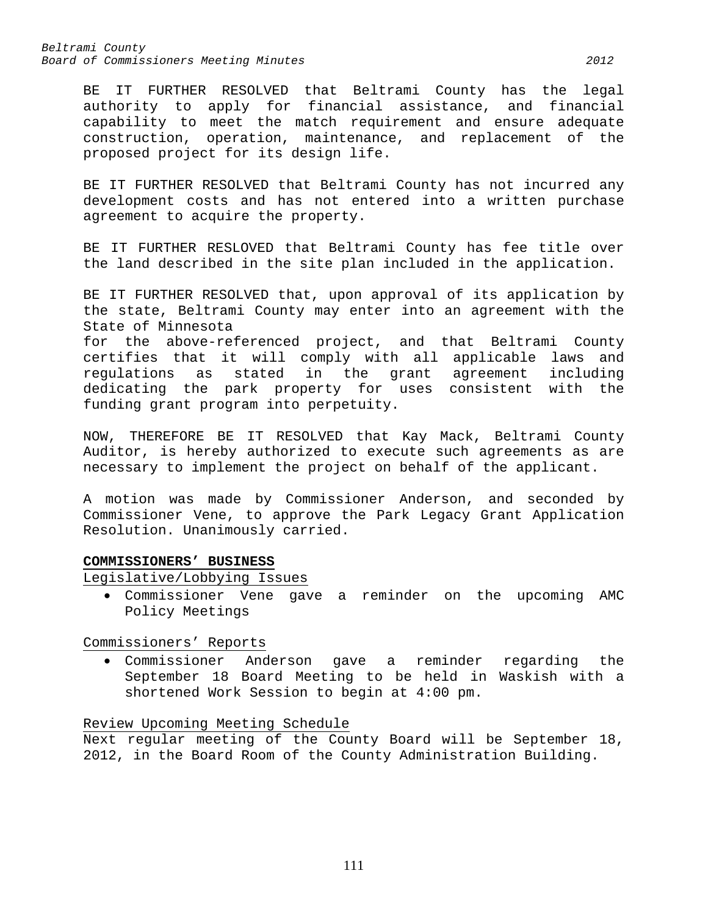BE IT FURTHER RESOLVED that Beltrami County has the legal authority to apply for financial assistance, and financial capability to meet the match requirement and ensure adequate construction, operation, maintenance, and replacement of the proposed project for its design life.

BE IT FURTHER RESOLVED that Beltrami County has not incurred any development costs and has not entered into a written purchase agreement to acquire the property.

BE IT FURTHER RESLOVED that Beltrami County has fee title over the land described in the site plan included in the application.

BE IT FURTHER RESOLVED that, upon approval of its application by the state, Beltrami County may enter into an agreement with the State of Minnesota
for the above-referenced project, and that Beltrami County certifies that it will comply with all applicable laws and regulations as stated in the grant agreement including dedicating the park property for uses consistent with the funding grant program into perpetuity.

NOW, THEREFORE BE IT RESOLVED that Kay Mack, Beltrami County Auditor, is hereby authorized to execute such agreements as are necessary to implement the project on behalf of the applicant.

A motion was made by Commissioner Anderson, and seconded by Commissioner Vene, to approve the Park Legacy Grant Application Resolution. Unanimously carried.

**COMMISSIONERS' BUSINESS**

Legislative/Lobbying Issues

- Commissioner Vene gave a reminder on the upcoming AMC Policy Meetings

Commissioners' Reports

- Commissioner Anderson gave a reminder regarding the September 18 Board Meeting to be held in Waskish with a shortened Work Session to begin at 4:00 pm.

Review Upcoming Meeting Schedule

Next regular meeting of the County Board will be September 18, 2012, in the Board Room of the County Administration Building.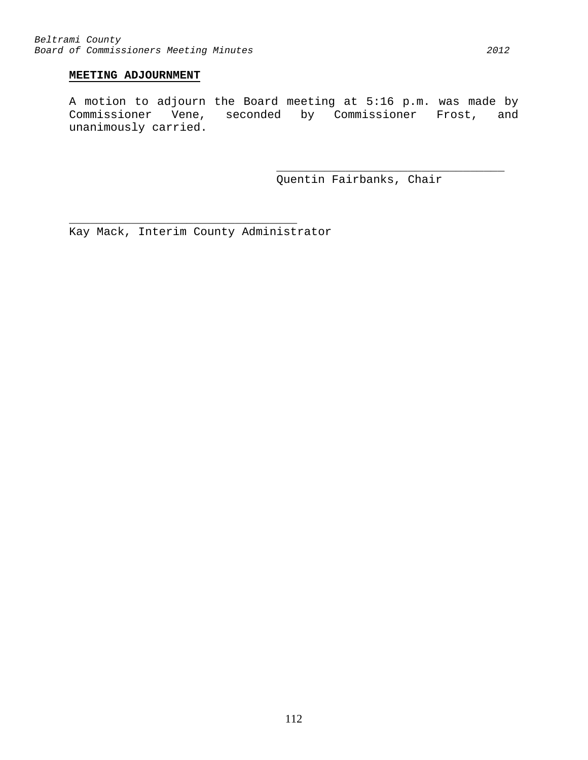**MEETING ADJOURNMENT**

A motion to adjourn the Board meeting at 5:16 p.m. was made by Commissioner Vene, seconded by Commissioner Frost, and unanimously carried.

_________________________________
Quentin Fairbanks, Chair

_________________________________
Kay Mack, Interim County Administrator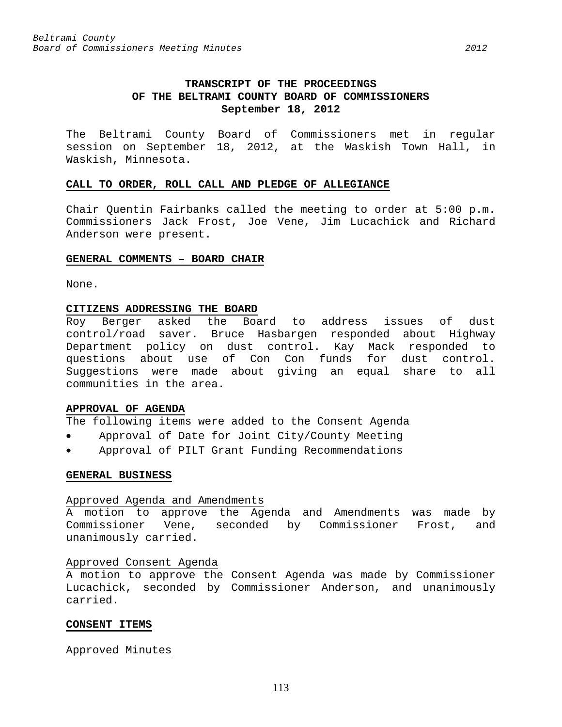# TRANSCRIPT OF THE PROCEEDINGS OF THE BELTRAMI COUNTY BOARD OF COMMISSIONERS

**September 18, 2012**

The Beltrami County Board of Commissioners met in regular session on September 18, 2012, at the Waskish Town Hall, in Waskish, Minnesota.

## CALL TO ORDER, ROLL CALL AND PLEDGE OF ALLEGIANCE

Chair Quentin Fairbanks called the meeting to order at 5:00 p.m. Commissioners Jack Frost, Joe Vene, Jim Lucachick and Richard Anderson were present.

## GENERAL COMMENTS – BOARD CHAIR

None.

## CITIZENS ADDRESSING THE BOARD

Roy Berger asked the Board to address issues of dust control/road saver. Bruce Hasbargen responded about Highway Department policy on dust control. Kay Mack responded to questions about use of Con Con funds for dust control. Suggestions were made about giving an equal share to all communities in the area.

## APPROVAL OF AGENDA

The following items were added to the Consent Agenda

- Approval of Date for Joint City/County Meeting
- Approval of PILT Grant Funding Recommendations

## GENERAL BUSINESS

### Approved Agenda and Amendments

A motion to approve the Agenda and Amendments was made by Commissioner Vene, seconded by Commissioner Frost, and unanimously carried.

### Approved Consent Agenda

A motion to approve the Consent Agenda was made by Commissioner Lucachick, seconded by Commissioner Anderson, and unanimously carried.

## CONSENT ITEMS

### Approved Minutes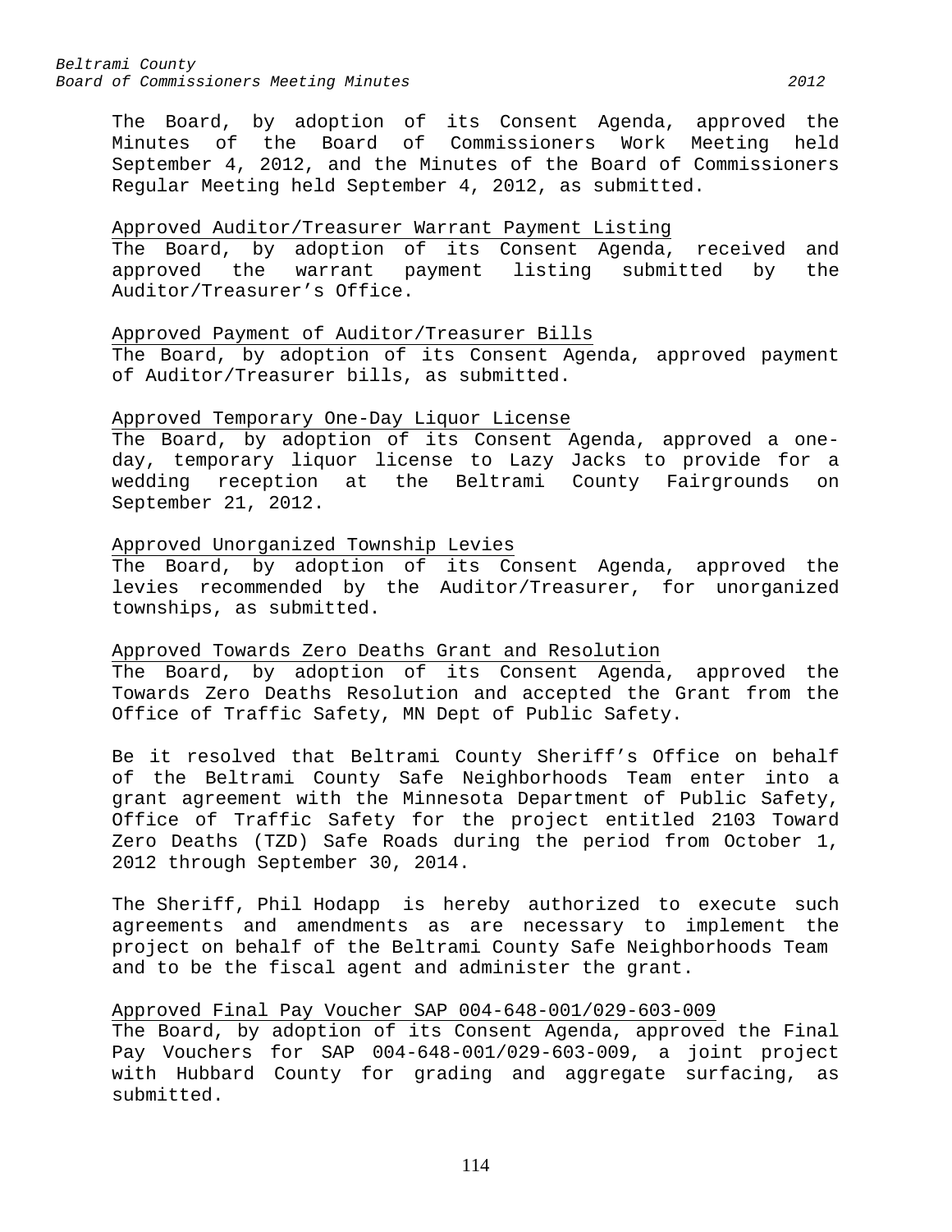The Board, by adoption of its Consent Agenda, approved the Minutes of the Board of Commissioners Work Meeting held September 4, 2012, and the Minutes of the Board of Commissioners Regular Meeting held September 4, 2012, as submitted.

Approved Auditor/Treasurer Warrant Payment Listing

The Board, by adoption of its Consent Agenda, received and approved the warrant payment listing submitted by the Auditor/Treasurer's Office.

Approved Payment of Auditor/Treasurer Bills

The Board, by adoption of its Consent Agenda, approved payment of Auditor/Treasurer bills, as submitted.

Approved Temporary One-Day Liquor License

The Board, by adoption of its Consent Agenda, approved a one-day, temporary liquor license to Lazy Jacks to provide for a wedding reception at the Beltrami County Fairgrounds on September 21, 2012.

Approved Unorganized Township Levies

The Board, by adoption of its Consent Agenda, approved the levies recommended by the Auditor/Treasurer, for unorganized townships, as submitted.

Approved Towards Zero Deaths Grant and Resolution

The Board, by adoption of its Consent Agenda, approved the Towards Zero Deaths Resolution and accepted the Grant from the Office of Traffic Safety, MN Dept of Public Safety.

Be it resolved that Beltrami County Sheriff's Office on behalf of the Beltrami County Safe Neighborhoods Team enter into a grant agreement with the Minnesota Department of Public Safety, Office of Traffic Safety for the project entitled 2103 Toward Zero Deaths (TZD) Safe Roads during the period from October 1, 2012 through September 30, 2014.

The Sheriff, Phil Hodapp is hereby authorized to execute such agreements and amendments as are necessary to implement the project on behalf of the Beltrami County Safe Neighborhoods Team and to be the fiscal agent and administer the grant.

Approved Final Pay Voucher SAP 004-648-001/029-603-009

The Board, by adoption of its Consent Agenda, approved the Final Pay Vouchers for SAP 004-648-001/029-603-009, a joint project with Hubbard County for grading and aggregate surfacing, as submitted.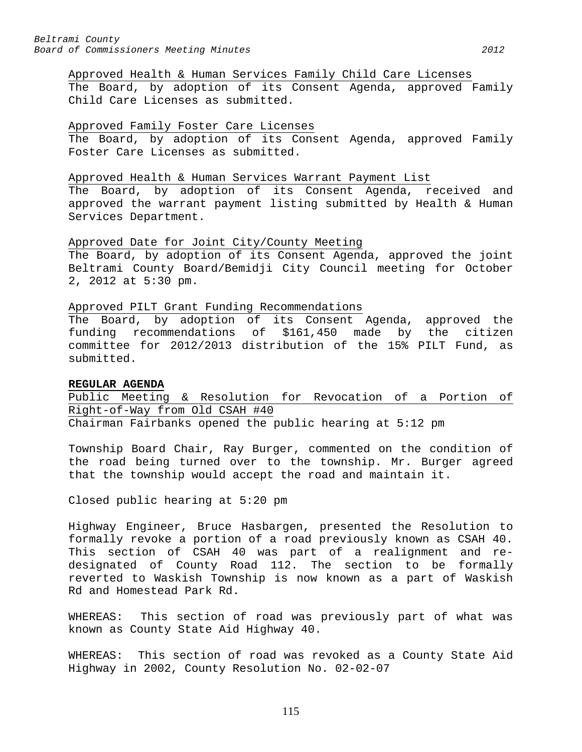Approved Health & Human Services Family Child Care Licenses
The Board, by adoption of its Consent Agenda, approved Family Child Care Licenses as submitted.

Approved Family Foster Care Licenses
The Board, by adoption of its Consent Agenda, approved Family Foster Care Licenses as submitted.

Approved Health & Human Services Warrant Payment List
The Board, by adoption of its Consent Agenda, received and approved the warrant payment listing submitted by Health & Human Services Department.

Approved Date for Joint City/County Meeting
The Board, by adoption of its Consent Agenda, approved the joint Beltrami County Board/Bemidji City Council meeting for October 2, 2012 at 5:30 pm.

Approved PILT Grant Funding Recommendations
The Board, by adoption of its Consent Agenda, approved the funding recommendations of $161,450 made by the citizen committee for 2012/2013 distribution of the 15% PILT Fund, as submitted.

**REGULAR AGENDA**

Public Meeting & Resolution for Revocation of a Portion of Right-of-Way from Old CSAH #40
Chairman Fairbanks opened the public hearing at 5:12 pm

Township Board Chair, Ray Burger, commented on the condition of the road being turned over to the township. Mr. Burger agreed that the township would accept the road and maintain it.

Closed public hearing at 5:20 pm

Highway Engineer, Bruce Hasbargen, presented the Resolution to formally revoke a portion of a road previously known as CSAH 40. This section of CSAH 40 was part of a realignment and re-designated of County Road 112. The section to be formally reverted to Waskish Township is now known as a part of Waskish Rd and Homestead Park Rd.

WHEREAS: This section of road was previously part of what was known as County State Aid Highway 40.

WHEREAS: This section of road was revoked as a County State Aid Highway in 2002, County Resolution No. 02-02-07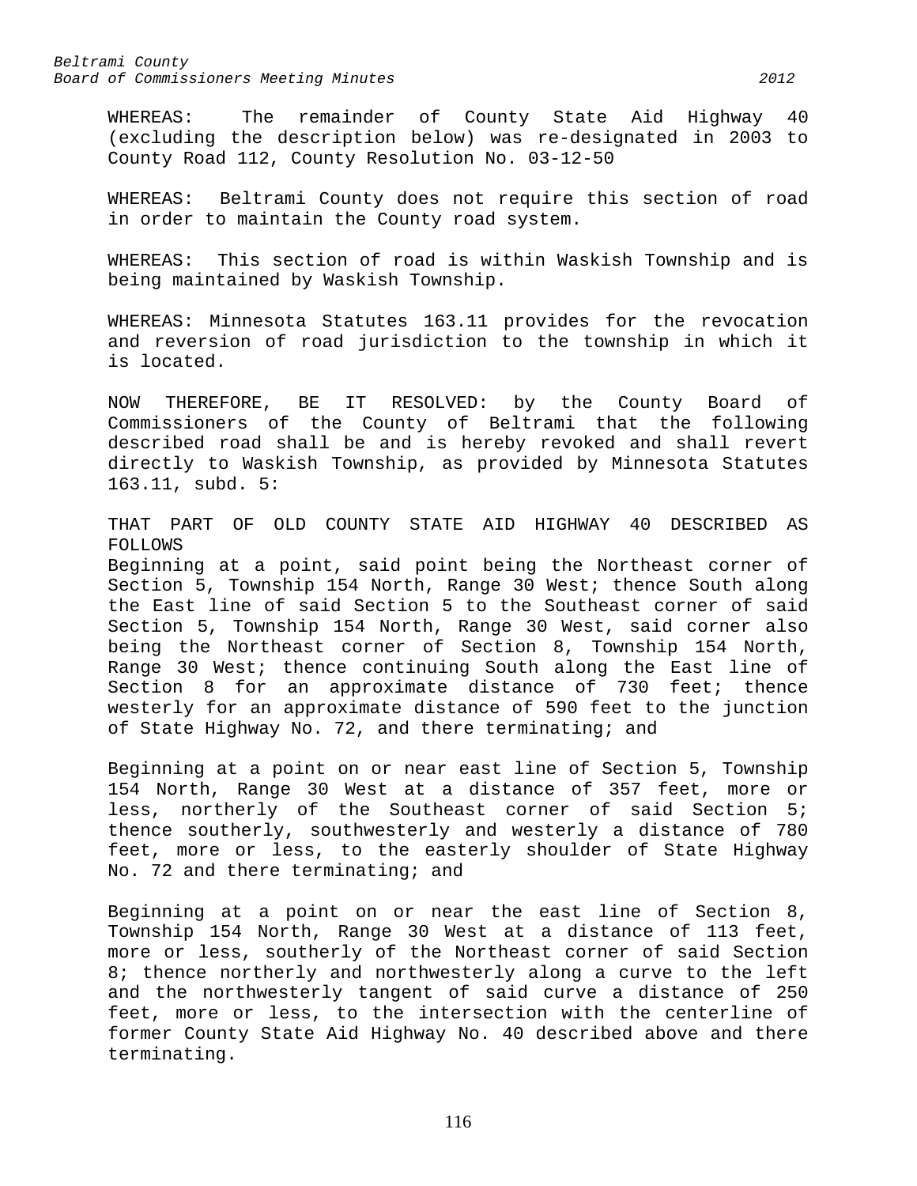WHEREAS: The remainder of County State Aid Highway 40 (excluding the description below) was re-designated in 2003 to County Road 112, County Resolution No. 03-12-50

WHEREAS: Beltrami County does not require this section of road in order to maintain the County road system.

WHEREAS: This section of road is within Waskish Township and is being maintained by Waskish Township.

WHEREAS: Minnesota Statutes 163.11 provides for the revocation and reversion of road jurisdiction to the township in which it is located.

NOW THEREFORE, BE IT RESOLVED: by the County Board of Commissioners of the County of Beltrami that the following described road shall be and is hereby revoked and shall revert directly to Waskish Township, as provided by Minnesota Statutes 163.11, subd. 5:

THAT PART OF OLD COUNTY STATE AID HIGHWAY 40 DESCRIBED AS FOLLOWS
Beginning at a point, said point being the Northeast corner of Section 5, Township 154 North, Range 30 West; thence South along the East line of said Section 5 to the Southeast corner of said Section 5, Township 154 North, Range 30 West, said corner also being the Northeast corner of Section 8, Township 154 North, Range 30 West; thence continuing South along the East line of Section 8 for an approximate distance of 730 feet; thence westerly for an approximate distance of 590 feet to the junction of State Highway No. 72, and there terminating; and

Beginning at a point on or near east line of Section 5, Township 154 North, Range 30 West at a distance of 357 feet, more or less, northerly of the Southeast corner of said Section 5; thence southerly, southwesterly and westerly a distance of 780 feet, more or less, to the easterly shoulder of State Highway No. 72 and there terminating; and

Beginning at a point on or near the east line of Section 8, Township 154 North, Range 30 West at a distance of 113 feet, more or less, southerly of the Northeast corner of said Section 8; thence northerly and northwesterly along a curve to the left and the northwesterly tangent of said curve a distance of 250 feet, more or less, to the intersection with the centerline of former County State Aid Highway No. 40 described above and there terminating.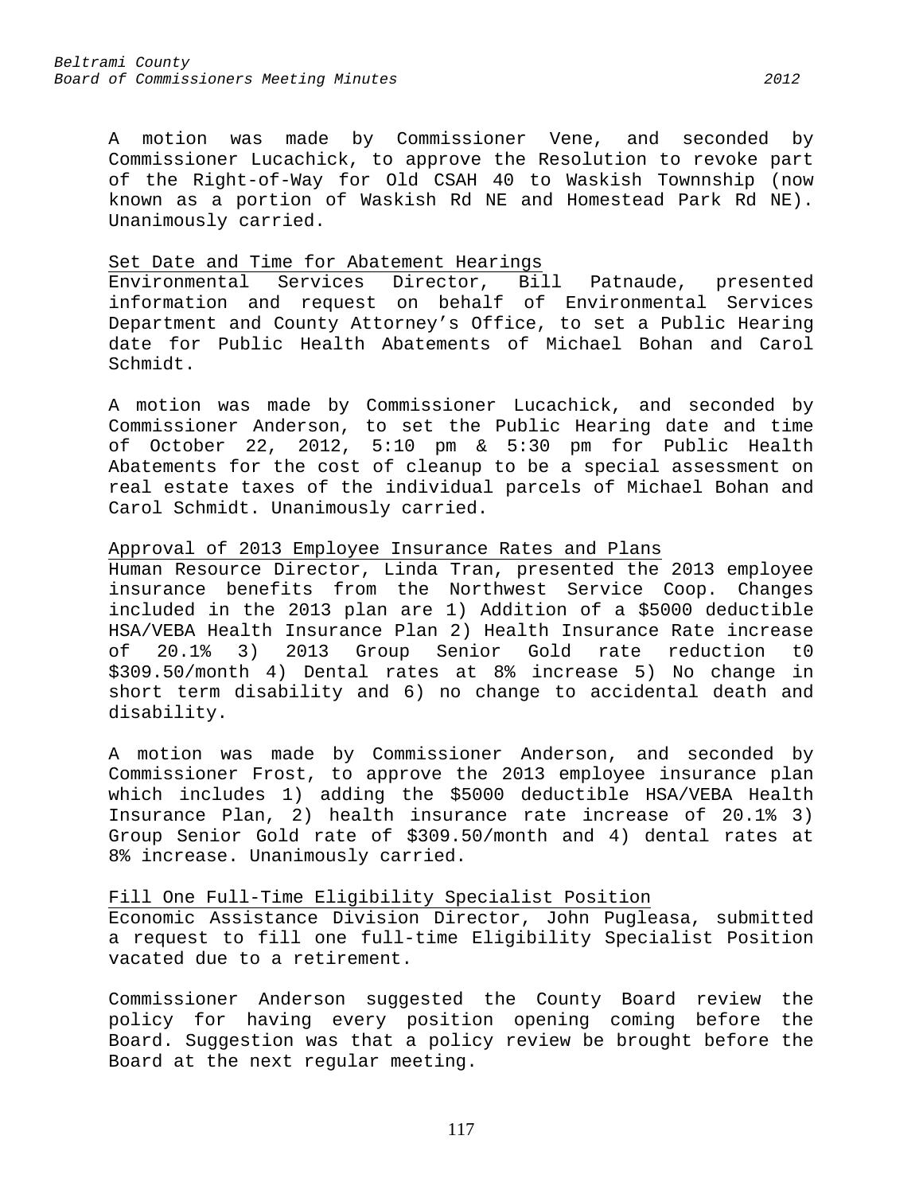A motion was made by Commissioner Vene, and seconded by Commissioner Lucachick, to approve the Resolution to revoke part of the Right-of-Way for Old CSAH 40 to Waskish Townnship (now known as a portion of Waskish Rd NE and Homestead Park Rd NE). Unanimously carried.

Set Date and Time for Abatement Hearings

Environmental Services Director, Bill Patnaude, presented information and request on behalf of Environmental Services Department and County Attorney's Office, to set a Public Hearing date for Public Health Abatements of Michael Bohan and Carol Schmidt.

A motion was made by Commissioner Lucachick, and seconded by Commissioner Anderson, to set the Public Hearing date and time of October 22, 2012, 5:10 pm & 5:30 pm for Public Health Abatements for the cost of cleanup to be a special assessment on real estate taxes of the individual parcels of Michael Bohan and Carol Schmidt. Unanimously carried.

Approval of 2013 Employee Insurance Rates and Plans

Human Resource Director, Linda Tran, presented the 2013 employee insurance benefits from the Northwest Service Coop. Changes included in the 2013 plan are 1) Addition of a $5000 deductible HSA/VEBA Health Insurance Plan 2) Health Insurance Rate increase of 20.1% 3) 2013 Group Senior Gold rate reduction t0 $309.50/month 4) Dental rates at 8% increase 5) No change in short term disability and 6) no change to accidental death and disability.

A motion was made by Commissioner Anderson, and seconded by Commissioner Frost, to approve the 2013 employee insurance plan which includes 1) adding the $5000 deductible HSA/VEBA Health Insurance Plan, 2) health insurance rate increase of 20.1% 3) Group Senior Gold rate of $309.50/month and 4) dental rates at 8% increase. Unanimously carried.

Fill One Full-Time Eligibility Specialist Position

Economic Assistance Division Director, John Pugleasa, submitted a request to fill one full-time Eligibility Specialist Position vacated due to a retirement.

Commissioner Anderson suggested the County Board review the policy for having every position opening coming before the Board. Suggestion was that a policy review be brought before the Board at the next regular meeting.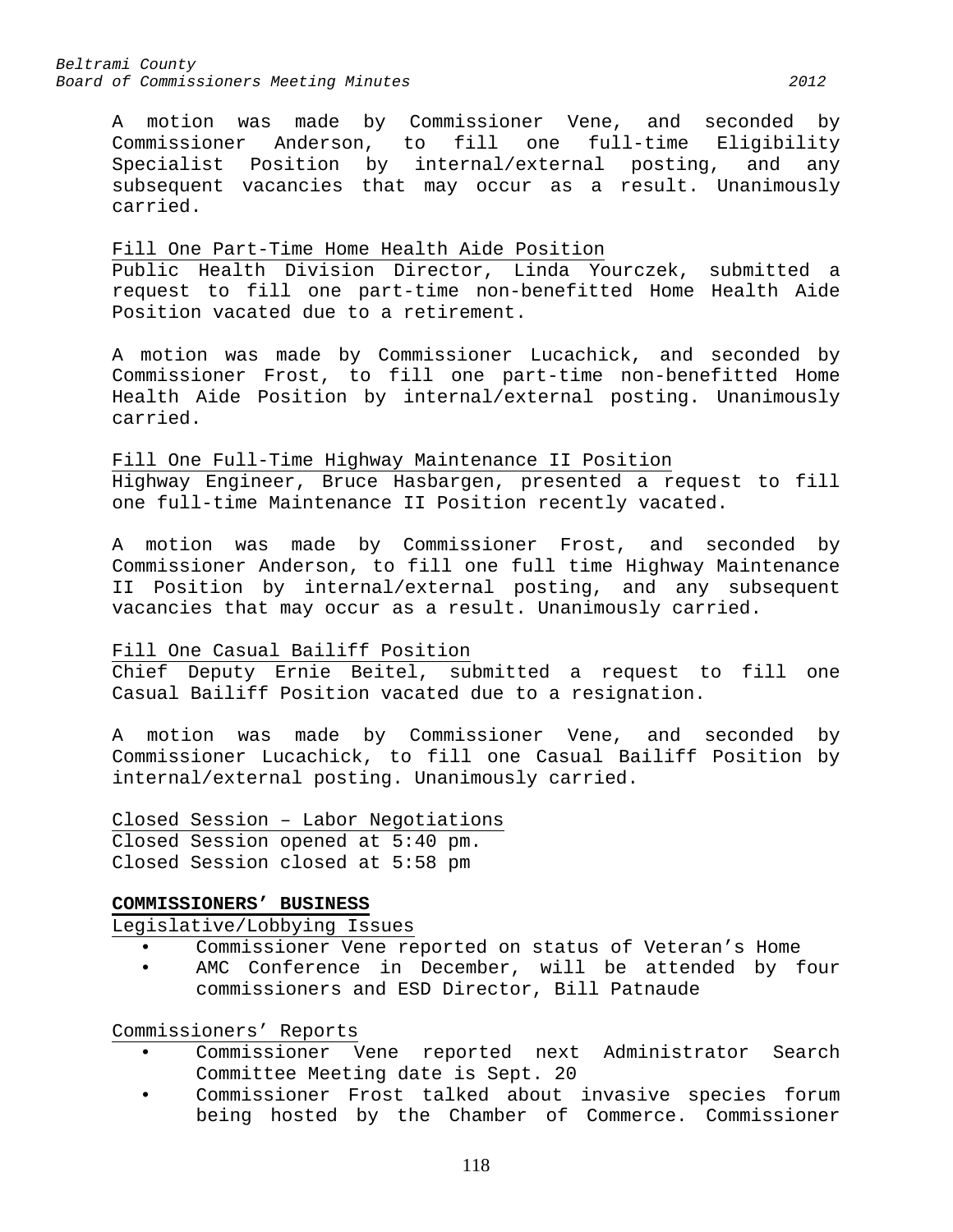A motion was made by Commissioner Vene, and seconded by Commissioner Anderson, to fill one full-time Eligibility Specialist Position by internal/external posting, and any subsequent vacancies that may occur as a result. Unanimously carried.

Fill One Part-Time Home Health Aide Position

Public Health Division Director, Linda Yourczek, submitted a request to fill one part-time non-benefitted Home Health Aide Position vacated due to a retirement.

A motion was made by Commissioner Lucachick, and seconded by Commissioner Frost, to fill one part-time non-benefitted Home Health Aide Position by internal/external posting. Unanimously carried.

Fill One Full-Time Highway Maintenance II Position

Highway Engineer, Bruce Hasbargen, presented a request to fill one full-time Maintenance II Position recently vacated.

A motion was made by Commissioner Frost, and seconded by Commissioner Anderson, to fill one full time Highway Maintenance II Position by internal/external posting, and any subsequent vacancies that may occur as a result. Unanimously carried.

Fill One Casual Bailiff Position

Chief Deputy Ernie Beitel, submitted a request to fill one Casual Bailiff Position vacated due to a resignation.

A motion was made by Commissioner Vene, and seconded by Commissioner Lucachick, to fill one Casual Bailiff Position by internal/external posting. Unanimously carried.

Closed Session – Labor Negotiations

Closed Session opened at 5:40 pm.
Closed Session closed at 5:58 pm

**COMMISSIONERS' BUSINESS**

Legislative/Lobbying Issues

- Commissioner Vene reported on status of Veteran's Home
- AMC Conference in December, will be attended by four commissioners and ESD Director, Bill Patnaude

Commissioners' Reports

- Commissioner Vene reported next Administrator Search Committee Meeting date is Sept. 20
- Commissioner Frost talked about invasive species forum being hosted by the Chamber of Commerce. Commissioner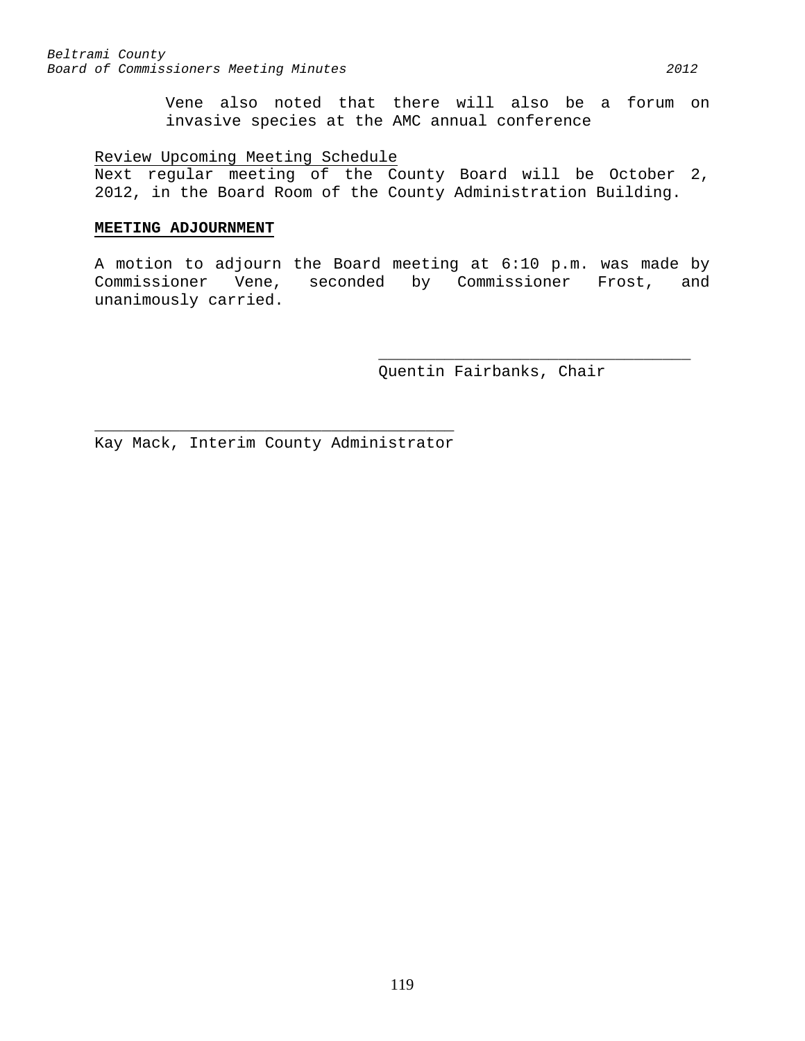Vene also noted that there will also be a forum on invasive species at the AMC annual conference

Review Upcoming Meeting Schedule

Next regular meeting of the County Board will be October 2, 2012, in the Board Room of the County Administration Building.

**MEETING ADJOURNMENT**

A motion to adjourn the Board meeting at 6:10 p.m. was made by Commissioner Vene, seconded by Commissioner Frost, and unanimously carried.

\_\_\_\_\_\_\_\_\_\_\_\_\_\_\_\_\_\_\_\_\_\_\_\_\_\_\_\_\_\_\_\_\_\_
Quentin Fairbanks, Chair

\_\_\_\_\_\_\_\_\_\_\_\_\_\_\_\_\_\_\_\_\_\_\_\_\_\_\_\_\_\_\_\_\_\_\_\_\_\_
Kay Mack, Interim County Administrator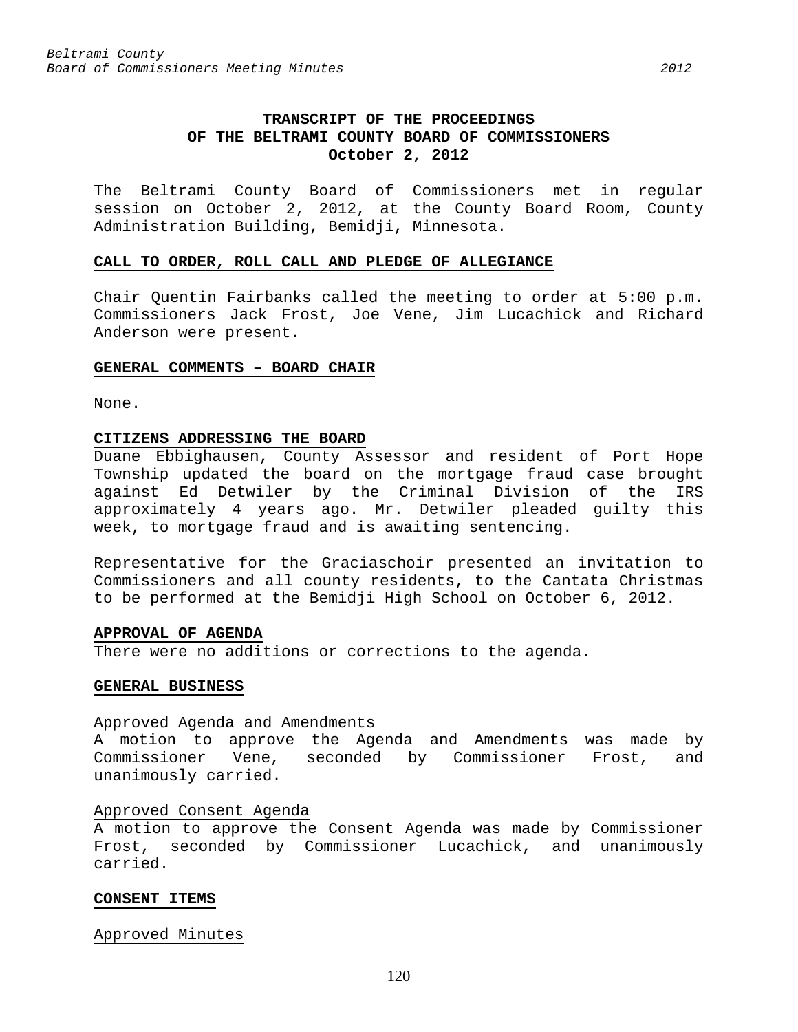# TRANSCRIPT OF THE PROCEEDINGS OF THE BELTRAMI COUNTY BOARD OF COMMISSIONERS
**October 2, 2012**

The Beltrami County Board of Commissioners met in regular session on October 2, 2012, at the County Board Room, County Administration Building, Bemidji, Minnesota.

## CALL TO ORDER, ROLL CALL AND PLEDGE OF ALLEGIANCE

Chair Quentin Fairbanks called the meeting to order at 5:00 p.m. Commissioners Jack Frost, Joe Vene, Jim Lucachick and Richard Anderson were present.

## GENERAL COMMENTS – BOARD CHAIR

None.

## CITIZENS ADDRESSING THE BOARD

Duane Ebbighausen, County Assessor and resident of Port Hope Township updated the board on the mortgage fraud case brought against Ed Detwiler by the Criminal Division of the IRS approximately 4 years ago. Mr. Detwiler pleaded guilty this week, to mortgage fraud and is awaiting sentencing.

Representative for the Graciaschoir presented an invitation to Commissioners and all county residents, to the Cantata Christmas to be performed at the Bemidji High School on October 6, 2012.

## APPROVAL OF AGENDA

There were no additions or corrections to the agenda.

## GENERAL BUSINESS

### Approved Agenda and Amendments

A motion to approve the Agenda and Amendments was made by Commissioner Vene, seconded by Commissioner Frost, and unanimously carried.

### Approved Consent Agenda

A motion to approve the Consent Agenda was made by Commissioner Frost, seconded by Commissioner Lucachick, and unanimously carried.

## CONSENT ITEMS

### Approved Minutes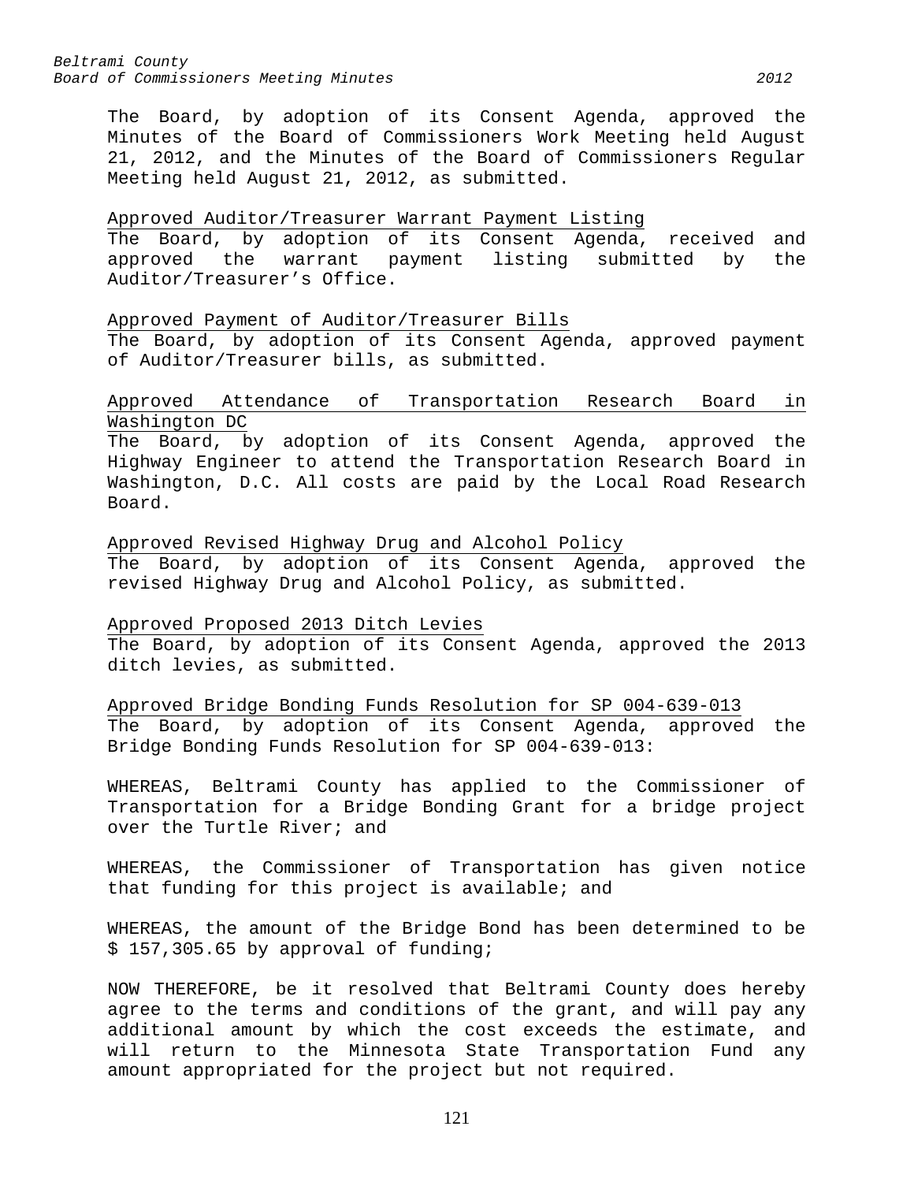The Board, by adoption of its Consent Agenda, approved the Minutes of the Board of Commissioners Work Meeting held August 21, 2012, and the Minutes of the Board of Commissioners Regular Meeting held August 21, 2012, as submitted.

Approved Auditor/Treasurer Warrant Payment Listing

The Board, by adoption of its Consent Agenda, received and approved the warrant payment listing submitted by the Auditor/Treasurer's Office.

Approved Payment of Auditor/Treasurer Bills

The Board, by adoption of its Consent Agenda, approved payment of Auditor/Treasurer bills, as submitted.

Approved Attendance of Transportation Research Board in Washington DC

The Board, by adoption of its Consent Agenda, approved the Highway Engineer to attend the Transportation Research Board in Washington, D.C. All costs are paid by the Local Road Research Board.

Approved Revised Highway Drug and Alcohol Policy

The Board, by adoption of its Consent Agenda, approved the revised Highway Drug and Alcohol Policy, as submitted.

Approved Proposed 2013 Ditch Levies

The Board, by adoption of its Consent Agenda, approved the 2013 ditch levies, as submitted.

Approved Bridge Bonding Funds Resolution for SP 004-639-013

The Board, by adoption of its Consent Agenda, approved the Bridge Bonding Funds Resolution for SP 004-639-013:

WHEREAS, Beltrami County has applied to the Commissioner of Transportation for a Bridge Bonding Grant for a bridge project over the Turtle River; and

WHEREAS, the Commissioner of Transportation has given notice that funding for this project is available; and

WHEREAS, the amount of the Bridge Bond has been determined to be $ 157,305.65 by approval of funding;

NOW THEREFORE, be it resolved that Beltrami County does hereby agree to the terms and conditions of the grant, and will pay any additional amount by which the cost exceeds the estimate, and will return to the Minnesota State Transportation Fund any amount appropriated for the project but not required.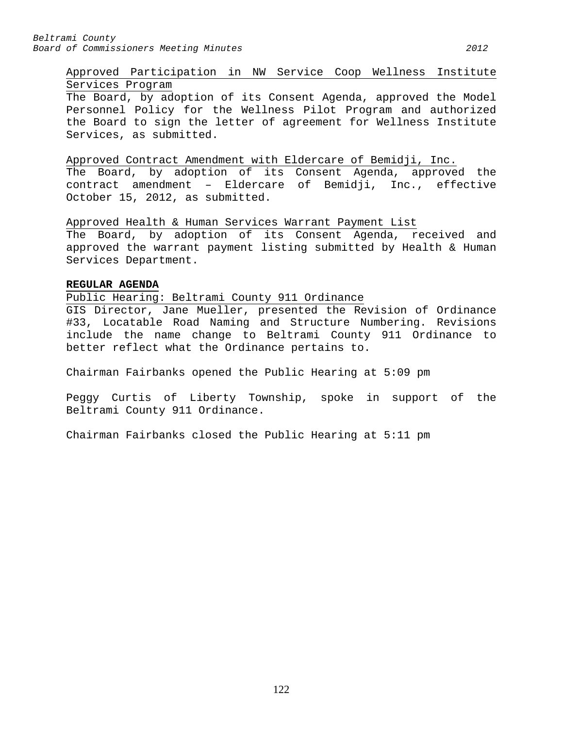Approved Participation in NW Service Coop Wellness Institute Services Program

The Board, by adoption of its Consent Agenda, approved the Model Personnel Policy for the Wellness Pilot Program and authorized the Board to sign the letter of agreement for Wellness Institute Services, as submitted.

Approved Contract Amendment with Eldercare of Bemidji, Inc.

The Board, by adoption of its Consent Agenda, approved the contract amendment – Eldercare of Bemidji, Inc., effective October 15, 2012, as submitted.

Approved Health & Human Services Warrant Payment List

The Board, by adoption of its Consent Agenda, received and approved the warrant payment listing submitted by Health & Human Services Department.

**REGULAR AGENDA**

Public Hearing: Beltrami County 911 Ordinance

GIS Director, Jane Mueller, presented the Revision of Ordinance #33, Locatable Road Naming and Structure Numbering. Revisions include the name change to Beltrami County 911 Ordinance to better reflect what the Ordinance pertains to.

Chairman Fairbanks opened the Public Hearing at 5:09 pm

Peggy Curtis of Liberty Township, spoke in support of the Beltrami County 911 Ordinance.

Chairman Fairbanks closed the Public Hearing at 5:11 pm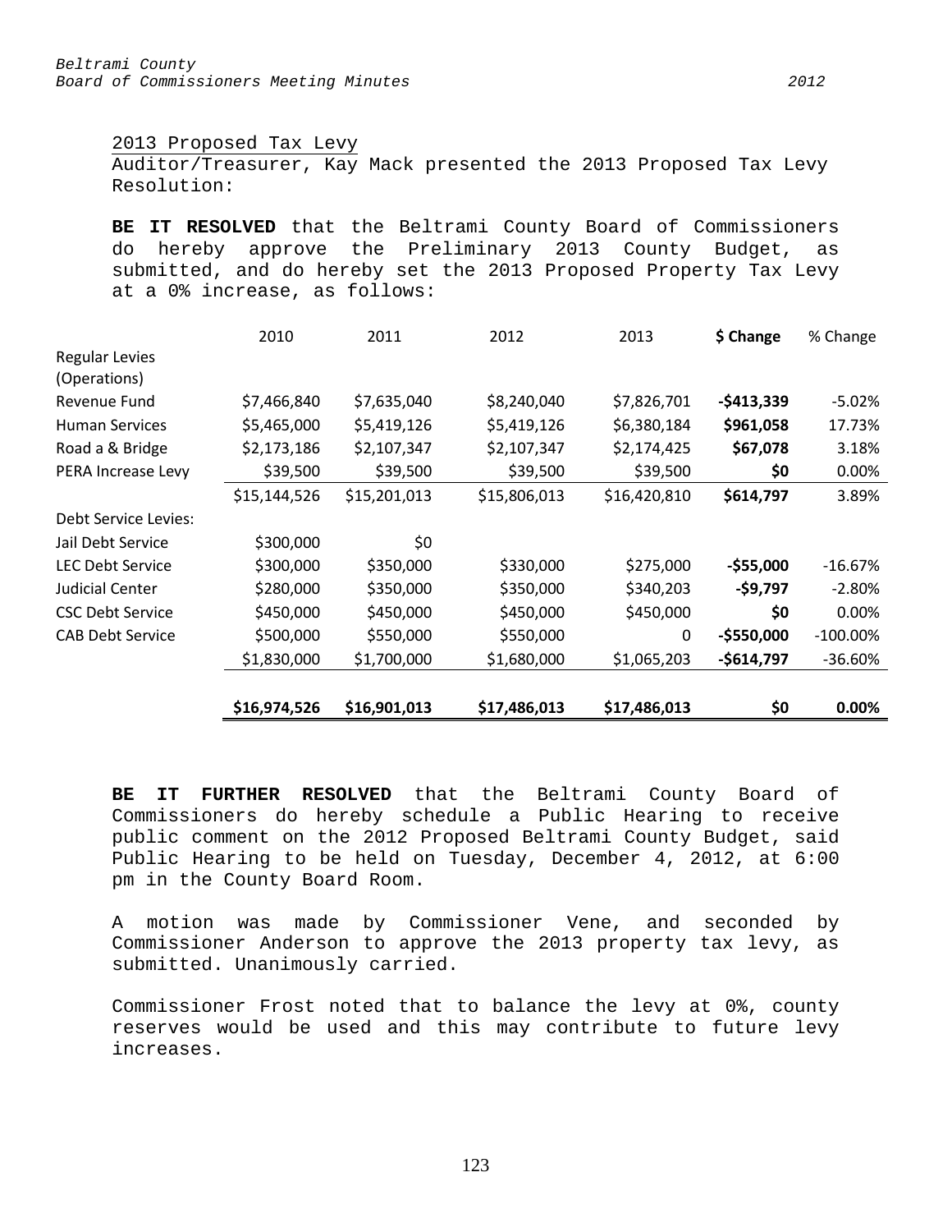2013 Proposed Tax Levy

Auditor/Treasurer, Kay Mack presented the 2013 Proposed Tax Levy Resolution:

**BE IT RESOLVED** that the Beltrami County Board of Commissioners do hereby approve the Preliminary 2013 County Budget, as submitted, and do hereby set the 2013 Proposed Property Tax Levy at a 0% increase, as follows:

| | 2010 | 2011 | 2012 | 2013 | **$ Change** | % Change |
|---|---|---|---|---|---|---|
| Regular Levies (Operations) | | | | | | |
| Revenue Fund | $7,466,840 | $7,635,040 | $8,240,040 | $7,826,701 | **-$413,339** | -5.02% |
| Human Services | $5,465,000 | $5,419,126 | $5,419,126 | $6,380,184 | **$961,058** | 17.73% |
| Road a & Bridge | $2,173,186 | $2,107,347 | $2,107,347 | $2,174,425 | **$67,078** | 3.18% |
| PERA Increase Levy | $39,500 | $39,500 | $39,500 | $39,500 | **$0** | 0.00% |
| | $15,144,526 | $15,201,013 | $15,806,013 | $16,420,810 | **$614,797** | 3.89% |
| Debt Service Levies: | | | | | | |
| Jail Debt Service | $300,000 | $0 | | | | |
| LEC Debt Service | $300,000 | $350,000 | $330,000 | $275,000 | **-$55,000** | -16.67% |
| Judicial Center | $280,000 | $350,000 | $350,000 | $340,203 | **-$9,797** | -2.80% |
| CSC Debt Service | $450,000 | $450,000 | $450,000 | $450,000 | **$0** | 0.00% |
| CAB Debt Service | $500,000 | $550,000 | $550,000 | 0 | **-$550,000** | -100.00% |
| | $1,830,000 | $1,700,000 | $1,680,000 | $1,065,203 | **-$614,797** | -36.60% |
| | **$16,974,526** | **$16,901,013** | **$17,486,013** | **$17,486,013** | **$0** | **0.00%** |

**BE IT FURTHER RESOLVED** that the Beltrami County Board of Commissioners do hereby schedule a Public Hearing to receive public comment on the 2012 Proposed Beltrami County Budget, said Public Hearing to be held on Tuesday, December 4, 2012, at 6:00 pm in the County Board Room.

A motion was made by Commissioner Vene, and seconded by Commissioner Anderson to approve the 2013 property tax levy, as submitted. Unanimously carried.

Commissioner Frost noted that to balance the levy at 0%, county reserves would be used and this may contribute to future levy increases.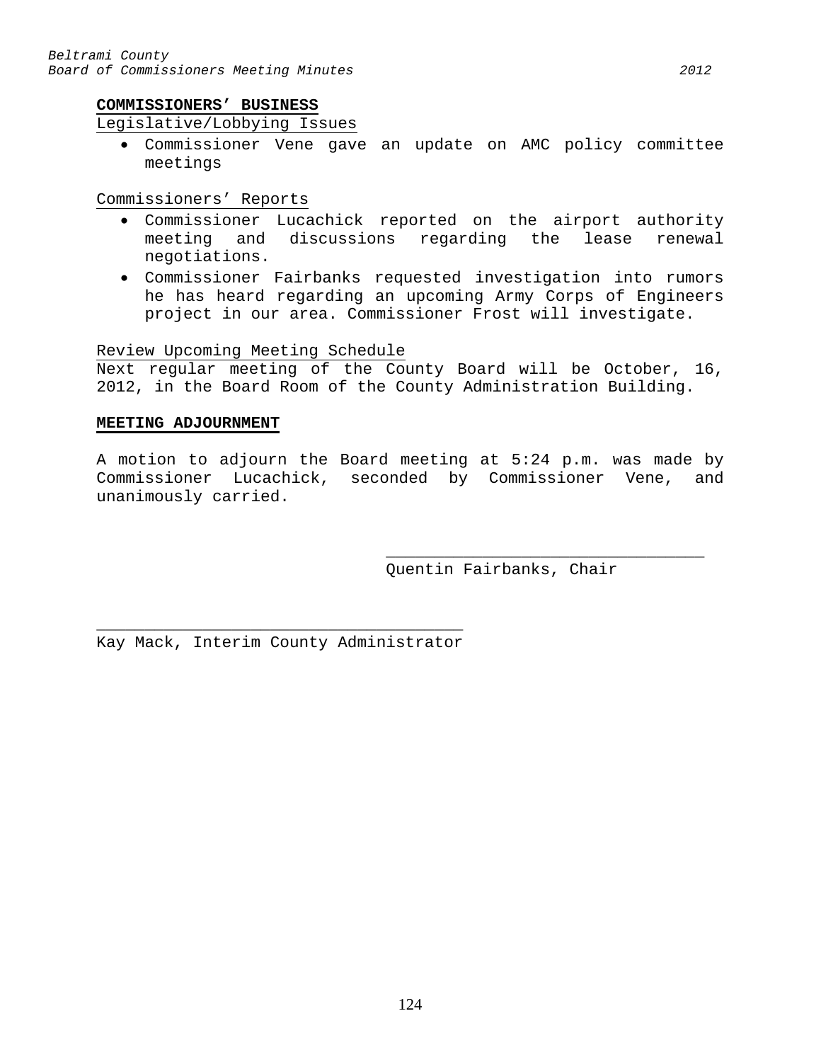**COMMISSIONERS' BUSINESS**

Legislative/Lobbying Issues

- Commissioner Vene gave an update on AMC policy committee meetings

Commissioners' Reports

- Commissioner Lucachick reported on the airport authority meeting and discussions regarding the lease renewal negotiations.
- Commissioner Fairbanks requested investigation into rumors he has heard regarding an upcoming Army Corps of Engineers project in our area. Commissioner Frost will investigate.

Review Upcoming Meeting Schedule

Next regular meeting of the County Board will be October, 16, 2012, in the Board Room of the County Administration Building.

**MEETING ADJOURNMENT**

A motion to adjourn the Board meeting at 5:24 p.m. was made by Commissioner Lucachick, seconded by Commissioner Vene, and unanimously carried.

________________________________

Quentin Fairbanks, Chair

____________________________________

Kay Mack, Interim County Administrator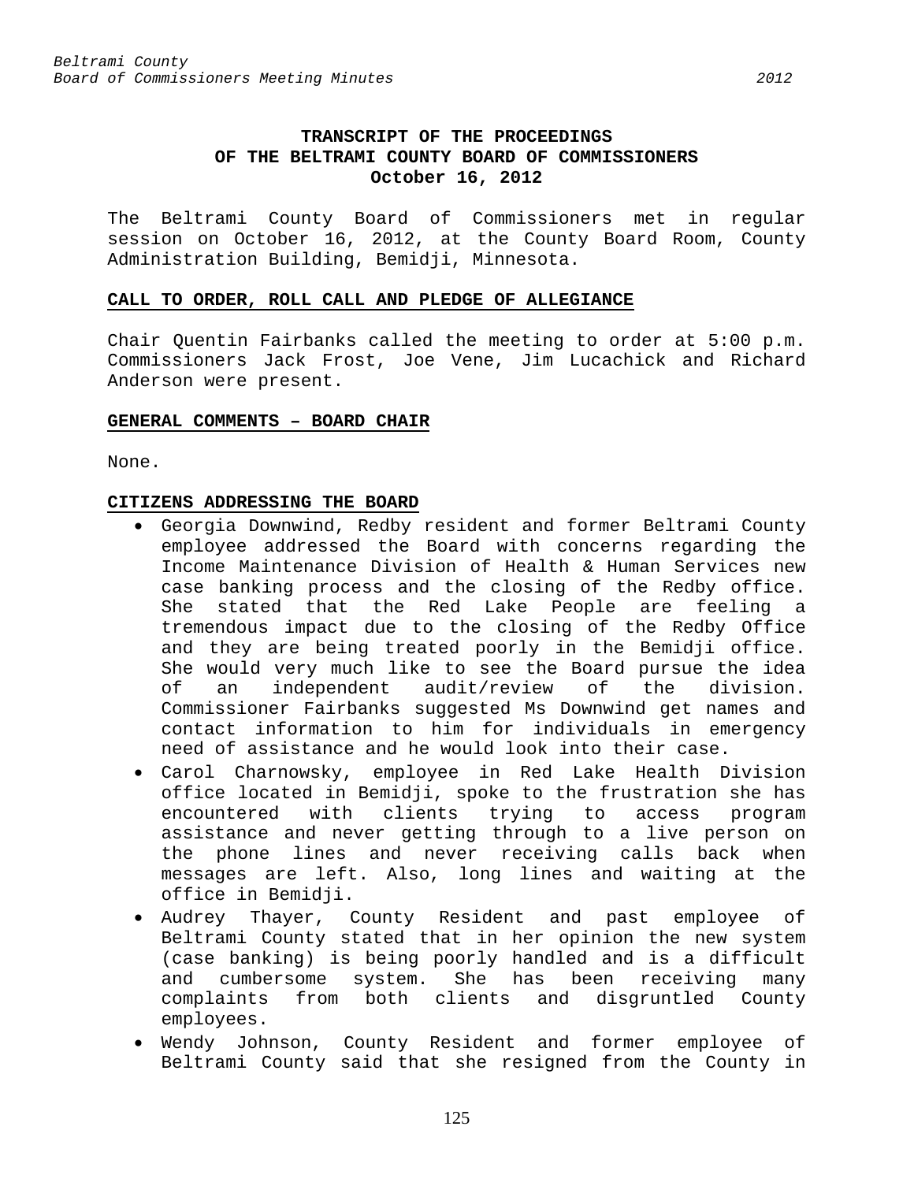# TRANSCRIPT OF THE PROCEEDINGS OF THE BELTRAMI COUNTY BOARD OF COMMISSIONERS
## October 16, 2012

The Beltrami County Board of Commissioners met in regular session on October 16, 2012, at the County Board Room, County Administration Building, Bemidji, Minnesota.

### CALL TO ORDER, ROLL CALL AND PLEDGE OF ALLEGIANCE

Chair Quentin Fairbanks called the meeting to order at 5:00 p.m. Commissioners Jack Frost, Joe Vene, Jim Lucachick and Richard Anderson were present.

### GENERAL COMMENTS – BOARD CHAIR

None.

### CITIZENS ADDRESSING THE BOARD

- Georgia Downwind, Redby resident and former Beltrami County employee addressed the Board with concerns regarding the Income Maintenance Division of Health & Human Services new case banking process and the closing of the Redby office. She stated that the Red Lake People are feeling a tremendous impact due to the closing of the Redby Office and they are being treated poorly in the Bemidji office. She would very much like to see the Board pursue the idea of an independent audit/review of the division. Commissioner Fairbanks suggested Ms Downwind get names and contact information to him for individuals in emergency need of assistance and he would look into their case.
- Carol Charnowsky, employee in Red Lake Health Division office located in Bemidji, spoke to the frustration she has encountered with clients trying to access program assistance and never getting through to a live person on the phone lines and never receiving calls back when messages are left. Also, long lines and waiting at the office in Bemidji.
- Audrey Thayer, County Resident and past employee of Beltrami County stated that in her opinion the new system (case banking) is being poorly handled and is a difficult and cumbersome system. She has been receiving many complaints from both clients and disgruntled County employees.
- Wendy Johnson, County Resident and former employee of Beltrami County said that she resigned from the County in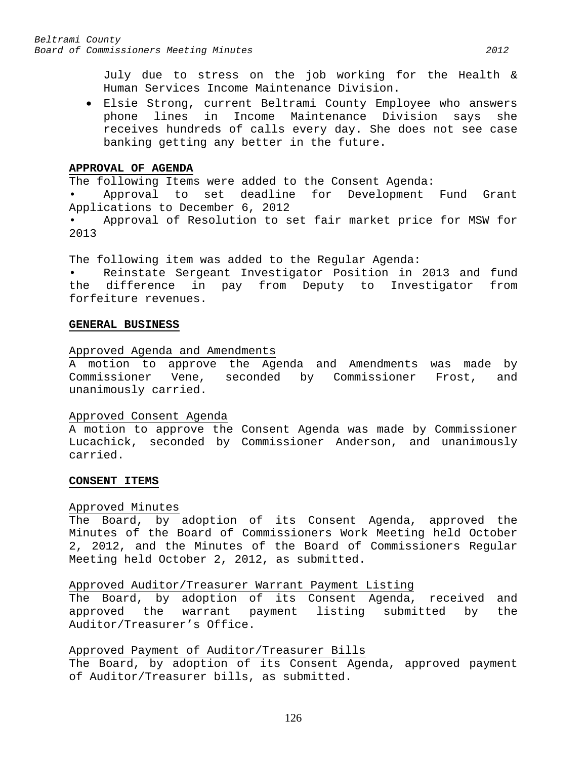July due to stress on the job working for the Health & Human Services Income Maintenance Division.

- Elsie Strong, current Beltrami County Employee who answers phone lines in Income Maintenance Division says she receives hundreds of calls every day. She does not see case banking getting any better in the future.

**APPROVAL OF AGENDA**

The following Items were added to the Consent Agenda:

- Approval to set deadline for Development Fund Grant Applications to December 6, 2012
- Approval of Resolution to set fair market price for MSW for 2013

The following item was added to the Regular Agenda:

- Reinstate Sergeant Investigator Position in 2013 and fund the difference in pay from Deputy to Investigator from forfeiture revenues.

**GENERAL BUSINESS**

Approved Agenda and Amendments

A motion to approve the Agenda and Amendments was made by Commissioner Vene, seconded by Commissioner Frost, and unanimously carried.

Approved Consent Agenda

A motion to approve the Consent Agenda was made by Commissioner Lucachick, seconded by Commissioner Anderson, and unanimously carried.

**CONSENT ITEMS**

Approved Minutes

The Board, by adoption of its Consent Agenda, approved the Minutes of the Board of Commissioners Work Meeting held October 2, 2012, and the Minutes of the Board of Commissioners Regular Meeting held October 2, 2012, as submitted.

Approved Auditor/Treasurer Warrant Payment Listing

The Board, by adoption of its Consent Agenda, received and approved the warrant payment listing submitted by the Auditor/Treasurer's Office.

Approved Payment of Auditor/Treasurer Bills

The Board, by adoption of its Consent Agenda, approved payment of Auditor/Treasurer bills, as submitted.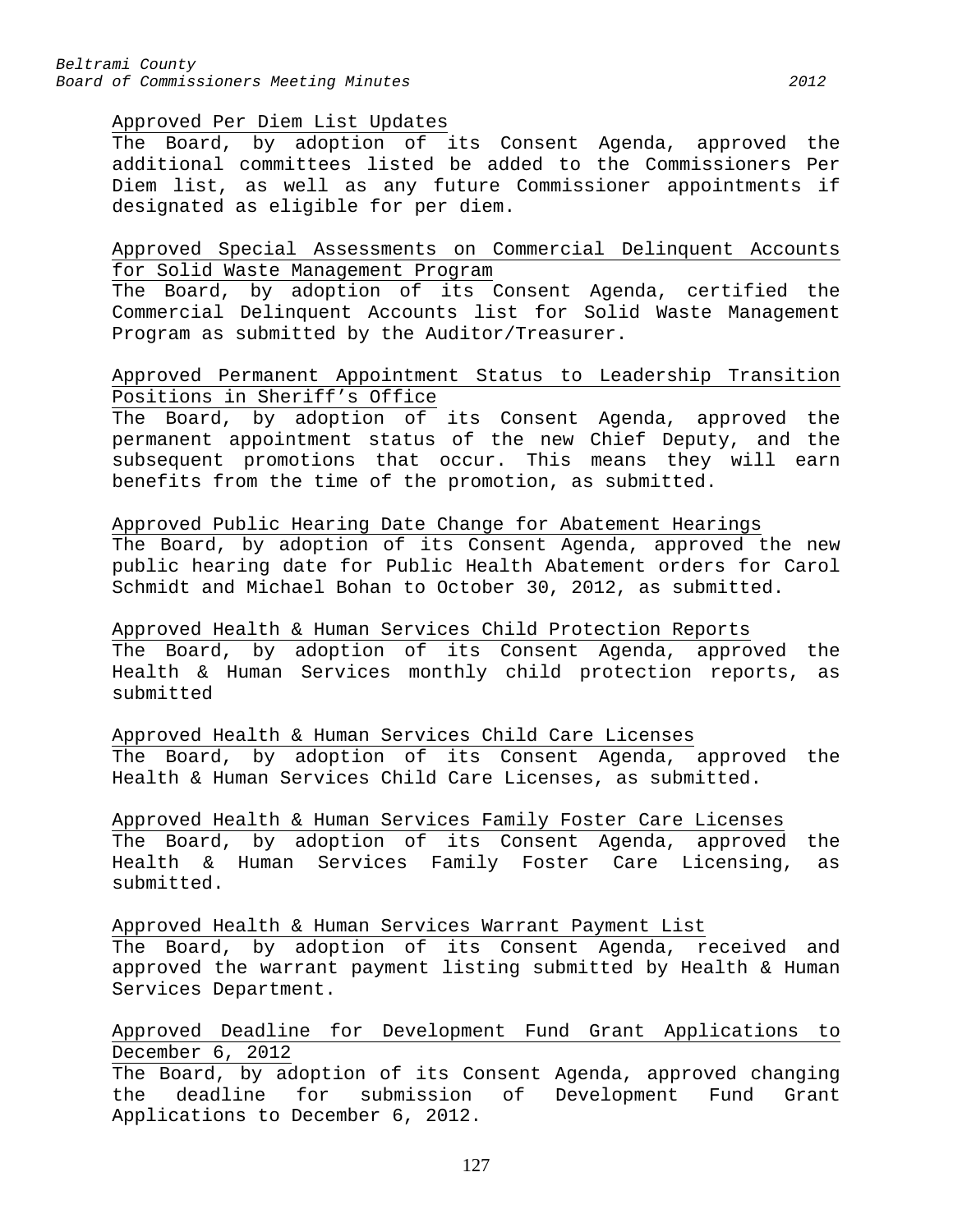Approved Per Diem List Updates

The Board, by adoption of its Consent Agenda, approved the additional committees listed be added to the Commissioners Per Diem list, as well as any future Commissioner appointments if designated as eligible for per diem.

Approved Special Assessments on Commercial Delinquent Accounts for Solid Waste Management Program

The Board, by adoption of its Consent Agenda, certified the Commercial Delinquent Accounts list for Solid Waste Management Program as submitted by the Auditor/Treasurer.

Approved Permanent Appointment Status to Leadership Transition Positions in Sheriff's Office

The Board, by adoption of its Consent Agenda, approved the permanent appointment status of the new Chief Deputy, and the subsequent promotions that occur. This means they will earn benefits from the time of the promotion, as submitted.

Approved Public Hearing Date Change for Abatement Hearings

The Board, by adoption of its Consent Agenda, approved the new public hearing date for Public Health Abatement orders for Carol Schmidt and Michael Bohan to October 30, 2012, as submitted.

Approved Health & Human Services Child Protection Reports

The Board, by adoption of its Consent Agenda, approved the Health & Human Services monthly child protection reports, as submitted

Approved Health & Human Services Child Care Licenses

The Board, by adoption of its Consent Agenda, approved the Health & Human Services Child Care Licenses, as submitted.

Approved Health & Human Services Family Foster Care Licenses

The Board, by adoption of its Consent Agenda, approved the Health & Human Services Family Foster Care Licensing, as submitted.

Approved Health & Human Services Warrant Payment List

The Board, by adoption of its Consent Agenda, received and approved the warrant payment listing submitted by Health & Human Services Department.

Approved Deadline for Development Fund Grant Applications to December 6, 2012

The Board, by adoption of its Consent Agenda, approved changing the deadline for submission of Development Fund Grant Applications to December 6, 2012.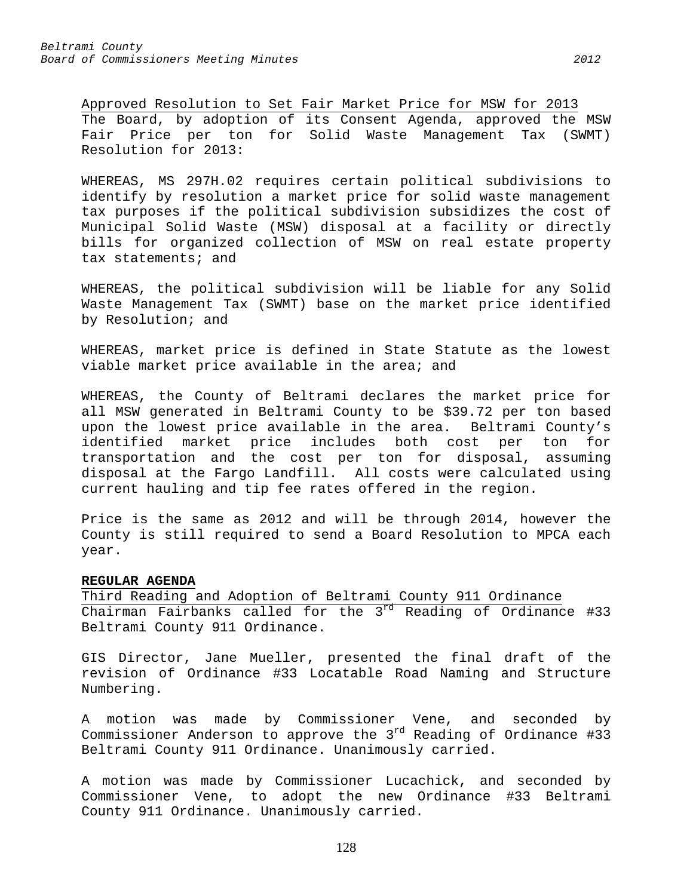Approved Resolution to Set Fair Market Price for MSW for 2013

The Board, by adoption of its Consent Agenda, approved the MSW Fair Price per ton for Solid Waste Management Tax (SWMT) Resolution for 2013:

WHEREAS, MS 297H.02 requires certain political subdivisions to identify by resolution a market price for solid waste management tax purposes if the political subdivision subsidizes the cost of Municipal Solid Waste (MSW) disposal at a facility or directly bills for organized collection of MSW on real estate property tax statements; and

WHEREAS, the political subdivision will be liable for any Solid Waste Management Tax (SWMT) base on the market price identified by Resolution; and

WHEREAS, market price is defined in State Statute as the lowest viable market price available in the area; and

WHEREAS, the County of Beltrami declares the market price for all MSW generated in Beltrami County to be $39.72 per ton based upon the lowest price available in the area. Beltrami County's identified market price includes both cost per ton for transportation and the cost per ton for disposal, assuming disposal at the Fargo Landfill. All costs were calculated using current hauling and tip fee rates offered in the region.

Price is the same as 2012 and will be through 2014, however the County is still required to send a Board Resolution to MPCA each year.

**REGULAR AGENDA**

Third Reading and Adoption of Beltrami County 911 Ordinance

Chairman Fairbanks called for the 3rd Reading of Ordinance #33 Beltrami County 911 Ordinance.

GIS Director, Jane Mueller, presented the final draft of the revision of Ordinance #33 Locatable Road Naming and Structure Numbering.

A motion was made by Commissioner Vene, and seconded by Commissioner Anderson to approve the 3rd Reading of Ordinance #33 Beltrami County 911 Ordinance. Unanimously carried.

A motion was made by Commissioner Lucachick, and seconded by Commissioner Vene, to adopt the new Ordinance #33 Beltrami County 911 Ordinance. Unanimously carried.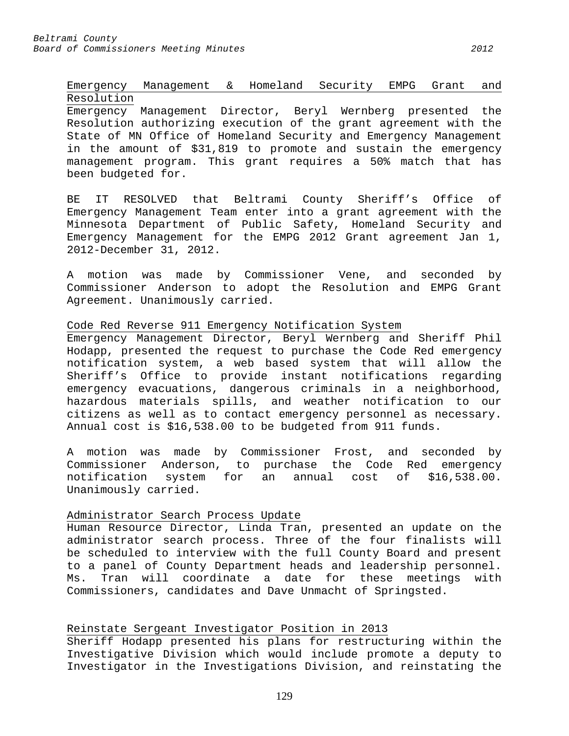## Emergency Management & Homeland Security EMPG Grant and Resolution

Emergency Management Director, Beryl Wernberg presented the Resolution authorizing execution of the grant agreement with the State of MN Office of Homeland Security and Emergency Management in the amount of $31,819 to promote and sustain the emergency management program. This grant requires a 50% match that has been budgeted for.

BE IT RESOLVED that Beltrami County Sheriff's Office of Emergency Management Team enter into a grant agreement with the Minnesota Department of Public Safety, Homeland Security and Emergency Management for the EMPG 2012 Grant agreement Jan 1, 2012-December 31, 2012.

A motion was made by Commissioner Vene, and seconded by Commissioner Anderson to adopt the Resolution and EMPG Grant Agreement. Unanimously carried.

## Code Red Reverse 911 Emergency Notification System

Emergency Management Director, Beryl Wernberg and Sheriff Phil Hodapp, presented the request to purchase the Code Red emergency notification system, a web based system that will allow the Sheriff's Office to provide instant notifications regarding emergency evacuations, dangerous criminals in a neighborhood, hazardous materials spills, and weather notification to our citizens as well as to contact emergency personnel as necessary. Annual cost is $16,538.00 to be budgeted from 911 funds.

A motion was made by Commissioner Frost, and seconded by Commissioner Anderson, to purchase the Code Red emergency notification system for an annual cost of $16,538.00. Unanimously carried.

## Administrator Search Process Update

Human Resource Director, Linda Tran, presented an update on the administrator search process. Three of the four finalists will be scheduled to interview with the full County Board and present to a panel of County Department heads and leadership personnel. Ms. Tran will coordinate a date for these meetings with Commissioners, candidates and Dave Unmacht of Springsted.

## Reinstate Sergeant Investigator Position in 2013

Sheriff Hodapp presented his plans for restructuring within the Investigative Division which would include promote a deputy to Investigator in the Investigations Division, and reinstating the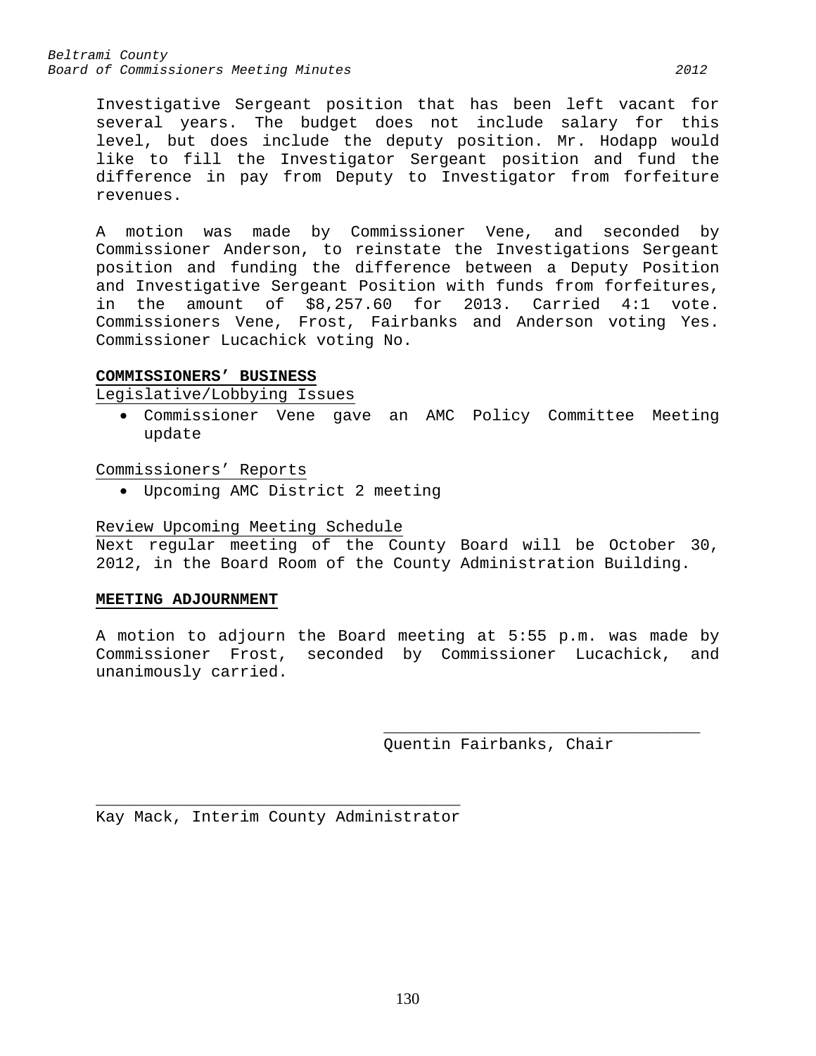Investigative Sergeant position that has been left vacant for several years. The budget does not include salary for this level, but does include the deputy position. Mr. Hodapp would like to fill the Investigator Sergeant position and fund the difference in pay from Deputy to Investigator from forfeiture revenues.

A motion was made by Commissioner Vene, and seconded by Commissioner Anderson, to reinstate the Investigations Sergeant position and funding the difference between a Deputy Position and Investigative Sergeant Position with funds from forfeitures, in the amount of $8,257.60 for 2013. Carried 4:1 vote. Commissioners Vene, Frost, Fairbanks and Anderson voting Yes. Commissioner Lucachick voting No.

**COMMISSIONERS' BUSINESS**

Legislative/Lobbying Issues

- Commissioner Vene gave an AMC Policy Committee Meeting update

Commissioners' Reports

- Upcoming AMC District 2 meeting

Review Upcoming Meeting Schedule

Next regular meeting of the County Board will be October 30, 2012, in the Board Room of the County Administration Building.

**MEETING ADJOURNMENT**

A motion to adjourn the Board meeting at 5:55 p.m. was made by Commissioner Frost, seconded by Commissioner Lucachick, and unanimously carried.

_________________________________
Quentin Fairbanks, Chair

_____________________________________
Kay Mack, Interim County Administrator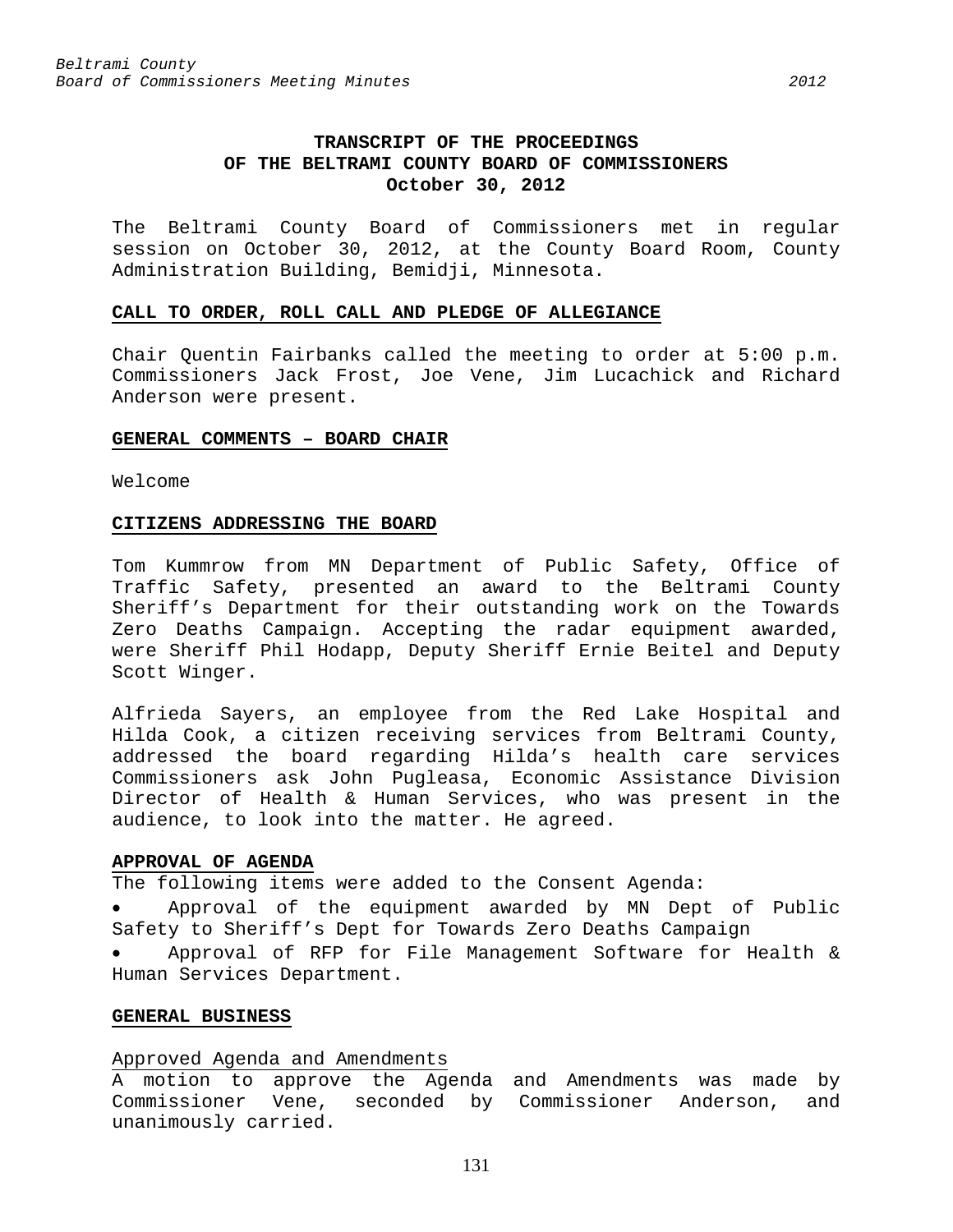# TRANSCRIPT OF THE PROCEEDINGS OF THE BELTRAMI COUNTY BOARD OF COMMISSIONERS
## October 30, 2012

The Beltrami County Board of Commissioners met in regular session on October 30, 2012, at the County Board Room, County Administration Building, Bemidji, Minnesota.

### CALL TO ORDER, ROLL CALL AND PLEDGE OF ALLEGIANCE

Chair Quentin Fairbanks called the meeting to order at 5:00 p.m. Commissioners Jack Frost, Joe Vene, Jim Lucachick and Richard Anderson were present.

### GENERAL COMMENTS – BOARD CHAIR

Welcome

### CITIZENS ADDRESSING THE BOARD

Tom Kummrow from MN Department of Public Safety, Office of Traffic Safety, presented an award to the Beltrami County Sheriff's Department for their outstanding work on the Towards Zero Deaths Campaign. Accepting the radar equipment awarded, were Sheriff Phil Hodapp, Deputy Sheriff Ernie Beitel and Deputy Scott Winger.

Alfrieda Sayers, an employee from the Red Lake Hospital and Hilda Cook, a citizen receiving services from Beltrami County, addressed the board regarding Hilda's health care services Commissioners ask John Pugleasa, Economic Assistance Division Director of Health & Human Services, who was present in the audience, to look into the matter. He agreed.

### APPROVAL OF AGENDA

The following items were added to the Consent Agenda:

- Approval of the equipment awarded by MN Dept of Public Safety to Sheriff's Dept for Towards Zero Deaths Campaign
- Approval of RFP for File Management Software for Health & Human Services Department.

### GENERAL BUSINESS

Approved Agenda and Amendments

A motion to approve the Agenda and Amendments was made by Commissioner Vene, seconded by Commissioner Anderson, and unanimously carried.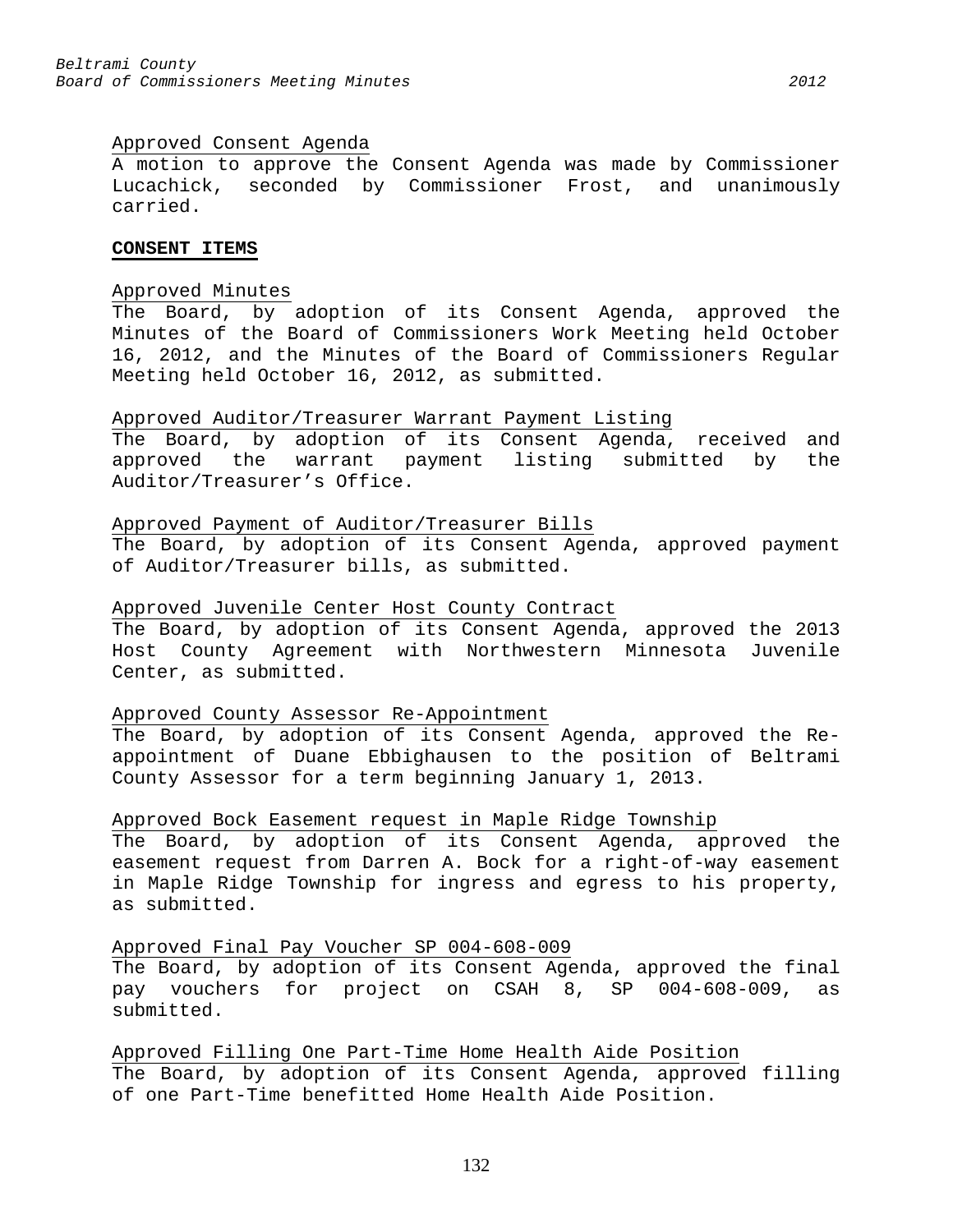Approved Consent Agenda

A motion to approve the Consent Agenda was made by Commissioner Lucachick, seconded by Commissioner Frost, and unanimously carried.

**CONSENT ITEMS**

Approved Minutes

The Board, by adoption of its Consent Agenda, approved the Minutes of the Board of Commissioners Work Meeting held October 16, 2012, and the Minutes of the Board of Commissioners Regular Meeting held October 16, 2012, as submitted.

Approved Auditor/Treasurer Warrant Payment Listing

The Board, by adoption of its Consent Agenda, received and approved the warrant payment listing submitted by the Auditor/Treasurer's Office.

Approved Payment of Auditor/Treasurer Bills

The Board, by adoption of its Consent Agenda, approved payment of Auditor/Treasurer bills, as submitted.

Approved Juvenile Center Host County Contract

The Board, by adoption of its Consent Agenda, approved the 2013 Host County Agreement with Northwestern Minnesota Juvenile Center, as submitted.

Approved County Assessor Re-Appointment

The Board, by adoption of its Consent Agenda, approved the Re-appointment of Duane Ebbighausen to the position of Beltrami County Assessor for a term beginning January 1, 2013.

Approved Bock Easement request in Maple Ridge Township

The Board, by adoption of its Consent Agenda, approved the easement request from Darren A. Bock for a right-of-way easement in Maple Ridge Township for ingress and egress to his property, as submitted.

Approved Final Pay Voucher SP 004-608-009

The Board, by adoption of its Consent Agenda, approved the final pay vouchers for project on CSAH 8, SP 004-608-009, as submitted.

Approved Filling One Part-Time Home Health Aide Position

The Board, by adoption of its Consent Agenda, approved filling of one Part-Time benefitted Home Health Aide Position.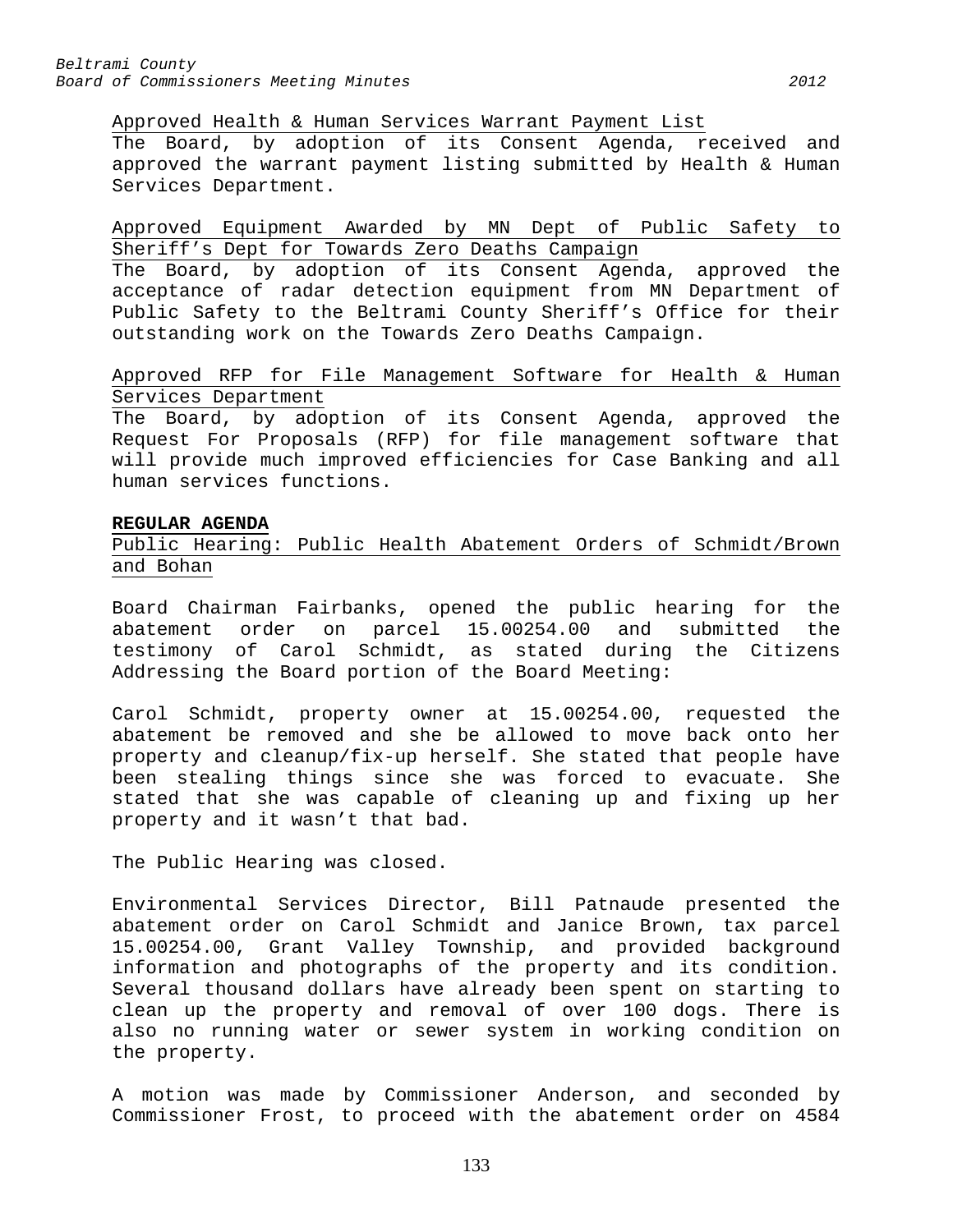Approved Health & Human Services Warrant Payment List

The Board, by adoption of its Consent Agenda, received and approved the warrant payment listing submitted by Health & Human Services Department.

Approved Equipment Awarded by MN Dept of Public Safety to Sheriff's Dept for Towards Zero Deaths Campaign

The Board, by adoption of its Consent Agenda, approved the acceptance of radar detection equipment from MN Department of Public Safety to the Beltrami County Sheriff's Office for their outstanding work on the Towards Zero Deaths Campaign.

Approved RFP for File Management Software for Health & Human Services Department

The Board, by adoption of its Consent Agenda, approved the Request For Proposals (RFP) for file management software that will provide much improved efficiencies for Case Banking and all human services functions.

**REGULAR AGENDA**

Public Hearing: Public Health Abatement Orders of Schmidt/Brown and Bohan

Board Chairman Fairbanks, opened the public hearing for the abatement order on parcel 15.00254.00 and submitted the testimony of Carol Schmidt, as stated during the Citizens Addressing the Board portion of the Board Meeting:

Carol Schmidt, property owner at 15.00254.00, requested the abatement be removed and she be allowed to move back onto her property and cleanup/fix-up herself. She stated that people have been stealing things since she was forced to evacuate. She stated that she was capable of cleaning up and fixing up her property and it wasn't that bad.

The Public Hearing was closed.

Environmental Services Director, Bill Patnaude presented the abatement order on Carol Schmidt and Janice Brown, tax parcel 15.00254.00, Grant Valley Township, and provided background information and photographs of the property and its condition. Several thousand dollars have already been spent on starting to clean up the property and removal of over 100 dogs. There is also no running water or sewer system in working condition on the property.

A motion was made by Commissioner Anderson, and seconded by Commissioner Frost, to proceed with the abatement order on 4584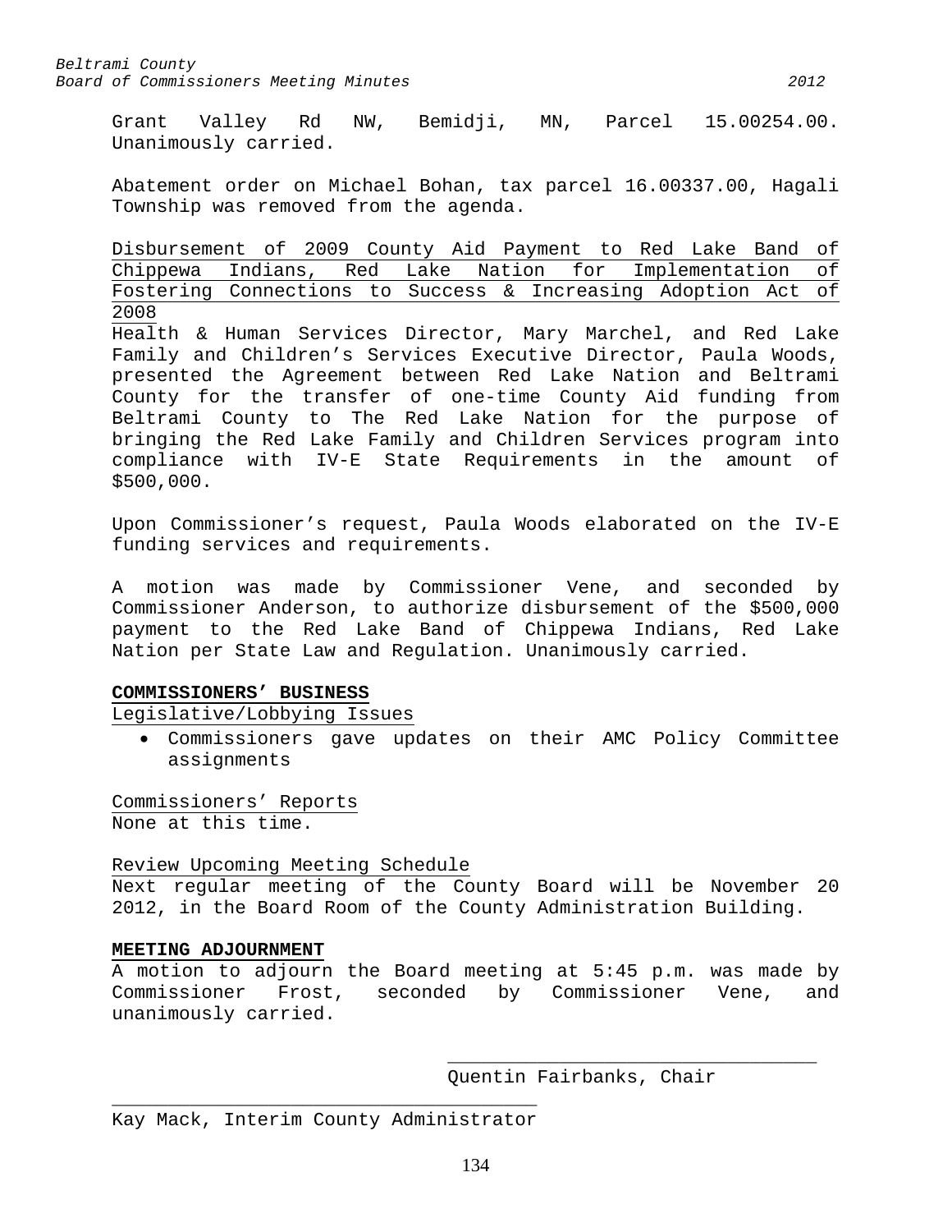Grant Valley Rd NW, Bemidji, MN, Parcel 15.00254.00. Unanimously carried.

Abatement order on Michael Bohan, tax parcel 16.00337.00, Hagali Township was removed from the agenda.

Disbursement of 2009 County Aid Payment to Red Lake Band of Chippewa Indians, Red Lake Nation for Implementation of Fostering Connections to Success & Increasing Adoption Act of 2008

Health & Human Services Director, Mary Marchel, and Red Lake Family and Children's Services Executive Director, Paula Woods, presented the Agreement between Red Lake Nation and Beltrami County for the transfer of one-time County Aid funding from Beltrami County to The Red Lake Nation for the purpose of bringing the Red Lake Family and Children Services program into compliance with IV-E State Requirements in the amount of $500,000.

Upon Commissioner's request, Paula Woods elaborated on the IV-E funding services and requirements.

A motion was made by Commissioner Vene, and seconded by Commissioner Anderson, to authorize disbursement of the $500,000 payment to the Red Lake Band of Chippewa Indians, Red Lake Nation per State Law and Regulation. Unanimously carried.

## COMMISSIONERS' BUSINESS

Legislative/Lobbying Issues

- Commissioners gave updates on their AMC Policy Committee assignments

Commissioners' Reports

None at this time.

Review Upcoming Meeting Schedule

Next regular meeting of the County Board will be November 20 2012, in the Board Room of the County Administration Building.

## MEETING ADJOURNMENT

A motion to adjourn the Board meeting at 5:45 p.m. was made by Commissioner Frost, seconded by Commissioner Vene, and unanimously carried.

\_\_\_\_\_\_\_\_\_\_\_\_\_\_\_\_\_\_\_\_\_\_\_\_\_\_\_\_\_\_\_\_\_
Quentin Fairbanks, Chair

\_\_\_\_\_\_\_\_\_\_\_\_\_\_\_\_\_\_\_\_\_\_\_\_\_\_\_\_\_\_\_\_\_\_\_\_\_\_
Kay Mack, Interim County Administrator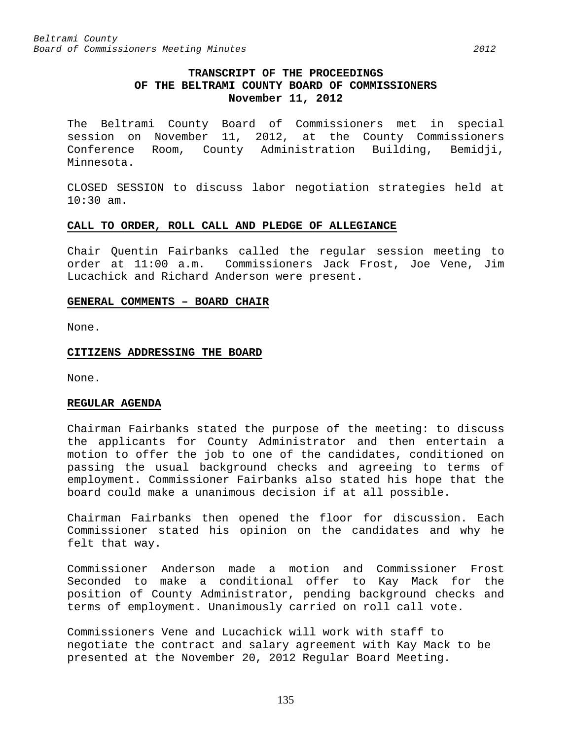**TRANSCRIPT OF THE PROCEEDINGS**
**OF THE BELTRAMI COUNTY BOARD OF COMMISSIONERS**
**November 11, 2012**

The Beltrami County Board of Commissioners met in special session on November 11, 2012, at the County Commissioners Conference Room, County Administration Building, Bemidji, Minnesota.

CLOSED SESSION to discuss labor negotiation strategies held at 10:30 am.

**CALL TO ORDER, ROLL CALL AND PLEDGE OF ALLEGIANCE**

Chair Quentin Fairbanks called the regular session meeting to order at 11:00 a.m. Commissioners Jack Frost, Joe Vene, Jim Lucachick and Richard Anderson were present.

**GENERAL COMMENTS – BOARD CHAIR**

None.

**CITIZENS ADDRESSING THE BOARD**

None.

**REGULAR AGENDA**

Chairman Fairbanks stated the purpose of the meeting: to discuss the applicants for County Administrator and then entertain a motion to offer the job to one of the candidates, conditioned on passing the usual background checks and agreeing to terms of employment. Commissioner Fairbanks also stated his hope that the board could make a unanimous decision if at all possible.

Chairman Fairbanks then opened the floor for discussion. Each Commissioner stated his opinion on the candidates and why he felt that way.

Commissioner Anderson made a motion and Commissioner Frost Seconded to make a conditional offer to Kay Mack for the position of County Administrator, pending background checks and terms of employment. Unanimously carried on roll call vote.

Commissioners Vene and Lucachick will work with staff to negotiate the contract and salary agreement with Kay Mack to be presented at the November 20, 2012 Regular Board Meeting.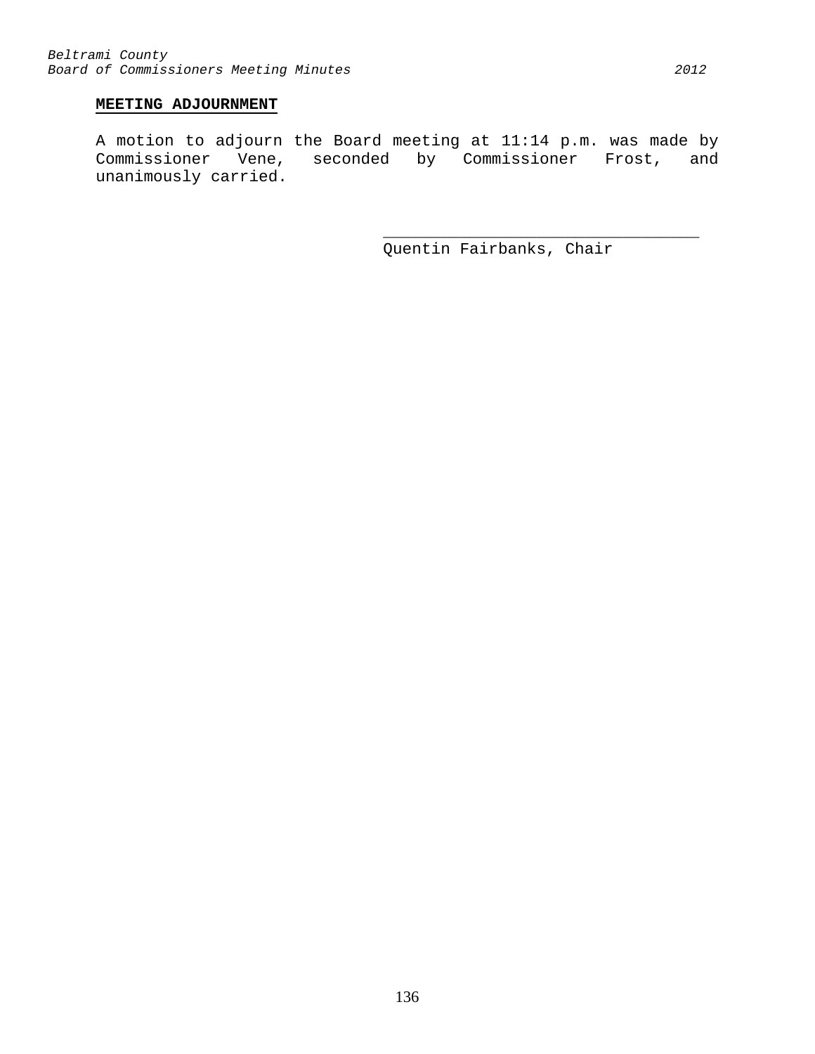**MEETING ADJOURNMENT**

A motion to adjourn the Board meeting at 11:14 p.m. was made by Commissioner Vene, seconded by Commissioner Frost, and unanimously carried.

\_\_\_\_\_\_\_\_\_\_\_\_\_\_\_\_\_\_\_\_\_\_\_\_\_\_\_\_\_\_\_\_\_\_

Quentin Fairbanks, Chair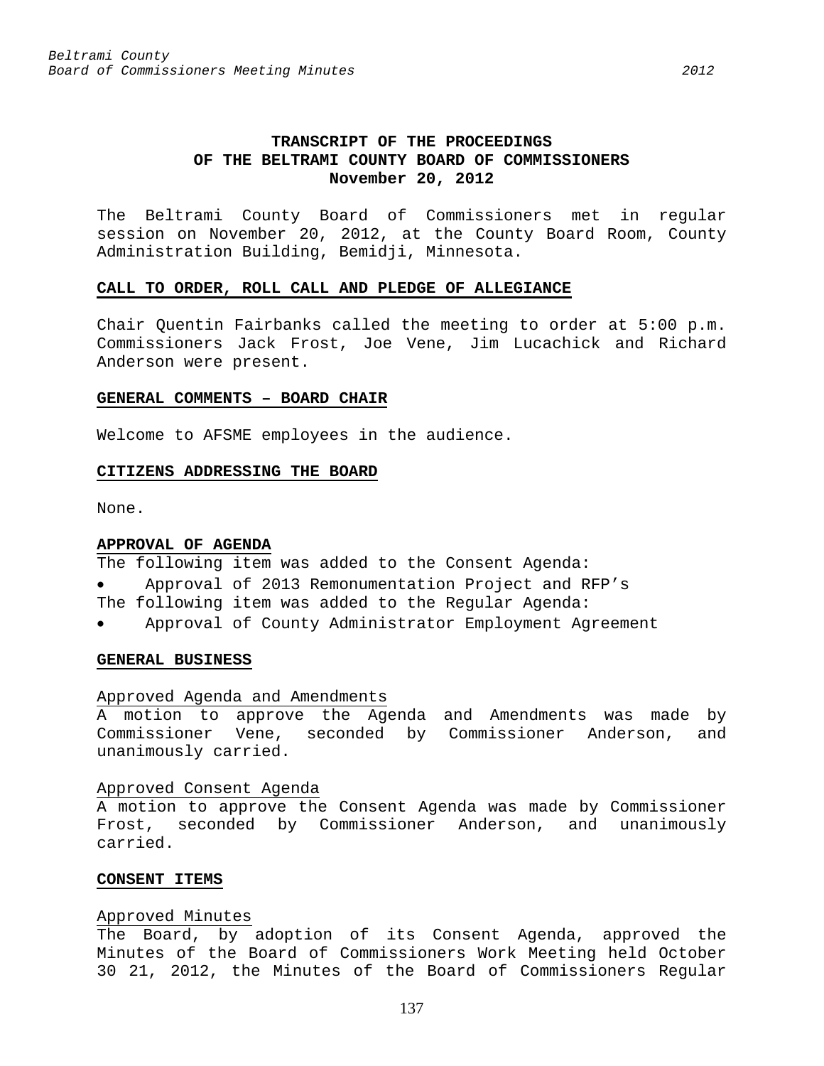# TRANSCRIPT OF THE PROCEEDINGS OF THE BELTRAMI COUNTY BOARD OF COMMISSIONERS
## November 20, 2012

The Beltrami County Board of Commissioners met in regular session on November 20, 2012, at the County Board Room, County Administration Building, Bemidji, Minnesota.

### CALL TO ORDER, ROLL CALL AND PLEDGE OF ALLEGIANCE

Chair Quentin Fairbanks called the meeting to order at 5:00 p.m. Commissioners Jack Frost, Joe Vene, Jim Lucachick and Richard Anderson were present.

### GENERAL COMMENTS – BOARD CHAIR

Welcome to AFSME employees in the audience.

### CITIZENS ADDRESSING THE BOARD

None.

### APPROVAL OF AGENDA

The following item was added to the Consent Agenda:

- Approval of 2013 Remonumentation Project and RFP's

The following item was added to the Regular Agenda:

- Approval of County Administrator Employment Agreement

### GENERAL BUSINESS

Approved Agenda and Amendments

A motion to approve the Agenda and Amendments was made by Commissioner Vene, seconded by Commissioner Anderson, and unanimously carried.

Approved Consent Agenda

A motion to approve the Consent Agenda was made by Commissioner Frost, seconded by Commissioner Anderson, and unanimously carried.

### CONSENT ITEMS

Approved Minutes

The Board, by adoption of its Consent Agenda, approved the Minutes of the Board of Commissioners Work Meeting held October 30 21, 2012, the Minutes of the Board of Commissioners Regular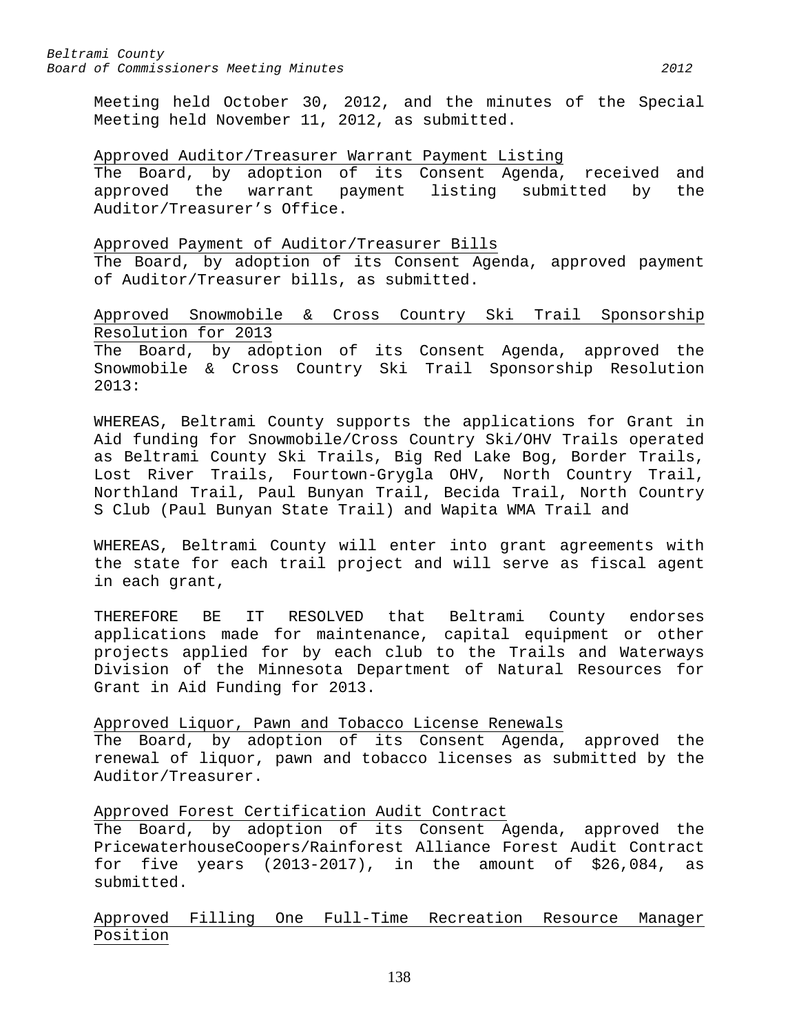Meeting held October 30, 2012, and the minutes of the Special Meeting held November 11, 2012, as submitted.

Approved Auditor/Treasurer Warrant Payment Listing

The Board, by adoption of its Consent Agenda, received and approved the warrant payment listing submitted by the Auditor/Treasurer's Office.

Approved Payment of Auditor/Treasurer Bills

The Board, by adoption of its Consent Agenda, approved payment of Auditor/Treasurer bills, as submitted.

Approved Snowmobile & Cross Country Ski Trail Sponsorship Resolution for 2013

The Board, by adoption of its Consent Agenda, approved the Snowmobile & Cross Country Ski Trail Sponsorship Resolution 2013:

WHEREAS, Beltrami County supports the applications for Grant in Aid funding for Snowmobile/Cross Country Ski/OHV Trails operated as Beltrami County Ski Trails, Big Red Lake Bog, Border Trails, Lost River Trails, Fourtown-Grygla OHV, North Country Trail, Northland Trail, Paul Bunyan Trail, Becida Trail, North Country S Club (Paul Bunyan State Trail) and Wapita WMA Trail and

WHEREAS, Beltrami County will enter into grant agreements with the state for each trail project and will serve as fiscal agent in each grant,

THEREFORE BE IT RESOLVED that Beltrami County endorses applications made for maintenance, capital equipment or other projects applied for by each club to the Trails and Waterways Division of the Minnesota Department of Natural Resources for Grant in Aid Funding for 2013.

Approved Liquor, Pawn and Tobacco License Renewals

The Board, by adoption of its Consent Agenda, approved the renewal of liquor, pawn and tobacco licenses as submitted by the Auditor/Treasurer.

Approved Forest Certification Audit Contract

The Board, by adoption of its Consent Agenda, approved the PricewaterhouseCoopers/Rainforest Alliance Forest Audit Contract for five years (2013-2017), in the amount of $26,084, as submitted.

Approved Filling One Full-Time Recreation Resource Manager Position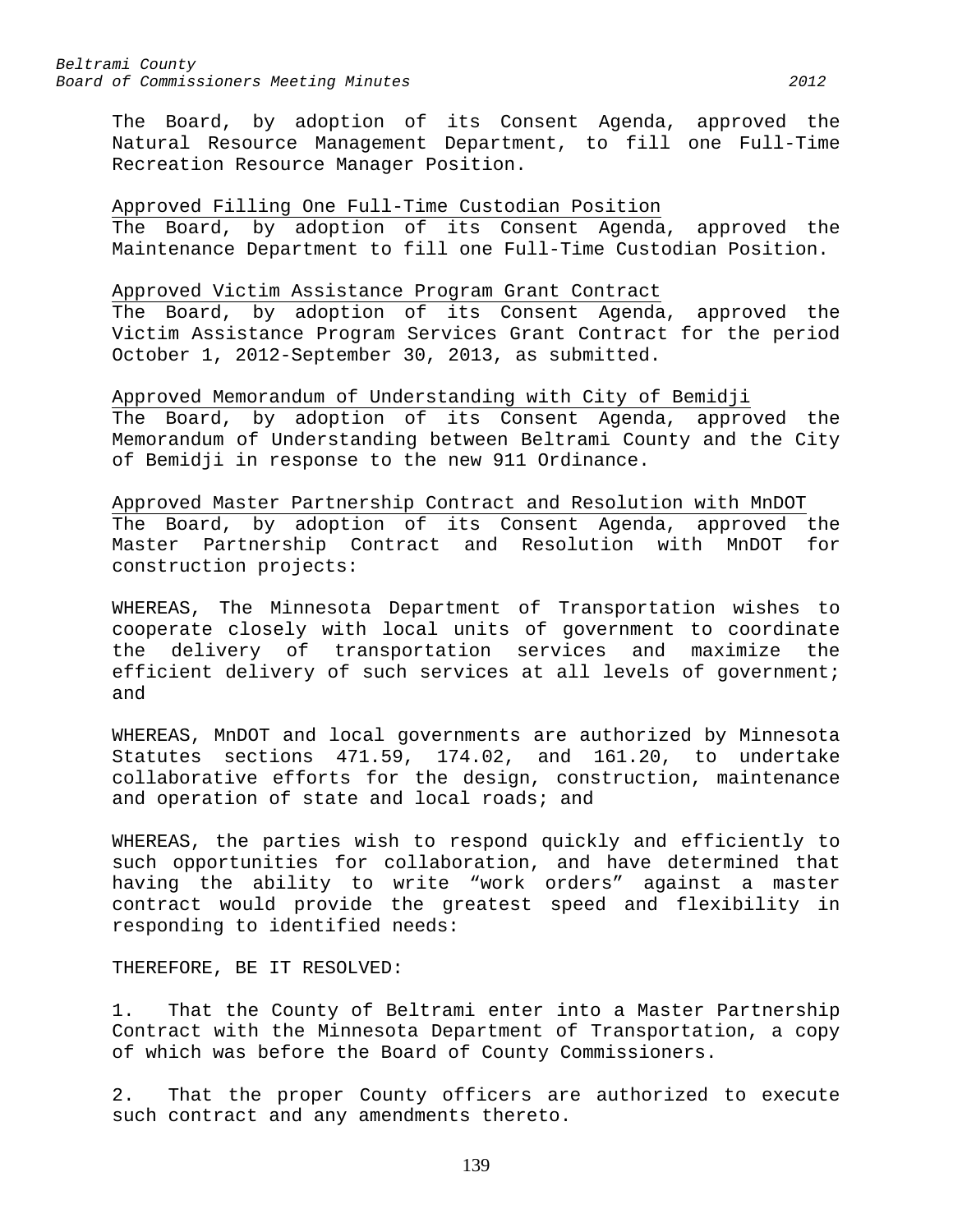The Board, by adoption of its Consent Agenda, approved the Natural Resource Management Department, to fill one Full-Time Recreation Resource Manager Position.

Approved Filling One Full-Time Custodian Position

The Board, by adoption of its Consent Agenda, approved the Maintenance Department to fill one Full-Time Custodian Position.

Approved Victim Assistance Program Grant Contract

The Board, by adoption of its Consent Agenda, approved the Victim Assistance Program Services Grant Contract for the period October 1, 2012-September 30, 2013, as submitted.

Approved Memorandum of Understanding with City of Bemidji

The Board, by adoption of its Consent Agenda, approved the Memorandum of Understanding between Beltrami County and the City of Bemidji in response to the new 911 Ordinance.

Approved Master Partnership Contract and Resolution with MnDOT

The Board, by adoption of its Consent Agenda, approved the Master Partnership Contract and Resolution with MnDOT for construction projects:

WHEREAS, The Minnesota Department of Transportation wishes to cooperate closely with local units of government to coordinate the delivery of transportation services and maximize the efficient delivery of such services at all levels of government; and

WHEREAS, MnDOT and local governments are authorized by Minnesota Statutes sections 471.59, 174.02, and 161.20, to undertake collaborative efforts for the design, construction, maintenance and operation of state and local roads; and

WHEREAS, the parties wish to respond quickly and efficiently to such opportunities for collaboration, and have determined that having the ability to write "work orders" against a master contract would provide the greatest speed and flexibility in responding to identified needs:

THEREFORE, BE IT RESOLVED:

1. That the County of Beltrami enter into a Master Partnership Contract with the Minnesota Department of Transportation, a copy of which was before the Board of County Commissioners.

2. That the proper County officers are authorized to execute such contract and any amendments thereto.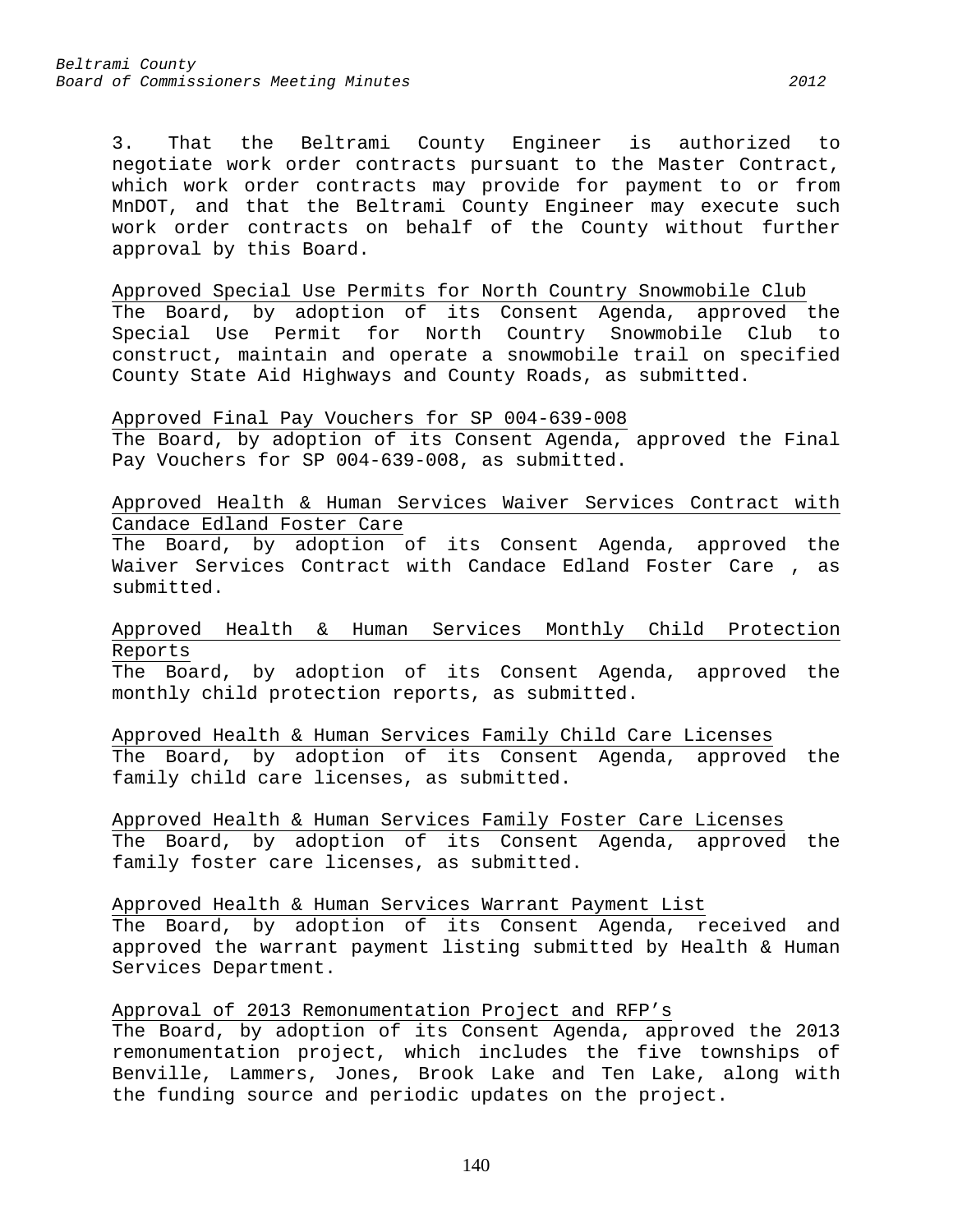3. That the Beltrami County Engineer is authorized to negotiate work order contracts pursuant to the Master Contract, which work order contracts may provide for payment to or from MnDOT, and that the Beltrami County Engineer may execute such work order contracts on behalf of the County without further approval by this Board.

<u>Approved Special Use Permits for North Country Snowmobile Club</u>
The Board, by adoption of its Consent Agenda, approved the Special Use Permit for North Country Snowmobile Club to construct, maintain and operate a snowmobile trail on specified County State Aid Highways and County Roads, as submitted.

<u>Approved Final Pay Vouchers for SP 004-639-008</u>
The Board, by adoption of its Consent Agenda, approved the Final Pay Vouchers for SP 004-639-008, as submitted.

<u>Approved Health & Human Services Waiver Services Contract with Candace Edland Foster Care</u>
The Board, by adoption of its Consent Agenda, approved the Waiver Services Contract with Candace Edland Foster Care , as submitted.

<u>Approved Health & Human Services Monthly Child Protection Reports</u>
The Board, by adoption of its Consent Agenda, approved the monthly child protection reports, as submitted.

<u>Approved Health & Human Services Family Child Care Licenses</u>
The Board, by adoption of its Consent Agenda, approved the family child care licenses, as submitted.

<u>Approved Health & Human Services Family Foster Care Licenses</u>
The Board, by adoption of its Consent Agenda, approved the family foster care licenses, as submitted.

<u>Approved Health & Human Services Warrant Payment List</u>
The Board, by adoption of its Consent Agenda, received and approved the warrant payment listing submitted by Health & Human Services Department.

<u>Approval of 2013 Remonumentation Project and RFP's</u>
The Board, by adoption of its Consent Agenda, approved the 2013 remonumentation project, which includes the five townships of Benville, Lammers, Jones, Brook Lake and Ten Lake, along with the funding source and periodic updates on the project.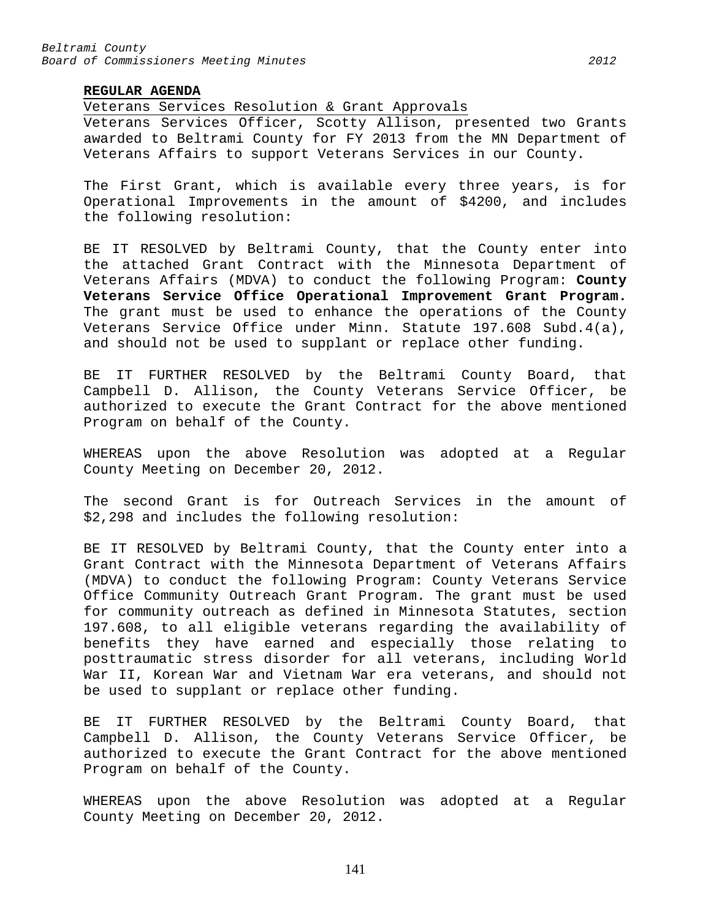**REGULAR AGENDA**

Veterans Services Resolution & Grant Approvals

Veterans Services Officer, Scotty Allison, presented two Grants awarded to Beltrami County for FY 2013 from the MN Department of Veterans Affairs to support Veterans Services in our County.

The First Grant, which is available every three years, is for Operational Improvements in the amount of $4200, and includes the following resolution:

BE IT RESOLVED by Beltrami County, that the County enter into the attached Grant Contract with the Minnesota Department of Veterans Affairs (MDVA) to conduct the following Program: **County Veterans Service Office Operational Improvement Grant Program.** The grant must be used to enhance the operations of the County Veterans Service Office under Minn. Statute 197.608 Subd.4(a), and should not be used to supplant or replace other funding.

BE IT FURTHER RESOLVED by the Beltrami County Board, that Campbell D. Allison, the County Veterans Service Officer, be authorized to execute the Grant Contract for the above mentioned Program on behalf of the County.

WHEREAS upon the above Resolution was adopted at a Regular County Meeting on December 20, 2012.

The second Grant is for Outreach Services in the amount of $2,298 and includes the following resolution:

BE IT RESOLVED by Beltrami County, that the County enter into a Grant Contract with the Minnesota Department of Veterans Affairs (MDVA) to conduct the following Program: County Veterans Service Office Community Outreach Grant Program. The grant must be used for community outreach as defined in Minnesota Statutes, section 197.608, to all eligible veterans regarding the availability of benefits they have earned and especially those relating to posttraumatic stress disorder for all veterans, including World War II, Korean War and Vietnam War era veterans, and should not be used to supplant or replace other funding.

BE IT FURTHER RESOLVED by the Beltrami County Board, that Campbell D. Allison, the County Veterans Service Officer, be authorized to execute the Grant Contract for the above mentioned Program on behalf of the County.

WHEREAS upon the above Resolution was adopted at a Regular County Meeting on December 20, 2012.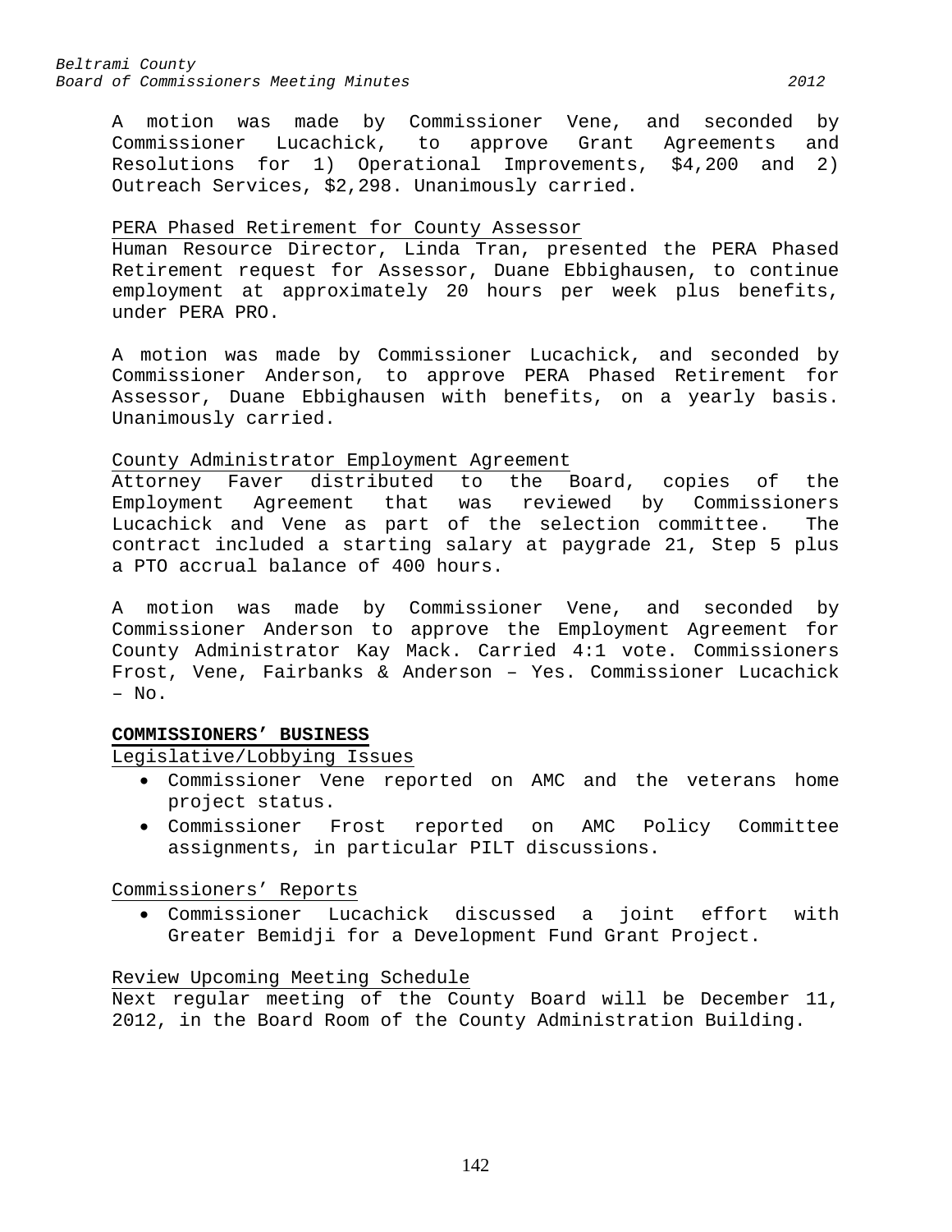A motion was made by Commissioner Vene, and seconded by Commissioner Lucachick, to approve Grant Agreements and Resolutions for 1) Operational Improvements, $4,200 and 2) Outreach Services, $2,298. Unanimously carried.

PERA Phased Retirement for County Assessor

Human Resource Director, Linda Tran, presented the PERA Phased Retirement request for Assessor, Duane Ebbighausen, to continue employment at approximately 20 hours per week plus benefits, under PERA PRO.

A motion was made by Commissioner Lucachick, and seconded by Commissioner Anderson, to approve PERA Phased Retirement for Assessor, Duane Ebbighausen with benefits, on a yearly basis. Unanimously carried.

County Administrator Employment Agreement

Attorney Faver distributed to the Board, copies of the Employment Agreement that was reviewed by Commissioners Lucachick and Vene as part of the selection committee. The contract included a starting salary at paygrade 21, Step 5 plus a PTO accrual balance of 400 hours.

A motion was made by Commissioner Vene, and seconded by Commissioner Anderson to approve the Employment Agreement for County Administrator Kay Mack. Carried 4:1 vote. Commissioners Frost, Vene, Fairbanks & Anderson – Yes. Commissioner Lucachick – No.

**COMMISSIONERS' BUSINESS**

Legislative/Lobbying Issues

- Commissioner Vene reported on AMC and the veterans home project status.
- Commissioner Frost reported on AMC Policy Committee assignments, in particular PILT discussions.

Commissioners' Reports

- Commissioner Lucachick discussed a joint effort with Greater Bemidji for a Development Fund Grant Project.

Review Upcoming Meeting Schedule

Next regular meeting of the County Board will be December 11, 2012, in the Board Room of the County Administration Building.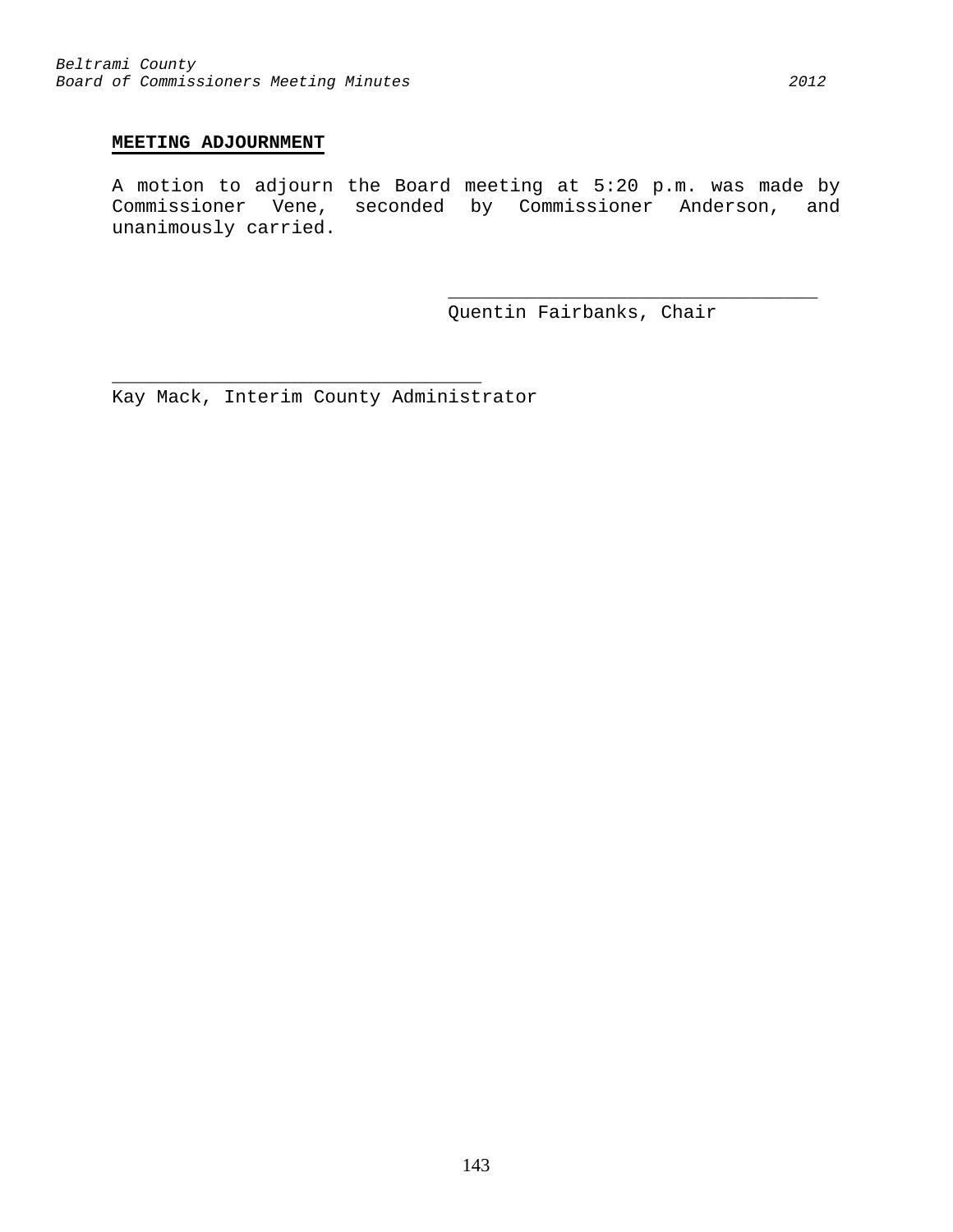**MEETING ADJOURNMENT**

A motion to adjourn the Board meeting at 5:20 p.m. was made by Commissioner Vene, seconded by Commissioner Anderson, and unanimously carried.

_________________________________
Quentin Fairbanks, Chair

_________________________________
Kay Mack, Interim County Administrator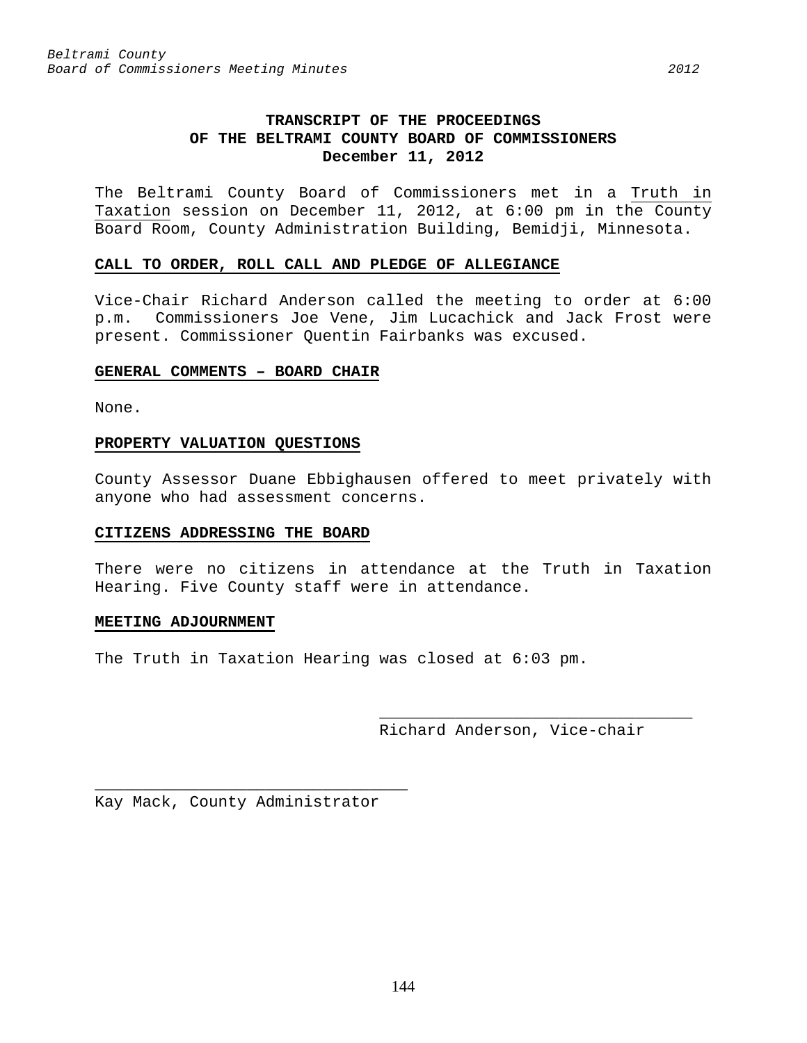# TRANSCRIPT OF THE PROCEEDINGS OF THE BELTRAMI COUNTY BOARD OF COMMISSIONERS
## December 11, 2012

The Beltrami County Board of Commissioners met in a Truth in Taxation session on December 11, 2012, at 6:00 pm in the County Board Room, County Administration Building, Bemidji, Minnesota.

**CALL TO ORDER, ROLL CALL AND PLEDGE OF ALLEGIANCE**

Vice-Chair Richard Anderson called the meeting to order at 6:00 p.m. Commissioners Joe Vene, Jim Lucachick and Jack Frost were present. Commissioner Quentin Fairbanks was excused.

**GENERAL COMMENTS – BOARD CHAIR**

None.

**PROPERTY VALUATION QUESTIONS**

County Assessor Duane Ebbighausen offered to meet privately with anyone who had assessment concerns.

**CITIZENS ADDRESSING THE BOARD**

There were no citizens in attendance at the Truth in Taxation Hearing. Five County staff were in attendance.

**MEETING ADJOURNMENT**

The Truth in Taxation Hearing was closed at 6:03 pm.

_________________________________
Richard Anderson, Vice-chair

_________________________________
Kay Mack, County Administrator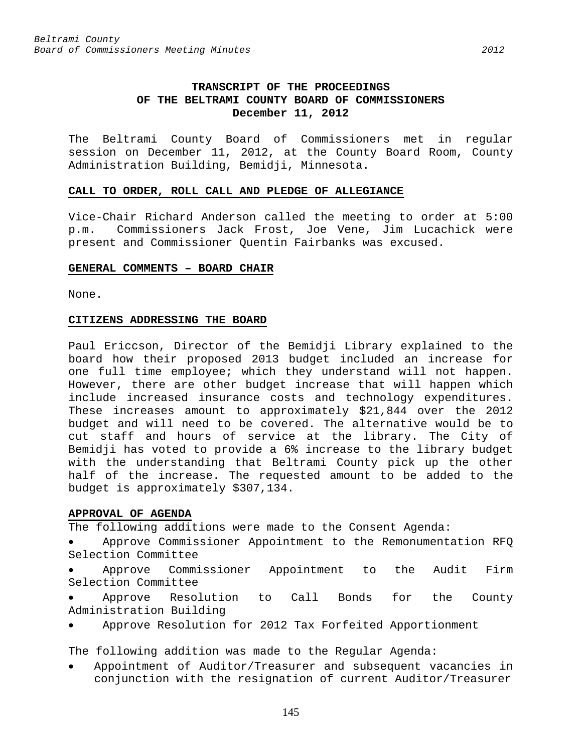# TRANSCRIPT OF THE PROCEEDINGS OF THE BELTRAMI COUNTY BOARD OF COMMISSIONERS
## December 11, 2012

The Beltrami County Board of Commissioners met in regular session on December 11, 2012, at the County Board Room, County Administration Building, Bemidji, Minnesota.

### CALL TO ORDER, ROLL CALL AND PLEDGE OF ALLEGIANCE

Vice-Chair Richard Anderson called the meeting to order at 5:00 p.m. Commissioners Jack Frost, Joe Vene, Jim Lucachick were present and Commissioner Quentin Fairbanks was excused.

### GENERAL COMMENTS – BOARD CHAIR

None.

### CITIZENS ADDRESSING THE BOARD

Paul Ericcson, Director of the Bemidji Library explained to the board how their proposed 2013 budget included an increase for one full time employee; which they understand will not happen. However, there are other budget increase that will happen which include increased insurance costs and technology expenditures. These increases amount to approximately $21,844 over the 2012 budget and will need to be covered. The alternative would be to cut staff and hours of service at the library. The City of Bemidji has voted to provide a 6% increase to the library budget with the understanding that Beltrami County pick up the other half of the increase. The requested amount to be added to the budget is approximately $307,134.

### APPROVAL OF AGENDA

The following additions were made to the Consent Agenda:

- Approve Commissioner Appointment to the Remonumentation RFQ Selection Committee
- Approve Commissioner Appointment to the Audit Firm Selection Committee
- Approve Resolution to Call Bonds for the County Administration Building
- Approve Resolution for 2012 Tax Forfeited Apportionment

The following addition was made to the Regular Agenda:

- Appointment of Auditor/Treasurer and subsequent vacancies in conjunction with the resignation of current Auditor/Treasurer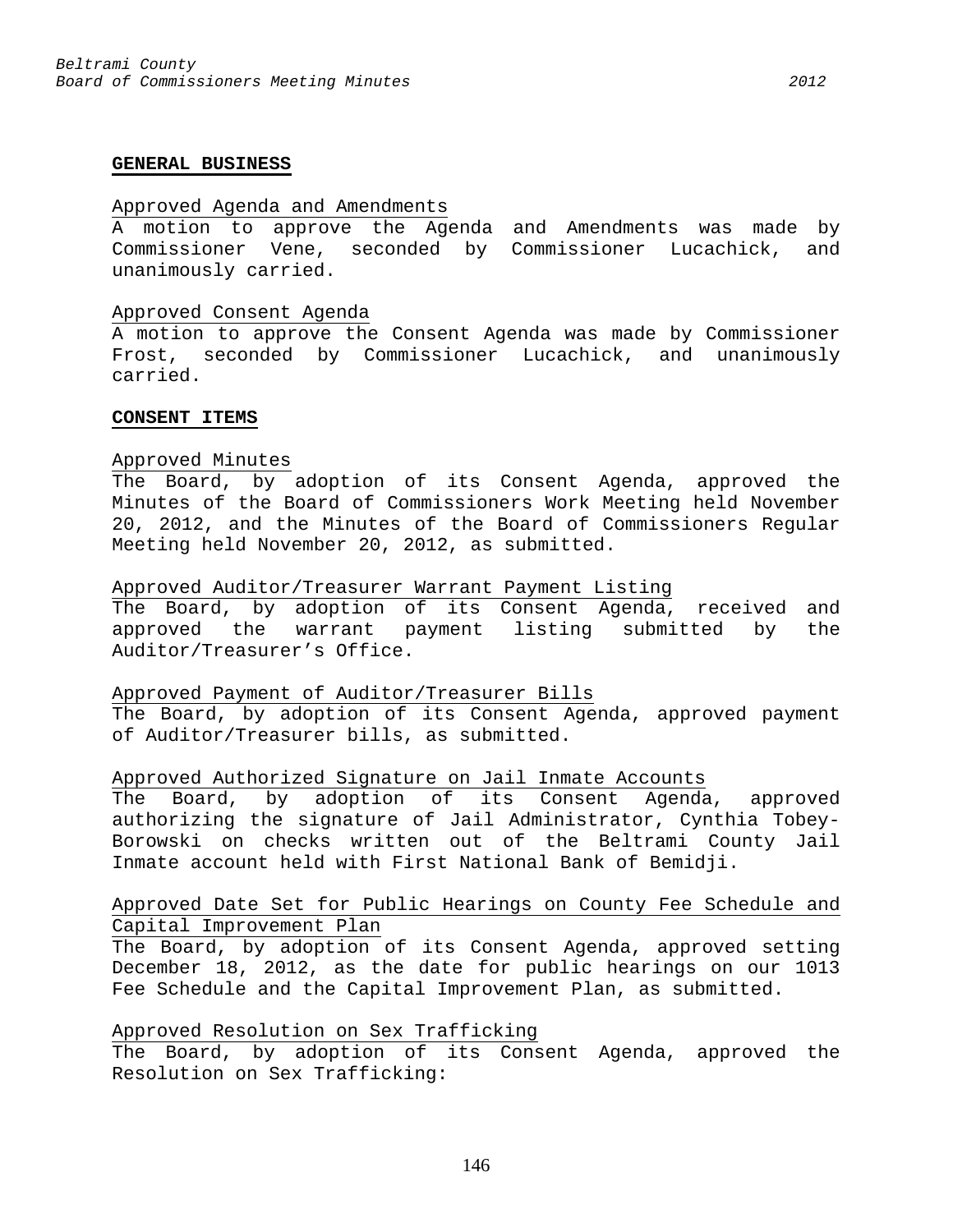**GENERAL BUSINESS**

Approved Agenda and Amendments
A motion to approve the Agenda and Amendments was made by Commissioner Vene, seconded by Commissioner Lucachick, and unanimously carried.

Approved Consent Agenda
A motion to approve the Consent Agenda was made by Commissioner Frost, seconded by Commissioner Lucachick, and unanimously carried.

**CONSENT ITEMS**

Approved Minutes
The Board, by adoption of its Consent Agenda, approved the Minutes of the Board of Commissioners Work Meeting held November 20, 2012, and the Minutes of the Board of Commissioners Regular Meeting held November 20, 2012, as submitted.

Approved Auditor/Treasurer Warrant Payment Listing
The Board, by adoption of its Consent Agenda, received and approved the warrant payment listing submitted by the Auditor/Treasurer's Office.

Approved Payment of Auditor/Treasurer Bills
The Board, by adoption of its Consent Agenda, approved payment of Auditor/Treasurer bills, as submitted.

Approved Authorized Signature on Jail Inmate Accounts
The Board, by adoption of its Consent Agenda, approved authorizing the signature of Jail Administrator, Cynthia Tobey-Borowski on checks written out of the Beltrami County Jail Inmate account held with First National Bank of Bemidji.

Approved Date Set for Public Hearings on County Fee Schedule and Capital Improvement Plan
The Board, by adoption of its Consent Agenda, approved setting December 18, 2012, as the date for public hearings on our 1013 Fee Schedule and the Capital Improvement Plan, as submitted.

Approved Resolution on Sex Trafficking
The Board, by adoption of its Consent Agenda, approved the Resolution on Sex Trafficking: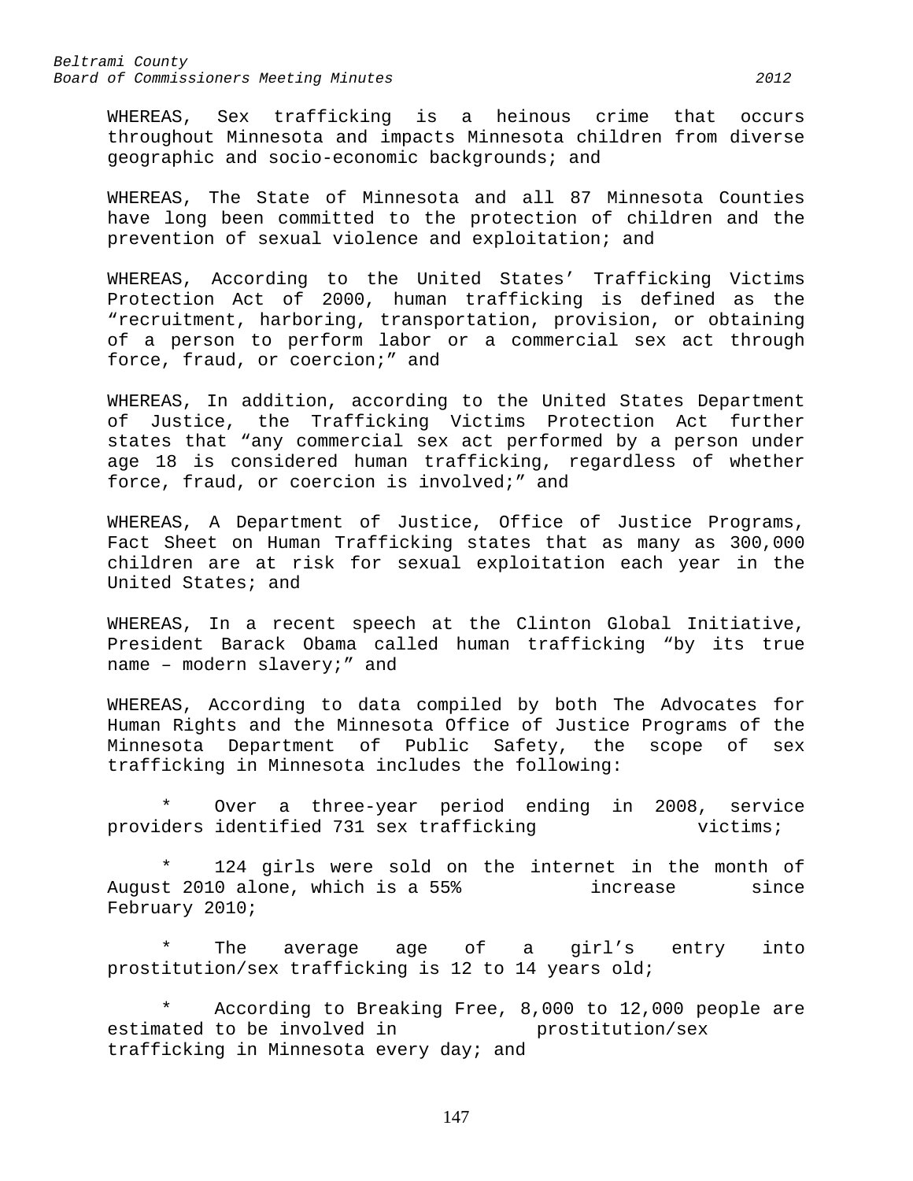WHEREAS, Sex trafficking is a heinous crime that occurs throughout Minnesota and impacts Minnesota children from diverse geographic and socio-economic backgrounds; and

WHEREAS, The State of Minnesota and all 87 Minnesota Counties have long been committed to the protection of children and the prevention of sexual violence and exploitation; and

WHEREAS, According to the United States' Trafficking Victims Protection Act of 2000, human trafficking is defined as the "recruitment, harboring, transportation, provision, or obtaining of a person to perform labor or a commercial sex act through force, fraud, or coercion;" and

WHEREAS, In addition, according to the United States Department of Justice, the Trafficking Victims Protection Act further states that "any commercial sex act performed by a person under age 18 is considered human trafficking, regardless of whether force, fraud, or coercion is involved;" and

WHEREAS, A Department of Justice, Office of Justice Programs, Fact Sheet on Human Trafficking states that as many as 300,000 children are at risk for sexual exploitation each year in the United States; and

WHEREAS, In a recent speech at the Clinton Global Initiative, President Barack Obama called human trafficking "by its true name – modern slavery;" and

WHEREAS, According to data compiled by both The Advocates for Human Rights and the Minnesota Office of Justice Programs of the Minnesota Department of Public Safety, the scope of sex trafficking in Minnesota includes the following:

* Over a three-year period ending in 2008, service providers identified 731 sex trafficking victims;

* 124 girls were sold on the internet in the month of August 2010 alone, which is a 55% increase since February 2010;

* The average age of a girl's entry into prostitution/sex trafficking is 12 to 14 years old;

* According to Breaking Free, 8,000 to 12,000 people are estimated to be involved in prostitution/sex trafficking in Minnesota every day; and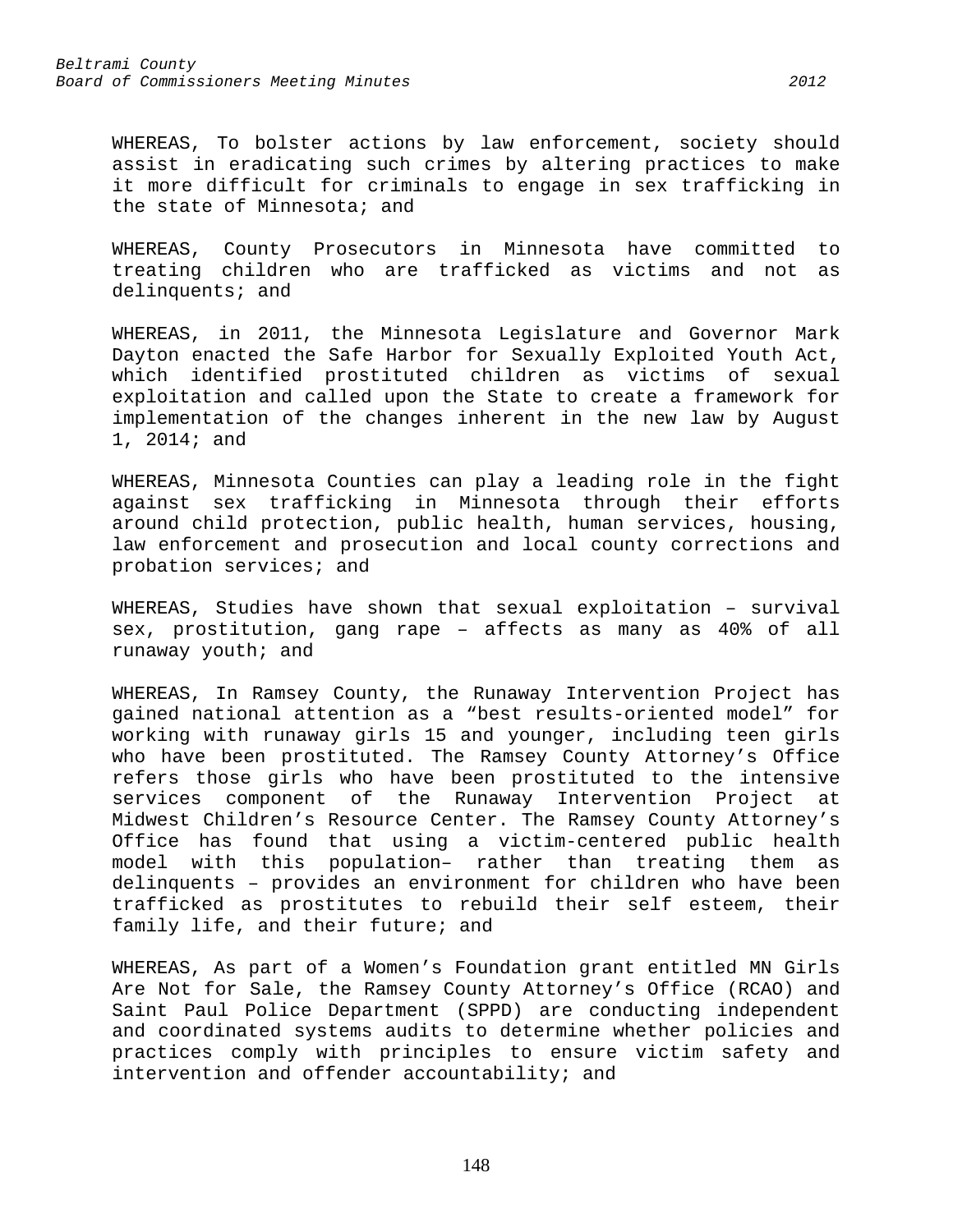WHEREAS, To bolster actions by law enforcement, society should assist in eradicating such crimes by altering practices to make it more difficult for criminals to engage in sex trafficking in the state of Minnesota; and

WHEREAS, County Prosecutors in Minnesota have committed to treating children who are trafficked as victims and not as delinquents; and

WHEREAS, in 2011, the Minnesota Legislature and Governor Mark Dayton enacted the Safe Harbor for Sexually Exploited Youth Act, which identified prostituted children as victims of sexual exploitation and called upon the State to create a framework for implementation of the changes inherent in the new law by August 1, 2014; and

WHEREAS, Minnesota Counties can play a leading role in the fight against sex trafficking in Minnesota through their efforts around child protection, public health, human services, housing, law enforcement and prosecution and local county corrections and probation services; and

WHEREAS, Studies have shown that sexual exploitation – survival sex, prostitution, gang rape – affects as many as 40% of all runaway youth; and

WHEREAS, In Ramsey County, the Runaway Intervention Project has gained national attention as a "best results-oriented model" for working with runaway girls 15 and younger, including teen girls who have been prostituted. The Ramsey County Attorney's Office refers those girls who have been prostituted to the intensive services component of the Runaway Intervention Project at Midwest Children's Resource Center. The Ramsey County Attorney's Office has found that using a victim-centered public health model with this population– rather than treating them as delinquents – provides an environment for children who have been trafficked as prostitutes to rebuild their self esteem, their family life, and their future; and

WHEREAS, As part of a Women's Foundation grant entitled MN Girls Are Not for Sale, the Ramsey County Attorney's Office (RCAO) and Saint Paul Police Department (SPPD) are conducting independent and coordinated systems audits to determine whether policies and practices comply with principles to ensure victim safety and intervention and offender accountability; and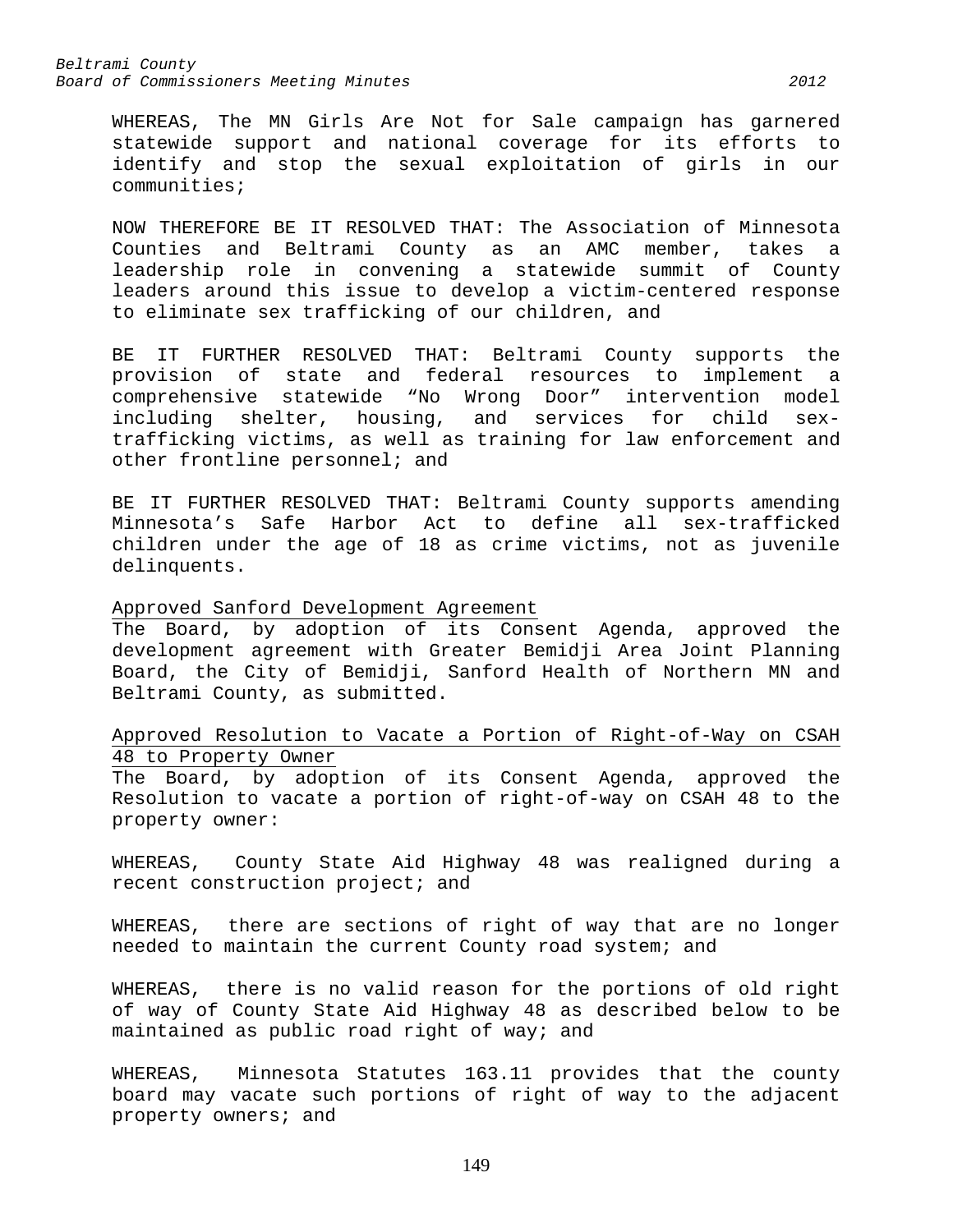WHEREAS, The MN Girls Are Not for Sale campaign has garnered statewide support and national coverage for its efforts to identify and stop the sexual exploitation of girls in our communities;

NOW THEREFORE BE IT RESOLVED THAT: The Association of Minnesota Counties and Beltrami County as an AMC member, takes a leadership role in convening a statewide summit of County leaders around this issue to develop a victim-centered response to eliminate sex trafficking of our children, and

BE IT FURTHER RESOLVED THAT: Beltrami County supports the provision of state and federal resources to implement a comprehensive statewide "No Wrong Door" intervention model including shelter, housing, and services for child sex-trafficking victims, as well as training for law enforcement and other frontline personnel; and

BE IT FURTHER RESOLVED THAT: Beltrami County supports amending Minnesota's Safe Harbor Act to define all sex-trafficked children under the age of 18 as crime victims, not as juvenile delinquents.

Approved Sanford Development Agreement

The Board, by adoption of its Consent Agenda, approved the development agreement with Greater Bemidji Area Joint Planning Board, the City of Bemidji, Sanford Health of Northern MN and Beltrami County, as submitted.

Approved Resolution to Vacate a Portion of Right-of-Way on CSAH 48 to Property Owner

The Board, by adoption of its Consent Agenda, approved the Resolution to vacate a portion of right-of-way on CSAH 48 to the property owner:

WHEREAS, County State Aid Highway 48 was realigned during a recent construction project; and

WHEREAS, there are sections of right of way that are no longer needed to maintain the current County road system; and

WHEREAS, there is no valid reason for the portions of old right of way of County State Aid Highway 48 as described below to be maintained as public road right of way; and

WHEREAS, Minnesota Statutes 163.11 provides that the county board may vacate such portions of right of way to the adjacent property owners; and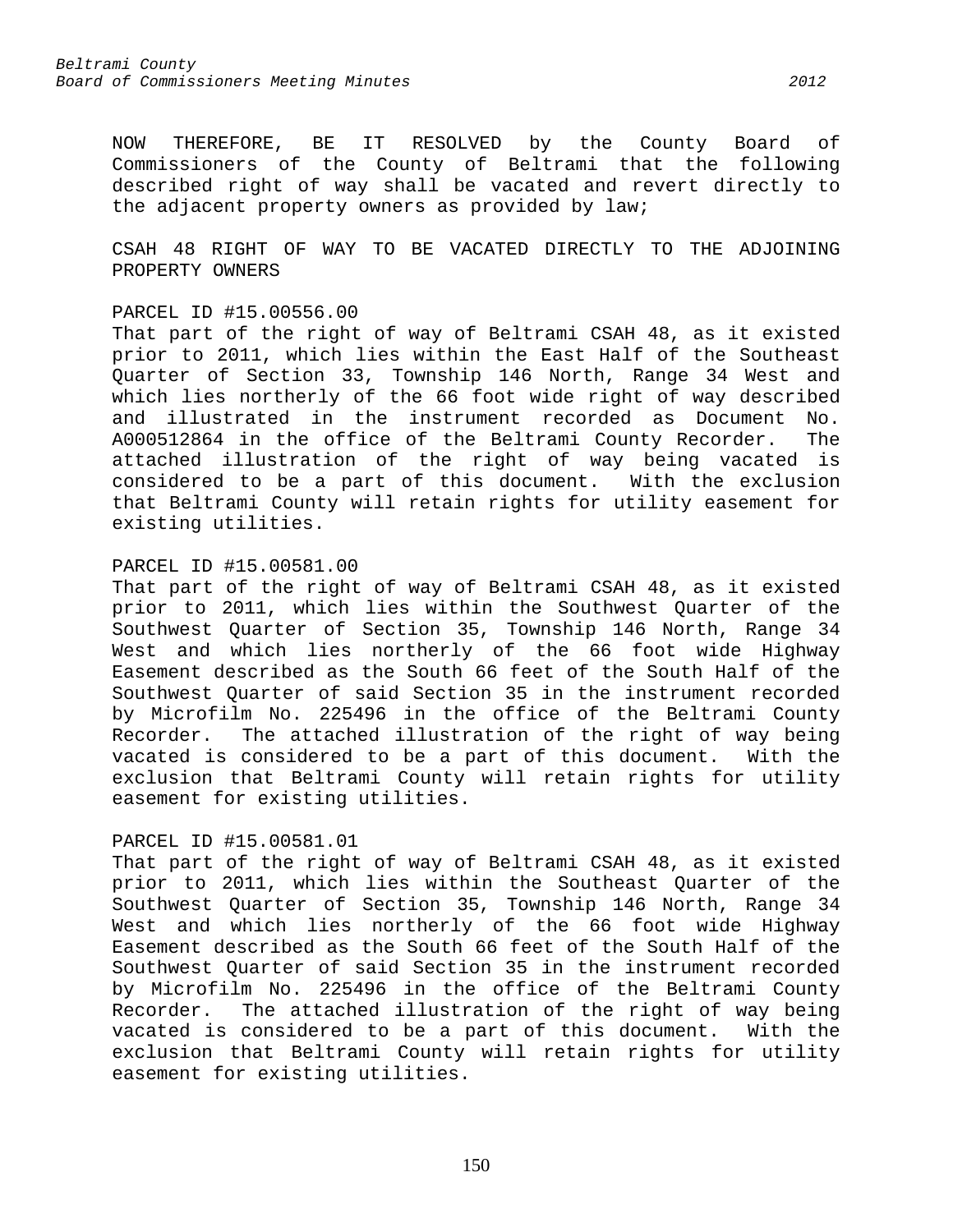NOW THEREFORE, BE IT RESOLVED by the County Board of Commissioners of the County of Beltrami that the following described right of way shall be vacated and revert directly to the adjacent property owners as provided by law;

CSAH 48 RIGHT OF WAY TO BE VACATED DIRECTLY TO THE ADJOINING PROPERTY OWNERS

PARCEL ID #15.00556.00
That part of the right of way of Beltrami CSAH 48, as it existed prior to 2011, which lies within the East Half of the Southeast Quarter of Section 33, Township 146 North, Range 34 West and which lies northerly of the 66 foot wide right of way described and illustrated in the instrument recorded as Document No. A000512864 in the office of the Beltrami County Recorder. The attached illustration of the right of way being vacated is considered to be a part of this document. With the exclusion that Beltrami County will retain rights for utility easement for existing utilities.

PARCEL ID #15.00581.00
That part of the right of way of Beltrami CSAH 48, as it existed prior to 2011, which lies within the Southwest Quarter of the Southwest Quarter of Section 35, Township 146 North, Range 34 West and which lies northerly of the 66 foot wide Highway Easement described as the South 66 feet of the South Half of the Southwest Quarter of said Section 35 in the instrument recorded by Microfilm No. 225496 in the office of the Beltrami County Recorder. The attached illustration of the right of way being vacated is considered to be a part of this document. With the exclusion that Beltrami County will retain rights for utility easement for existing utilities.

PARCEL ID #15.00581.01
That part of the right of way of Beltrami CSAH 48, as it existed prior to 2011, which lies within the Southeast Quarter of the Southwest Quarter of Section 35, Township 146 North, Range 34 West and which lies northerly of the 66 foot wide Highway Easement described as the South 66 feet of the South Half of the Southwest Quarter of said Section 35 in the instrument recorded by Microfilm No. 225496 in the office of the Beltrami County Recorder. The attached illustration of the right of way being vacated is considered to be a part of this document. With the exclusion that Beltrami County will retain rights for utility easement for existing utilities.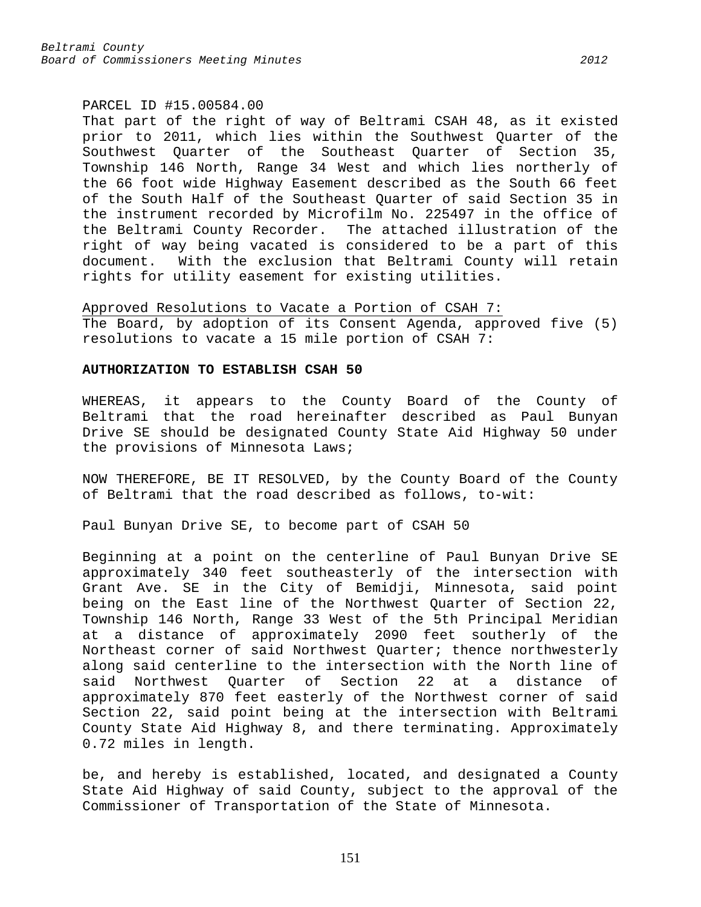PARCEL ID #15.00584.00
That part of the right of way of Beltrami CSAH 48, as it existed prior to 2011, which lies within the Southwest Quarter of the Southwest Quarter of the Southeast Quarter of Section 35, Township 146 North, Range 34 West and which lies northerly of the 66 foot wide Highway Easement described as the South 66 feet of the South Half of the Southeast Quarter of said Section 35 in the instrument recorded by Microfilm No. 225497 in the office of the Beltrami County Recorder. The attached illustration of the right of way being vacated is considered to be a part of this document. With the exclusion that Beltrami County will retain rights for utility easement for existing utilities.

Approved Resolutions to Vacate a Portion of CSAH 7:
The Board, by adoption of its Consent Agenda, approved five (5) resolutions to vacate a 15 mile portion of CSAH 7:

**AUTHORIZATION TO ESTABLISH CSAH 50**

WHEREAS, it appears to the County Board of the County of Beltrami that the road hereinafter described as Paul Bunyan Drive SE should be designated County State Aid Highway 50 under the provisions of Minnesota Laws;

NOW THEREFORE, BE IT RESOLVED, by the County Board of the County of Beltrami that the road described as follows, to-wit:

Paul Bunyan Drive SE, to become part of CSAH 50

Beginning at a point on the centerline of Paul Bunyan Drive SE approximately 340 feet southeasterly of the intersection with Grant Ave. SE in the City of Bemidji, Minnesota, said point being on the East line of the Northwest Quarter of Section 22, Township 146 North, Range 33 West of the 5th Principal Meridian at a distance of approximately 2090 feet southerly of the Northeast corner of said Northwest Quarter; thence northwesterly along said centerline to the intersection with the North line of said Northwest Quarter of Section 22 at a distance of approximately 870 feet easterly of the Northwest corner of said Section 22, said point being at the intersection with Beltrami County State Aid Highway 8, and there terminating. Approximately 0.72 miles in length.

be, and hereby is established, located, and designated a County State Aid Highway of said County, subject to the approval of the Commissioner of Transportation of the State of Minnesota.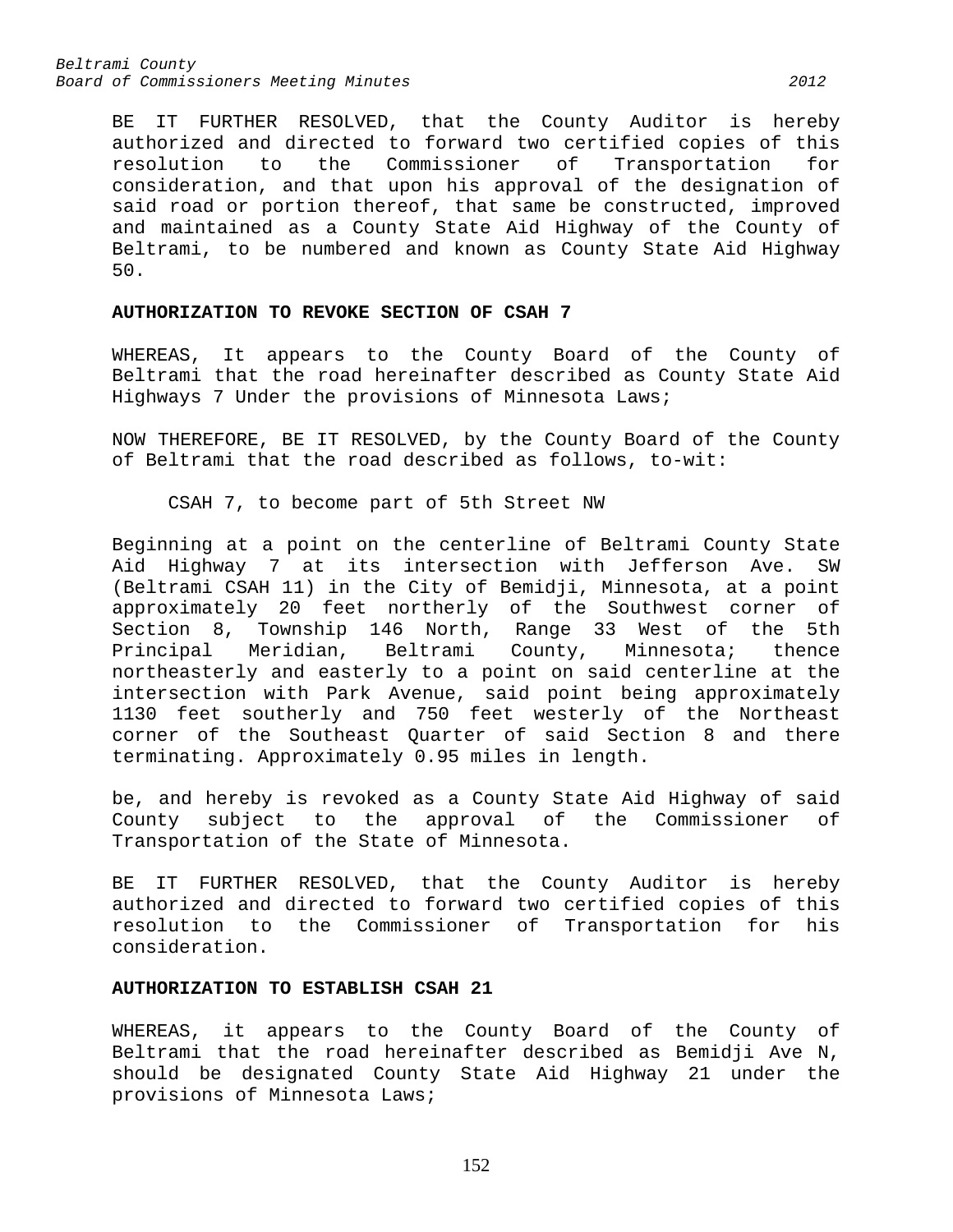BE IT FURTHER RESOLVED, that the County Auditor is hereby authorized and directed to forward two certified copies of this resolution to the Commissioner of Transportation for consideration, and that upon his approval of the designation of said road or portion thereof, that same be constructed, improved and maintained as a County State Aid Highway of the County of Beltrami, to be numbered and known as County State Aid Highway 50.

**AUTHORIZATION TO REVOKE SECTION OF CSAH 7**

WHEREAS, It appears to the County Board of the County of Beltrami that the road hereinafter described as County State Aid Highways 7 Under the provisions of Minnesota Laws;

NOW THEREFORE, BE IT RESOLVED, by the County Board of the County of Beltrami that the road described as follows, to-wit:

CSAH 7, to become part of 5th Street NW

Beginning at a point on the centerline of Beltrami County State Aid Highway 7 at its intersection with Jefferson Ave. SW (Beltrami CSAH 11) in the City of Bemidji, Minnesota, at a point approximately 20 feet northerly of the Southwest corner of Section 8, Township 146 North, Range 33 West of the 5th Principal Meridian, Beltrami County, Minnesota; thence northeasterly and easterly to a point on said centerline at the intersection with Park Avenue, said point being approximately 1130 feet southerly and 750 feet westerly of the Northeast corner of the Southeast Quarter of said Section 8 and there terminating. Approximately 0.95 miles in length.

be, and hereby is revoked as a County State Aid Highway of said County subject to the approval of the Commissioner of Transportation of the State of Minnesota.

BE IT FURTHER RESOLVED, that the County Auditor is hereby authorized and directed to forward two certified copies of this resolution to the Commissioner of Transportation for his consideration.

**AUTHORIZATION TO ESTABLISH CSAH 21**

WHEREAS, it appears to the County Board of the County of Beltrami that the road hereinafter described as Bemidji Ave N, should be designated County State Aid Highway 21 under the provisions of Minnesota Laws;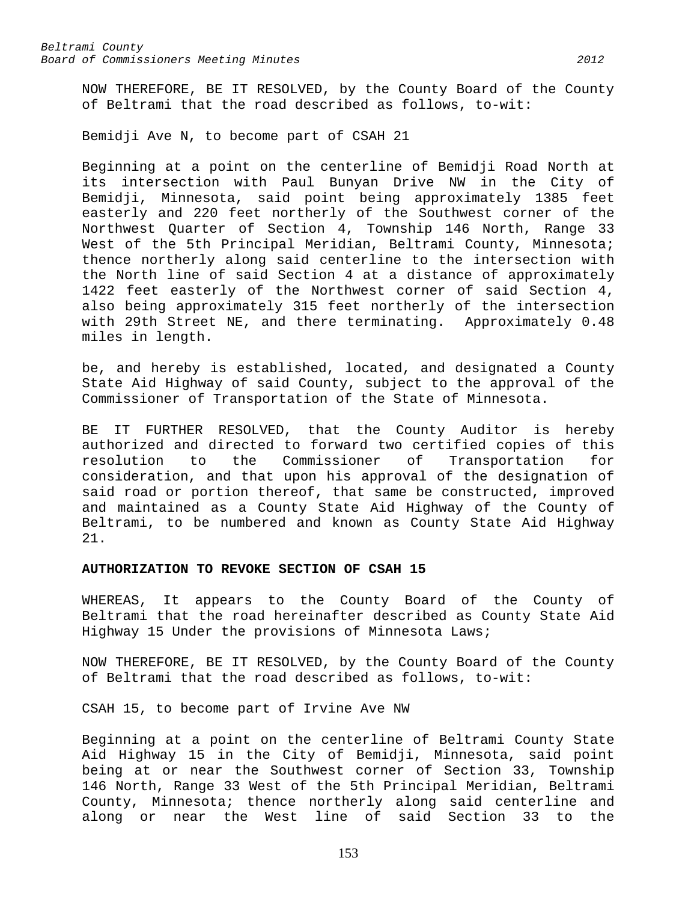NOW THEREFORE, BE IT RESOLVED, by the County Board of the County of Beltrami that the road described as follows, to-wit:

Bemidji Ave N, to become part of CSAH 21

Beginning at a point on the centerline of Bemidji Road North at its intersection with Paul Bunyan Drive NW in the City of Bemidji, Minnesota, said point being approximately 1385 feet easterly and 220 feet northerly of the Southwest corner of the Northwest Quarter of Section 4, Township 146 North, Range 33 West of the 5th Principal Meridian, Beltrami County, Minnesota; thence northerly along said centerline to the intersection with the North line of said Section 4 at a distance of approximately 1422 feet easterly of the Northwest corner of said Section 4, also being approximately 315 feet northerly of the intersection with 29th Street NE, and there terminating. Approximately 0.48 miles in length.

be, and hereby is established, located, and designated a County State Aid Highway of said County, subject to the approval of the Commissioner of Transportation of the State of Minnesota.

BE IT FURTHER RESOLVED, that the County Auditor is hereby authorized and directed to forward two certified copies of this resolution to the Commissioner of Transportation for consideration, and that upon his approval of the designation of said road or portion thereof, that same be constructed, improved and maintained as a County State Aid Highway of the County of Beltrami, to be numbered and known as County State Aid Highway 21.

**AUTHORIZATION TO REVOKE SECTION OF CSAH 15**

WHEREAS, It appears to the County Board of the County of Beltrami that the road hereinafter described as County State Aid Highway 15 Under the provisions of Minnesota Laws;

NOW THEREFORE, BE IT RESOLVED, by the County Board of the County of Beltrami that the road described as follows, to-wit:

CSAH 15, to become part of Irvine Ave NW

Beginning at a point on the centerline of Beltrami County State Aid Highway 15 in the City of Bemidji, Minnesota, said point being at or near the Southwest corner of Section 33, Township 146 North, Range 33 West of the 5th Principal Meridian, Beltrami County, Minnesota; thence northerly along said centerline and along or near the West line of said Section 33 to the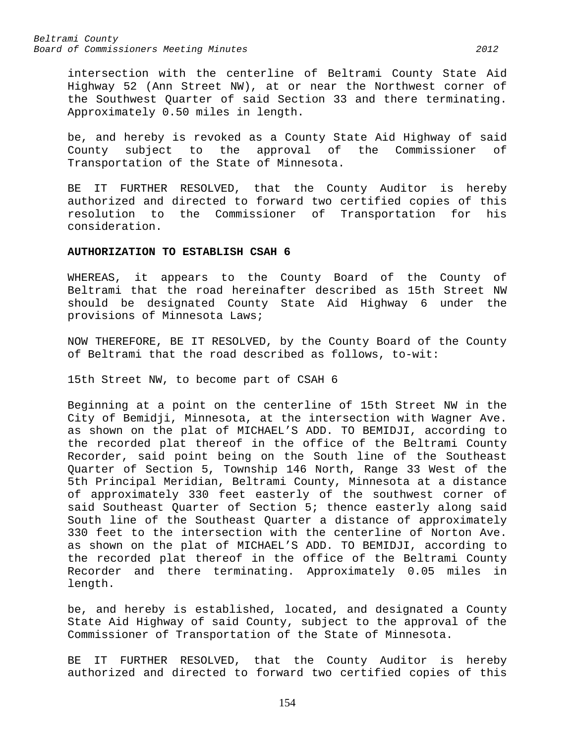intersection with the centerline of Beltrami County State Aid Highway 52 (Ann Street NW), at or near the Northwest corner of the Southwest Quarter of said Section 33 and there terminating. Approximately 0.50 miles in length.

be, and hereby is revoked as a County State Aid Highway of said County subject to the approval of the Commissioner of Transportation of the State of Minnesota.

BE IT FURTHER RESOLVED, that the County Auditor is hereby authorized and directed to forward two certified copies of this resolution to the Commissioner of Transportation for his consideration.

**AUTHORIZATION TO ESTABLISH CSAH 6**

WHEREAS, it appears to the County Board of the County of Beltrami that the road hereinafter described as 15th Street NW should be designated County State Aid Highway 6 under the provisions of Minnesota Laws;

NOW THEREFORE, BE IT RESOLVED, by the County Board of the County of Beltrami that the road described as follows, to-wit:

15th Street NW, to become part of CSAH 6

Beginning at a point on the centerline of 15th Street NW in the City of Bemidji, Minnesota, at the intersection with Wagner Ave. as shown on the plat of MICHAEL'S ADD. TO BEMIDJI, according to the recorded plat thereof in the office of the Beltrami County Recorder, said point being on the South line of the Southeast Quarter of Section 5, Township 146 North, Range 33 West of the 5th Principal Meridian, Beltrami County, Minnesota at a distance of approximately 330 feet easterly of the southwest corner of said Southeast Quarter of Section 5; thence easterly along said South line of the Southeast Quarter a distance of approximately 330 feet to the intersection with the centerline of Norton Ave. as shown on the plat of MICHAEL'S ADD. TO BEMIDJI, according to the recorded plat thereof in the office of the Beltrami County Recorder and there terminating. Approximately 0.05 miles in length.

be, and hereby is established, located, and designated a County State Aid Highway of said County, subject to the approval of the Commissioner of Transportation of the State of Minnesota.

BE IT FURTHER RESOLVED, that the County Auditor is hereby authorized and directed to forward two certified copies of this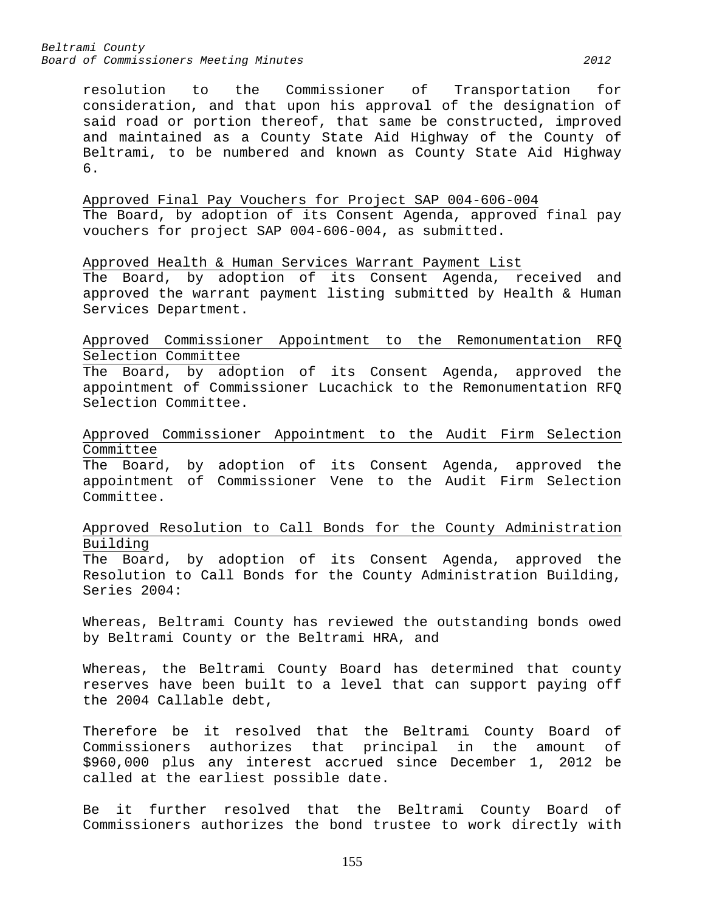resolution to the Commissioner of Transportation for consideration, and that upon his approval of the designation of said road or portion thereof, that same be constructed, improved and maintained as a County State Aid Highway of the County of Beltrami, to be numbered and known as County State Aid Highway 6.

<u>Approved Final Pay Vouchers for Project SAP 004-606-004</u>
The Board, by adoption of its Consent Agenda, approved final pay vouchers for project SAP 004-606-004, as submitted.

<u>Approved Health & Human Services Warrant Payment List</u>
The Board, by adoption of its Consent Agenda, received and approved the warrant payment listing submitted by Health & Human Services Department.

<u>Approved Commissioner Appointment to the Remonumentation RFQ Selection Committee</u>
The Board, by adoption of its Consent Agenda, approved the appointment of Commissioner Lucachick to the Remonumentation RFQ Selection Committee.

<u>Approved Commissioner Appointment to the Audit Firm Selection Committee</u>
The Board, by adoption of its Consent Agenda, approved the appointment of Commissioner Vene to the Audit Firm Selection Committee.

<u>Approved Resolution to Call Bonds for the County Administration Building</u>
The Board, by adoption of its Consent Agenda, approved the Resolution to Call Bonds for the County Administration Building, Series 2004:

Whereas, Beltrami County has reviewed the outstanding bonds owed by Beltrami County or the Beltrami HRA, and

Whereas, the Beltrami County Board has determined that county reserves have been built to a level that can support paying off the 2004 Callable debt,

Therefore be it resolved that the Beltrami County Board of Commissioners authorizes that principal in the amount of $960,000 plus any interest accrued since December 1, 2012 be called at the earliest possible date.

Be it further resolved that the Beltrami County Board of Commissioners authorizes the bond trustee to work directly with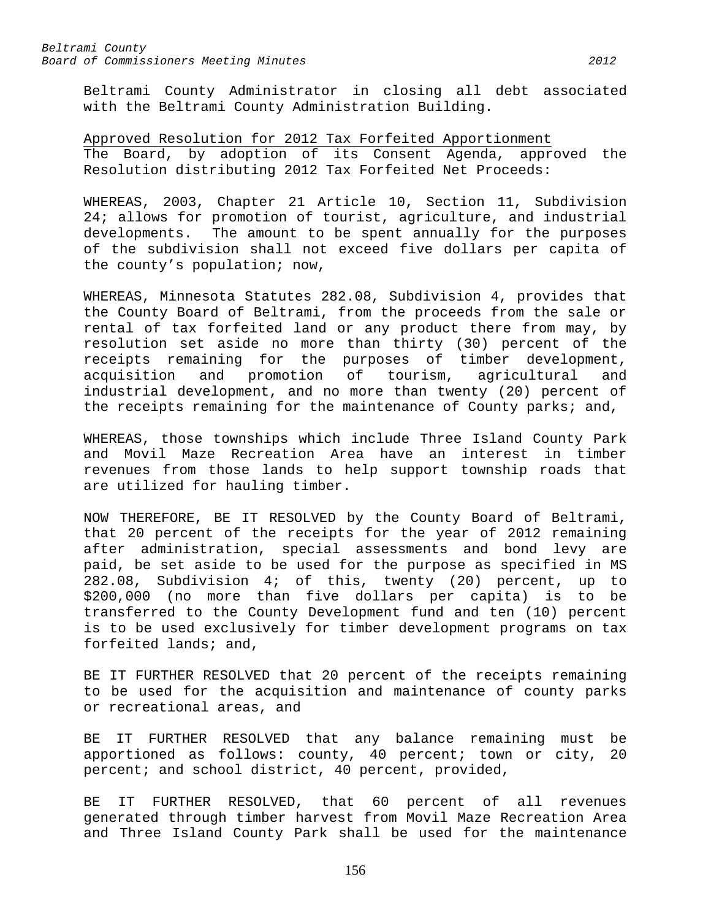Beltrami County Administrator in closing all debt associated with the Beltrami County Administration Building.

Approved Resolution for 2012 Tax Forfeited Apportionment

The Board, by adoption of its Consent Agenda, approved the Resolution distributing 2012 Tax Forfeited Net Proceeds:

WHEREAS, 2003, Chapter 21 Article 10, Section 11, Subdivision 24; allows for promotion of tourist, agriculture, and industrial developments. The amount to be spent annually for the purposes of the subdivision shall not exceed five dollars per capita of the county's population; now,

WHEREAS, Minnesota Statutes 282.08, Subdivision 4, provides that the County Board of Beltrami, from the proceeds from the sale or rental of tax forfeited land or any product there from may, by resolution set aside no more than thirty (30) percent of the receipts remaining for the purposes of timber development, acquisition and promotion of tourism, agricultural and industrial development, and no more than twenty (20) percent of the receipts remaining for the maintenance of County parks; and,

WHEREAS, those townships which include Three Island County Park and Movil Maze Recreation Area have an interest in timber revenues from those lands to help support township roads that are utilized for hauling timber.

NOW THEREFORE, BE IT RESOLVED by the County Board of Beltrami, that 20 percent of the receipts for the year of 2012 remaining after administration, special assessments and bond levy are paid, be set aside to be used for the purpose as specified in MS 282.08, Subdivision 4; of this, twenty (20) percent, up to \$200,000 (no more than five dollars per capita) is to be transferred to the County Development fund and ten (10) percent is to be used exclusively for timber development programs on tax forfeited lands; and,

BE IT FURTHER RESOLVED that 20 percent of the receipts remaining to be used for the acquisition and maintenance of county parks or recreational areas, and

BE IT FURTHER RESOLVED that any balance remaining must be apportioned as follows: county, 40 percent; town or city, 20 percent; and school district, 40 percent, provided,

BE IT FURTHER RESOLVED, that 60 percent of all revenues generated through timber harvest from Movil Maze Recreation Area and Three Island County Park shall be used for the maintenance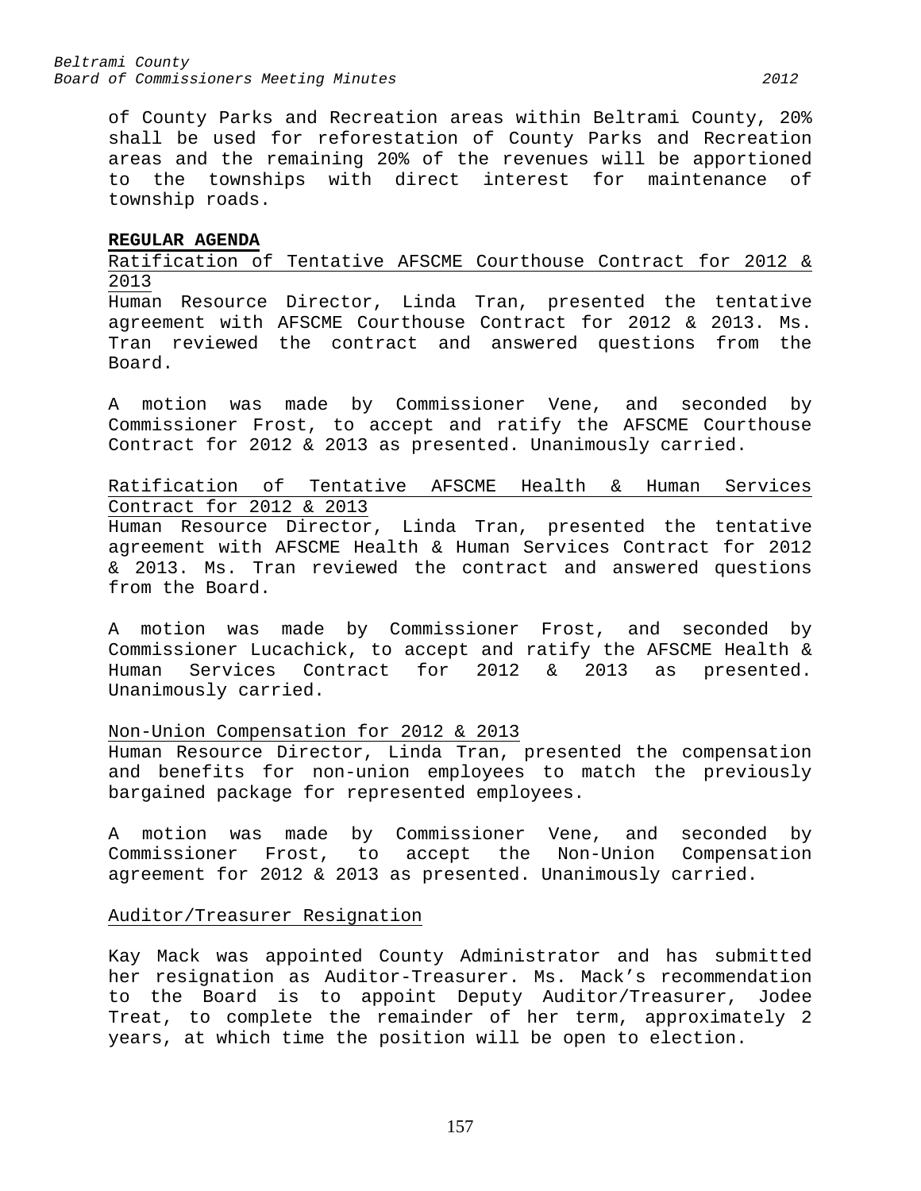of County Parks and Recreation areas within Beltrami County, 20% shall be used for reforestation of County Parks and Recreation areas and the remaining 20% of the revenues will be apportioned to the townships with direct interest for maintenance of township roads.

**REGULAR AGENDA**

Ratification of Tentative AFSCME Courthouse Contract for 2012 & 2013

Human Resource Director, Linda Tran, presented the tentative agreement with AFSCME Courthouse Contract for 2012 & 2013. Ms. Tran reviewed the contract and answered questions from the Board.

A motion was made by Commissioner Vene, and seconded by Commissioner Frost, to accept and ratify the AFSCME Courthouse Contract for 2012 & 2013 as presented. Unanimously carried.

Ratification of Tentative AFSCME Health & Human Services Contract for 2012 & 2013

Human Resource Director, Linda Tran, presented the tentative agreement with AFSCME Health & Human Services Contract for 2012 & 2013. Ms. Tran reviewed the contract and answered questions from the Board.

A motion was made by Commissioner Frost, and seconded by Commissioner Lucachick, to accept and ratify the AFSCME Health & Human Services Contract for 2012 & 2013 as presented. Unanimously carried.

Non-Union Compensation for 2012 & 2013

Human Resource Director, Linda Tran, presented the compensation and benefits for non-union employees to match the previously bargained package for represented employees.

A motion was made by Commissioner Vene, and seconded by Commissioner Frost, to accept the Non-Union Compensation agreement for 2012 & 2013 as presented. Unanimously carried.

Auditor/Treasurer Resignation

Kay Mack was appointed County Administrator and has submitted her resignation as Auditor-Treasurer. Ms. Mack's recommendation to the Board is to appoint Deputy Auditor/Treasurer, Jodee Treat, to complete the remainder of her term, approximately 2 years, at which time the position will be open to election.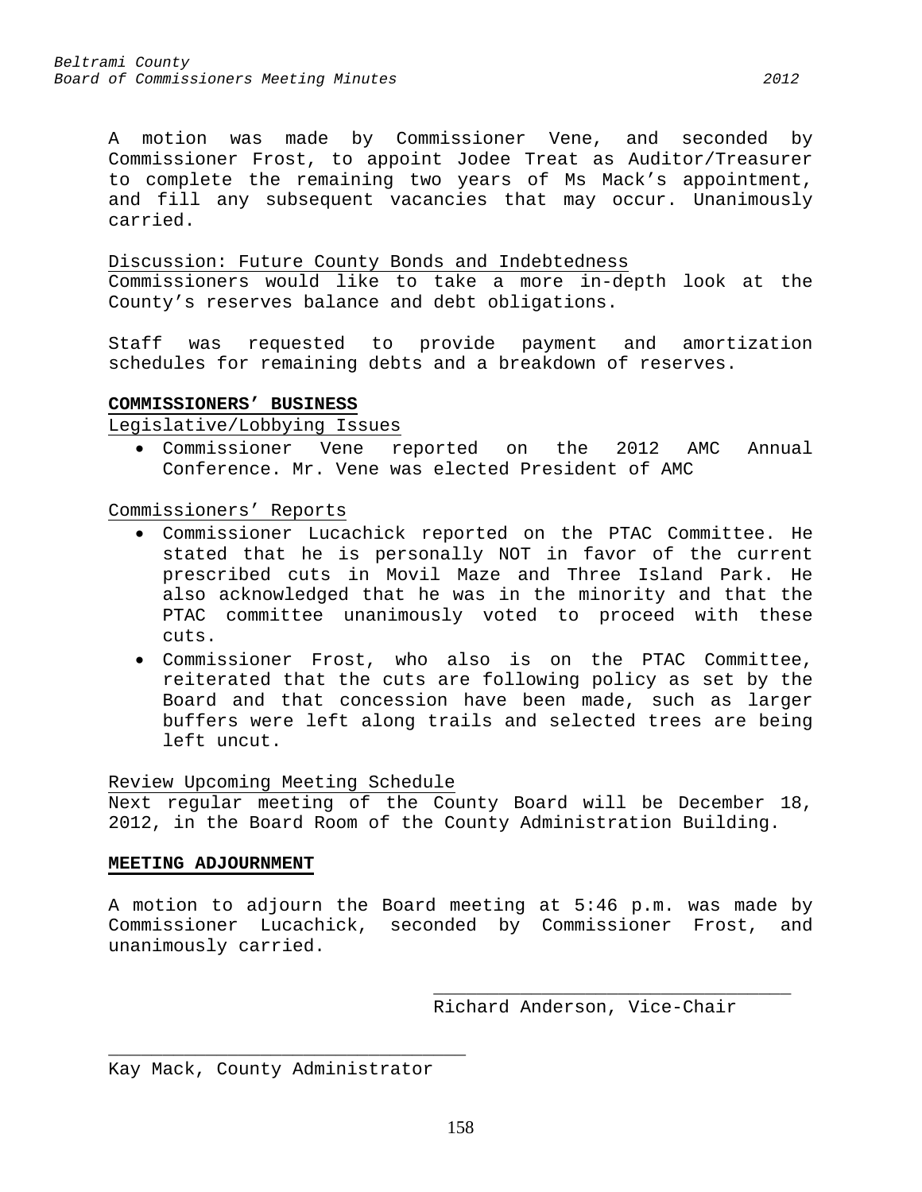A motion was made by Commissioner Vene, and seconded by Commissioner Frost, to appoint Jodee Treat as Auditor/Treasurer to complete the remaining two years of Ms Mack's appointment, and fill any subsequent vacancies that may occur. Unanimously carried.

Discussion: Future County Bonds and Indebtedness

Commissioners would like to take a more in-depth look at the County's reserves balance and debt obligations.

Staff was requested to provide payment and amortization schedules for remaining debts and a breakdown of reserves.

**COMMISSIONERS' BUSINESS**

Legislative/Lobbying Issues

- Commissioner Vene reported on the 2012 AMC Annual Conference. Mr. Vene was elected President of AMC

Commissioners' Reports

- Commissioner Lucachick reported on the PTAC Committee. He stated that he is personally NOT in favor of the current prescribed cuts in Movil Maze and Three Island Park. He also acknowledged that he was in the minority and that the PTAC committee unanimously voted to proceed with these cuts.
- Commissioner Frost, who also is on the PTAC Committee, reiterated that the cuts are following policy as set by the Board and that concession have been made, such as larger buffers were left along trails and selected trees are being left uncut.

Review Upcoming Meeting Schedule

Next regular meeting of the County Board will be December 18, 2012, in the Board Room of the County Administration Building.

**MEETING ADJOURNMENT**

A motion to adjourn the Board meeting at 5:46 p.m. was made by Commissioner Lucachick, seconded by Commissioner Frost, and unanimously carried.

_________________________________
Richard Anderson, Vice-Chair

_________________________________
Kay Mack, County Administrator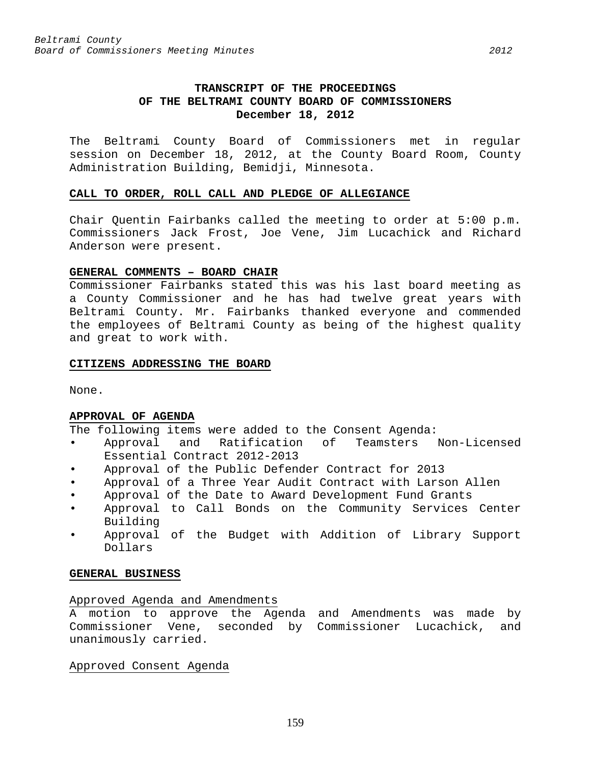# TRANSCRIPT OF THE PROCEEDINGS OF THE BELTRAMI COUNTY BOARD OF COMMISSIONERS

**December 18, 2012**

The Beltrami County Board of Commissioners met in regular session on December 18, 2012, at the County Board Room, County Administration Building, Bemidji, Minnesota.

## CALL TO ORDER, ROLL CALL AND PLEDGE OF ALLEGIANCE

Chair Quentin Fairbanks called the meeting to order at 5:00 p.m. Commissioners Jack Frost, Joe Vene, Jim Lucachick and Richard Anderson were present.

## GENERAL COMMENTS – BOARD CHAIR

Commissioner Fairbanks stated this was his last board meeting as a County Commissioner and he has had twelve great years with Beltrami County. Mr. Fairbanks thanked everyone and commended the employees of Beltrami County as being of the highest quality and great to work with.

## CITIZENS ADDRESSING THE BOARD

None.

## APPROVAL OF AGENDA

The following items were added to the Consent Agenda:

- Approval and Ratification of Teamsters Non-Licensed Essential Contract 2012-2013
- Approval of the Public Defender Contract for 2013
- Approval of a Three Year Audit Contract with Larson Allen
- Approval of the Date to Award Development Fund Grants
- Approval to Call Bonds on the Community Services Center Building
- Approval of the Budget with Addition of Library Support Dollars

## GENERAL BUSINESS

### Approved Agenda and Amendments

A motion to approve the Agenda and Amendments was made by Commissioner Vene, seconded by Commissioner Lucachick, and unanimously carried.

### Approved Consent Agenda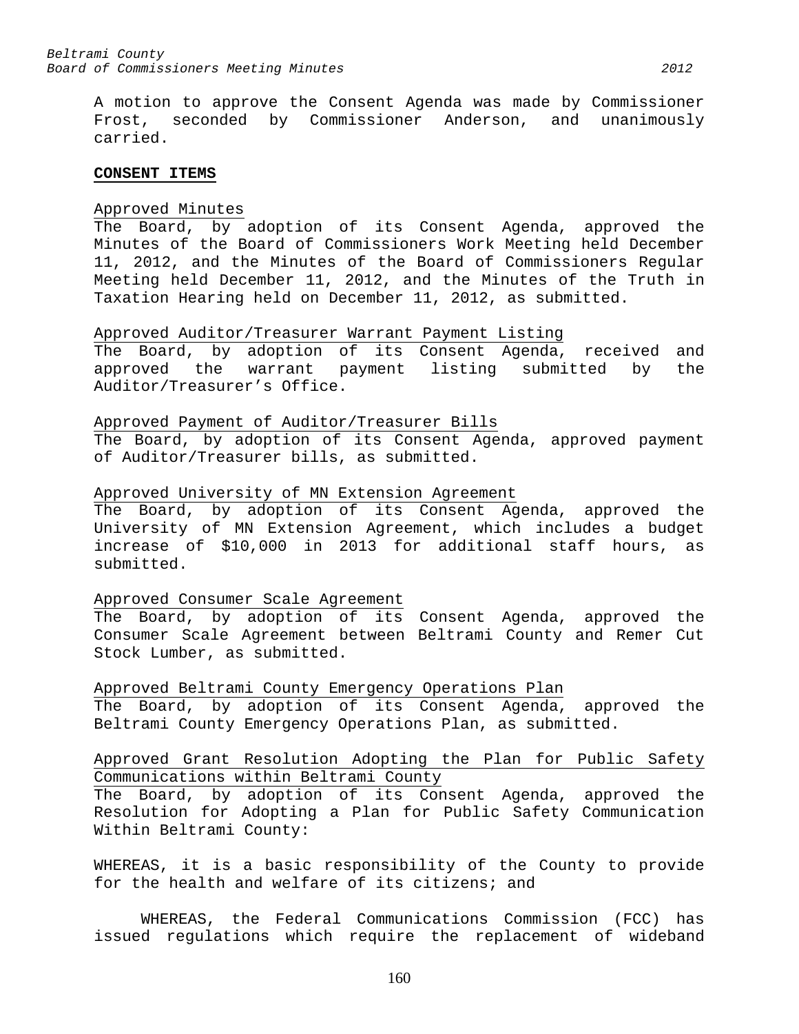A motion to approve the Consent Agenda was made by Commissioner Frost, seconded by Commissioner Anderson, and unanimously carried.

**CONSENT ITEMS**

Approved Minutes
The Board, by adoption of its Consent Agenda, approved the Minutes of the Board of Commissioners Work Meeting held December 11, 2012, and the Minutes of the Board of Commissioners Regular Meeting held December 11, 2012, and the Minutes of the Truth in Taxation Hearing held on December 11, 2012, as submitted.

Approved Auditor/Treasurer Warrant Payment Listing
The Board, by adoption of its Consent Agenda, received and approved the warrant payment listing submitted by the Auditor/Treasurer's Office.

Approved Payment of Auditor/Treasurer Bills
The Board, by adoption of its Consent Agenda, approved payment of Auditor/Treasurer bills, as submitted.

Approved University of MN Extension Agreement
The Board, by adoption of its Consent Agenda, approved the University of MN Extension Agreement, which includes a budget increase of $10,000 in 2013 for additional staff hours, as submitted.

Approved Consumer Scale Agreement
The Board, by adoption of its Consent Agenda, approved the Consumer Scale Agreement between Beltrami County and Remer Cut Stock Lumber, as submitted.

Approved Beltrami County Emergency Operations Plan
The Board, by adoption of its Consent Agenda, approved the Beltrami County Emergency Operations Plan, as submitted.

Approved Grant Resolution Adopting the Plan for Public Safety Communications within Beltrami County
The Board, by adoption of its Consent Agenda, approved the Resolution for Adopting a Plan for Public Safety Communication Within Beltrami County:

WHEREAS, it is a basic responsibility of the County to provide for the health and welfare of its citizens; and

WHEREAS, the Federal Communications Commission (FCC) has issued regulations which require the replacement of wideband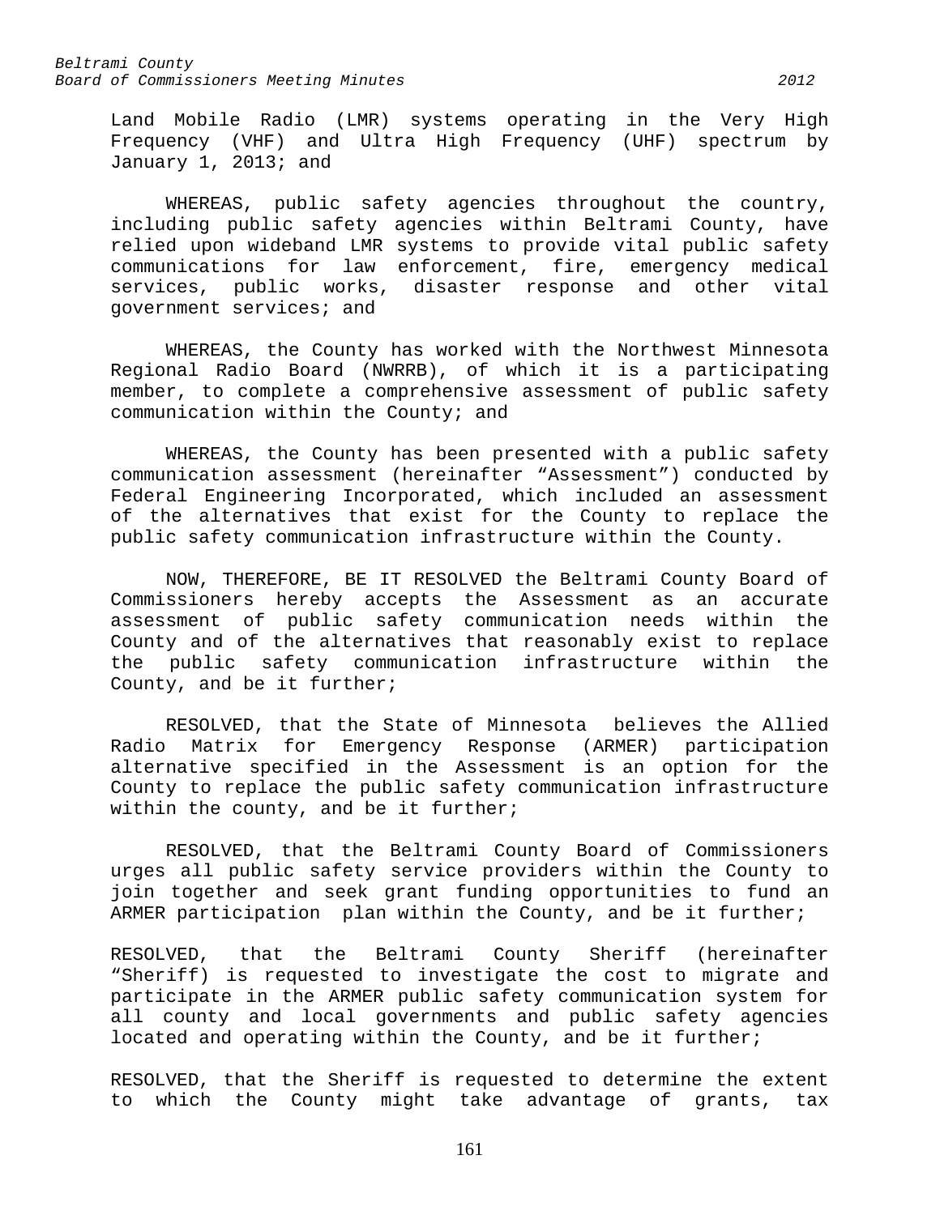Land Mobile Radio (LMR) systems operating in the Very High Frequency (VHF) and Ultra High Frequency (UHF) spectrum by January 1, 2013; and

WHEREAS, public safety agencies throughout the country, including public safety agencies within Beltrami County, have relied upon wideband LMR systems to provide vital public safety communications for law enforcement, fire, emergency medical services, public works, disaster response and other vital government services; and

WHEREAS, the County has worked with the Northwest Minnesota Regional Radio Board (NWRRB), of which it is a participating member, to complete a comprehensive assessment of public safety communication within the County; and

WHEREAS, the County has been presented with a public safety communication assessment (hereinafter "Assessment") conducted by Federal Engineering Incorporated, which included an assessment of the alternatives that exist for the County to replace the public safety communication infrastructure within the County.

NOW, THEREFORE, BE IT RESOLVED the Beltrami County Board of Commissioners hereby accepts the Assessment as an accurate assessment of public safety communication needs within the County and of the alternatives that reasonably exist to replace the public safety communication infrastructure within the County, and be it further;

RESOLVED, that the State of Minnesota believes the Allied Radio Matrix for Emergency Response (ARMER) participation alternative specified in the Assessment is an option for the County to replace the public safety communication infrastructure within the county, and be it further;

RESOLVED, that the Beltrami County Board of Commissioners urges all public safety service providers within the County to join together and seek grant funding opportunities to fund an ARMER participation plan within the County, and be it further;

RESOLVED, that the Beltrami County Sheriff (hereinafter "Sheriff) is requested to investigate the cost to migrate and participate in the ARMER public safety communication system for all county and local governments and public safety agencies located and operating within the County, and be it further;

RESOLVED, that the Sheriff is requested to determine the extent to which the County might take advantage of grants, tax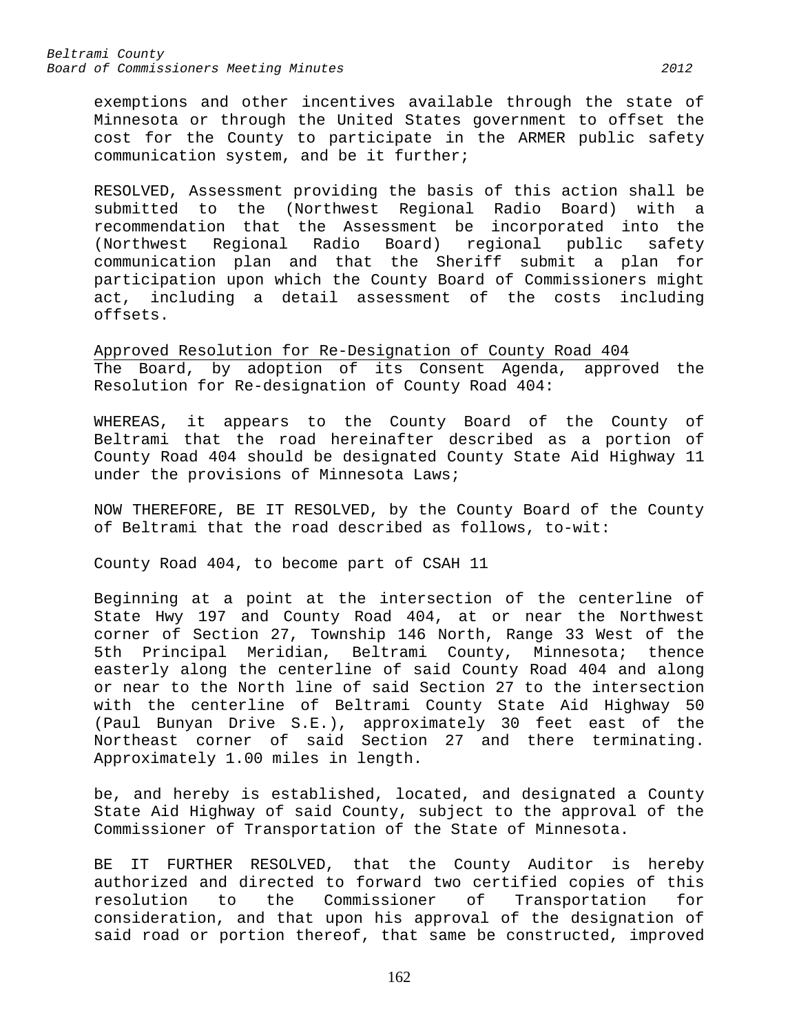exemptions and other incentives available through the state of Minnesota or through the United States government to offset the cost for the County to participate in the ARMER public safety communication system, and be it further;

RESOLVED, Assessment providing the basis of this action shall be submitted to the (Northwest Regional Radio Board) with a recommendation that the Assessment be incorporated into the (Northwest Regional Radio Board) regional public safety communication plan and that the Sheriff submit a plan for participation upon which the County Board of Commissioners might act, including a detail assessment of the costs including offsets.

Approved Resolution for Re-Designation of County Road 404

The Board, by adoption of its Consent Agenda, approved the Resolution for Re-designation of County Road 404:

WHEREAS, it appears to the County Board of the County of Beltrami that the road hereinafter described as a portion of County Road 404 should be designated County State Aid Highway 11 under the provisions of Minnesota Laws;

NOW THEREFORE, BE IT RESOLVED, by the County Board of the County of Beltrami that the road described as follows, to-wit:

County Road 404, to become part of CSAH 11

Beginning at a point at the intersection of the centerline of State Hwy 197 and County Road 404, at or near the Northwest corner of Section 27, Township 146 North, Range 33 West of the 5th Principal Meridian, Beltrami County, Minnesota; thence easterly along the centerline of said County Road 404 and along or near to the North line of said Section 27 to the intersection with the centerline of Beltrami County State Aid Highway 50 (Paul Bunyan Drive S.E.), approximately 30 feet east of the Northeast corner of said Section 27 and there terminating. Approximately 1.00 miles in length.

be, and hereby is established, located, and designated a County State Aid Highway of said County, subject to the approval of the Commissioner of Transportation of the State of Minnesota.

BE IT FURTHER RESOLVED, that the County Auditor is hereby authorized and directed to forward two certified copies of this resolution to the Commissioner of Transportation for consideration, and that upon his approval of the designation of said road or portion thereof, that same be constructed, improved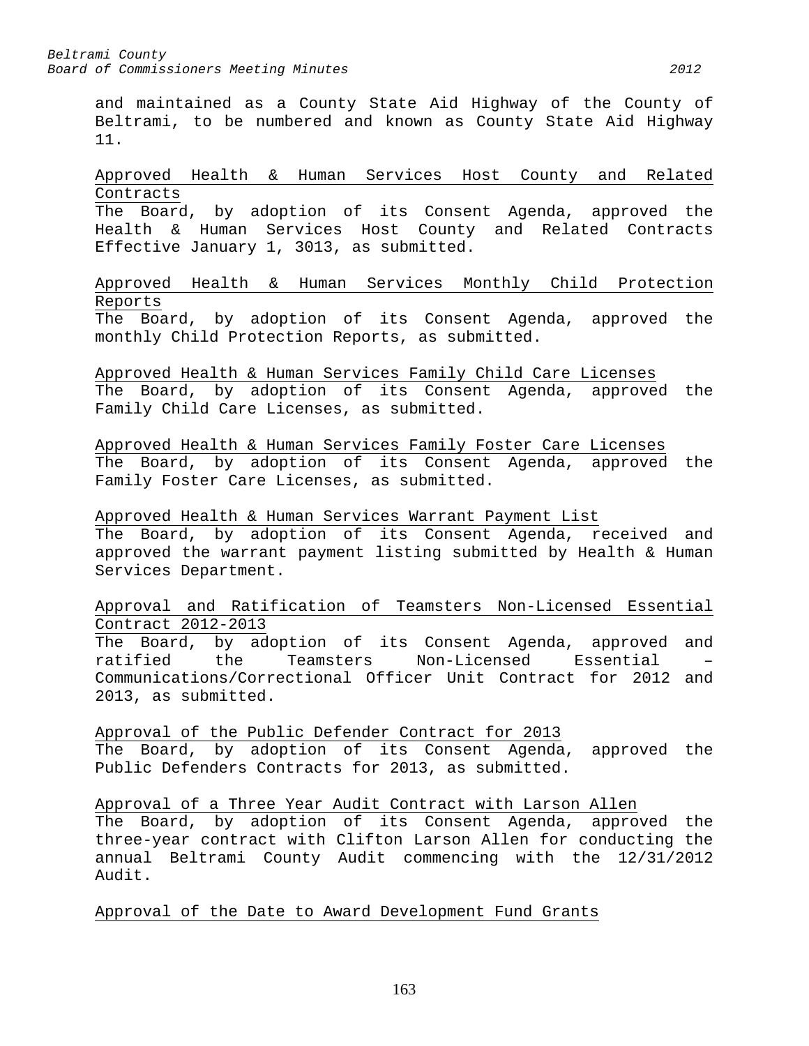and maintained as a County State Aid Highway of the County of Beltrami, to be numbered and known as County State Aid Highway 11.

<u>Approved Health & Human Services Host County and Related Contracts</u>
The Board, by adoption of its Consent Agenda, approved the Health & Human Services Host County and Related Contracts Effective January 1, 3013, as submitted.

<u>Approved Health & Human Services Monthly Child Protection Reports</u>
The Board, by adoption of its Consent Agenda, approved the monthly Child Protection Reports, as submitted.

<u>Approved Health & Human Services Family Child Care Licenses</u>
The Board, by adoption of its Consent Agenda, approved the Family Child Care Licenses, as submitted.

<u>Approved Health & Human Services Family Foster Care Licenses</u>
The Board, by adoption of its Consent Agenda, approved the Family Foster Care Licenses, as submitted.

<u>Approved Health & Human Services Warrant Payment List</u>
The Board, by adoption of its Consent Agenda, received and approved the warrant payment listing submitted by Health & Human Services Department.

<u>Approval and Ratification of Teamsters Non-Licensed Essential Contract 2012-2013</u>
The Board, by adoption of its Consent Agenda, approved and ratified the Teamsters Non-Licensed Essential – Communications/Correctional Officer Unit Contract for 2012 and 2013, as submitted.

<u>Approval of the Public Defender Contract for 2013</u>
The Board, by adoption of its Consent Agenda, approved the Public Defenders Contracts for 2013, as submitted.

<u>Approval of a Three Year Audit Contract with Larson Allen</u>
The Board, by adoption of its Consent Agenda, approved the three-year contract with Clifton Larson Allen for conducting the annual Beltrami County Audit commencing with the 12/31/2012 Audit.

<u>Approval of the Date to Award Development Fund Grants</u>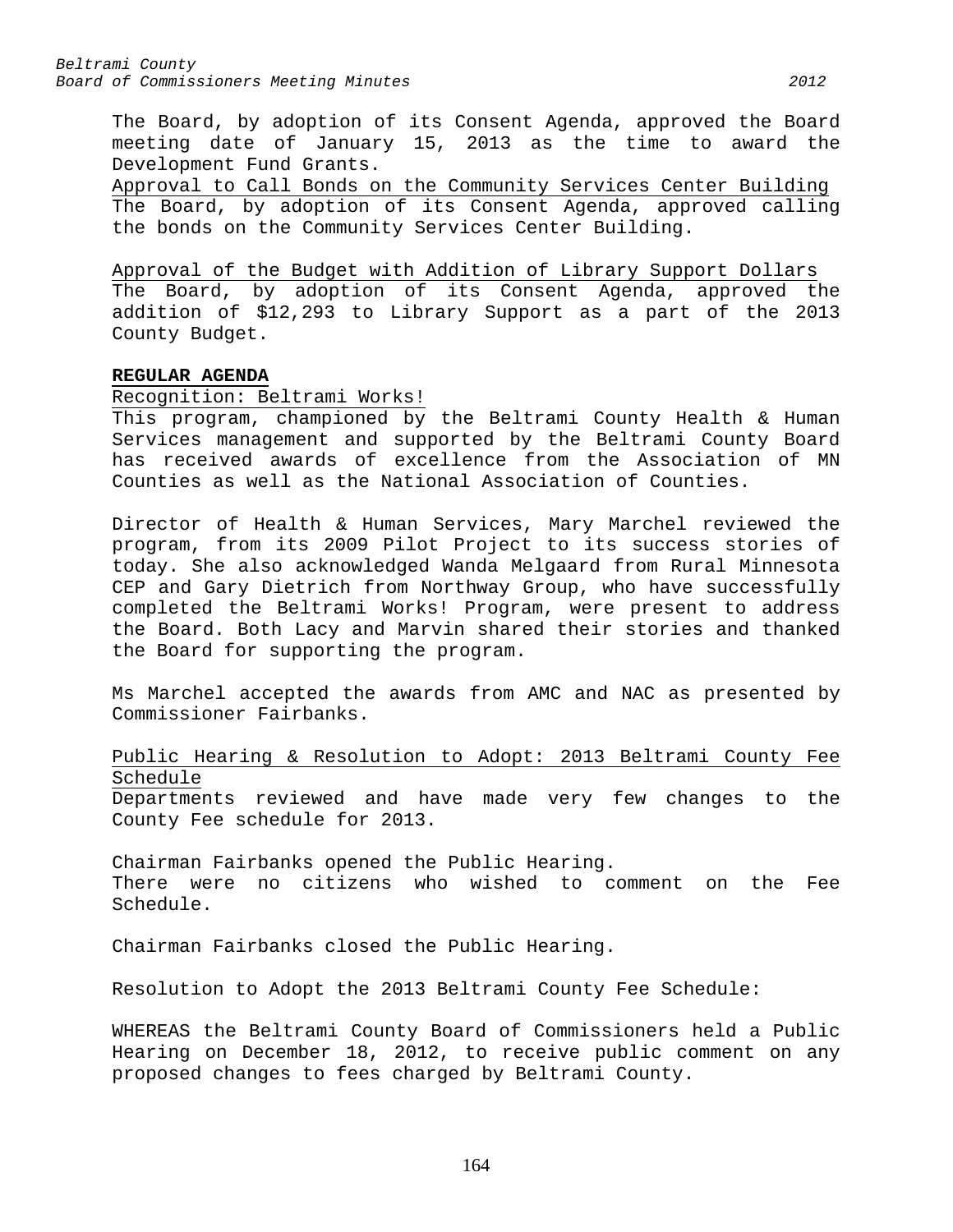The Board, by adoption of its Consent Agenda, approved the Board meeting date of January 15, 2013 as the time to award the Development Fund Grants.

Approval to Call Bonds on the Community Services Center Building

The Board, by adoption of its Consent Agenda, approved calling the bonds on the Community Services Center Building.

Approval of the Budget with Addition of Library Support Dollars

The Board, by adoption of its Consent Agenda, approved the addition of $12,293 to Library Support as a part of the 2013 County Budget.

**REGULAR AGENDA**

Recognition: Beltrami Works!

This program, championed by the Beltrami County Health & Human Services management and supported by the Beltrami County Board has received awards of excellence from the Association of MN Counties as well as the National Association of Counties.

Director of Health & Human Services, Mary Marchel reviewed the program, from its 2009 Pilot Project to its success stories of today. She also acknowledged Wanda Melgaard from Rural Minnesota CEP and Gary Dietrich from Northway Group, who have successfully completed the Beltrami Works! Program, were present to address the Board. Both Lacy and Marvin shared their stories and thanked the Board for supporting the program.

Ms Marchel accepted the awards from AMC and NAC as presented by Commissioner Fairbanks.

Public Hearing & Resolution to Adopt: 2013 Beltrami County Fee Schedule

Departments reviewed and have made very few changes to the County Fee schedule for 2013.

Chairman Fairbanks opened the Public Hearing.
There were no citizens who wished to comment on the Fee Schedule.

Chairman Fairbanks closed the Public Hearing.

Resolution to Adopt the 2013 Beltrami County Fee Schedule:

WHEREAS the Beltrami County Board of Commissioners held a Public Hearing on December 18, 2012, to receive public comment on any proposed changes to fees charged by Beltrami County.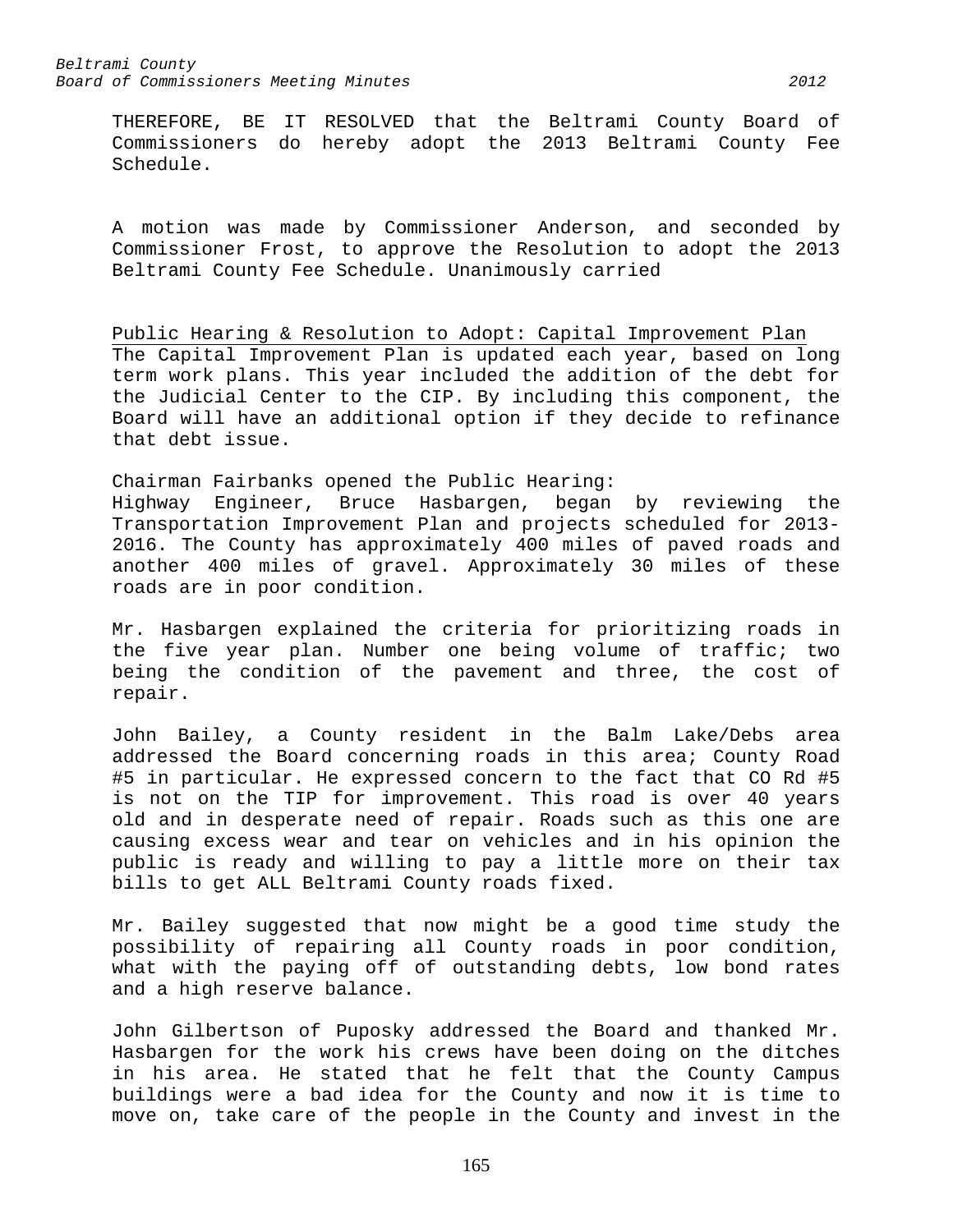THEREFORE, BE IT RESOLVED that the Beltrami County Board of Commissioners do hereby adopt the 2013 Beltrami County Fee Schedule.

A motion was made by Commissioner Anderson, and seconded by Commissioner Frost, to approve the Resolution to adopt the 2013 Beltrami County Fee Schedule. Unanimously carried

Public Hearing & Resolution to Adopt: Capital Improvement Plan

The Capital Improvement Plan is updated each year, based on long term work plans. This year included the addition of the debt for the Judicial Center to the CIP. By including this component, the Board will have an additional option if they decide to refinance that debt issue.

Chairman Fairbanks opened the Public Hearing:
Highway Engineer, Bruce Hasbargen, began by reviewing the Transportation Improvement Plan and projects scheduled for 2013-2016. The County has approximately 400 miles of paved roads and another 400 miles of gravel. Approximately 30 miles of these roads are in poor condition.

Mr. Hasbargen explained the criteria for prioritizing roads in the five year plan. Number one being volume of traffic; two being the condition of the pavement and three, the cost of repair.

John Bailey, a County resident in the Balm Lake/Debs area addressed the Board concerning roads in this area; County Road #5 in particular. He expressed concern to the fact that CO Rd #5 is not on the TIP for improvement. This road is over 40 years old and in desperate need of repair. Roads such as this one are causing excess wear and tear on vehicles and in his opinion the public is ready and willing to pay a little more on their tax bills to get ALL Beltrami County roads fixed.

Mr. Bailey suggested that now might be a good time study the possibility of repairing all County roads in poor condition, what with the paying off of outstanding debts, low bond rates and a high reserve balance.

John Gilbertson of Puposky addressed the Board and thanked Mr. Hasbargen for the work his crews have been doing on the ditches in his area. He stated that he felt that the County Campus buildings were a bad idea for the County and now it is time to move on, take care of the people in the County and invest in the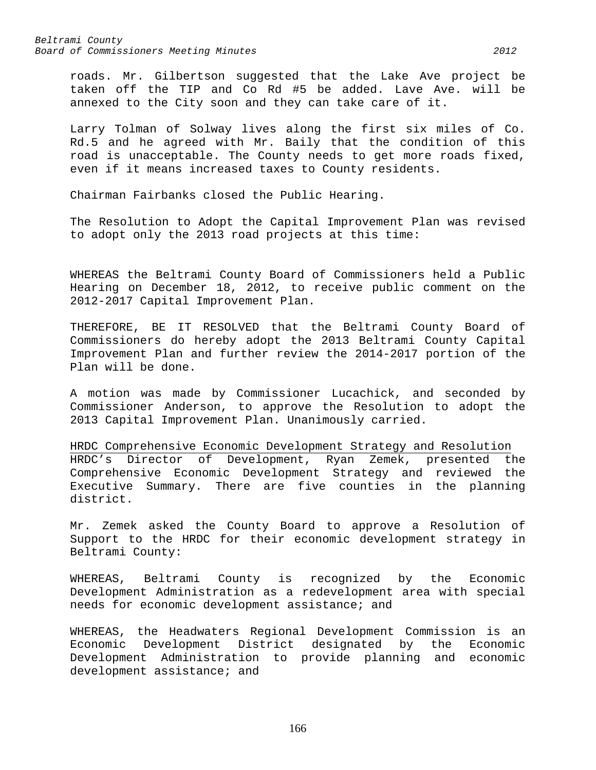roads. Mr. Gilbertson suggested that the Lake Ave project be taken off the TIP and Co Rd #5 be added. Lave Ave. will be annexed to the City soon and they can take care of it.

Larry Tolman of Solway lives along the first six miles of Co. Rd.5 and he agreed with Mr. Baily that the condition of this road is unacceptable. The County needs to get more roads fixed, even if it means increased taxes to County residents.

Chairman Fairbanks closed the Public Hearing.

The Resolution to Adopt the Capital Improvement Plan was revised to adopt only the 2013 road projects at this time:

WHEREAS the Beltrami County Board of Commissioners held a Public Hearing on December 18, 2012, to receive public comment on the 2012-2017 Capital Improvement Plan.

THEREFORE, BE IT RESOLVED that the Beltrami County Board of Commissioners do hereby adopt the 2013 Beltrami County Capital Improvement Plan and further review the 2014-2017 portion of the Plan will be done.

A motion was made by Commissioner Lucachick, and seconded by Commissioner Anderson, to approve the Resolution to adopt the 2013 Capital Improvement Plan. Unanimously carried.

HRDC Comprehensive Economic Development Strategy and Resolution

HRDC's Director of Development, Ryan Zemek, presented the Comprehensive Economic Development Strategy and reviewed the Executive Summary. There are five counties in the planning district.

Mr. Zemek asked the County Board to approve a Resolution of Support to the HRDC for their economic development strategy in Beltrami County:

WHEREAS, Beltrami County is recognized by the Economic Development Administration as a redevelopment area with special needs for economic development assistance; and

WHEREAS, the Headwaters Regional Development Commission is an Economic Development District designated by the Economic Development Administration to provide planning and economic development assistance; and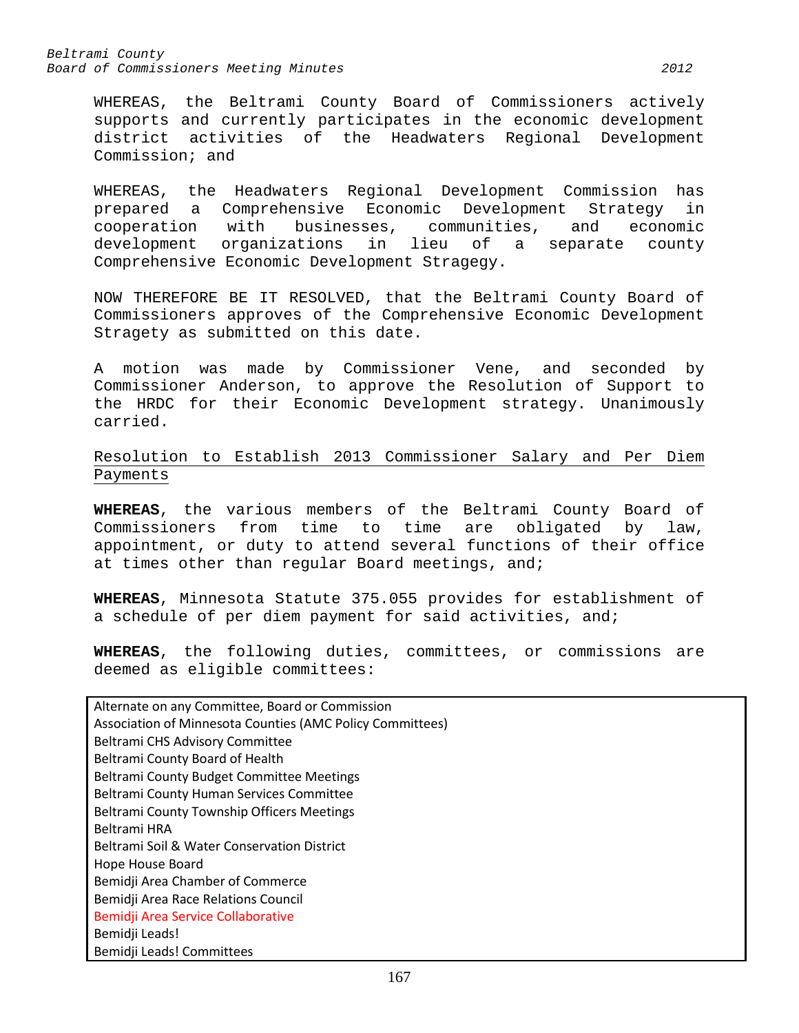WHEREAS, the Beltrami County Board of Commissioners actively supports and currently participates in the economic development district activities of the Headwaters Regional Development Commission; and

WHEREAS, the Headwaters Regional Development Commission has prepared a Comprehensive Economic Development Strategy in cooperation with businesses, communities, and economic development organizations in lieu of a separate county Comprehensive Economic Development Stragegy.

NOW THEREFORE BE IT RESOLVED, that the Beltrami County Board of Commissioners approves of the Comprehensive Economic Development Stragety as submitted on this date.

A motion was made by Commissioner Vene, and seconded by Commissioner Anderson, to approve the Resolution of Support to the HRDC for their Economic Development strategy. Unanimously carried.

Resolution to Establish 2013 Commissioner Salary and Per Diem Payments

**WHEREAS**, the various members of the Beltrami County Board of Commissioners from time to time are obligated by law, appointment, or duty to attend several functions of their office at times other than regular Board meetings, and;

**WHEREAS**, Minnesota Statute 375.055 provides for establishment of a schedule of per diem payment for said activities, and;

**WHEREAS**, the following duties, committees, or commissions are deemed as eligible committees:

| |
|---|
| Alternate on any Committee, Board or Commission |
| Association of Minnesota Counties (AMC Policy Committees) |
| Beltrami CHS Advisory Committee |
| Beltrami County Board of Health |
| Beltrami County Budget Committee Meetings |
| Beltrami County Human Services Committee |
| Beltrami County Township Officers Meetings |
| Beltrami HRA |
| Beltrami Soil & Water Conservation District |
| Hope House Board |
| Bemidji Area Chamber of Commerce |
| Bemidji Area Race Relations Council |
| Bemidji Area Service Collaborative |
| Bemidji Leads! |
| Bemidji Leads! Committees |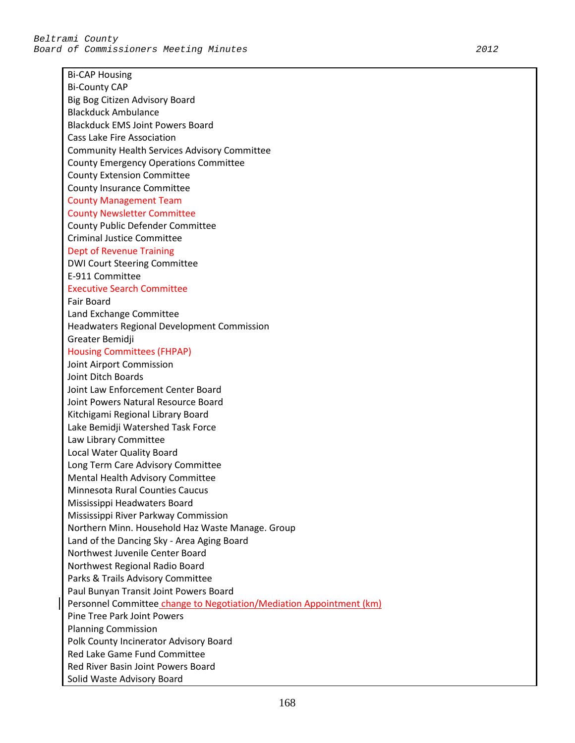Bi-CAP Housing
Bi-County CAP
Big Bog Citizen Advisory Board
Blackduck Ambulance
Blackduck EMS Joint Powers Board
Cass Lake Fire Association
Community Health Services Advisory Committee
County Emergency Operations Committee
County Extension Committee
County Insurance Committee
County Management Team
County Newsletter Committee
County Public Defender Committee
Criminal Justice Committee
Dept of Revenue Training
DWI Court Steering Committee
E-911 Committee
Executive Search Committee
Fair Board
Land Exchange Committee
Headwaters Regional Development Commission
Greater Bemidji
Housing Committees (FHPAP)
Joint Airport Commission
Joint Ditch Boards
Joint Law Enforcement Center Board
Joint Powers Natural Resource Board
Kitchigami Regional Library Board
Lake Bemidji Watershed Task Force
Law Library Committee
Local Water Quality Board
Long Term Care Advisory Committee
Mental Health Advisory Committee
Minnesota Rural Counties Caucus
Mississippi Headwaters Board
Mississippi River Parkway Commission
Northern Minn. Household Haz Waste Manage. Group
Land of the Dancing Sky - Area Aging Board
Northwest Juvenile Center Board
Northwest Regional Radio Board
Parks & Trails Advisory Committee
Paul Bunyan Transit Joint Powers Board
Personnel Committee change to Negotiation/Mediation Appointment (km)
Pine Tree Park Joint Powers
Planning Commission
Polk County Incinerator Advisory Board
Red Lake Game Fund Committee
Red River Basin Joint Powers Board
Solid Waste Advisory Board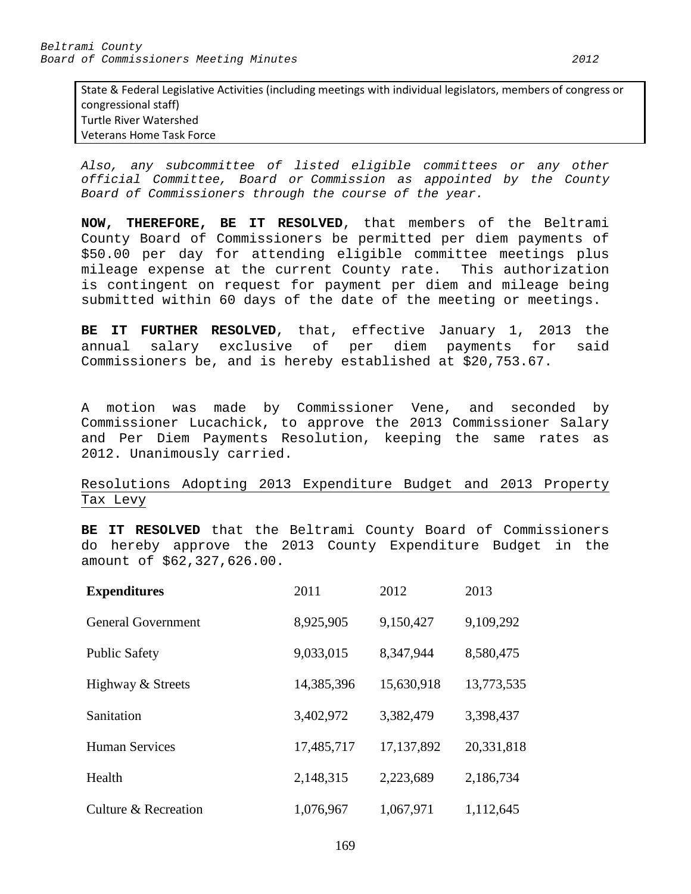| State & Federal Legislative Activities (including meetings with individual legislators, members of congress or congressional staff) |
|---|
| Turtle River Watershed |
| Veterans Home Task Force |

*Also, any subcommittee of listed eligible committees or any other official Committee, Board or Commission as appointed by the County Board of Commissioners through the course of the year.*

**NOW, THEREFORE, BE IT RESOLVED**, that members of the Beltrami County Board of Commissioners be permitted per diem payments of $50.00 per day for attending eligible committee meetings plus mileage expense at the current County rate. This authorization is contingent on request for payment per diem and mileage being submitted within 60 days of the date of the meeting or meetings.

**BE IT FURTHER RESOLVED**, that, effective January 1, 2013 the annual salary exclusive of per diem payments for said Commissioners be, and is hereby established at $20,753.67.

A motion was made by Commissioner Vene, and seconded by Commissioner Lucachick, to approve the 2013 Commissioner Salary and Per Diem Payments Resolution, keeping the same rates as 2012. Unanimously carried.

Resolutions Adopting 2013 Expenditure Budget and 2013 Property Tax Levy

**BE IT RESOLVED** that the Beltrami County Board of Commissioners do hereby approve the 2013 County Expenditure Budget in the amount of $62,327,626.00.

| **Expenditures** | 2011 | 2012 | 2013 |
|---|---|---|---|
| General Government | 8,925,905 | 9,150,427 | 9,109,292 |
| Public Safety | 9,033,015 | 8,347,944 | 8,580,475 |
| Highway & Streets | 14,385,396 | 15,630,918 | 13,773,535 |
| Sanitation | 3,402,972 | 3,382,479 | 3,398,437 |
| Human Services | 17,485,717 | 17,137,892 | 20,331,818 |
| Health | 2,148,315 | 2,223,689 | 2,186,734 |
| Culture & Recreation | 1,076,967 | 1,067,971 | 1,112,645 |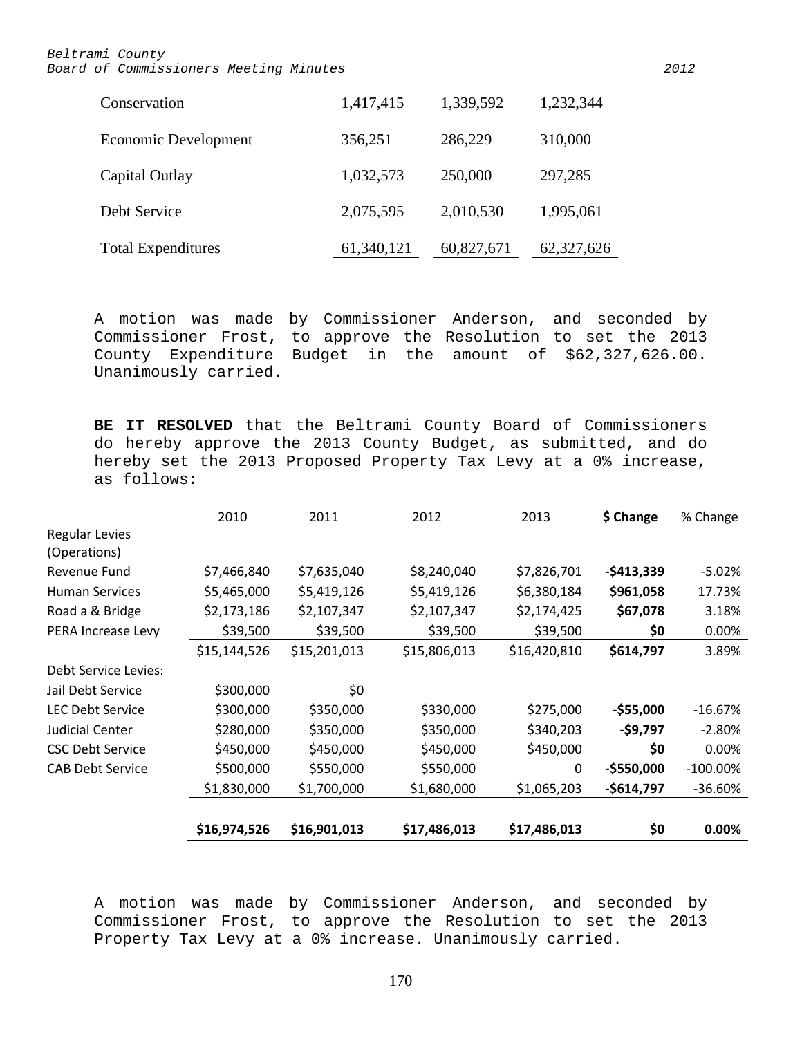| | | | |
|---|---|---|---|
| Conservation | 1,417,415 | 1,339,592 | 1,232,344 |
| Economic Development | 356,251 | 286,229 | 310,000 |
| Capital Outlay | 1,032,573 | 250,000 | 297,285 |
| Debt Service | 2,075,595 | 2,010,530 | 1,995,061 |
| Total Expenditures | 61,340,121 | 60,827,671 | 62,327,626 |

A motion was made by Commissioner Anderson, and seconded by Commissioner Frost, to approve the Resolution to set the 2013 County Expenditure Budget in the amount of $62,327,626.00. Unanimously carried.

**BE IT RESOLVED** that the Beltrami County Board of Commissioners do hereby approve the 2013 County Budget, as submitted, and do hereby set the 2013 Proposed Property Tax Levy at a 0% increase, as follows:

| | 2010 | 2011 | 2012 | 2013 | **$ Change** | % Change |
|---|---|---|---|---|---|---|
| Regular Levies (Operations) | | | | | | |
| Revenue Fund | $7,466,840 | $7,635,040 | $8,240,040 | $7,826,701 | **-$413,339** | -5.02% |
| Human Services | $5,465,000 | $5,419,126 | $5,419,126 | $6,380,184 | **$961,058** | 17.73% |
| Road a & Bridge | $2,173,186 | $2,107,347 | $2,107,347 | $2,174,425 | **$67,078** | 3.18% |
| PERA Increase Levy | $39,500 | $39,500 | $39,500 | $39,500 | **$0** | 0.00% |
| | $15,144,526 | $15,201,013 | $15,806,013 | $16,420,810 | **$614,797** | 3.89% |
| Debt Service Levies: | | | | | | |
| Jail Debt Service | $300,000 | $0 | | | | |
| LEC Debt Service | $300,000 | $350,000 | $330,000 | $275,000 | **-$55,000** | -16.67% |
| Judicial Center | $280,000 | $350,000 | $350,000 | $340,203 | **-$9,797** | -2.80% |
| CSC Debt Service | $450,000 | $450,000 | $450,000 | $450,000 | **$0** | 0.00% |
| CAB Debt Service | $500,000 | $550,000 | $550,000 | 0 | **-$550,000** | -100.00% |
| | $1,830,000 | $1,700,000 | $1,680,000 | $1,065,203 | **-$614,797** | -36.60% |
| | **$16,974,526** | **$16,901,013** | **$17,486,013** | **$17,486,013** | **$0** | **0.00%** |

A motion was made by Commissioner Anderson, and seconded by Commissioner Frost, to approve the Resolution to set the 2013 Property Tax Levy at a 0% increase. Unanimously carried.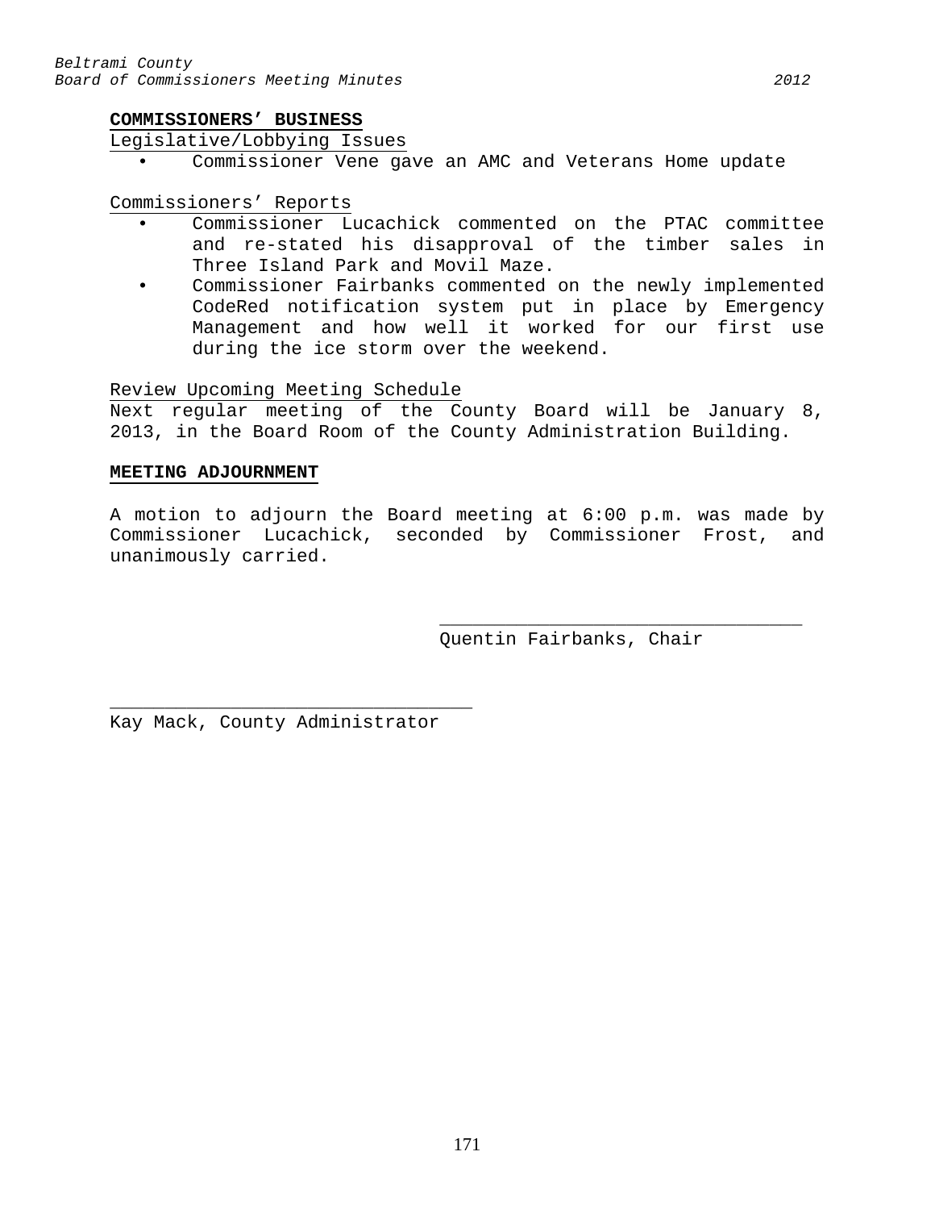**COMMISSIONERS' BUSINESS**

Legislative/Lobbying Issues

- Commissioner Vene gave an AMC and Veterans Home update

Commissioners' Reports

- Commissioner Lucachick commented on the PTAC committee and re-stated his disapproval of the timber sales in Three Island Park and Movil Maze.
- Commissioner Fairbanks commented on the newly implemented CodeRed notification system put in place by Emergency Management and how well it worked for our first use during the ice storm over the weekend.

Review Upcoming Meeting Schedule

Next regular meeting of the County Board will be January 8, 2013, in the Board Room of the County Administration Building.

**MEETING ADJOURNMENT**

A motion to adjourn the Board meeting at 6:00 p.m. was made by Commissioner Lucachick, seconded by Commissioner Frost, and unanimously carried.

\_\_\_\_\_\_\_\_\_\_\_\_\_\_\_\_\_\_\_\_\_\_\_\_\_\_\_\_\_\_\_\_

Quentin Fairbanks, Chair

\_\_\_\_\_\_\_\_\_\_\_\_\_\_\_\_\_\_\_\_\_\_\_\_\_\_\_\_\_\_\_\_

Kay Mack, County Administrator